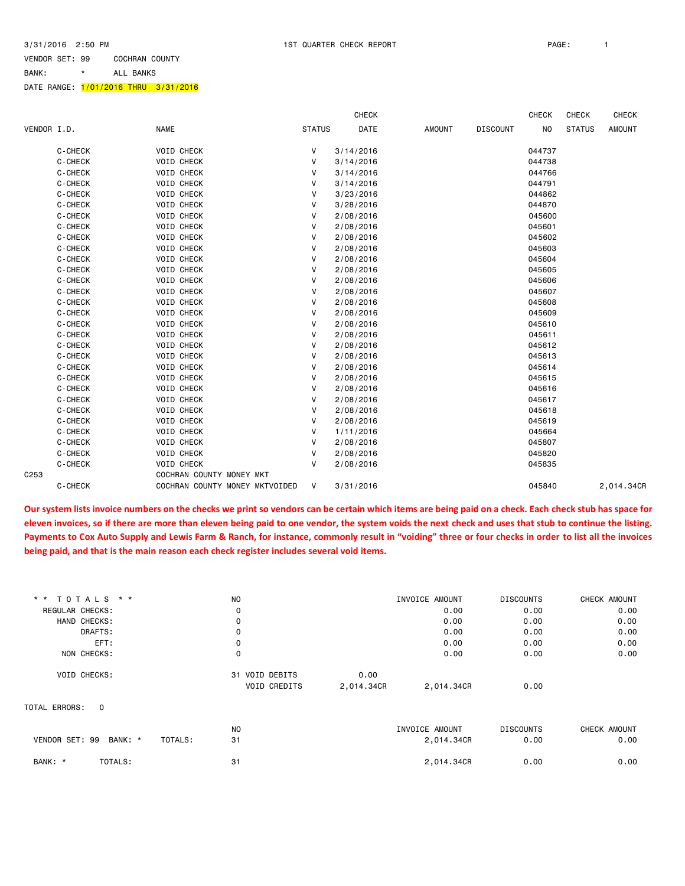3/31/2016 2:50 PM 1ST QUARTER CHECK REPORT

VENDOR SET: 99 COCHRAN COUNTY

BANK: * ALL BANKS

DATE RANGE: 1/01/2016 THRU 3/31/2016

| VENDOR I.D. | NAME | STATUS | CHECK DATE | AMOUNT | DISCOUNT | CHECK NO | CHECK STATUS | CHECK AMOUNT |
|---|---|---|---|---|---|---|---|---|
| C-CHECK | VOID CHECK | V | 3/14/2016 | | | 044737 | | |
| C-CHECK | VOID CHECK | V | 3/14/2016 | | | 044738 | | |
| C-CHECK | VOID CHECK | V | 3/14/2016 | | | 044766 | | |
| C-CHECK | VOID CHECK | V | 3/14/2016 | | | 044791 | | |
| C-CHECK | VOID CHECK | V | 3/23/2016 | | | 044862 | | |
| C-CHECK | VOID CHECK | V | 3/28/2016 | | | 044870 | | |
| C-CHECK | VOID CHECK | V | 2/08/2016 | | | 045600 | | |
| C-CHECK | VOID CHECK | V | 2/08/2016 | | | 045601 | | |
| C-CHECK | VOID CHECK | V | 2/08/2016 | | | 045602 | | |
| C-CHECK | VOID CHECK | V | 2/08/2016 | | | 045603 | | |
| C-CHECK | VOID CHECK | V | 2/08/2016 | | | 045604 | | |
| C-CHECK | VOID CHECK | V | 2/08/2016 | | | 045605 | | |
| C-CHECK | VOID CHECK | V | 2/08/2016 | | | 045606 | | |
| C-CHECK | VOID CHECK | V | 2/08/2016 | | | 045607 | | |
| C-CHECK | VOID CHECK | V | 2/08/2016 | | | 045608 | | |
| C-CHECK | VOID CHECK | V | 2/08/2016 | | | 045609 | | |
| C-CHECK | VOID CHECK | V | 2/08/2016 | | | 045610 | | |
| C-CHECK | VOID CHECK | V | 2/08/2016 | | | 045611 | | |
| C-CHECK | VOID CHECK | V | 2/08/2016 | | | 045612 | | |
| C-CHECK | VOID CHECK | V | 2/08/2016 | | | 045613 | | |
| C-CHECK | VOID CHECK | V | 2/08/2016 | | | 045614 | | |
| C-CHECK | VOID CHECK | V | 2/08/2016 | | | 045615 | | |
| C-CHECK | VOID CHECK | V | 2/08/2016 | | | 045616 | | |
| C-CHECK | VOID CHECK | V | 2/08/2016 | | | 045617 | | |
| C-CHECK | VOID CHECK | V | 2/08/2016 | | | 045618 | | |
| C-CHECK | VOID CHECK | V | 2/08/2016 | | | 045619 | | |
| C-CHECK | VOID CHECK | V | 1/11/2016 | | | 045664 | | |
| C-CHECK | VOID CHECK | V | 2/08/2016 | | | 045807 | | |
| C-CHECK | VOID CHECK | V | 2/08/2016 | | | 045820 | | |
| C-CHECK | VOID CHECK | V | 2/08/2016 | | | 045835 | | |
| C253 | COCHRAN COUNTY MONEY MKT | | | | | | | |
| C-CHECK | COCHRAN COUNTY MONEY MKTVOIDED | V | 3/31/2016 | | | 045840 | | 2,014.34CR |

**Our system lists invoice numbers on the checks we print so vendors can be certain which items are being paid on a check. Each check stub has space for eleven invoices, so if there are more than eleven being paid to one vendor, the system voids the next check and uses that stub to continue the listing. Payments to Cox Auto Supply and Lewis Farm & Ranch, for instance, commonly result in "voiding" three or four checks in order to list all the invoices being paid, and that is the main reason each check register includes several void items.**

| ** TOTALS ** | NO | | | INVOICE AMOUNT | DISCOUNTS | CHECK AMOUNT |
|---|---|---|---|---|---|---|
| REGULAR CHECKS: | 0 | | | 0.00 | 0.00 | 0.00 |
| HAND CHECKS: | 0 | | | 0.00 | 0.00 | 0.00 |
| DRAFTS: | 0 | | | 0.00 | 0.00 | 0.00 |
| EFT: | 0 | | | 0.00 | 0.00 | 0.00 |
| NON CHECKS: | 0 | | | 0.00 | 0.00 | 0.00 |
| VOID CHECKS: | 31 | VOID DEBITS | 0.00 | | | |
| | | VOID CREDITS | 2,014.34CR | 2,014.34CR | 0.00 | |

TOTAL ERRORS: 0

| | | NO | INVOICE AMOUNT | DISCOUNTS | CHECK AMOUNT |
|---|---|---|---|---|---|
| VENDOR SET: 99 BANK: * | TOTALS: | 31 | 2,014.34CR | 0.00 | 0.00 |
| BANK: * | TOTALS: | 31 | 2,014.34CR | 0.00 | 0.00 |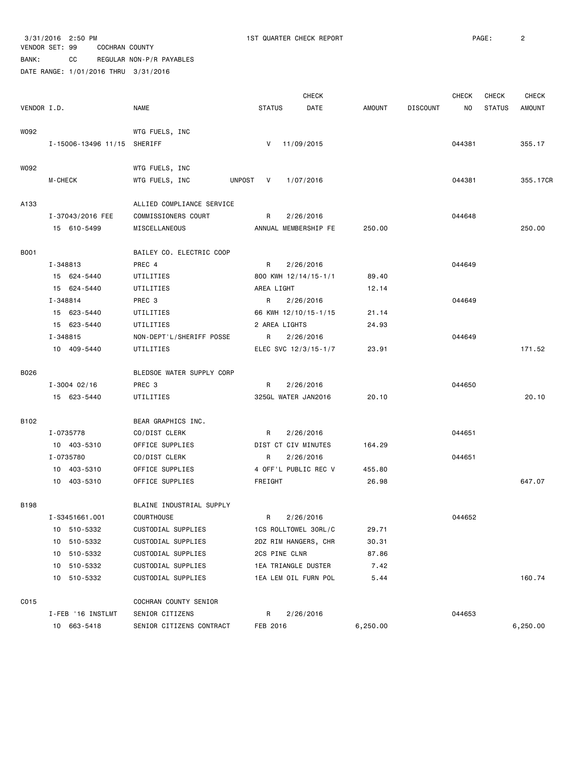3/31/2016 2:50 PM 1ST QUARTER CHECK REPORT PAGE: 2

VENDOR SET: 99 COCHRAN COUNTY

BANK: CC REGULAR NON-P/R PAYABLES

DATE RANGE: 1/01/2016 THRU 3/31/2016

| VENDOR I.D. | NAME | STATUS | CHECK DATE | AMOUNT | DISCOUNT | CHECK NO | CHECK STATUS | CHECK AMOUNT |
|---|---|---|---|---|---|---|---|---|
| W092 | WTG FUELS, INC | | | | | | | |
| I-15006-13496 11/15 | SHERIFF | V | 11/09/2015 | | | 044381 | | 355.17 |
| W092 | WTG FUELS, INC | | | | | | | |
| M-CHECK | WTG FUELS, INC UNPOST | V | 1/07/2016 | | | 044381 | | 355.17CR |
| A133 | ALLIED COMPLIANCE SERVICE | | | | | | | |
| I-37043/2016 FEE | COMMISSIONERS COURT | R | 2/26/2016 | | | 044648 | | |
| 15 610-5499 | MISCELLANEOUS | ANNUAL MEMBERSHIP FE | | 250.00 | | | | 250.00 |
| B001 | BAILEY CO. ELECTRIC COOP | | | | | | | |
| I-348813 | PREC 4 | R | 2/26/2016 | | | 044649 | | |
| 15 624-5440 | UTILITIES | 800 KWH 12/14/15-1/1 | | 89.40 | | | | |
| 15 624-5440 | UTILITIES | AREA LIGHT | | 12.14 | | | | |
| I-348814 | PREC 3 | R | 2/26/2016 | | | 044649 | | |
| 15 623-5440 | UTILITIES | 66 KWH 12/10/15-1/15 | | 21.14 | | | | |
| 15 623-5440 | UTILITIES | 2 AREA LIGHTS | | 24.93 | | | | |
| I-348815 | NON-DEPT'L/SHERIFF POSSE | R | 2/26/2016 | | | 044649 | | |
| 10 409-5440 | UTILITIES | ELEC SVC 12/3/15-1/7 | | 23.91 | | | | 171.52 |
| B026 | BLEDSOE WATER SUPPLY CORP | | | | | | | |
| I-3004 02/16 | PREC 3 | R | 2/26/2016 | | | 044650 | | |
| 15 623-5440 | UTILITIES | 325GL WATER JAN2016 | | 20.10 | | | | 20.10 |
| B102 | BEAR GRAPHICS INC. | | | | | | | |
| I-0735778 | CO/DIST CLERK | R | 2/26/2016 | | | 044651 | | |
| 10 403-5310 | OFFICE SUPPLIES | DIST CT CIV MINUTES | | 164.29 | | | | |
| I-0735780 | CO/DIST CLERK | R | 2/26/2016 | | | 044651 | | |
| 10 403-5310 | OFFICE SUPPLIES | 4 OFF'L PUBLIC REC V | | 455.80 | | | | |
| 10 403-5310 | OFFICE SUPPLIES | FREIGHT | | 26.98 | | | | 647.07 |
| B198 | BLAINE INDUSTRIAL SUPPLY | | | | | | | |
| I-S3451661.001 | COURTHOUSE | R | 2/26/2016 | | | 044652 | | |
| 10 510-5332 | CUSTODIAL SUPPLIES | 1CS ROLLTOWEL 30RL/C | | 29.71 | | | | |
| 10 510-5332 | CUSTODIAL SUPPLIES | 2DZ RIM HANGERS, CHR | | 30.31 | | | | |
| 10 510-5332 | CUSTODIAL SUPPLIES | 2CS PINE CLNR | | 87.86 | | | | |
| 10 510-5332 | CUSTODIAL SUPPLIES | 1EA TRIANGLE DUSTER | | 7.42 | | | | |
| 10 510-5332 | CUSTODIAL SUPPLIES | 1EA LEM OIL FURN POL | | 5.44 | | | | 160.74 |
| C015 | COCHRAN COUNTY SENIOR | | | | | | | |
| I-FEB '16 INSTLMT | SENIOR CITIZENS | R | 2/26/2016 | | | 044653 | | |
| 10 663-5418 | SENIOR CITIZENS CONTRACT | FEB 2016 | | 6,250.00 | | | | 6,250.00 |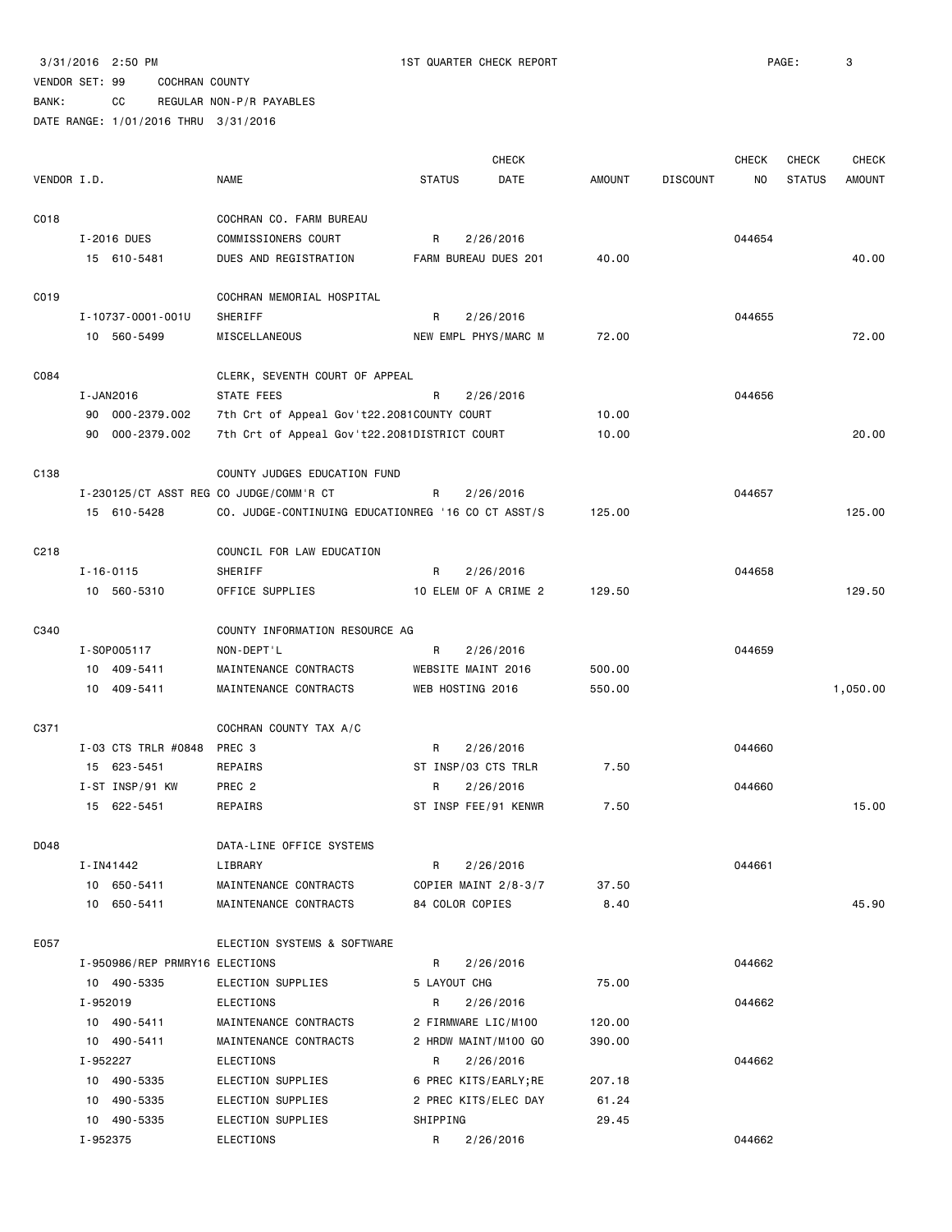3/31/2016 2:50 PM 1ST QUARTER CHECK REPORT

VENDOR SET: 99 COCHRAN COUNTY

BANK: CC REGULAR NON-P/R PAYABLES

DATE RANGE: 1/01/2016 THRU 3/31/2016

| VENDOR I.D. | NAME | STATUS | CHECK DATE | AMOUNT | DISCOUNT | CHECK NO | CHECK STATUS | CHECK AMOUNT |
|---|---|---|---|---|---|---|---|---|
| C018 | COCHRAN CO. FARM BUREAU | | | | | | | |
| I-2016 DUES | COMMISSIONERS COURT | R | 2/26/2016 | | | 044654 | | |
| 15 610-5481 | DUES AND REGISTRATION | FARM BUREAU DUES 201 | | 40.00 | | | | 40.00 |
| C019 | COCHRAN MEMORIAL HOSPITAL | | | | | | | |
| I-10737-0001-001U | SHERIFF | R | 2/26/2016 | | | 044655 | | |
| 10 560-5499 | MISCELLANEOUS | NEW EMPL PHYS/MARC M | | 72.00 | | | | 72.00 |
| C084 | CLERK, SEVENTH COURT OF APPEAL | | | | | | | |
| I-JAN2016 | STATE FEES | R | 2/26/2016 | | | 044656 | | |
| 90 000-2379.002 | 7th Crt of Appeal Gov't22.2081 | COUNTY COURT | | 10.00 | | | | |
| 90 000-2379.002 | 7th Crt of Appeal Gov't22.2081 | DISTRICT COURT | | 10.00 | | | | 20.00 |
| C138 | COUNTY JUDGES EDUCATION FUND | | | | | | | |
| I-230125/CT ASST REG | CO JUDGE/COMM'R CT | R | 2/26/2016 | | | 044657 | | |
| 15 610-5428 | CO. JUDGE-CONTINUING EDUCATION | REG '16 CO CT ASST/S | | 125.00 | | | | 125.00 |
| C218 | COUNCIL FOR LAW EDUCATION | | | | | | | |
| I-16-0115 | SHERIFF | R | 2/26/2016 | | | 044658 | | |
| 10 560-5310 | OFFICE SUPPLIES | 10 ELEM OF A CRIME 2 | | 129.50 | | | | 129.50 |
| C340 | COUNTY INFORMATION RESOURCE AG | | | | | | | |
| I-SOP005117 | NON-DEPT'L | R | 2/26/2016 | | | 044659 | | |
| 10 409-5411 | MAINTENANCE CONTRACTS | WEBSITE MAINT 2016 | | 500.00 | | | | |
| 10 409-5411 | MAINTENANCE CONTRACTS | WEB HOSTING 2016 | | 550.00 | | | | 1,050.00 |
| C371 | COCHRAN COUNTY TAX A/C | | | | | | | |
| I-03 CTS TRLR #0848 | PREC 3 | R | 2/26/2016 | | | 044660 | | |
| 15 623-5451 | REPAIRS | ST INSP/03 CTS TRLR | | 7.50 | | | | |
| I-ST INSP/91 KW | PREC 2 | R | 2/26/2016 | | | 044660 | | |
| 15 622-5451 | REPAIRS | ST INSP FEE/91 KENWR | | 7.50 | | | | 15.00 |
| D048 | DATA-LINE OFFICE SYSTEMS | | | | | | | |
| I-IN41442 | LIBRARY | R | 2/26/2016 | | | 044661 | | |
| 10 650-5411 | MAINTENANCE CONTRACTS | COPIER MAINT 2/8-3/7 | | 37.50 | | | | |
| 10 650-5411 | MAINTENANCE CONTRACTS | 84 COLOR COPIES | | 8.40 | | | | 45.90 |
| E057 | ELECTION SYSTEMS & SOFTWARE | | | | | | | |
| I-950986/REP PRMRY16 | ELECTIONS | R | 2/26/2016 | | | 044662 | | |
| 10 490-5335 | ELECTION SUPPLIES | 5 LAYOUT CHG | | 75.00 | | | | |
| I-952019 | ELECTIONS | R | 2/26/2016 | | | 044662 | | |
| 10 490-5411 | MAINTENANCE CONTRACTS | 2 FIRMWARE LIC/M100 | | 120.00 | | | | |
| 10 490-5411 | MAINTENANCE CONTRACTS | 2 HRDW MAINT/M100 GO | | 390.00 | | | | |
| I-952227 | ELECTIONS | R | 2/26/2016 | | | 044662 | | |
| 10 490-5335 | ELECTION SUPPLIES | 6 PREC KITS/EARLY;RE | | 207.18 | | | | |
| 10 490-5335 | ELECTION SUPPLIES | 2 PREC KITS/ELEC DAY | | 61.24 | | | | |
| 10 490-5335 | ELECTION SUPPLIES | SHIPPING | | 29.45 | | | | |
| I-952375 | ELECTIONS | R | 2/26/2016 | | | 044662 | | |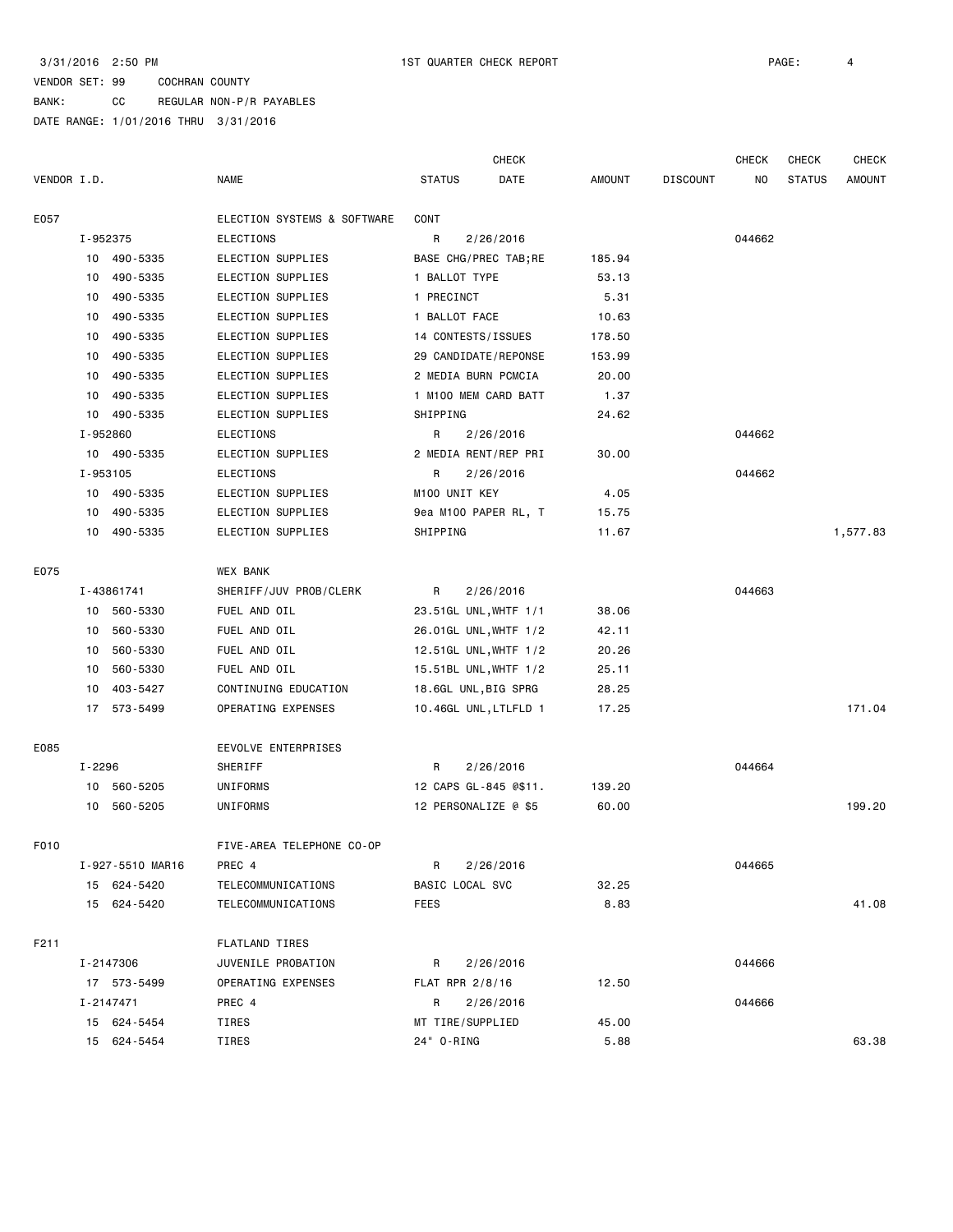3/31/2016 2:50 PM 1ST QUARTER CHECK REPORT

VENDOR SET: 99 COCHRAN COUNTY
BANK: CC REGULAR NON-P/R PAYABLES
DATE RANGE: 1/01/2016 THRU 3/31/2016

| VENDOR I.D. | NAME | STATUS | CHECK DATE | AMOUNT | DISCOUNT | CHECK NO | CHECK STATUS | CHECK AMOUNT |
|---|---|---|---|---|---|---|---|---|
| E057 | ELECTION SYSTEMS & SOFTWARE | CONT | | | | | | |
| I-952375 | ELECTIONS | R | 2/26/2016 | | | 044662 | | |
| 10 490-5335 | ELECTION SUPPLIES | BASE CHG/PREC TAB;RE | | 185.94 | | | | |
| 10 490-5335 | ELECTION SUPPLIES | 1 BALLOT TYPE | | 53.13 | | | | |
| 10 490-5335 | ELECTION SUPPLIES | 1 PRECINCT | | 5.31 | | | | |
| 10 490-5335 | ELECTION SUPPLIES | 1 BALLOT FACE | | 10.63 | | | | |
| 10 490-5335 | ELECTION SUPPLIES | 14 CONTESTS/ISSUES | | 178.50 | | | | |
| 10 490-5335 | ELECTION SUPPLIES | 29 CANDIDATE/REPONSE | | 153.99 | | | | |
| 10 490-5335 | ELECTION SUPPLIES | 2 MEDIA BURN PCMCIA | | 20.00 | | | | |
| 10 490-5335 | ELECTION SUPPLIES | 1 M100 MEM CARD BATT | | 1.37 | | | | |
| 10 490-5335 | ELECTION SUPPLIES | SHIPPING | | 24.62 | | | | |
| I-952860 | ELECTIONS | R | 2/26/2016 | | | 044662 | | |
| 10 490-5335 | ELECTION SUPPLIES | 2 MEDIA RENT/REP PRI | | 30.00 | | | | |
| I-953105 | ELECTIONS | R | 2/26/2016 | | | 044662 | | |
| 10 490-5335 | ELECTION SUPPLIES | M100 UNIT KEY | | 4.05 | | | | |
| 10 490-5335 | ELECTION SUPPLIES | 9ea M100 PAPER RL, T | | 15.75 | | | | |
| 10 490-5335 | ELECTION SUPPLIES | SHIPPING | | 11.67 | | | | 1,577.83 |
| E075 | WEX BANK | | | | | | | |
| I-43861741 | SHERIFF/JUV PROB/CLERK | R | 2/26/2016 | | | 044663 | | |
| 10 560-5330 | FUEL AND OIL | 23.51GL UNL,WHTF 1/1 | | 38.06 | | | | |
| 10 560-5330 | FUEL AND OIL | 26.01GL UNL,WHTF 1/2 | | 42.11 | | | | |
| 10 560-5330 | FUEL AND OIL | 12.51GL UNL,WHTF 1/2 | | 20.26 | | | | |
| 10 560-5330 | FUEL AND OIL | 15.51BL UNL,WHTF 1/2 | | 25.11 | | | | |
| 10 403-5427 | CONTINUING EDUCATION | 18.6GL UNL,BIG SPRG | | 28.25 | | | | |
| 17 573-5499 | OPERATING EXPENSES | 10.46GL UNL,LTLFLD 1 | | 17.25 | | | | 171.04 |
| E085 | EEVOLVE ENTERPRISES | | | | | | | |
| I-2296 | SHERIFF | R | 2/26/2016 | | | 044664 | | |
| 10 560-5205 | UNIFORMS | 12 CAPS GL-845 @$11. | | 139.20 | | | | |
| 10 560-5205 | UNIFORMS | 12 PERSONALIZE @ $5 | | 60.00 | | | | 199.20 |
| F010 | FIVE-AREA TELEPHONE CO-OP | | | | | | | |
| I-927-5510 MAR16 | PREC 4 | R | 2/26/2016 | | | 044665 | | |
| 15 624-5420 | TELECOMMUNICATIONS | BASIC LOCAL SVC | | 32.25 | | | | |
| 15 624-5420 | TELECOMMUNICATIONS | FEES | | 8.83 | | | | 41.08 |
| F211 | FLATLAND TIRES | | | | | | | |
| I-2147306 | JUVENILE PROBATION | R | 2/26/2016 | | | 044666 | | |
| 17 573-5499 | OPERATING EXPENSES | FLAT RPR 2/8/16 | | 12.50 | | | | |
| I-2147471 | PREC 4 | R | 2/26/2016 | | | 044666 | | |
| 15 624-5454 | TIRES | MT TIRE/SUPPLIED | | 45.00 | | | | |
| 15 624-5454 | TIRES | 24" O-RING | | 5.88 | | | | 63.38 |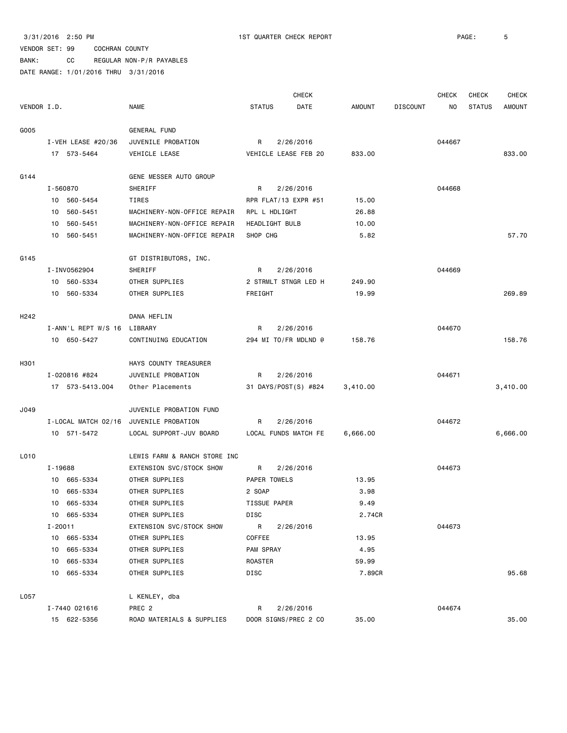3/31/2016 2:50 PM 1ST QUARTER CHECK REPORT

VENDOR SET: 99 COCHRAN COUNTY
BANK: CC REGULAR NON-P/R PAYABLES
DATE RANGE: 1/01/2016 THRU 3/31/2016

| VENDOR I.D. | NAME | STATUS | CHECK DATE | AMOUNT | DISCOUNT | CHECK NO | CHECK STATUS | CHECK AMOUNT |
|---|---|---|---|---|---|---|---|---|
| G005 | GENERAL FUND | | | | | | | |
| I-VEH LEASE #20/36 | JUVENILE PROBATION | R | 2/26/2016 | | | 044667 | | |
| 17 573-5464 | VEHICLE LEASE | VEHICLE LEASE FEB 20 | | 833.00 | | | | 833.00 |
| G144 | GENE MESSER AUTO GROUP | | | | | | | |
| I-560870 | SHERIFF | R | 2/26/2016 | | | 044668 | | |
| 10 560-5454 | TIRES | RPR FLAT/13 EXPR #51 | | 15.00 | | | | |
| 10 560-5451 | MACHINERY-NON-OFFICE REPAIR | RPL L HDLIGHT | | 26.88 | | | | |
| 10 560-5451 | MACHINERY-NON-OFFICE REPAIR | HEADLIGHT BULB | | 10.00 | | | | |
| 10 560-5451 | MACHINERY-NON-OFFICE REPAIR | SHOP CHG | | 5.82 | | | | 57.70 |
| G145 | GT DISTRIBUTORS, INC. | | | | | | | |
| I-INV0562904 | SHERIFF | R | 2/26/2016 | | | 044669 | | |
| 10 560-5334 | OTHER SUPPLIES | 2 STRMLT STNGR LED H | | 249.90 | | | | |
| 10 560-5334 | OTHER SUPPLIES | FREIGHT | | 19.99 | | | | 269.89 |
| H242 | DANA HEFLIN | | | | | | | |
| I-ANN'L REPT W/S 16 | LIBRARY | R | 2/26/2016 | | | 044670 | | |
| 10 650-5427 | CONTINUING EDUCATION | 294 MI TO/FR MDLND @ | | 158.76 | | | | 158.76 |
| H301 | HAYS COUNTY TREASURER | | | | | | | |
| I-020816 #824 | JUVENILE PROBATION | R | 2/26/2016 | | | 044671 | | |
| 17 573-5413.004 | Other Placements | 31 DAYS/POST(S) #824 | | 3,410.00 | | | | 3,410.00 |
| J049 | JUVENILE PROBATION FUND | | | | | | | |
| I-LOCAL MATCH 02/16 | JUVENILE PROBATION | R | 2/26/2016 | | | 044672 | | |
| 10 571-5472 | LOCAL SUPPORT-JUV BOARD | LOCAL FUNDS MATCH FE | | 6,666.00 | | | | 6,666.00 |
| L010 | LEWIS FARM & RANCH STORE INC | | | | | | | |
| I-19688 | EXTENSION SVC/STOCK SHOW | R | 2/26/2016 | | | 044673 | | |
| 10 665-5334 | OTHER SUPPLIES | PAPER TOWELS | | 13.95 | | | | |
| 10 665-5334 | OTHER SUPPLIES | 2 SOAP | | 3.98 | | | | |
| 10 665-5334 | OTHER SUPPLIES | TISSUE PAPER | | 9.49 | | | | |
| 10 665-5334 | OTHER SUPPLIES | DISC | | 2.74CR | | | | |
| I-20011 | EXTENSION SVC/STOCK SHOW | R | 2/26/2016 | | | 044673 | | |
| 10 665-5334 | OTHER SUPPLIES | COFFEE | | 13.95 | | | | |
| 10 665-5334 | OTHER SUPPLIES | PAM SPRAY | | 4.95 | | | | |
| 10 665-5334 | OTHER SUPPLIES | ROASTER | | 59.99 | | | | |
| 10 665-5334 | OTHER SUPPLIES | DISC | | 7.89CR | | | | 95.68 |
| L057 | L KENLEY, dba | | | | | | | |
| I-7440 021616 | PREC 2 | R | 2/26/2016 | | | 044674 | | |
| 15 622-5356 | ROAD MATERIALS & SUPPLIES | DOOR SIGNS/PREC 2 CO | | 35.00 | | | | 35.00 |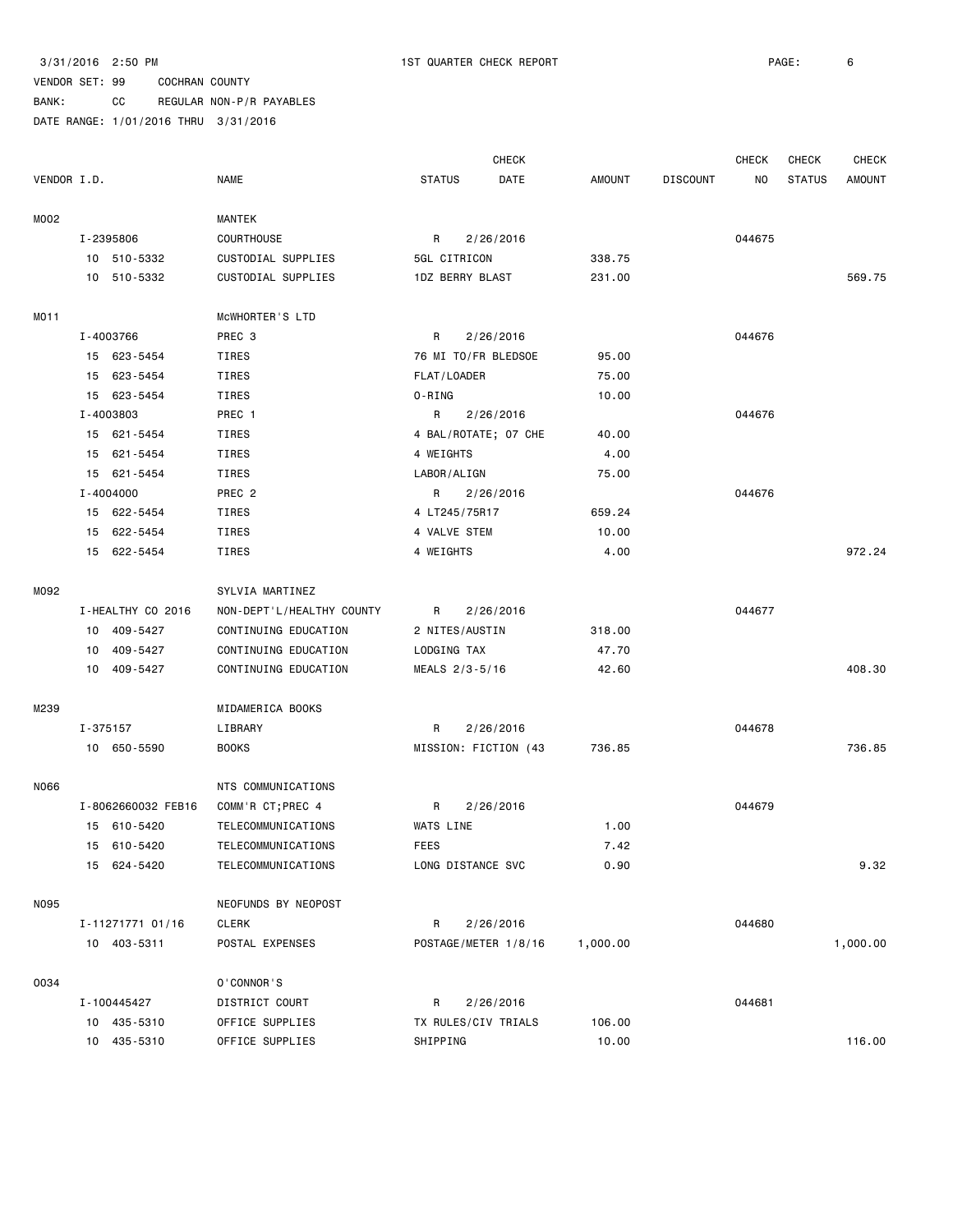3/31/2016 2:50 PM 1ST QUARTER CHECK REPORT

VENDOR SET: 99 COCHRAN COUNTY
BANK: CC REGULAR NON-P/R PAYABLES
DATE RANGE: 1/01/2016 THRU 3/31/2016

| VENDOR I.D. | NAME | STATUS | CHECK DATE | AMOUNT | DISCOUNT | CHECK NO | CHECK STATUS | CHECK AMOUNT |
|---|---|---|---|---|---|---|---|---|
| M002 | MANTEK | | | | | | | |
| I-2395806 | COURTHOUSE | R | 2/26/2016 | | | 044675 | | |
| 10 510-5332 | CUSTODIAL SUPPLIES | 5GL CITRICON | | 338.75 | | | | |
| 10 510-5332 | CUSTODIAL SUPPLIES | 1DZ BERRY BLAST | | 231.00 | | | | 569.75 |
| M011 | McWHORTER'S LTD | | | | | | | |
| I-4003766 | PREC 3 | R | 2/26/2016 | | | 044676 | | |
| 15 623-5454 | TIRES | 76 MI TO/FR BLEDSOE | | 95.00 | | | | |
| 15 623-5454 | TIRES | FLAT/LOADER | | 75.00 | | | | |
| 15 623-5454 | TIRES | O-RING | | 10.00 | | | | |
| I-4003803 | PREC 1 | R | 2/26/2016 | | | 044676 | | |
| 15 621-5454 | TIRES | 4 BAL/ROTATE; 07 CHE | | 40.00 | | | | |
| 15 621-5454 | TIRES | 4 WEIGHTS | | 4.00 | | | | |
| 15 621-5454 | TIRES | LABOR/ALIGN | | 75.00 | | | | |
| I-4004000 | PREC 2 | R | 2/26/2016 | | | 044676 | | |
| 15 622-5454 | TIRES | 4 LT245/75R17 | | 659.24 | | | | |
| 15 622-5454 | TIRES | 4 VALVE STEM | | 10.00 | | | | |
| 15 622-5454 | TIRES | 4 WEIGHTS | | 4.00 | | | | 972.24 |
| M092 | SYLVIA MARTINEZ | | | | | | | |
| I-HEALTHY CO 2016 | NON-DEPT'L/HEALTHY COUNTY | R | 2/26/2016 | | | 044677 | | |
| 10 409-5427 | CONTINUING EDUCATION | 2 NITES/AUSTIN | | 318.00 | | | | |
| 10 409-5427 | CONTINUING EDUCATION | LODGING TAX | | 47.70 | | | | |
| 10 409-5427 | CONTINUING EDUCATION | MEALS 2/3-5/16 | | 42.60 | | | | 408.30 |
| M239 | MIDAMERICA BOOKS | | | | | | | |
| I-375157 | LIBRARY | R | 2/26/2016 | | | 044678 | | |
| 10 650-5590 | BOOKS | MISSION: FICTION (43 | | 736.85 | | | | 736.85 |
| N066 | NTS COMMUNICATIONS | | | | | | | |
| I-8062660032 FEB16 | COMM'R CT;PREC 4 | R | 2/26/2016 | | | 044679 | | |
| 15 610-5420 | TELECOMMUNICATIONS | WATS LINE | | 1.00 | | | | |
| 15 610-5420 | TELECOMMUNICATIONS | FEES | | 7.42 | | | | |
| 15 624-5420 | TELECOMMUNICATIONS | LONG DISTANCE SVC | | 0.90 | | | | 9.32 |
| N095 | NEOFUNDS BY NEOPOST | | | | | | | |
| I-11271771 01/16 | CLERK | R | 2/26/2016 | | | 044680 | | |
| 10 403-5311 | POSTAL EXPENSES | POSTAGE/METER 1/8/16 | | 1,000.00 | | | | 1,000.00 |
| O034 | O'CONNOR'S | | | | | | | |
| I-100445427 | DISTRICT COURT | R | 2/26/2016 | | | 044681 | | |
| 10 435-5310 | OFFICE SUPPLIES | TX RULES/CIV TRIALS | | 106.00 | | | | |
| 10 435-5310 | OFFICE SUPPLIES | SHIPPING | | 10.00 | | | | 116.00 |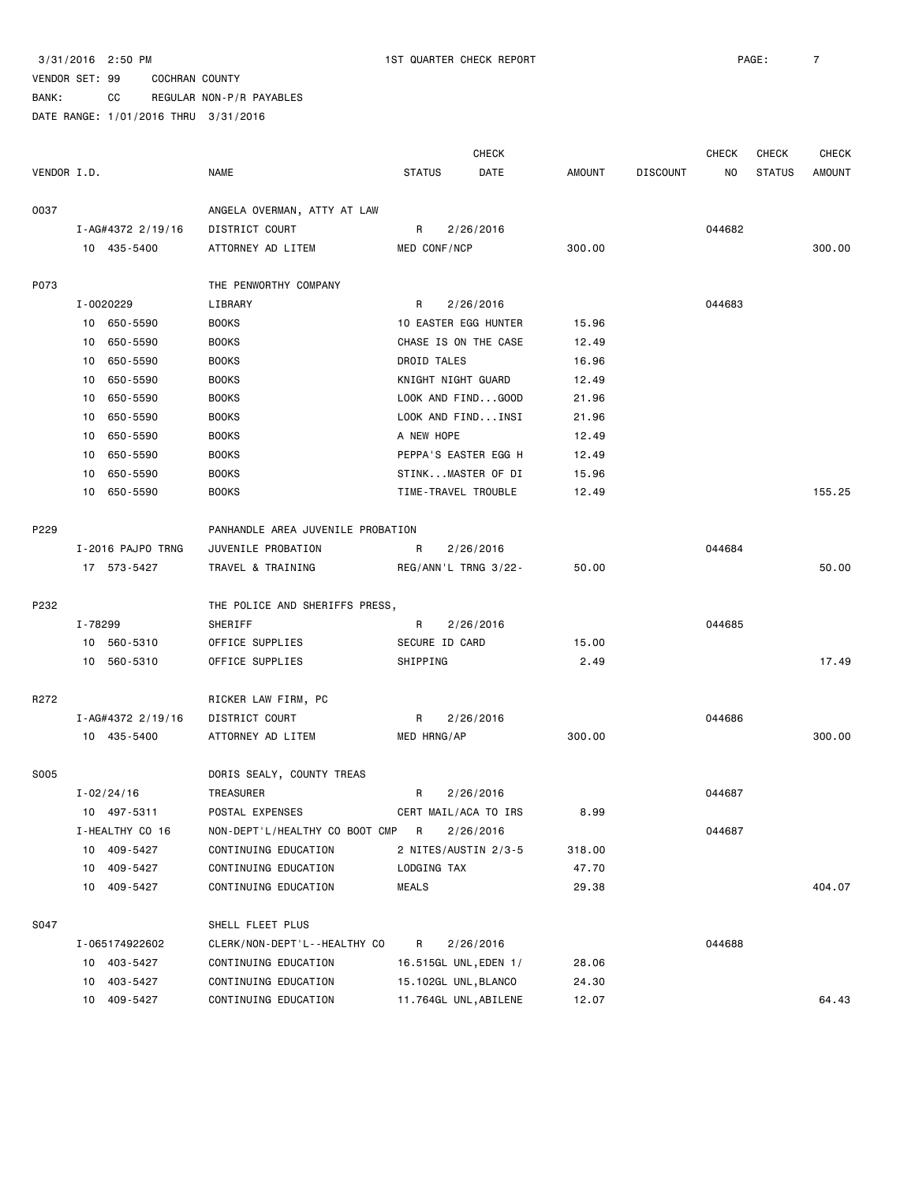3/31/2016 2:50 PM 1ST QUARTER CHECK REPORT

VENDOR SET: 99 COCHRAN COUNTY

BANK: CC REGULAR NON-P/R PAYABLES

DATE RANGE: 1/01/2016 THRU 3/31/2016

| VENDOR I.D. | NAME | STATUS | CHECK DATE | AMOUNT | DISCOUNT | CHECK NO | CHECK STATUS | CHECK AMOUNT |
|---|---|---|---|---|---|---|---|---|
| 0037 | ANGELA OVERMAN, ATTY AT LAW | | | | | | | |
| I-AG#4372 2/19/16 | DISTRICT COURT | R | 2/26/2016 | | | 044682 | | |
| 10 435-5400 | ATTORNEY AD LITEM | MED CONF/NCP | | 300.00 | | | | 300.00 |
| P073 | THE PENWORTHY COMPANY | | | | | | | |
| I-0020229 | LIBRARY | R | 2/26/2016 | | | 044683 | | |
| 10 650-5590 | BOOKS | 10 EASTER EGG HUNTER | | 15.96 | | | | |
| 10 650-5590 | BOOKS | CHASE IS ON THE CASE | | 12.49 | | | | |
| 10 650-5590 | BOOKS | DROID TALES | | 16.96 | | | | |
| 10 650-5590 | BOOKS | KNIGHT NIGHT GUARD | | 12.49 | | | | |
| 10 650-5590 | BOOKS | LOOK AND FIND...GOOD | | 21.96 | | | | |
| 10 650-5590 | BOOKS | LOOK AND FIND...INSI | | 21.96 | | | | |
| 10 650-5590 | BOOKS | A NEW HOPE | | 12.49 | | | | |
| 10 650-5590 | BOOKS | PEPPA'S EASTER EGG H | | 12.49 | | | | |
| 10 650-5590 | BOOKS | STINK...MASTER OF DI | | 15.96 | | | | |
| 10 650-5590 | BOOKS | TIME-TRAVEL TROUBLE | | 12.49 | | | | 155.25 |
| P229 | PANHANDLE AREA JUVENILE PROBATION | | | | | | | |
| I-2016 PAJPO TRNG | JUVENILE PROBATION | R | 2/26/2016 | | | 044684 | | |
| 17 573-5427 | TRAVEL & TRAINING | REG/ANN'L TRNG 3/22- | | 50.00 | | | | 50.00 |
| P232 | THE POLICE AND SHERIFFS PRESS, | | | | | | | |
| I-78299 | SHERIFF | R | 2/26/2016 | | | 044685 | | |
| 10 560-5310 | OFFICE SUPPLIES | SECURE ID CARD | | 15.00 | | | | |
| 10 560-5310 | OFFICE SUPPLIES | SHIPPING | | 2.49 | | | | 17.49 |
| R272 | RICKER LAW FIRM, PC | | | | | | | |
| I-AG#4372 2/19/16 | DISTRICT COURT | R | 2/26/2016 | | | 044686 | | |
| 10 435-5400 | ATTORNEY AD LITEM | MED HRNG/AP | | 300.00 | | | | 300.00 |
| S005 | DORIS SEALY, COUNTY TREAS | | | | | | | |
| I-02/24/16 | TREASURER | R | 2/26/2016 | | | 044687 | | |
| 10 497-5311 | POSTAL EXPENSES | CERT MAIL/ACA TO IRS | | 8.99 | | | | |
| I-HEALTHY CO 16 | NON-DEPT'L/HEALTHY CO BOOT CMP | R | 2/26/2016 | | | 044687 | | |
| 10 409-5427 | CONTINUING EDUCATION | 2 NITES/AUSTIN 2/3-5 | | 318.00 | | | | |
| 10 409-5427 | CONTINUING EDUCATION | LODGING TAX | | 47.70 | | | | |
| 10 409-5427 | CONTINUING EDUCATION | MEALS | | 29.38 | | | | 404.07 |
| S047 | SHELL FLEET PLUS | | | | | | | |
| I-065174922602 | CLERK/NON-DEPT'L--HEALTHY CO | R | 2/26/2016 | | | 044688 | | |
| 10 403-5427 | CONTINUING EDUCATION | 16.515GL UNL,EDEN 1/ | | 28.06 | | | | |
| 10 403-5427 | CONTINUING EDUCATION | 15.102GL UNL,BLANCO | | 24.30 | | | | |
| 10 409-5427 | CONTINUING EDUCATION | 11.764GL UNL,ABILENE | | 12.07 | | | | 64.43 |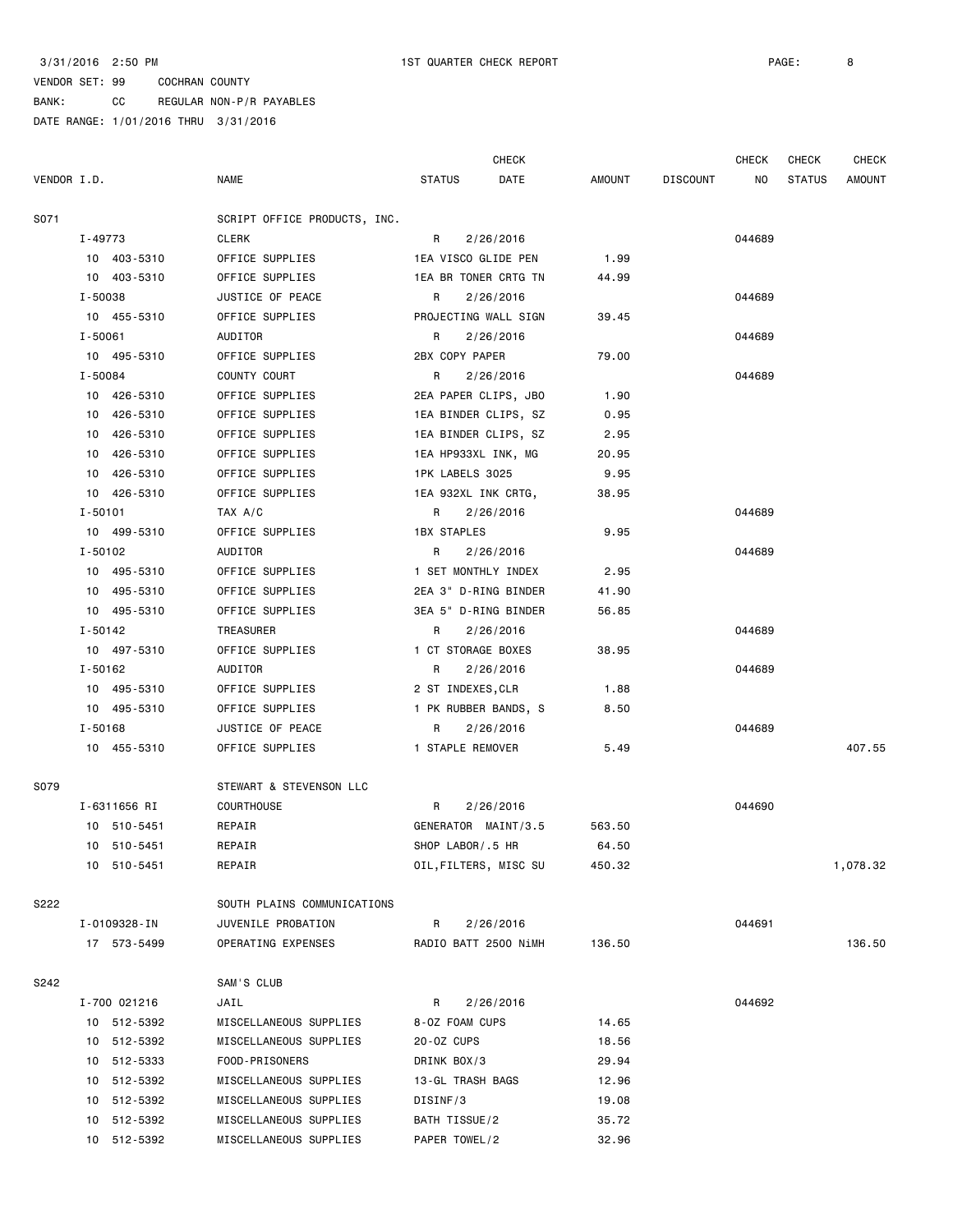3/31/2016 2:50 PM 1ST QUARTER CHECK REPORT

VENDOR SET: 99 COCHRAN COUNTY
BANK: CC REGULAR NON-P/R PAYABLES
DATE RANGE: 1/01/2016 THRU 3/31/2016

| VENDOR I.D. | NAME | STATUS | CHECK DATE | AMOUNT | DISCOUNT | CHECK NO | CHECK STATUS | CHECK AMOUNT |
|---|---|---|---|---|---|---|---|---|
| S071 | SCRIPT OFFICE PRODUCTS, INC. | | | | | | | |
| I-49773 | CLERK | R | 2/26/2016 | | | 044689 | | |
| 10 403-5310 | OFFICE SUPPLIES | 1EA VISCO GLIDE PEN | | 1.99 | | | | |
| 10 403-5310 | OFFICE SUPPLIES | 1EA BR TONER CRTG TN | | 44.99 | | | | |
| I-50038 | JUSTICE OF PEACE | R | 2/26/2016 | | | 044689 | | |
| 10 455-5310 | OFFICE SUPPLIES | PROJECTING WALL SIGN | | 39.45 | | | | |
| I-50061 | AUDITOR | R | 2/26/2016 | | | 044689 | | |
| 10 495-5310 | OFFICE SUPPLIES | 2BX COPY PAPER | | 79.00 | | | | |
| I-50084 | COUNTY COURT | R | 2/26/2016 | | | 044689 | | |
| 10 426-5310 | OFFICE SUPPLIES | 2EA PAPER CLIPS, JBO | | 1.90 | | | | |
| 10 426-5310 | OFFICE SUPPLIES | 1EA BINDER CLIPS, SZ | | 0.95 | | | | |
| 10 426-5310 | OFFICE SUPPLIES | 1EA BINDER CLIPS, SZ | | 2.95 | | | | |
| 10 426-5310 | OFFICE SUPPLIES | 1EA HP933XL INK, MG | | 20.95 | | | | |
| 10 426-5310 | OFFICE SUPPLIES | 1PK LABELS 3025 | | 9.95 | | | | |
| 10 426-5310 | OFFICE SUPPLIES | 1EA 932XL INK CRTG, | | 38.95 | | | | |
| I-50101 | TAX A/C | R | 2/26/2016 | | | 044689 | | |
| 10 499-5310 | OFFICE SUPPLIES | 1BX STAPLES | | 9.95 | | | | |
| I-50102 | AUDITOR | R | 2/26/2016 | | | 044689 | | |
| 10 495-5310 | OFFICE SUPPLIES | 1 SET MONTHLY INDEX | | 2.95 | | | | |
| 10 495-5310 | OFFICE SUPPLIES | 2EA 3" D-RING BINDER | | 41.90 | | | | |
| 10 495-5310 | OFFICE SUPPLIES | 3EA 5" D-RING BINDER | | 56.85 | | | | |
| I-50142 | TREASURER | R | 2/26/2016 | | | 044689 | | |
| 10 497-5310 | OFFICE SUPPLIES | 1 CT STORAGE BOXES | | 38.95 | | | | |
| I-50162 | AUDITOR | R | 2/26/2016 | | | 044689 | | |
| 10 495-5310 | OFFICE SUPPLIES | 2 ST INDEXES,CLR | | 1.88 | | | | |
| 10 495-5310 | OFFICE SUPPLIES | 1 PK RUBBER BANDS, S | | 8.50 | | | | |
| I-50168 | JUSTICE OF PEACE | R | 2/26/2016 | | | 044689 | | |
| 10 455-5310 | OFFICE SUPPLIES | 1 STAPLE REMOVER | | 5.49 | | | | 407.55 |
| S079 | STEWART & STEVENSON LLC | | | | | | | |
| I-6311656 RI | COURTHOUSE | R | 2/26/2016 | | | 044690 | | |
| 10 510-5451 | REPAIR | GENERATOR MAINT/3.5 | | 563.50 | | | | |
| 10 510-5451 | REPAIR | SHOP LABOR/.5 HR | | 64.50 | | | | |
| 10 510-5451 | REPAIR | OIL,FILTERS, MISC SU | | 450.32 | | | | 1,078.32 |
| S222 | SOUTH PLAINS COMMUNICATIONS | | | | | | | |
| I-0109328-IN | JUVENILE PROBATION | R | 2/26/2016 | | | 044691 | | |
| 17 573-5499 | OPERATING EXPENSES | RADIO BATT 2500 NiMH | | 136.50 | | | | 136.50 |
| S242 | SAM'S CLUB | | | | | | | |
| I-700 021216 | JAIL | R | 2/26/2016 | | | 044692 | | |
| 10 512-5392 | MISCELLANEOUS SUPPLIES | 8-OZ FOAM CUPS | | 14.65 | | | | |
| 10 512-5392 | MISCELLANEOUS SUPPLIES | 20-OZ CUPS | | 18.56 | | | | |
| 10 512-5333 | FOOD-PRISONERS | DRINK BOX/3 | | 29.94 | | | | |
| 10 512-5392 | MISCELLANEOUS SUPPLIES | 13-GL TRASH BAGS | | 12.96 | | | | |
| 10 512-5392 | MISCELLANEOUS SUPPLIES | DISINF/3 | | 19.08 | | | | |
| 10 512-5392 | MISCELLANEOUS SUPPLIES | BATH TISSUE/2 | | 35.72 | | | | |
| 10 512-5392 | MISCELLANEOUS SUPPLIES | PAPER TOWEL/2 | | 32.96 | | | | |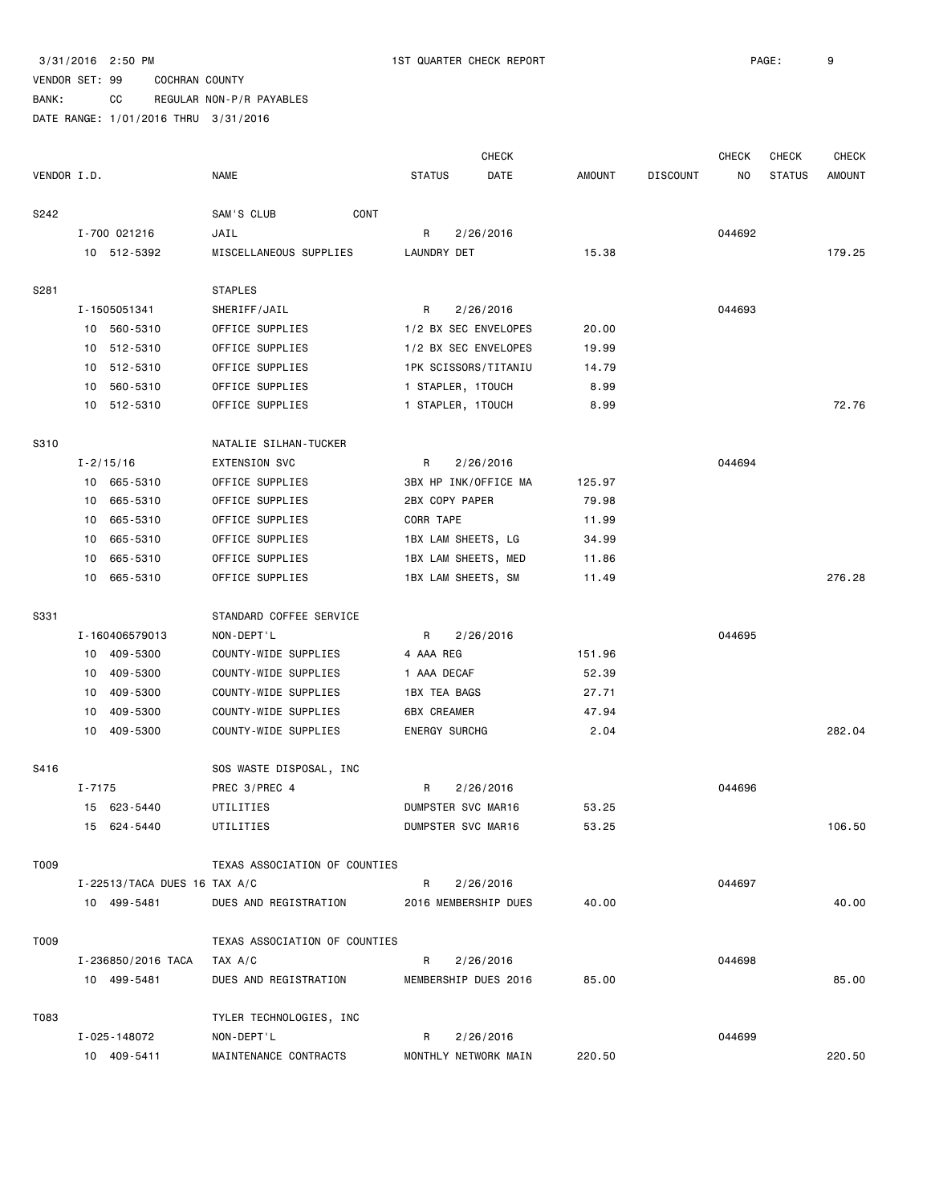3/31/2016 2:50 PM 1ST QUARTER CHECK REPORT

VENDOR SET: 99 COCHRAN COUNTY

BANK: CC REGULAR NON-P/R PAYABLES

DATE RANGE: 1/01/2016 THRU 3/31/2016

| VENDOR I.D. | NAME | STATUS | CHECK DATE | AMOUNT | DISCOUNT | CHECK NO | CHECK STATUS | CHECK AMOUNT |
|---|---|---|---|---|---|---|---|---|
| S242 | SAM'S CLUB CONT | | | | | | | |
| I-700 021216 | JAIL | R | 2/26/2016 | | | 044692 | | |
| 10 512-5392 | MISCELLANEOUS SUPPLIES | LAUNDRY DET | | 15.38 | | | | 179.25 |
| S281 | STAPLES | | | | | | | |
| I-1505051341 | SHERIFF/JAIL | R | 2/26/2016 | | | 044693 | | |
| 10 560-5310 | OFFICE SUPPLIES | 1/2 BX SEC ENVELOPES | | 20.00 | | | | |
| 10 512-5310 | OFFICE SUPPLIES | 1/2 BX SEC ENVELOPES | | 19.99 | | | | |
| 10 512-5310 | OFFICE SUPPLIES | 1PK SCISSORS/TITANIU | | 14.79 | | | | |
| 10 560-5310 | OFFICE SUPPLIES | 1 STAPLER, 1TOUCH | | 8.99 | | | | |
| 10 512-5310 | OFFICE SUPPLIES | 1 STAPLER, 1TOUCH | | 8.99 | | | | 72.76 |
| S310 | NATALIE SILHAN-TUCKER | | | | | | | |
| I-2/15/16 | EXTENSION SVC | R | 2/26/2016 | | | 044694 | | |
| 10 665-5310 | OFFICE SUPPLIES | 3BX HP INK/OFFICE MA | | 125.97 | | | | |
| 10 665-5310 | OFFICE SUPPLIES | 2BX COPY PAPER | | 79.98 | | | | |
| 10 665-5310 | OFFICE SUPPLIES | CORR TAPE | | 11.99 | | | | |
| 10 665-5310 | OFFICE SUPPLIES | 1BX LAM SHEETS, LG | | 34.99 | | | | |
| 10 665-5310 | OFFICE SUPPLIES | 1BX LAM SHEETS, MED | | 11.86 | | | | |
| 10 665-5310 | OFFICE SUPPLIES | 1BX LAM SHEETS, SM | | 11.49 | | | | 276.28 |
| S331 | STANDARD COFFEE SERVICE | | | | | | | |
| I-160406579013 | NON-DEPT'L | R | 2/26/2016 | | | 044695 | | |
| 10 409-5300 | COUNTY-WIDE SUPPLIES | 4 AAA REG | | 151.96 | | | | |
| 10 409-5300 | COUNTY-WIDE SUPPLIES | 1 AAA DECAF | | 52.39 | | | | |
| 10 409-5300 | COUNTY-WIDE SUPPLIES | 1BX TEA BAGS | | 27.71 | | | | |
| 10 409-5300 | COUNTY-WIDE SUPPLIES | 6BX CREAMER | | 47.94 | | | | |
| 10 409-5300 | COUNTY-WIDE SUPPLIES | ENERGY SURCHG | | 2.04 | | | | 282.04 |
| S416 | SOS WASTE DISPOSAL, INC | | | | | | | |
| I-7175 | PREC 3/PREC 4 | R | 2/26/2016 | | | 044696 | | |
| 15 623-5440 | UTILITIES | DUMPSTER SVC MAR16 | | 53.25 | | | | |
| 15 624-5440 | UTILITIES | DUMPSTER SVC MAR16 | | 53.25 | | | | 106.50 |
| T009 | TEXAS ASSOCIATION OF COUNTIES | | | | | | | |
| I-22513/TACA DUES 16 | TAX A/C | R | 2/26/2016 | | | 044697 | | |
| 10 499-5481 | DUES AND REGISTRATION | 2016 MEMBERSHIP DUES | | 40.00 | | | | 40.00 |
| T009 | TEXAS ASSOCIATION OF COUNTIES | | | | | | | |
| I-236850/2016 TACA | TAX A/C | R | 2/26/2016 | | | 044698 | | |
| 10 499-5481 | DUES AND REGISTRATION | MEMBERSHIP DUES 2016 | | 85.00 | | | | 85.00 |
| T083 | TYLER TECHNOLOGIES, INC | | | | | | | |
| I-025-148072 | NON-DEPT'L | R | 2/26/2016 | | | 044699 | | |
| 10 409-5411 | MAINTENANCE CONTRACTS | MONTHLY NETWORK MAIN | | 220.50 | | | | 220.50 |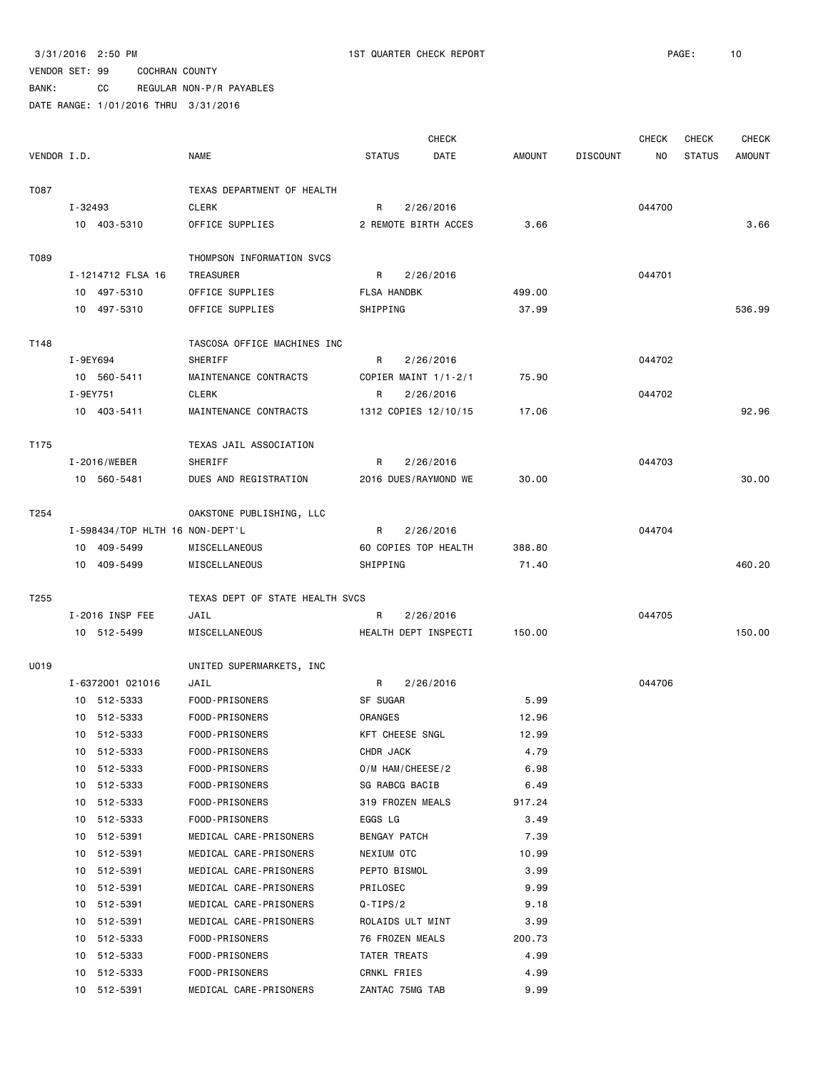3/31/2016 2:50 PM 1ST QUARTER CHECK REPORT

VENDOR SET: 99 COCHRAN COUNTY

BANK: CC REGULAR NON-P/R PAYABLES

DATE RANGE: 1/01/2016 THRU 3/31/2016

| VENDOR I.D. | NAME | STATUS | CHECK DATE | AMOUNT | DISCOUNT | CHECK NO | CHECK STATUS | CHECK AMOUNT |
|---|---|---|---|---|---|---|---|---|
| T087 | TEXAS DEPARTMENT OF HEALTH | | | | | | | |
| I-32493 | CLERK | R | 2/26/2016 | | | 044700 | | |
| 10 403-5310 | OFFICE SUPPLIES | 2 REMOTE BIRTH ACCES | | 3.66 | | | | 3.66 |
| T089 | THOMPSON INFORMATION SVCS | | | | | | | |
| I-1214712 FLSA 16 | TREASURER | R | 2/26/2016 | | | 044701 | | |
| 10 497-5310 | OFFICE SUPPLIES | FLSA HANDBK | | 499.00 | | | | |
| 10 497-5310 | OFFICE SUPPLIES | SHIPPING | | 37.99 | | | | 536.99 |
| T148 | TASCOSA OFFICE MACHINES INC | | | | | | | |
| I-9EY694 | SHERIFF | R | 2/26/2016 | | | 044702 | | |
| 10 560-5411 | MAINTENANCE CONTRACTS | COPIER MAINT 1/1-2/1 | | 75.90 | | | | |
| I-9EY751 | CLERK | R | 2/26/2016 | | | 044702 | | |
| 10 403-5411 | MAINTENANCE CONTRACTS | 1312 COPIES 12/10/15 | | 17.06 | | | | 92.96 |
| T175 | TEXAS JAIL ASSOCIATION | | | | | | | |
| I-2016/WEBER | SHERIFF | R | 2/26/2016 | | | 044703 | | |
| 10 560-5481 | DUES AND REGISTRATION | 2016 DUES/RAYMOND WE | | 30.00 | | | | 30.00 |
| T254 | OAKSTONE PUBLISHING, LLC | | | | | | | |
| I-598434/TOP HLTH 16 | NON-DEPT'L | R | 2/26/2016 | | | 044704 | | |
| 10 409-5499 | MISCELLANEOUS | 60 COPIES TOP HEALTH | | 388.80 | | | | |
| 10 409-5499 | MISCELLANEOUS | SHIPPING | | 71.40 | | | | 460.20 |
| T255 | TEXAS DEPT OF STATE HEALTH SVCS | | | | | | | |
| I-2016 INSP FEE | JAIL | R | 2/26/2016 | | | 044705 | | |
| 10 512-5499 | MISCELLANEOUS | HEALTH DEPT INSPECTI | | 150.00 | | | | 150.00 |
| U019 | UNITED SUPERMARKETS, INC | | | | | | | |
| I-6372001 021016 | JAIL | R | 2/26/2016 | | | 044706 | | |
| 10 512-5333 | FOOD-PRISONERS | SF SUGAR | | 5.99 | | | | |
| 10 512-5333 | FOOD-PRISONERS | ORANGES | | 12.96 | | | | |
| 10 512-5333 | FOOD-PRISONERS | KFT CHEESE SNGL | | 12.99 | | | | |
| 10 512-5333 | FOOD-PRISONERS | CHDR JACK | | 4.79 | | | | |
| 10 512-5333 | FOOD-PRISONERS | O/M HAM/CHEESE/2 | | 6.98 | | | | |
| 10 512-5333 | FOOD-PRISONERS | SG RABCG BACIB | | 6.49 | | | | |
| 10 512-5333 | FOOD-PRISONERS | 319 FROZEN MEALS | | 917.24 | | | | |
| 10 512-5333 | FOOD-PRISONERS | EGGS LG | | 3.49 | | | | |
| 10 512-5391 | MEDICAL CARE-PRISONERS | BENGAY PATCH | | 7.39 | | | | |
| 10 512-5391 | MEDICAL CARE-PRISONERS | NEXIUM OTC | | 10.99 | | | | |
| 10 512-5391 | MEDICAL CARE-PRISONERS | PEPTO BISMOL | | 3.99 | | | | |
| 10 512-5391 | MEDICAL CARE-PRISONERS | PRILOSEC | | 9.99 | | | | |
| 10 512-5391 | MEDICAL CARE-PRISONERS | Q-TIPS/2 | | 9.18 | | | | |
| 10 512-5391 | MEDICAL CARE-PRISONERS | ROLAIDS ULT MINT | | 3.99 | | | | |
| 10 512-5333 | FOOD-PRISONERS | 76 FROZEN MEALS | | 200.73 | | | | |
| 10 512-5333 | FOOD-PRISONERS | TATER TREATS | | 4.99 | | | | |
| 10 512-5333 | FOOD-PRISONERS | CRNKL FRIES | | 4.99 | | | | |
| 10 512-5391 | MEDICAL CARE-PRISONERS | ZANTAC 75MG TAB | | 9.99 | | | | |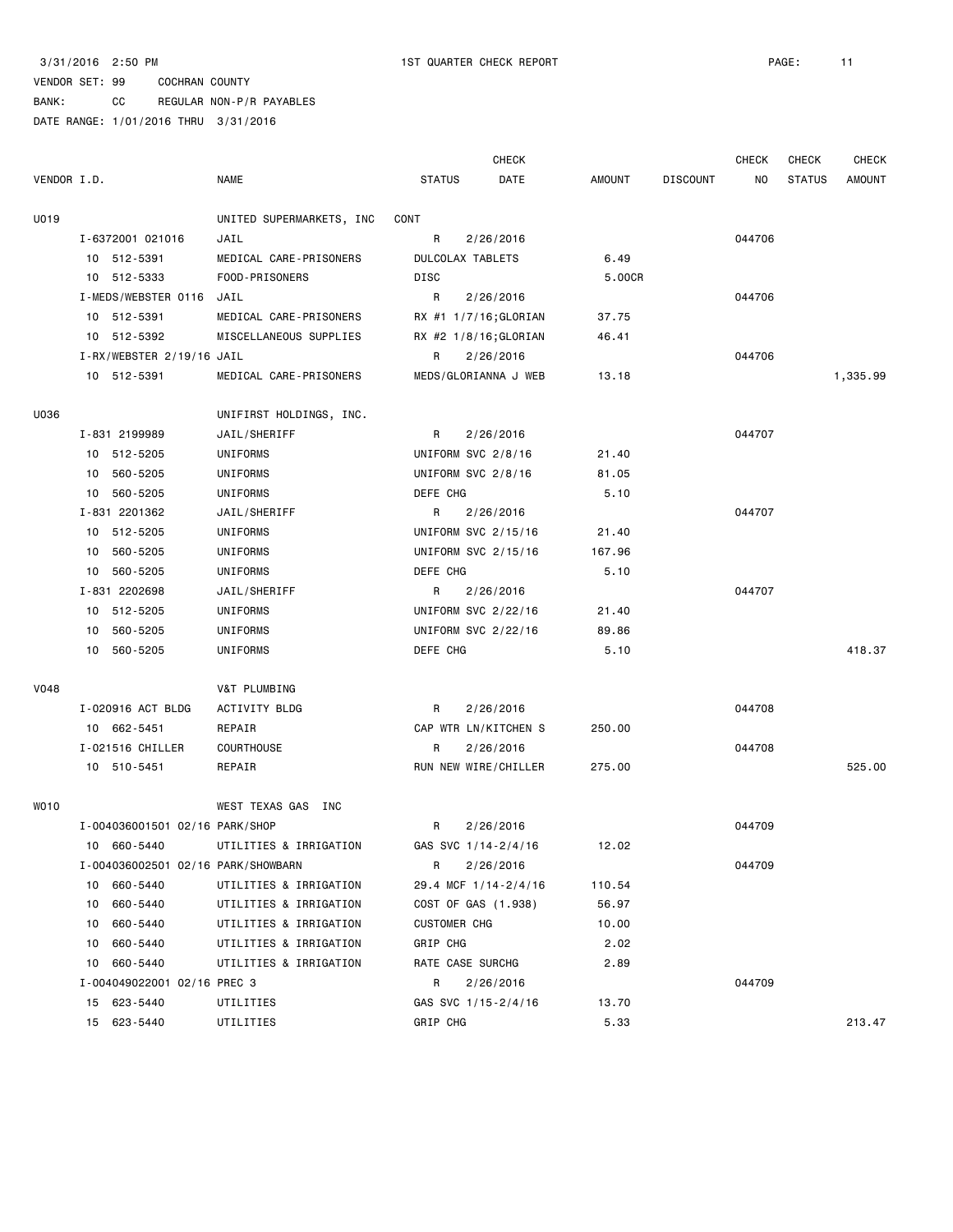3/31/2016 2:50 PM 1ST QUARTER CHECK REPORT

VENDOR SET: 99 COCHRAN COUNTY

BANK: CC REGULAR NON-P/R PAYABLES

DATE RANGE: 1/01/2016 THRU 3/31/2016

| VENDOR I.D. | NAME | STATUS | CHECK DATE | AMOUNT | DISCOUNT | CHECK NO | CHECK STATUS | CHECK AMOUNT |
|---|---|---|---|---|---|---|---|---|
| U019 | UNITED SUPERMARKETS, INC | CONT | | | | | | |
| I-6372001 021016 | JAIL | R | 2/26/2016 | | | 044706 | | |
| 10 512-5391 | MEDICAL CARE-PRISONERS | DULCOLAX TABLETS | | 6.49 | | | | |
| 10 512-5333 | FOOD-PRISONERS | DISC | | 5.00CR | | | | |
| I-MEDS/WEBSTER 0116 | JAIL | R | 2/26/2016 | | | 044706 | | |
| 10 512-5391 | MEDICAL CARE-PRISONERS | RX #1 1/7/16;GLORIAN | | 37.75 | | | | |
| 10 512-5392 | MISCELLANEOUS SUPPLIES | RX #2 1/8/16;GLORIAN | | 46.41 | | | | |
| I-RX/WEBSTER 2/19/16 | JAIL | R | 2/26/2016 | | | 044706 | | |
| 10 512-5391 | MEDICAL CARE-PRISONERS | MEDS/GLORIANNA J WEB | | 13.18 | | | | 1,335.99 |
| U036 | UNIFIRST HOLDINGS, INC. | | | | | | | |
| I-831 2199989 | JAIL/SHERIFF | R | 2/26/2016 | | | 044707 | | |
| 10 512-5205 | UNIFORMS | UNIFORM SVC 2/8/16 | | 21.40 | | | | |
| 10 560-5205 | UNIFORMS | UNIFORM SVC 2/8/16 | | 81.05 | | | | |
| 10 560-5205 | UNIFORMS | DEFE CHG | | 5.10 | | | | |
| I-831 2201362 | JAIL/SHERIFF | R | 2/26/2016 | | | 044707 | | |
| 10 512-5205 | UNIFORMS | UNIFORM SVC 2/15/16 | | 21.40 | | | | |
| 10 560-5205 | UNIFORMS | UNIFORM SVC 2/15/16 | | 167.96 | | | | |
| 10 560-5205 | UNIFORMS | DEFE CHG | | 5.10 | | | | |
| I-831 2202698 | JAIL/SHERIFF | R | 2/26/2016 | | | 044707 | | |
| 10 512-5205 | UNIFORMS | UNIFORM SVC 2/22/16 | | 21.40 | | | | |
| 10 560-5205 | UNIFORMS | UNIFORM SVC 2/22/16 | | 89.86 | | | | |
| 10 560-5205 | UNIFORMS | DEFE CHG | | 5.10 | | | | 418.37 |
| V048 | V&T PLUMBING | | | | | | | |
| I-020916 ACT BLDG | ACTIVITY BLDG | R | 2/26/2016 | | | 044708 | | |
| 10 662-5451 | REPAIR | CAP WTR LN/KITCHEN S | | 250.00 | | | | |
| I-021516 CHILLER | COURTHOUSE | R | 2/26/2016 | | | 044708 | | |
| 10 510-5451 | REPAIR | RUN NEW WIRE/CHILLER | | 275.00 | | | | 525.00 |
| W010 | WEST TEXAS GAS INC | | | | | | | |
| I-004036001501 02/16 | PARK/SHOP | R | 2/26/2016 | | | 044709 | | |
| 10 660-5440 | UTILITIES & IRRIGATION | GAS SVC 1/14-2/4/16 | | 12.02 | | | | |
| I-004036002501 02/16 | PARK/SHOWBARN | R | 2/26/2016 | | | 044709 | | |
| 10 660-5440 | UTILITIES & IRRIGATION | 29.4 MCF 1/14-2/4/16 | | 110.54 | | | | |
| 10 660-5440 | UTILITIES & IRRIGATION | COST OF GAS (1.938) | | 56.97 | | | | |
| 10 660-5440 | UTILITIES & IRRIGATION | CUSTOMER CHG | | 10.00 | | | | |
| 10 660-5440 | UTILITIES & IRRIGATION | GRIP CHG | | 2.02 | | | | |
| 10 660-5440 | UTILITIES & IRRIGATION | RATE CASE SURCHG | | 2.89 | | | | |
| I-004049022001 02/16 | PREC 3 | R | 2/26/2016 | | | 044709 | | |
| 15 623-5440 | UTILITIES | GAS SVC 1/15-2/4/16 | | 13.70 | | | | |
| 15 623-5440 | UTILITIES | GRIP CHG | | 5.33 | | | | 213.47 |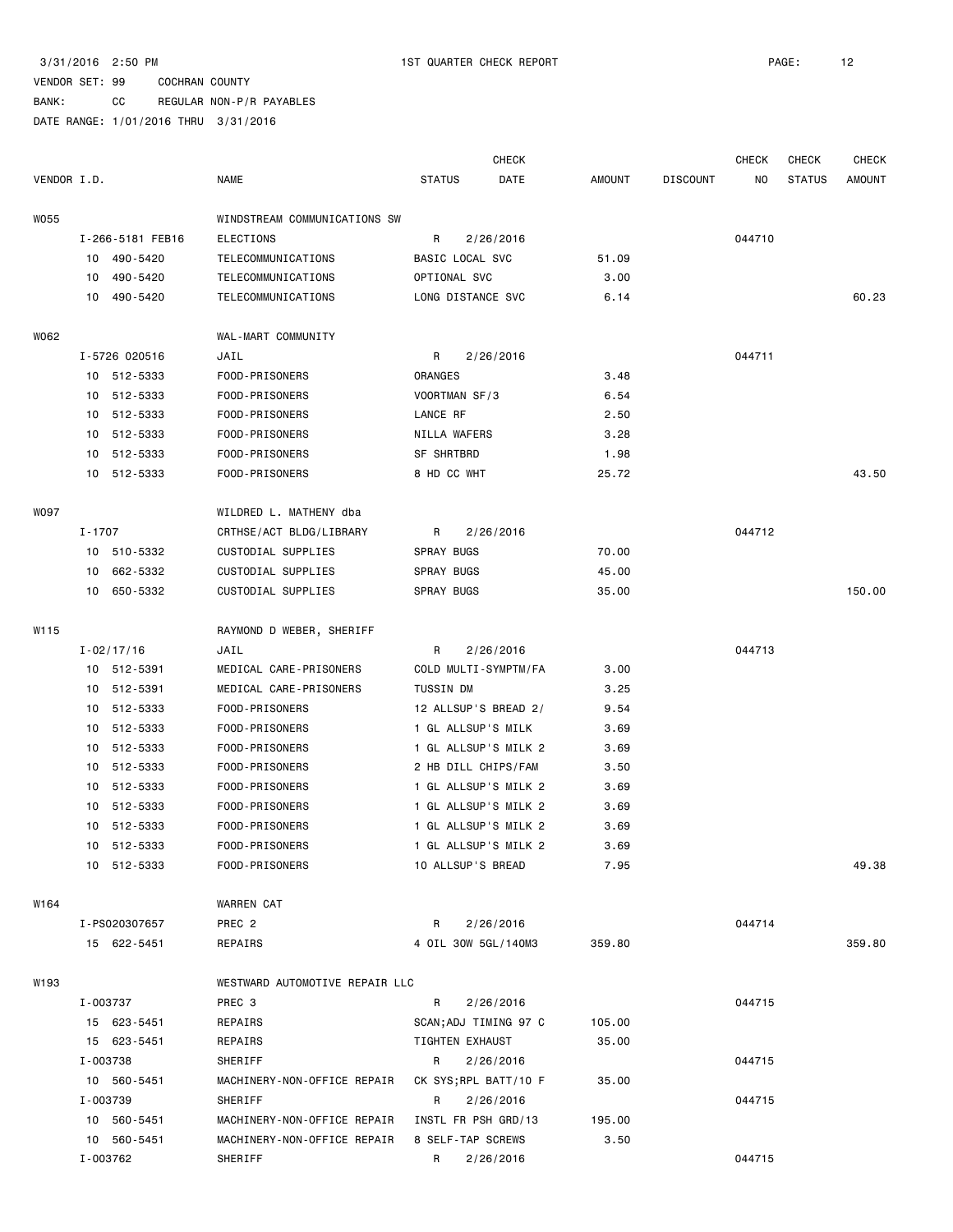3/31/2016 2:50 PM 1ST QUARTER CHECK REPORT

VENDOR SET: 99 COCHRAN COUNTY

BANK: CC REGULAR NON-P/R PAYABLES

DATE RANGE: 1/01/2016 THRU 3/31/2016

| VENDOR I.D. | NAME | STATUS | CHECK DATE | AMOUNT | DISCOUNT | CHECK NO | CHECK STATUS | CHECK AMOUNT |
|---|---|---|---|---|---|---|---|---|
| W055 | WINDSTREAM COMMUNICATIONS SW | | | | | | | |
| I-266-5181 FEB16 | ELECTIONS | R | 2/26/2016 | | | 044710 | | |
| 10 490-5420 | TELECOMMUNICATIONS | BASIC LOCAL SVC | | 51.09 | | | | |
| 10 490-5420 | TELECOMMUNICATIONS | OPTIONAL SVC | | 3.00 | | | | |
| 10 490-5420 | TELECOMMUNICATIONS | LONG DISTANCE SVC | | 6.14 | | | | 60.23 |
| W062 | WAL-MART COMMUNITY | | | | | | | |
| I-5726 020516 | JAIL | R | 2/26/2016 | | | 044711 | | |
| 10 512-5333 | FOOD-PRISONERS | ORANGES | | 3.48 | | | | |
| 10 512-5333 | FOOD-PRISONERS | VOORTMAN SF/3 | | 6.54 | | | | |
| 10 512-5333 | FOOD-PRISONERS | LANCE RF | | 2.50 | | | | |
| 10 512-5333 | FOOD-PRISONERS | NILLA WAFERS | | 3.28 | | | | |
| 10 512-5333 | FOOD-PRISONERS | SF SHRTBRD | | 1.98 | | | | |
| 10 512-5333 | FOOD-PRISONERS | 8 HD CC WHT | | 25.72 | | | | 43.50 |
| W097 | WILDRED L. MATHENY dba | | | | | | | |
| I-1707 | CRTHSE/ACT BLDG/LIBRARY | R | 2/26/2016 | | | 044712 | | |
| 10 510-5332 | CUSTODIAL SUPPLIES | SPRAY BUGS | | 70.00 | | | | |
| 10 662-5332 | CUSTODIAL SUPPLIES | SPRAY BUGS | | 45.00 | | | | |
| 10 650-5332 | CUSTODIAL SUPPLIES | SPRAY BUGS | | 35.00 | | | | 150.00 |
| W115 | RAYMOND D WEBER, SHERIFF | | | | | | | |
| I-02/17/16 | JAIL | R | 2/26/2016 | | | 044713 | | |
| 10 512-5391 | MEDICAL CARE-PRISONERS | COLD MULTI-SYMPTM/FA | | 3.00 | | | | |
| 10 512-5391 | MEDICAL CARE-PRISONERS | TUSSIN DM | | 3.25 | | | | |
| 10 512-5333 | FOOD-PRISONERS | 12 ALLSUP'S BREAD 2/ | | 9.54 | | | | |
| 10 512-5333 | FOOD-PRISONERS | 1 GL ALLSUP'S MILK | | 3.69 | | | | |
| 10 512-5333 | FOOD-PRISONERS | 1 GL ALLSUP'S MILK 2 | | 3.69 | | | | |
| 10 512-5333 | FOOD-PRISONERS | 2 HB DILL CHIPS/FAM | | 3.50 | | | | |
| 10 512-5333 | FOOD-PRISONERS | 1 GL ALLSUP'S MILK 2 | | 3.69 | | | | |
| 10 512-5333 | FOOD-PRISONERS | 1 GL ALLSUP'S MILK 2 | | 3.69 | | | | |
| 10 512-5333 | FOOD-PRISONERS | 1 GL ALLSUP'S MILK 2 | | 3.69 | | | | |
| 10 512-5333 | FOOD-PRISONERS | 1 GL ALLSUP'S MILK 2 | | 3.69 | | | | |
| 10 512-5333 | FOOD-PRISONERS | 10 ALLSUP'S BREAD | | 7.95 | | | | 49.38 |
| W164 | WARREN CAT | | | | | | | |
| I-PS020307657 | PREC 2 | R | 2/26/2016 | | | 044714 | | |
| 15 622-5451 | REPAIRS | 4 OIL 30W 5GL/140M3 | | 359.80 | | | | 359.80 |
| W193 | WESTWARD AUTOMOTIVE REPAIR LLC | | | | | | | |
| I-003737 | PREC 3 | R | 2/26/2016 | | | 044715 | | |
| 15 623-5451 | REPAIRS | SCAN;ADJ TIMING 97 C | | 105.00 | | | | |
| 15 623-5451 | REPAIRS | TIGHTEN EXHAUST | | 35.00 | | | | |
| I-003738 | SHERIFF | R | 2/26/2016 | | | 044715 | | |
| 10 560-5451 | MACHINERY-NON-OFFICE REPAIR | CK SYS;RPL BATT/10 F | | 35.00 | | | | |
| I-003739 | SHERIFF | R | 2/26/2016 | | | 044715 | | |
| 10 560-5451 | MACHINERY-NON-OFFICE REPAIR | INSTL FR PSH GRD/13 | | 195.00 | | | | |
| 10 560-5451 | MACHINERY-NON-OFFICE REPAIR | 8 SELF-TAP SCREWS | | 3.50 | | | | |
| I-003762 | SHERIFF | R | 2/26/2016 | | | 044715 | | |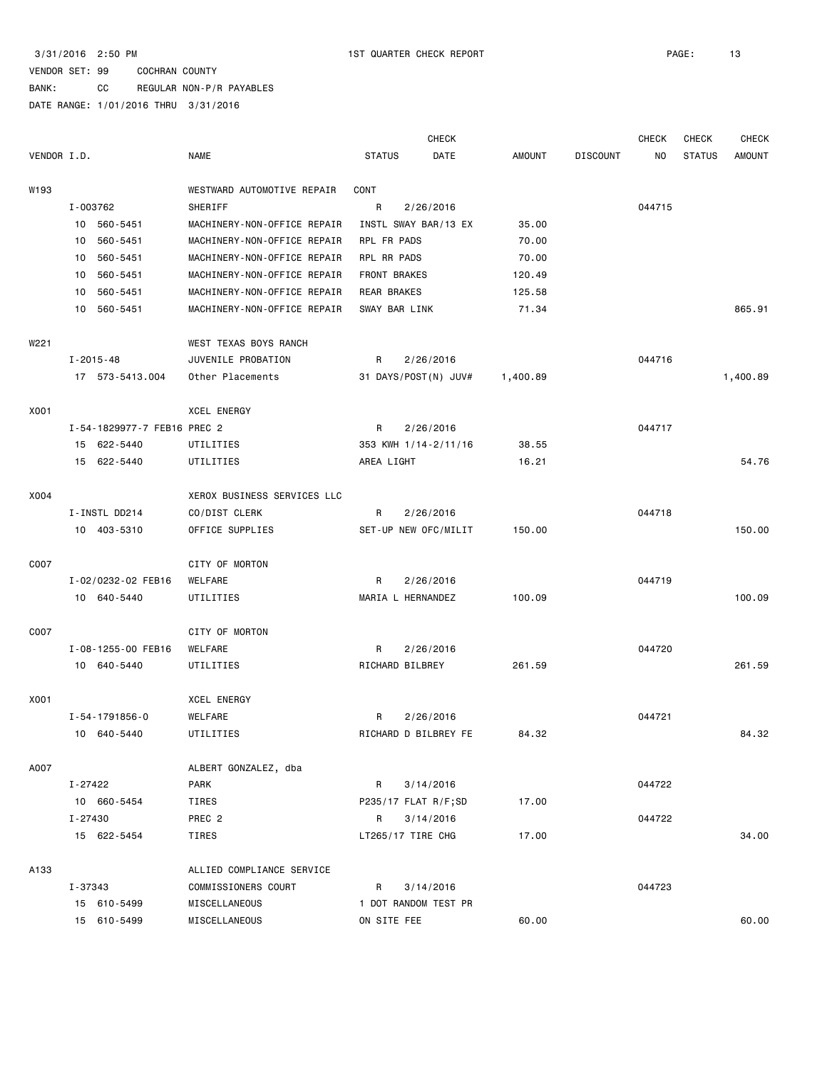3/31/2016 2:50 PM 1ST QUARTER CHECK REPORT

VENDOR SET: 99 COCHRAN COUNTY

BANK: CC REGULAR NON-P/R PAYABLES

DATE RANGE: 1/01/2016 THRU 3/31/2016

| VENDOR I.D. | NAME | STATUS | CHECK DATE | AMOUNT | DISCOUNT | CHECK NO | CHECK STATUS | CHECK AMOUNT |
|---|---|---|---|---|---|---|---|---|
| W193 | WESTWARD AUTOMOTIVE REPAIR | CONT | | | | | | |
| I-003762 | SHERIFF | R | 2/26/2016 | | | 044715 | | |
| 10 560-5451 | MACHINERY-NON-OFFICE REPAIR | INSTL SWAY BAR/13 EX | | 35.00 | | | | |
| 10 560-5451 | MACHINERY-NON-OFFICE REPAIR | RPL FR PADS | | 70.00 | | | | |
| 10 560-5451 | MACHINERY-NON-OFFICE REPAIR | RPL RR PADS | | 70.00 | | | | |
| 10 560-5451 | MACHINERY-NON-OFFICE REPAIR | FRONT BRAKES | | 120.49 | | | | |
| 10 560-5451 | MACHINERY-NON-OFFICE REPAIR | REAR BRAKES | | 125.58 | | | | |
| 10 560-5451 | MACHINERY-NON-OFFICE REPAIR | SWAY BAR LINK | | 71.34 | | | | 865.91 |
| W221 | WEST TEXAS BOYS RANCH | | | | | | | |
| I-2015-48 | JUVENILE PROBATION | R | 2/26/2016 | | | 044716 | | |
| 17 573-5413.004 | Other Placements | 31 DAYS/POST(N) JUV# | | 1,400.89 | | | | 1,400.89 |
| X001 | XCEL ENERGY | | | | | | | |
| I-54-1829977-7 FEB16 | PREC 2 | R | 2/26/2016 | | | 044717 | | |
| 15 622-5440 | UTILITIES | 353 KWH 1/14-2/11/16 | | 38.55 | | | | |
| 15 622-5440 | UTILITIES | AREA LIGHT | | 16.21 | | | | 54.76 |
| X004 | XEROX BUSINESS SERVICES LLC | | | | | | | |
| I-INSTL DD214 | CO/DIST CLERK | R | 2/26/2016 | | | 044718 | | |
| 10 403-5310 | OFFICE SUPPLIES | SET-UP NEW OFC/MILIT | | 150.00 | | | | 150.00 |
| C007 | CITY OF MORTON | | | | | | | |
| I-02/0232-02 FEB16 | WELFARE | R | 2/26/2016 | | | 044719 | | |
| 10 640-5440 | UTILITIES | MARIA L HERNANDEZ | | 100.09 | | | | 100.09 |
| C007 | CITY OF MORTON | | | | | | | |
| I-08-1255-00 FEB16 | WELFARE | R | 2/26/2016 | | | 044720 | | |
| 10 640-5440 | UTILITIES | RICHARD BILBREY | | 261.59 | | | | 261.59 |
| X001 | XCEL ENERGY | | | | | | | |
| I-54-1791856-0 | WELFARE | R | 2/26/2016 | | | 044721 | | |
| 10 640-5440 | UTILITIES | RICHARD D BILBREY FE | | 84.32 | | | | 84.32 |
| A007 | ALBERT GONZALEZ, dba | | | | | | | |
| I-27422 | PARK | R | 3/14/2016 | | | 044722 | | |
| 10 660-5454 | TIRES | P235/17 FLAT R/F;SD | | 17.00 | | | | |
| I-27430 | PREC 2 | R | 3/14/2016 | | | 044722 | | |
| 15 622-5454 | TIRES | LT265/17 TIRE CHG | | 17.00 | | | | 34.00 |
| A133 | ALLIED COMPLIANCE SERVICE | | | | | | | |
| I-37343 | COMMISSIONERS COURT | R | 3/14/2016 | | | 044723 | | |
| 15 610-5499 | MISCELLANEOUS | 1 DOT RANDOM TEST PR | | | | | | |
| 15 610-5499 | MISCELLANEOUS | ON SITE FEE | | 60.00 | | | | 60.00 |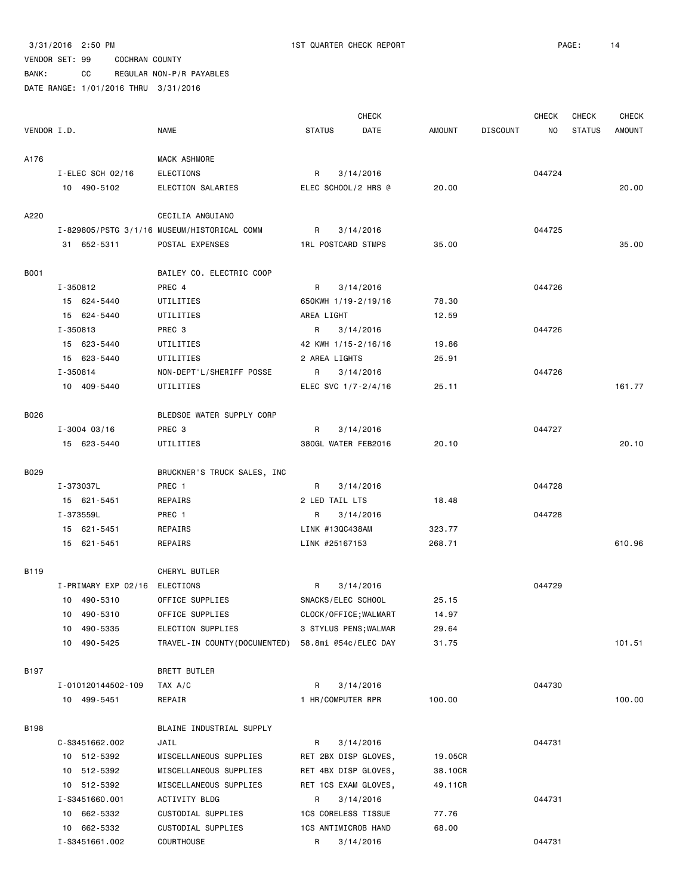3/31/2016 2:50 PM 1ST QUARTER CHECK REPORT

VENDOR SET: 99 COCHRAN COUNTY

BANK: CC REGULAR NON-P/R PAYABLES

DATE RANGE: 1/01/2016 THRU 3/31/2016

| VENDOR I.D. | NAME | STATUS | CHECK DATE | AMOUNT | DISCOUNT | CHECK NO | CHECK STATUS | CHECK AMOUNT |
|---|---|---|---|---|---|---|---|---|
| A176 | MACK ASHMORE | | | | | | | |
| I-ELEC SCH 02/16 | ELECTIONS | R | 3/14/2016 | | | 044724 | | |
| 10 490-5102 | ELECTION SALARIES | ELEC SCHOOL/2 HRS @ | | 20.00 | | | | 20.00 |
| A220 | CECILIA ANGUIANO | | | | | | | |
| I-829805/PSTG 3/1/16 | MUSEUM/HISTORICAL COMM | R | 3/14/2016 | | | 044725 | | |
| 31 652-5311 | POSTAL EXPENSES | 1RL POSTCARD STMPS | | 35.00 | | | | 35.00 |
| B001 | BAILEY CO. ELECTRIC COOP | | | | | | | |
| I-350812 | PREC 4 | R | 3/14/2016 | | | 044726 | | |
| 15 624-5440 | UTILITIES | 650KWH 1/19-2/19/16 | | 78.30 | | | | |
| 15 624-5440 | UTILITIES | AREA LIGHT | | 12.59 | | | | |
| I-350813 | PREC 3 | R | 3/14/2016 | | | 044726 | | |
| 15 623-5440 | UTILITIES | 42 KWH 1/15-2/16/16 | | 19.86 | | | | |
| 15 623-5440 | UTILITIES | 2 AREA LIGHTS | | 25.91 | | | | |
| I-350814 | NON-DEPT'L/SHERIFF POSSE | R | 3/14/2016 | | | 044726 | | |
| 10 409-5440 | UTILITIES | ELEC SVC 1/7-2/4/16 | | 25.11 | | | | 161.77 |
| B026 | BLEDSOE WATER SUPPLY CORP | | | | | | | |
| I-3004 03/16 | PREC 3 | R | 3/14/2016 | | | 044727 | | |
| 15 623-5440 | UTILITIES | 380GL WATER FEB2016 | | 20.10 | | | | 20.10 |
| B029 | BRUCKNER'S TRUCK SALES, INC | | | | | | | |
| I-373037L | PREC 1 | R | 3/14/2016 | | | 044728 | | |
| 15 621-5451 | REPAIRS | 2 LED TAIL LTS | | 18.48 | | | | |
| I-373559L | PREC 1 | R | 3/14/2016 | | | 044728 | | |
| 15 621-5451 | REPAIRS | LINK #13QC438AM | | 323.77 | | | | |
| 15 621-5451 | REPAIRS | LINK #25167153 | | 268.71 | | | | 610.96 |
| B119 | CHERYL BUTLER | | | | | | | |
| I-PRIMARY EXP 02/16 | ELECTIONS | R | 3/14/2016 | | | 044729 | | |
| 10 490-5310 | OFFICE SUPPLIES | SNACKS/ELEC SCHOOL | | 25.15 | | | | |
| 10 490-5310 | OFFICE SUPPLIES | CLOCK/OFFICE;WALMART | | 14.97 | | | | |
| 10 490-5335 | ELECTION SUPPLIES | 3 STYLUS PENS;WALMAR | | 29.64 | | | | |
| 10 490-5425 | TRAVEL-IN COUNTY(DOCUMENTED) | 58.8mi @54c/ELEC DAY | | 31.75 | | | | 101.51 |
| B197 | BRETT BUTLER | | | | | | | |
| I-010120144502-109 | TAX A/C | R | 3/14/2016 | | | 044730 | | |
| 10 499-5451 | REPAIR | 1 HR/COMPUTER RPR | | 100.00 | | | | 100.00 |
| B198 | BLAINE INDUSTRIAL SUPPLY | | | | | | | |
| C-S3451662.002 | JAIL | R | 3/14/2016 | | | 044731 | | |
| 10 512-5392 | MISCELLANEOUS SUPPLIES | RET 2BX DISP GLOVES, | | 19.05CR | | | | |
| 10 512-5392 | MISCELLANEOUS SUPPLIES | RET 4BX DISP GLOVES, | | 38.10CR | | | | |
| 10 512-5392 | MISCELLANEOUS SUPPLIES | RET 1CS EXAM GLOVES, | | 49.11CR | | | | |
| I-S3451660.001 | ACTIVITY BLDG | R | 3/14/2016 | | | 044731 | | |
| 10 662-5332 | CUSTODIAL SUPPLIES | 1CS CORELESS TISSUE | | 77.76 | | | | |
| 10 662-5332 | CUSTODIAL SUPPLIES | 1CS ANTIMICROB HAND | | 68.00 | | | | |
| I-S3451661.002 | COURTHOUSE | R | 3/14/2016 | | | 044731 | | |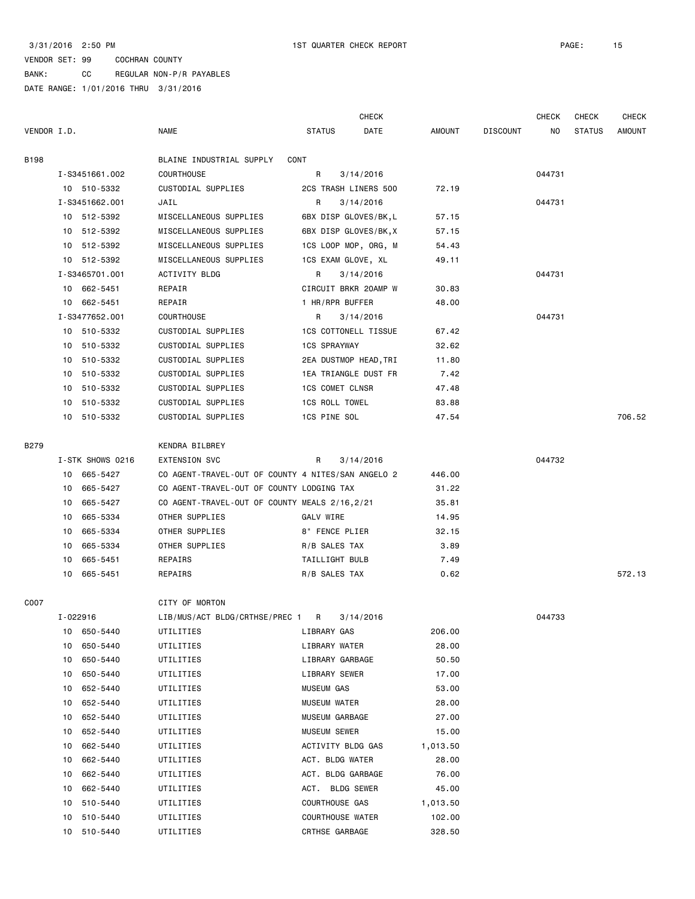3/31/2016 2:50 PM 1ST QUARTER CHECK REPORT

VENDOR SET: 99 COCHRAN COUNTY

BANK: CC REGULAR NON-P/R PAYABLES

DATE RANGE: 1/01/2016 THRU 3/31/2016

| VENDOR I.D. | NAME | STATUS | CHECK DATE | AMOUNT | DISCOUNT | CHECK NO | CHECK STATUS | CHECK AMOUNT |
|---|---|---|---|---|---|---|---|---|
| B198 | BLAINE INDUSTRIAL SUPPLY CONT | | | | | | | |
| I-S3451661.002 | COURTHOUSE | R | 3/14/2016 | | | 044731 | | |
| 10 510-5332 | CUSTODIAL SUPPLIES | 2CS TRASH LINERS 500 | | 72.19 | | | | |
| I-S3451662.001 | JAIL | R | 3/14/2016 | | | 044731 | | |
| 10 512-5392 | MISCELLANEOUS SUPPLIES | 6BX DISP GLOVES/BK,L | | 57.15 | | | | |
| 10 512-5392 | MISCELLANEOUS SUPPLIES | 6BX DISP GLOVES/BK,X | | 57.15 | | | | |
| 10 512-5392 | MISCELLANEOUS SUPPLIES | 1CS LOOP MOP, ORG, M | | 54.43 | | | | |
| 10 512-5392 | MISCELLANEOUS SUPPLIES | 1CS EXAM GLOVE, XL | | 49.11 | | | | |
| I-S3465701.001 | ACTIVITY BLDG | R | 3/14/2016 | | | 044731 | | |
| 10 662-5451 | REPAIR | CIRCUIT BRKR 20AMP W | | 30.83 | | | | |
| 10 662-5451 | REPAIR | 1 HR/RPR BUFFER | | 48.00 | | | | |
| I-S3477652.001 | COURTHOUSE | R | 3/14/2016 | | | 044731 | | |
| 10 510-5332 | CUSTODIAL SUPPLIES | 1CS COTTONELL TISSUE | | 67.42 | | | | |
| 10 510-5332 | CUSTODIAL SUPPLIES | 1CS SPRAYWAY | | 32.62 | | | | |
| 10 510-5332 | CUSTODIAL SUPPLIES | 2EA DUSTMOP HEAD,TRI | | 11.80 | | | | |
| 10 510-5332 | CUSTODIAL SUPPLIES | 1EA TRIANGLE DUST FR | | 7.42 | | | | |
| 10 510-5332 | CUSTODIAL SUPPLIES | 1CS COMET CLNSR | | 47.48 | | | | |
| 10 510-5332 | CUSTODIAL SUPPLIES | 1CS ROLL TOWEL | | 83.88 | | | | |
| 10 510-5332 | CUSTODIAL SUPPLIES | 1CS PINE SOL | | 47.54 | | | | 706.52 |
| B279 | KENDRA BILBREY | | | | | | | |
| I-STK SHOWS 0216 | EXTENSION SVC | R | 3/14/2016 | | | 044732 | | |
| 10 665-5427 | CO AGENT-TRAVEL-OUT OF COUNTY 4 NITES/SAN ANGELO 2 | | | 446.00 | | | | |
| 10 665-5427 | CO AGENT-TRAVEL-OUT OF COUNTY LODGING TAX | | | 31.22 | | | | |
| 10 665-5427 | CO AGENT-TRAVEL-OUT OF COUNTY MEALS 2/16,2/21 | | | 35.81 | | | | |
| 10 665-5334 | OTHER SUPPLIES | GALV WIRE | | 14.95 | | | | |
| 10 665-5334 | OTHER SUPPLIES | 8" FENCE PLIER | | 32.15 | | | | |
| 10 665-5334 | OTHER SUPPLIES | R/B SALES TAX | | 3.89 | | | | |
| 10 665-5451 | REPAIRS | TAILLIGHT BULB | | 7.49 | | | | |
| 10 665-5451 | REPAIRS | R/B SALES TAX | | 0.62 | | | | 572.13 |
| C007 | CITY OF MORTON | | | | | | | |
| I-022916 | LIB/MUS/ACT BLDG/CRTHSE/PREC 1 | R | 3/14/2016 | | | 044733 | | |
| 10 650-5440 | UTILITIES | LIBRARY GAS | | 206.00 | | | | |
| 10 650-5440 | UTILITIES | LIBRARY WATER | | 28.00 | | | | |
| 10 650-5440 | UTILITIES | LIBRARY GARBAGE | | 50.50 | | | | |
| 10 650-5440 | UTILITIES | LIBRARY SEWER | | 17.00 | | | | |
| 10 652-5440 | UTILITIES | MUSEUM GAS | | 53.00 | | | | |
| 10 652-5440 | UTILITIES | MUSEUM WATER | | 28.00 | | | | |
| 10 652-5440 | UTILITIES | MUSEUM GARBAGE | | 27.00 | | | | |
| 10 652-5440 | UTILITIES | MUSEUM SEWER | | 15.00 | | | | |
| 10 662-5440 | UTILITIES | ACTIVITY BLDG GAS | | 1,013.50 | | | | |
| 10 662-5440 | UTILITIES | ACT. BLDG WATER | | 28.00 | | | | |
| 10 662-5440 | UTILITIES | ACT. BLDG GARBAGE | | 76.00 | | | | |
| 10 662-5440 | UTILITIES | ACT. BLDG SEWER | | 45.00 | | | | |
| 10 510-5440 | UTILITIES | COURTHOUSE GAS | | 1,013.50 | | | | |
| 10 510-5440 | UTILITIES | COURTHOUSE WATER | | 102.00 | | | | |
| 10 510-5440 | UTILITIES | CRTHSE GARBAGE | | 328.50 | | | | |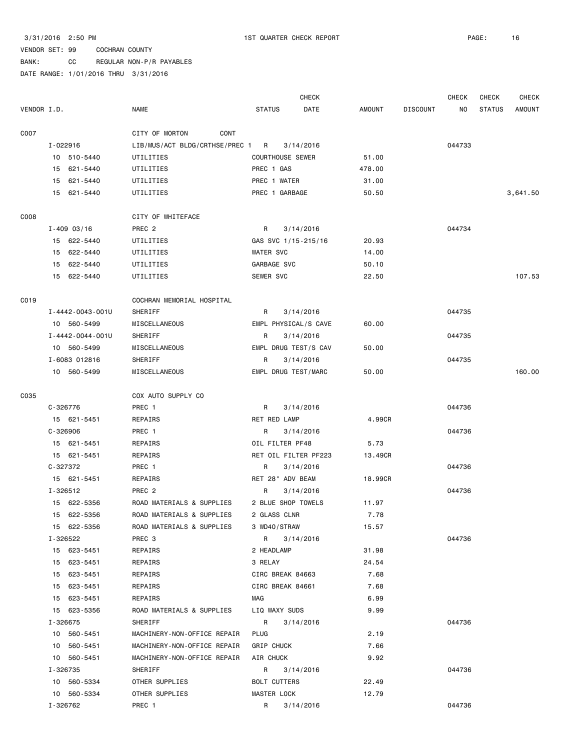3/31/2016 2:50 PM 1ST QUARTER CHECK REPORT

VENDOR SET: 99 COCHRAN COUNTY

BANK: CC REGULAR NON-P/R PAYABLES

DATE RANGE: 1/01/2016 THRU 3/31/2016

| VENDOR I.D. | NAME | STATUS | CHECK DATE | AMOUNT | DISCOUNT | CHECK NO | CHECK STATUS | CHECK AMOUNT |
|---|---|---|---|---|---|---|---|---|
| C007 | CITY OF MORTON CONT | | | | | | | |
| I-022916 | LIB/MUS/ACT BLDG/CRTHSE/PREC 1 | R | 3/14/2016 | | | 044733 | | |
| 10 510-5440 | UTILITIES | COURTHOUSE SEWER | | 51.00 | | | | |
| 15 621-5440 | UTILITIES | PREC 1 GAS | | 478.00 | | | | |
| 15 621-5440 | UTILITIES | PREC 1 WATER | | 31.00 | | | | |
| 15 621-5440 | UTILITIES | PREC 1 GARBAGE | | 50.50 | | | | 3,641.50 |
| C008 | CITY OF WHITEFACE | | | | | | | |
| I-409 03/16 | PREC 2 | R | 3/14/2016 | | | 044734 | | |
| 15 622-5440 | UTILITIES | GAS SVC 1/15-215/16 | | 20.93 | | | | |
| 15 622-5440 | UTILITIES | WATER SVC | | 14.00 | | | | |
| 15 622-5440 | UTILITIES | GARBAGE SVC | | 50.10 | | | | |
| 15 622-5440 | UTILITIES | SEWER SVC | | 22.50 | | | | 107.53 |
| C019 | COCHRAN MEMORIAL HOSPITAL | | | | | | | |
| I-4442-0043-001U | SHERIFF | R | 3/14/2016 | | | 044735 | | |
| 10 560-5499 | MISCELLANEOUS | EMPL PHYSICAL/S CAVE | | 60.00 | | | | |
| I-4442-0044-001U | SHERIFF | R | 3/14/2016 | | | 044735 | | |
| 10 560-5499 | MISCELLANEOUS | EMPL DRUG TEST/S CAV | | 50.00 | | | | |
| I-6083 012816 | SHERIFF | R | 3/14/2016 | | | 044735 | | |
| 10 560-5499 | MISCELLANEOUS | EMPL DRUG TEST/MARC | | 50.00 | | | | 160.00 |
| C035 | COX AUTO SUPPLY CO | | | | | | | |
| C-326776 | PREC 1 | R | 3/14/2016 | | | 044736 | | |
| 15 621-5451 | REPAIRS | RET RED LAMP | | 4.99CR | | | | |
| C-326906 | PREC 1 | R | 3/14/2016 | | | 044736 | | |
| 15 621-5451 | REPAIRS | OIL FILTER PF48 | | 5.73 | | | | |
| 15 621-5451 | REPAIRS | RET OIL FILTER PF223 | | 13.49CR | | | | |
| C-327372 | PREC 1 | R | 3/14/2016 | | | 044736 | | |
| 15 621-5451 | REPAIRS | RET 28" ADV BEAM | | 18.99CR | | | | |
| I-326512 | PREC 2 | R | 3/14/2016 | | | 044736 | | |
| 15 622-5356 | ROAD MATERIALS & SUPPLIES | 2 BLUE SHOP TOWELS | | 11.97 | | | | |
| 15 622-5356 | ROAD MATERIALS & SUPPLIES | 2 GLASS CLNR | | 7.78 | | | | |
| 15 622-5356 | ROAD MATERIALS & SUPPLIES | 3 WD40/STRAW | | 15.57 | | | | |
| I-326522 | PREC 3 | R | 3/14/2016 | | | 044736 | | |
| 15 623-5451 | REPAIRS | 2 HEADLAMP | | 31.98 | | | | |
| 15 623-5451 | REPAIRS | 3 RELAY | | 24.54 | | | | |
| 15 623-5451 | REPAIRS | CIRC BREAK 84663 | | 7.68 | | | | |
| 15 623-5451 | REPAIRS | CIRC BREAK 84661 | | 7.68 | | | | |
| 15 623-5451 | REPAIRS | MAG | | 6.99 | | | | |
| 15 623-5356 | ROAD MATERIALS & SUPPLIES | LIQ WAXY SUDS | | 9.99 | | | | |
| I-326675 | SHERIFF | R | 3/14/2016 | | | 044736 | | |
| 10 560-5451 | MACHINERY-NON-OFFICE REPAIR | PLUG | | 2.19 | | | | |
| 10 560-5451 | MACHINERY-NON-OFFICE REPAIR | GRIP CHUCK | | 7.66 | | | | |
| 10 560-5451 | MACHINERY-NON-OFFICE REPAIR | AIR CHUCK | | 9.92 | | | | |
| I-326735 | SHERIFF | R | 3/14/2016 | | | 044736 | | |
| 10 560-5334 | OTHER SUPPLIES | BOLT CUTTERS | | 22.49 | | | | |
| 10 560-5334 | OTHER SUPPLIES | MASTER LOCK | | 12.79 | | | | |
| I-326762 | PREC 1 | R | 3/14/2016 | | | 044736 | | |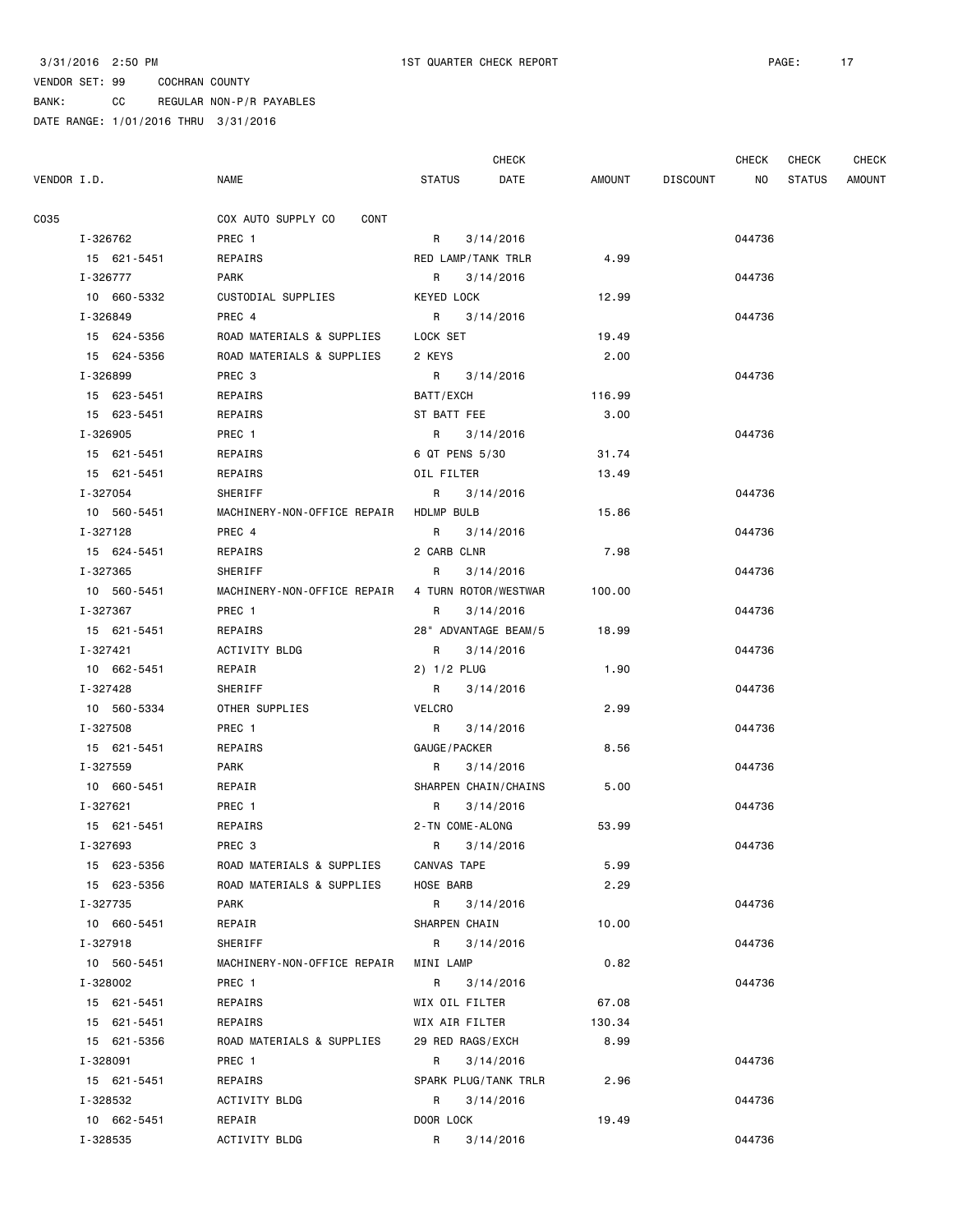3/31/2016 2:50 PM 1ST QUARTER CHECK REPORT

VENDOR SET: 99 COCHRAN COUNTY

BANK: CC REGULAR NON-P/R PAYABLES

DATE RANGE: 1/01/2016 THRU 3/31/2016

| VENDOR I.D. | NAME | STATUS | CHECK DATE | AMOUNT | DISCOUNT | CHECK NO | CHECK STATUS | CHECK AMOUNT |
|---|---|---|---|---|---|---|---|---|
| C035 | COX AUTO SUPPLY CO CONT | | | | | | | |
| I-326762 | PREC 1 | R | 3/14/2016 | | | 044736 | | |
| 15 621-5451 | REPAIRS | RED LAMP/TANK TRLR | | 4.99 | | | | |
| I-326777 | PARK | R | 3/14/2016 | | | 044736 | | |
| 10 660-5332 | CUSTODIAL SUPPLIES | KEYED LOCK | | 12.99 | | | | |
| I-326849 | PREC 4 | R | 3/14/2016 | | | 044736 | | |
| 15 624-5356 | ROAD MATERIALS & SUPPLIES | LOCK SET | | 19.49 | | | | |
| 15 624-5356 | ROAD MATERIALS & SUPPLIES | 2 KEYS | | 2.00 | | | | |
| I-326899 | PREC 3 | R | 3/14/2016 | | | 044736 | | |
| 15 623-5451 | REPAIRS | BATT/EXCH | | 116.99 | | | | |
| 15 623-5451 | REPAIRS | ST BATT FEE | | 3.00 | | | | |
| I-326905 | PREC 1 | R | 3/14/2016 | | | 044736 | | |
| 15 621-5451 | REPAIRS | 6 QT PENS 5/30 | | 31.74 | | | | |
| 15 621-5451 | REPAIRS | OIL FILTER | | 13.49 | | | | |
| I-327054 | SHERIFF | R | 3/14/2016 | | | 044736 | | |
| 10 560-5451 | MACHINERY-NON-OFFICE REPAIR | HDLMP BULB | | 15.86 | | | | |
| I-327128 | PREC 4 | R | 3/14/2016 | | | 044736 | | |
| 15 624-5451 | REPAIRS | 2 CARB CLNR | | 7.98 | | | | |
| I-327365 | SHERIFF | R | 3/14/2016 | | | 044736 | | |
| 10 560-5451 | MACHINERY-NON-OFFICE REPAIR | 4 TURN ROTOR/WESTWAR | | 100.00 | | | | |
| I-327367 | PREC 1 | R | 3/14/2016 | | | 044736 | | |
| 15 621-5451 | REPAIRS | 28" ADVANTAGE BEAM/5 | | 18.99 | | | | |
| I-327421 | ACTIVITY BLDG | R | 3/14/2016 | | | 044736 | | |
| 10 662-5451 | REPAIR | 2) 1/2 PLUG | | 1.90 | | | | |
| I-327428 | SHERIFF | R | 3/14/2016 | | | 044736 | | |
| 10 560-5334 | OTHER SUPPLIES | VELCRO | | 2.99 | | | | |
| I-327508 | PREC 1 | R | 3/14/2016 | | | 044736 | | |
| 15 621-5451 | REPAIRS | GAUGE/PACKER | | 8.56 | | | | |
| I-327559 | PARK | R | 3/14/2016 | | | 044736 | | |
| 10 660-5451 | REPAIR | SHARPEN CHAIN/CHAINS | | 5.00 | | | | |
| I-327621 | PREC 1 | R | 3/14/2016 | | | 044736 | | |
| 15 621-5451 | REPAIRS | 2-TN COME-ALONG | | 53.99 | | | | |
| I-327693 | PREC 3 | R | 3/14/2016 | | | 044736 | | |
| 15 623-5356 | ROAD MATERIALS & SUPPLIES | CANVAS TAPE | | 5.99 | | | | |
| 15 623-5356 | ROAD MATERIALS & SUPPLIES | HOSE BARB | | 2.29 | | | | |
| I-327735 | PARK | R | 3/14/2016 | | | 044736 | | |
| 10 660-5451 | REPAIR | SHARPEN CHAIN | | 10.00 | | | | |
| I-327918 | SHERIFF | R | 3/14/2016 | | | 044736 | | |
| 10 560-5451 | MACHINERY-NON-OFFICE REPAIR | MINI LAMP | | 0.82 | | | | |
| I-328002 | PREC 1 | R | 3/14/2016 | | | 044736 | | |
| 15 621-5451 | REPAIRS | WIX OIL FILTER | | 67.08 | | | | |
| 15 621-5451 | REPAIRS | WIX AIR FILTER | | 130.34 | | | | |
| 15 621-5356 | ROAD MATERIALS & SUPPLIES | 29 RED RAGS/EXCH | | 8.99 | | | | |
| I-328091 | PREC 1 | R | 3/14/2016 | | | 044736 | | |
| 15 621-5451 | REPAIRS | SPARK PLUG/TANK TRLR | | 2.96 | | | | |
| I-328532 | ACTIVITY BLDG | R | 3/14/2016 | | | 044736 | | |
| 10 662-5451 | REPAIR | DOOR LOCK | | 19.49 | | | | |
| I-328535 | ACTIVITY BLDG | R | 3/14/2016 | | | 044736 | | |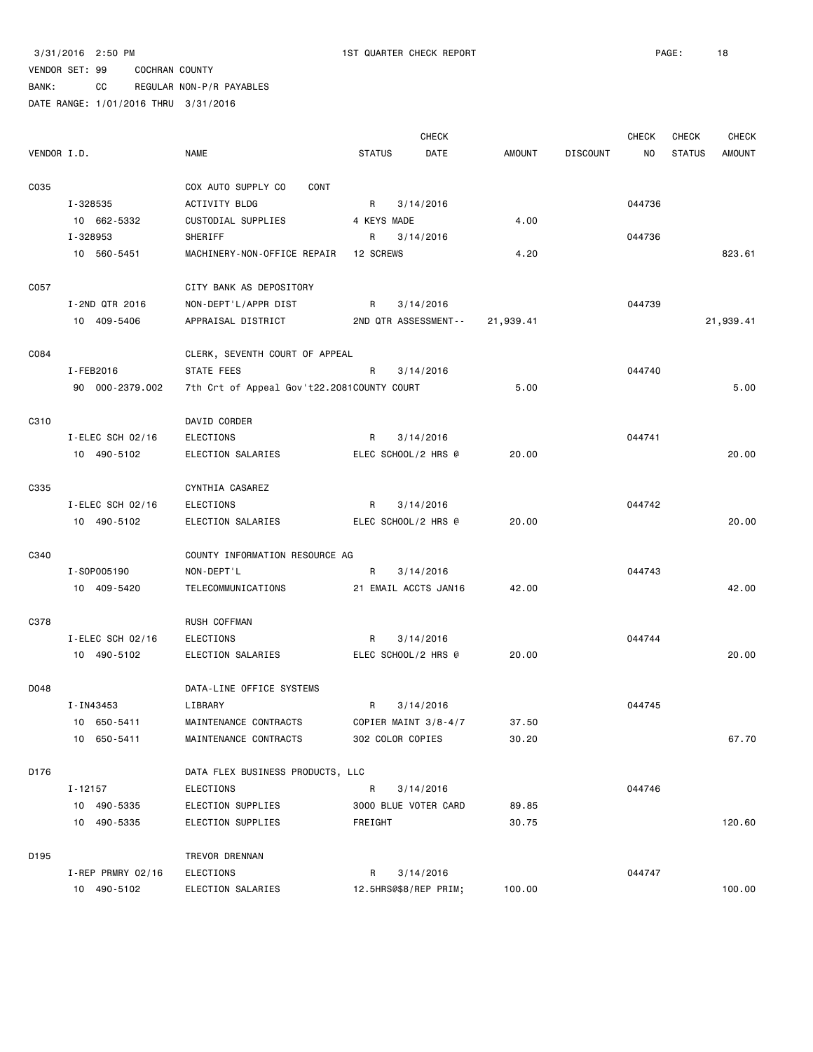3/31/2016 2:50 PM 1ST QUARTER CHECK REPORT

VENDOR SET: 99 COCHRAN COUNTY

BANK: CC REGULAR NON-P/R PAYABLES

DATE RANGE: 1/01/2016 THRU 3/31/2016

| VENDOR I.D. | NAME | STATUS | CHECK DATE | AMOUNT | DISCOUNT | CHECK NO | CHECK STATUS | CHECK AMOUNT |
|---|---|---|---|---|---|---|---|---|
| C035 | COX AUTO SUPPLY CO CONT | | | | | | | |
| I-328535 | ACTIVITY BLDG | R | 3/14/2016 | | | 044736 | | |
| 10 662-5332 | CUSTODIAL SUPPLIES | 4 KEYS MADE | | 4.00 | | | | |
| I-328953 | SHERIFF | R | 3/14/2016 | | | 044736 | | |
| 10 560-5451 | MACHINERY-NON-OFFICE REPAIR | 12 SCREWS | | 4.20 | | | | 823.61 |
| C057 | CITY BANK AS DEPOSITORY | | | | | | | |
| I-2ND QTR 2016 | NON-DEPT'L/APPR DIST | R | 3/14/2016 | | | 044739 | | |
| 10 409-5406 | APPRAISAL DISTRICT | 2ND QTR ASSESSMENT-- | | 21,939.41 | | | | 21,939.41 |
| C084 | CLERK, SEVENTH COURT OF APPEAL | | | | | | | |
| I-FEB2016 | STATE FEES | R | 3/14/2016 | | | 044740 | | |
| 90 000-2379.002 | 7th Crt of Appeal Gov't22.2081 | COUNTY COURT | | 5.00 | | | | 5.00 |
| C310 | DAVID CORDER | | | | | | | |
| I-ELEC SCH 02/16 | ELECTIONS | R | 3/14/2016 | | | 044741 | | |
| 10 490-5102 | ELECTION SALARIES | ELEC SCHOOL/2 HRS @ | | 20.00 | | | | 20.00 |
| C335 | CYNTHIA CASAREZ | | | | | | | |
| I-ELEC SCH 02/16 | ELECTIONS | R | 3/14/2016 | | | 044742 | | |
| 10 490-5102 | ELECTION SALARIES | ELEC SCHOOL/2 HRS @ | | 20.00 | | | | 20.00 |
| C340 | COUNTY INFORMATION RESOURCE AG | | | | | | | |
| I-SOP005190 | NON-DEPT'L | R | 3/14/2016 | | | 044743 | | |
| 10 409-5420 | TELECOMMUNICATIONS | 21 EMAIL ACCTS JAN16 | | 42.00 | | | | 42.00 |
| C378 | RUSH COFFMAN | | | | | | | |
| I-ELEC SCH 02/16 | ELECTIONS | R | 3/14/2016 | | | 044744 | | |
| 10 490-5102 | ELECTION SALARIES | ELEC SCHOOL/2 HRS @ | | 20.00 | | | | 20.00 |
| D048 | DATA-LINE OFFICE SYSTEMS | | | | | | | |
| I-IN43453 | LIBRARY | R | 3/14/2016 | | | 044745 | | |
| 10 650-5411 | MAINTENANCE CONTRACTS | COPIER MAINT 3/8-4/7 | | 37.50 | | | | |
| 10 650-5411 | MAINTENANCE CONTRACTS | 302 COLOR COPIES | | 30.20 | | | | 67.70 |
| D176 | DATA FLEX BUSINESS PRODUCTS, LLC | | | | | | | |
| I-12157 | ELECTIONS | R | 3/14/2016 | | | 044746 | | |
| 10 490-5335 | ELECTION SUPPLIES | 3000 BLUE VOTER CARD | | 89.85 | | | | |
| 10 490-5335 | ELECTION SUPPLIES | FREIGHT | | 30.75 | | | | 120.60 |
| D195 | TREVOR DRENNAN | | | | | | | |
| I-REP PRMRY 02/16 | ELECTIONS | R | 3/14/2016 | | | 044747 | | |
| 10 490-5102 | ELECTION SALARIES | 12.5HRS@$8/REP PRIM; | | 100.00 | | | | 100.00 |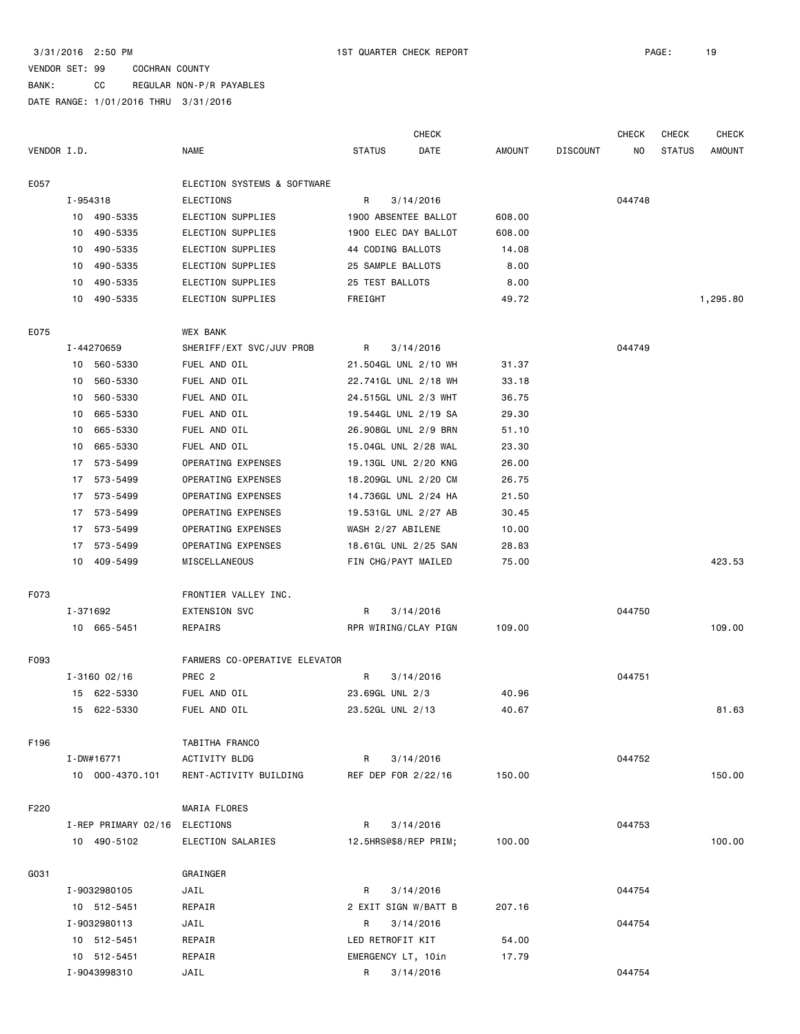3/31/2016 2:50 PM 1ST QUARTER CHECK REPORT

VENDOR SET: 99 COCHRAN COUNTY

BANK: CC REGULAR NON-P/R PAYABLES

DATE RANGE: 1/01/2016 THRU 3/31/2016

| VENDOR I.D. | NAME | STATUS | CHECK DATE | AMOUNT | DISCOUNT | CHECK NO | CHECK STATUS | CHECK AMOUNT |
|---|---|---|---|---|---|---|---|---|
| E057 | ELECTION SYSTEMS & SOFTWARE | | | | | | | |
| I-954318 | ELECTIONS | R | 3/14/2016 | | | 044748 | | |
| 10 490-5335 | ELECTION SUPPLIES | 1900 ABSENTEE BALLOT | | 608.00 | | | | |
| 10 490-5335 | ELECTION SUPPLIES | 1900 ELEC DAY BALLOT | | 608.00 | | | | |
| 10 490-5335 | ELECTION SUPPLIES | 44 CODING BALLOTS | | 14.08 | | | | |
| 10 490-5335 | ELECTION SUPPLIES | 25 SAMPLE BALLOTS | | 8.00 | | | | |
| 10 490-5335 | ELECTION SUPPLIES | 25 TEST BALLOTS | | 8.00 | | | | |
| 10 490-5335 | ELECTION SUPPLIES | FREIGHT | | 49.72 | | | | 1,295.80 |
| E075 | WEX BANK | | | | | | | |
| I-44270659 | SHERIFF/EXT SVC/JUV PROB | R | 3/14/2016 | | | 044749 | | |
| 10 560-5330 | FUEL AND OIL | 21.504GL UNL 2/10 WH | | 31.37 | | | | |
| 10 560-5330 | FUEL AND OIL | 22.741GL UNL 2/18 WH | | 33.18 | | | | |
| 10 560-5330 | FUEL AND OIL | 24.515GL UNL 2/3 WHT | | 36.75 | | | | |
| 10 665-5330 | FUEL AND OIL | 19.544GL UNL 2/19 SA | | 29.30 | | | | |
| 10 665-5330 | FUEL AND OIL | 26.908GL UNL 2/9 BRN | | 51.10 | | | | |
| 10 665-5330 | FUEL AND OIL | 15.04GL UNL 2/28 WAL | | 23.30 | | | | |
| 17 573-5499 | OPERATING EXPENSES | 19.13GL UNL 2/20 KNG | | 26.00 | | | | |
| 17 573-5499 | OPERATING EXPENSES | 18.209GL UNL 2/20 CM | | 26.75 | | | | |
| 17 573-5499 | OPERATING EXPENSES | 14.736GL UNL 2/24 HA | | 21.50 | | | | |
| 17 573-5499 | OPERATING EXPENSES | 19.531GL UNL 2/27 AB | | 30.45 | | | | |
| 17 573-5499 | OPERATING EXPENSES | WASH 2/27 ABILENE | | 10.00 | | | | |
| 17 573-5499 | OPERATING EXPENSES | 18.61GL UNL 2/25 SAN | | 28.83 | | | | |
| 10 409-5499 | MISCELLANEOUS | FIN CHG/PAYT MAILED | | 75.00 | | | | 423.53 |
| F073 | FRONTIER VALLEY INC. | | | | | | | |
| I-371692 | EXTENSION SVC | R | 3/14/2016 | | | 044750 | | |
| 10 665-5451 | REPAIRS | RPR WIRING/CLAY PIGN | | 109.00 | | | | 109.00 |
| F093 | FARMERS CO-OPERATIVE ELEVATOR | | | | | | | |
| I-3160 02/16 | PREC 2 | R | 3/14/2016 | | | 044751 | | |
| 15 622-5330 | FUEL AND OIL | 23.69GL UNL 2/3 | | 40.96 | | | | |
| 15 622-5330 | FUEL AND OIL | 23.52GL UNL 2/13 | | 40.67 | | | | 81.63 |
| F196 | TABITHA FRANCO | | | | | | | |
| I-DW#16771 | ACTIVITY BLDG | R | 3/14/2016 | | | 044752 | | |
| 10 000-4370.101 | RENT-ACTIVITY BUILDING | REF DEP FOR 2/22/16 | | 150.00 | | | | 150.00 |
| F220 | MARIA FLORES | | | | | | | |
| I-REP PRIMARY 02/16 | ELECTIONS | R | 3/14/2016 | | | 044753 | | |
| 10 490-5102 | ELECTION SALARIES | 12.5HRS@$8/REP PRIM; | | 100.00 | | | | 100.00 |
| G031 | GRAINGER | | | | | | | |
| I-9032980105 | JAIL | R | 3/14/2016 | | | 044754 | | |
| 10 512-5451 | REPAIR | 2 EXIT SIGN W/BATT B | | 207.16 | | | | |
| I-9032980113 | JAIL | R | 3/14/2016 | | | 044754 | | |
| 10 512-5451 | REPAIR | LED RETROFIT KIT | | 54.00 | | | | |
| 10 512-5451 | REPAIR | EMERGENCY LT, 10in | | 17.79 | | | | |
| I-9043998310 | JAIL | R | 3/14/2016 | | | 044754 | | |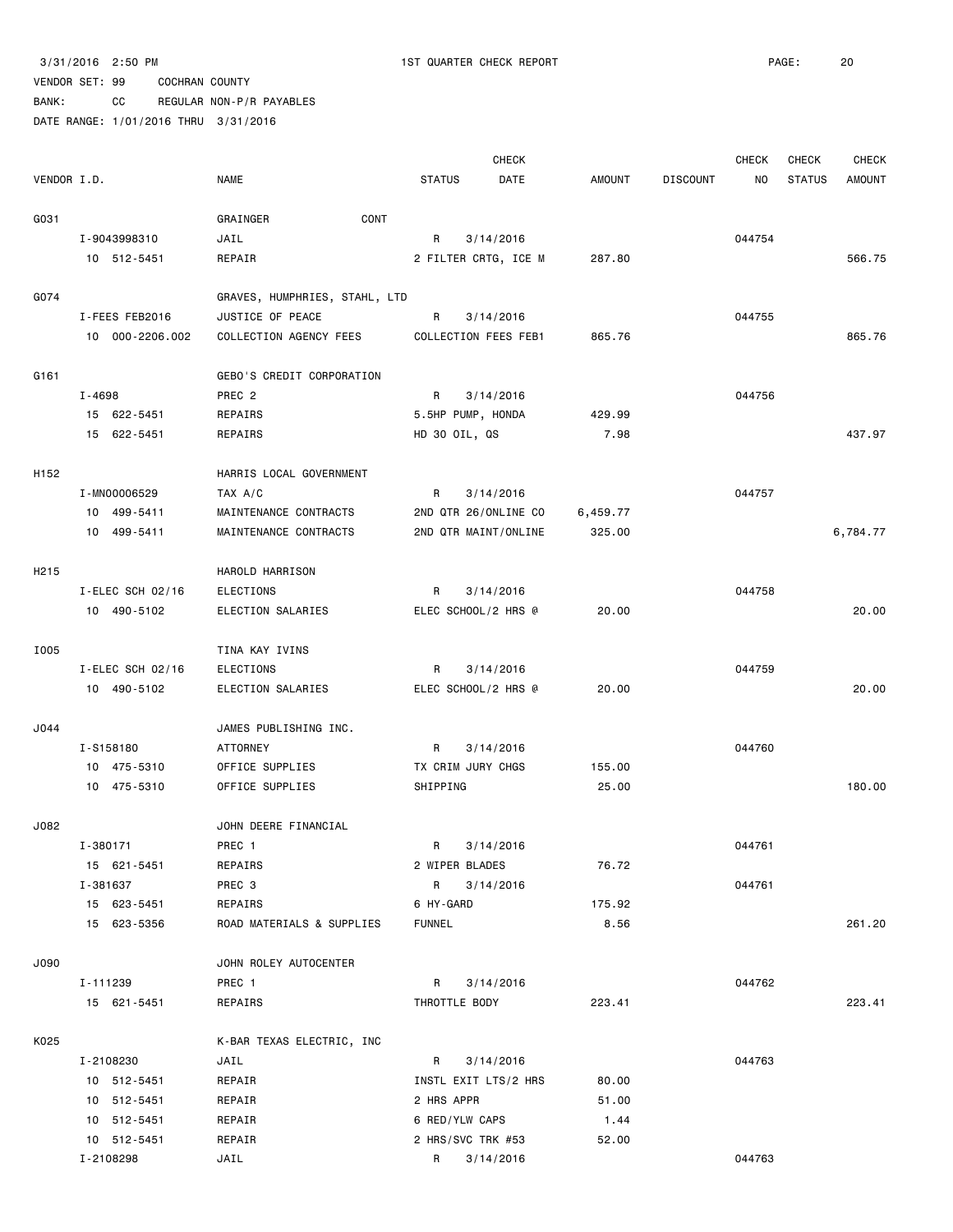3/31/2016 2:50 PM 1ST QUARTER CHECK REPORT

VENDOR SET: 99 COCHRAN COUNTY

BANK: CC REGULAR NON-P/R PAYABLES

DATE RANGE: 1/01/2016 THRU 3/31/2016

| VENDOR I.D. | NAME | STATUS | CHECK DATE | AMOUNT | DISCOUNT | CHECK NO | CHECK STATUS | CHECK AMOUNT |
|---|---|---|---|---|---|---|---|---|
| G031 | GRAINGER CONT | | | | | | | |
| I-9043998310 | JAIL | R | 3/14/2016 | | | 044754 | | |
| 10 512-5451 | REPAIR | 2 FILTER CRTG, ICE M | | 287.80 | | | | 566.75 |
| G074 | GRAVES, HUMPHRIES, STAHL, LTD | | | | | | | |
| I-FEES FEB2016 | JUSTICE OF PEACE | R | 3/14/2016 | | | 044755 | | |
| 10 000-2206.002 | COLLECTION AGENCY FEES | COLLECTION FEES FEB1 | | 865.76 | | | | 865.76 |
| G161 | GEBO'S CREDIT CORPORATION | | | | | | | |
| I-4698 | PREC 2 | R | 3/14/2016 | | | 044756 | | |
| 15 622-5451 | REPAIRS | 5.5HP PUMP, HONDA | | 429.99 | | | | |
| 15 622-5451 | REPAIRS | HD 30 OIL, QS | | 7.98 | | | | 437.97 |
| H152 | HARRIS LOCAL GOVERNMENT | | | | | | | |
| I-MN00006529 | TAX A/C | R | 3/14/2016 | | | 044757 | | |
| 10 499-5411 | MAINTENANCE CONTRACTS | 2ND QTR 26/ONLINE CO | | 6,459.77 | | | | |
| 10 499-5411 | MAINTENANCE CONTRACTS | 2ND QTR MAINT/ONLINE | | 325.00 | | | | 6,784.77 |
| H215 | HAROLD HARRISON | | | | | | | |
| I-ELEC SCH 02/16 | ELECTIONS | R | 3/14/2016 | | | 044758 | | |
| 10 490-5102 | ELECTION SALARIES | ELEC SCHOOL/2 HRS @ | | 20.00 | | | | 20.00 |
| I005 | TINA KAY IVINS | | | | | | | |
| I-ELEC SCH 02/16 | ELECTIONS | R | 3/14/2016 | | | 044759 | | |
| 10 490-5102 | ELECTION SALARIES | ELEC SCHOOL/2 HRS @ | | 20.00 | | | | 20.00 |
| J044 | JAMES PUBLISHING INC. | | | | | | | |
| I-S158180 | ATTORNEY | R | 3/14/2016 | | | 044760 | | |
| 10 475-5310 | OFFICE SUPPLIES | TX CRIM JURY CHGS | | 155.00 | | | | |
| 10 475-5310 | OFFICE SUPPLIES | SHIPPING | | 25.00 | | | | 180.00 |
| J082 | JOHN DEERE FINANCIAL | | | | | | | |
| I-380171 | PREC 1 | R | 3/14/2016 | | | 044761 | | |
| 15 621-5451 | REPAIRS | 2 WIPER BLADES | | 76.72 | | | | |
| I-381637 | PREC 3 | R | 3/14/2016 | | | 044761 | | |
| 15 623-5451 | REPAIRS | 6 HY-GARD | | 175.92 | | | | |
| 15 623-5356 | ROAD MATERIALS & SUPPLIES | FUNNEL | | 8.56 | | | | 261.20 |
| J090 | JOHN ROLEY AUTOCENTER | | | | | | | |
| I-111239 | PREC 1 | R | 3/14/2016 | | | 044762 | | |
| 15 621-5451 | REPAIRS | THROTTLE BODY | | 223.41 | | | | 223.41 |
| K025 | K-BAR TEXAS ELECTRIC, INC | | | | | | | |
| I-2108230 | JAIL | R | 3/14/2016 | | | 044763 | | |
| 10 512-5451 | REPAIR | INSTL EXIT LTS/2 HRS | | 80.00 | | | | |
| 10 512-5451 | REPAIR | 2 HRS APPR | | 51.00 | | | | |
| 10 512-5451 | REPAIR | 6 RED/YLW CAPS | | 1.44 | | | | |
| 10 512-5451 | REPAIR | 2 HRS/SVC TRK #53 | | 52.00 | | | | |
| I-2108298 | JAIL | R | 3/14/2016 | | | 044763 | | |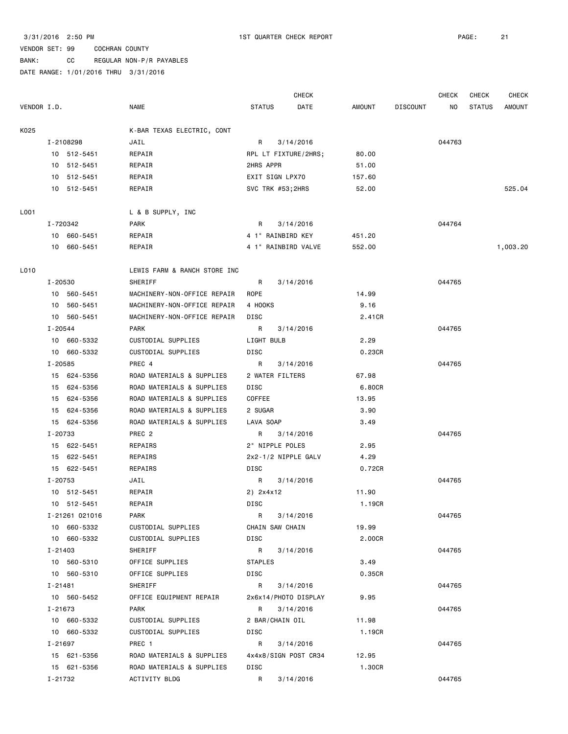3/31/2016 2:50 PM 1ST QUARTER CHECK REPORT

VENDOR SET: 99 COCHRAN COUNTY

BANK: CC REGULAR NON-P/R PAYABLES

DATE RANGE: 1/01/2016 THRU 3/31/2016

| VENDOR I.D. | NAME | STATUS | CHECK DATE | AMOUNT | DISCOUNT | CHECK NO | CHECK STATUS | CHECK AMOUNT |
|---|---|---|---|---|---|---|---|---|
| K025 | K-BAR TEXAS ELECTRIC, CONT | | | | | | | |
| I-2108298 | JAIL | R | 3/14/2016 | | | 044763 | | |
| 10 512-5451 | REPAIR | RPL LT FIXTURE/2HRS; | | 80.00 | | | | |
| 10 512-5451 | REPAIR | 2HRS APPR | | 51.00 | | | | |
| 10 512-5451 | REPAIR | EXIT SIGN LPX70 | | 157.60 | | | | |
| 10 512-5451 | REPAIR | SVC TRK #53;2HRS | | 52.00 | | | | 525.04 |
| L001 | L & B SUPPLY, INC | | | | | | | |
| I-720342 | PARK | R | 3/14/2016 | | | 044764 | | |
| 10 660-5451 | REPAIR | 4 1" RAINBIRD KEY | | 451.20 | | | | |
| 10 660-5451 | REPAIR | 4 1" RAINBIRD VALVE | | 552.00 | | | | 1,003.20 |
| L010 | LEWIS FARM & RANCH STORE INC | | | | | | | |
| I-20530 | SHERIFF | R | 3/14/2016 | | | 044765 | | |
| 10 560-5451 | MACHINERY-NON-OFFICE REPAIR | ROPE | | 14.99 | | | | |
| 10 560-5451 | MACHINERY-NON-OFFICE REPAIR | 4 HOOKS | | 9.16 | | | | |
| 10 560-5451 | MACHINERY-NON-OFFICE REPAIR | DISC | | 2.41CR | | | | |
| I-20544 | PARK | R | 3/14/2016 | | | 044765 | | |
| 10 660-5332 | CUSTODIAL SUPPLIES | LIGHT BULB | | 2.29 | | | | |
| 10 660-5332 | CUSTODIAL SUPPLIES | DISC | | 0.23CR | | | | |
| I-20585 | PREC 4 | R | 3/14/2016 | | | 044765 | | |
| 15 624-5356 | ROAD MATERIALS & SUPPLIES | 2 WATER FILTERS | | 67.98 | | | | |
| 15 624-5356 | ROAD MATERIALS & SUPPLIES | DISC | | 6.80CR | | | | |
| 15 624-5356 | ROAD MATERIALS & SUPPLIES | COFFEE | | 13.95 | | | | |
| 15 624-5356 | ROAD MATERIALS & SUPPLIES | 2 SUGAR | | 3.90 | | | | |
| 15 624-5356 | ROAD MATERIALS & SUPPLIES | LAVA SOAP | | 3.49 | | | | |
| I-20733 | PREC 2 | R | 3/14/2016 | | | 044765 | | |
| 15 622-5451 | REPAIRS | 2" NIPPLE POLES | | 2.95 | | | | |
| 15 622-5451 | REPAIRS | 2x2-1/2 NIPPLE GALV | | 4.29 | | | | |
| 15 622-5451 | REPAIRS | DISC | | 0.72CR | | | | |
| I-20753 | JAIL | R | 3/14/2016 | | | 044765 | | |
| 10 512-5451 | REPAIR | 2) 2x4x12 | | 11.90 | | | | |
| 10 512-5451 | REPAIR | DISC | | 1.19CR | | | | |
| I-21261 021016 | PARK | R | 3/14/2016 | | | 044765 | | |
| 10 660-5332 | CUSTODIAL SUPPLIES | CHAIN SAW CHAIN | | 19.99 | | | | |
| 10 660-5332 | CUSTODIAL SUPPLIES | DISC | | 2.00CR | | | | |
| I-21403 | SHERIFF | R | 3/14/2016 | | | 044765 | | |
| 10 560-5310 | OFFICE SUPPLIES | STAPLES | | 3.49 | | | | |
| 10 560-5310 | OFFICE SUPPLIES | DISC | | 0.35CR | | | | |
| I-21481 | SHERIFF | R | 3/14/2016 | | | 044765 | | |
| 10 560-5452 | OFFICE EQUIPMENT REPAIR | 2x6x14/PHOTO DISPLAY | | 9.95 | | | | |
| I-21673 | PARK | R | 3/14/2016 | | | 044765 | | |
| 10 660-5332 | CUSTODIAL SUPPLIES | 2 BAR/CHAIN OIL | | 11.98 | | | | |
| 10 660-5332 | CUSTODIAL SUPPLIES | DISC | | 1.19CR | | | | |
| I-21697 | PREC 1 | R | 3/14/2016 | | | 044765 | | |
| 15 621-5356 | ROAD MATERIALS & SUPPLIES | 4x4x8/SIGN POST CR34 | | 12.95 | | | | |
| 15 621-5356 | ROAD MATERIALS & SUPPLIES | DISC | | 1.30CR | | | | |
| I-21732 | ACTIVITY BLDG | R | 3/14/2016 | | | 044765 | | |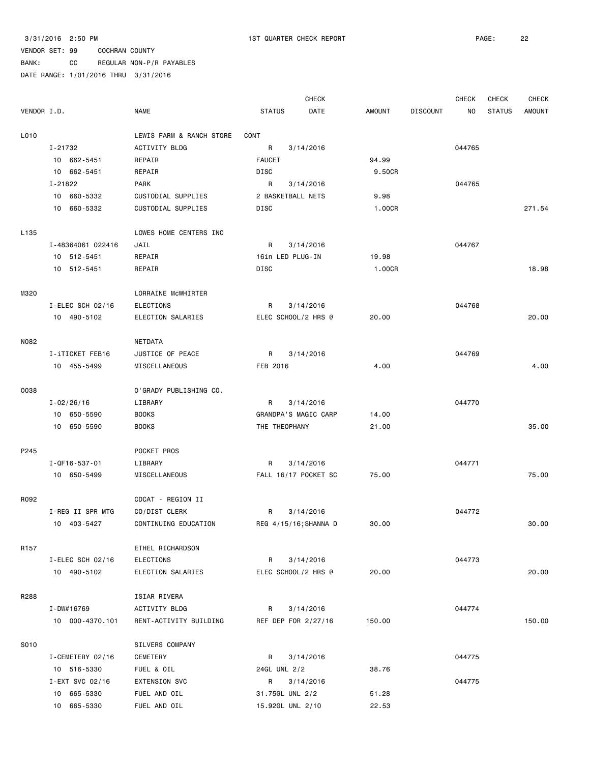3/31/2016 2:50 PM 1ST QUARTER CHECK REPORT

VENDOR SET: 99 COCHRAN COUNTY
BANK: CC REGULAR NON-P/R PAYABLES
DATE RANGE: 1/01/2016 THRU 3/31/2016

| VENDOR I.D. | NAME | STATUS | CHECK DATE | AMOUNT | DISCOUNT | CHECK NO | CHECK STATUS | CHECK AMOUNT |
|---|---|---|---|---|---|---|---|---|
| L010 | LEWIS FARM & RANCH STORE | CONT | | | | | | |
| I-21732 | ACTIVITY BLDG | R | 3/14/2016 | | | 044765 | | |
| 10 662-5451 | REPAIR | FAUCET | | 94.99 | | | | |
| 10 662-5451 | REPAIR | DISC | | 9.50CR | | | | |
| I-21822 | PARK | R | 3/14/2016 | | | 044765 | | |
| 10 660-5332 | CUSTODIAL SUPPLIES | 2 BASKETBALL NETS | | 9.98 | | | | |
| 10 660-5332 | CUSTODIAL SUPPLIES | DISC | | 1.00CR | | | | 271.54 |
| L135 | LOWES HOME CENTERS INC | | | | | | | |
| I-48364061 022416 | JAIL | R | 3/14/2016 | | | 044767 | | |
| 10 512-5451 | REPAIR | 16in LED PLUG-IN | | 19.98 | | | | |
| 10 512-5451 | REPAIR | DISC | | 1.00CR | | | | 18.98 |
| M320 | LORRAINE McWHIRTER | | | | | | | |
| I-ELEC SCH 02/16 | ELECTIONS | R | 3/14/2016 | | | 044768 | | |
| 10 490-5102 | ELECTION SALARIES | ELEC SCHOOL/2 HRS @ | | 20.00 | | | | 20.00 |
| N082 | NETDATA | | | | | | | |
| I-iTICKET FEB16 | JUSTICE OF PEACE | R | 3/14/2016 | | | 044769 | | |
| 10 455-5499 | MISCELLANEOUS | FEB 2016 | | 4.00 | | | | 4.00 |
| O038 | O'GRADY PUBLISHING CO. | | | | | | | |
| I-02/26/16 | LIBRARY | R | 3/14/2016 | | | 044770 | | |
| 10 650-5590 | BOOKS | GRANDPA'S MAGIC CARP | | 14.00 | | | | |
| 10 650-5590 | BOOKS | THE THEOPHANY | | 21.00 | | | | 35.00 |
| P245 | POCKET PROS | | | | | | | |
| I-QF16-537-01 | LIBRARY | R | 3/14/2016 | | | 044771 | | |
| 10 650-5499 | MISCELLANEOUS | FALL 16/17 POCKET SC | | 75.00 | | | | 75.00 |
| R092 | CDCAT - REGION II | | | | | | | |
| I-REG II SPR MTG | CO/DIST CLERK | R | 3/14/2016 | | | 044772 | | |
| 10 403-5427 | CONTINUING EDUCATION | REG 4/15/16;SHANNA D | | 30.00 | | | | 30.00 |
| R157 | ETHEL RICHARDSON | | | | | | | |
| I-ELEC SCH 02/16 | ELECTIONS | R | 3/14/2016 | | | 044773 | | |
| 10 490-5102 | ELECTION SALARIES | ELEC SCHOOL/2 HRS @ | | 20.00 | | | | 20.00 |
| R288 | ISIAR RIVERA | | | | | | | |
| I-DW#16769 | ACTIVITY BLDG | R | 3/14/2016 | | | 044774 | | |
| 10 000-4370.101 | RENT-ACTIVITY BUILDING | REF DEP FOR 2/27/16 | | 150.00 | | | | 150.00 |
| S010 | SILVERS COMPANY | | | | | | | |
| I-CEMETERY 02/16 | CEMETERY | R | 3/14/2016 | | | 044775 | | |
| 10 516-5330 | FUEL & OIL | 24GL UNL 2/2 | | 38.76 | | | | |
| I-EXT SVC 02/16 | EXTENSION SVC | R | 3/14/2016 | | | 044775 | | |
| 10 665-5330 | FUEL AND OIL | 31.75GL UNL 2/2 | | 51.28 | | | | |
| 10 665-5330 | FUEL AND OIL | 15.92GL UNL 2/10 | | 22.53 | | | | |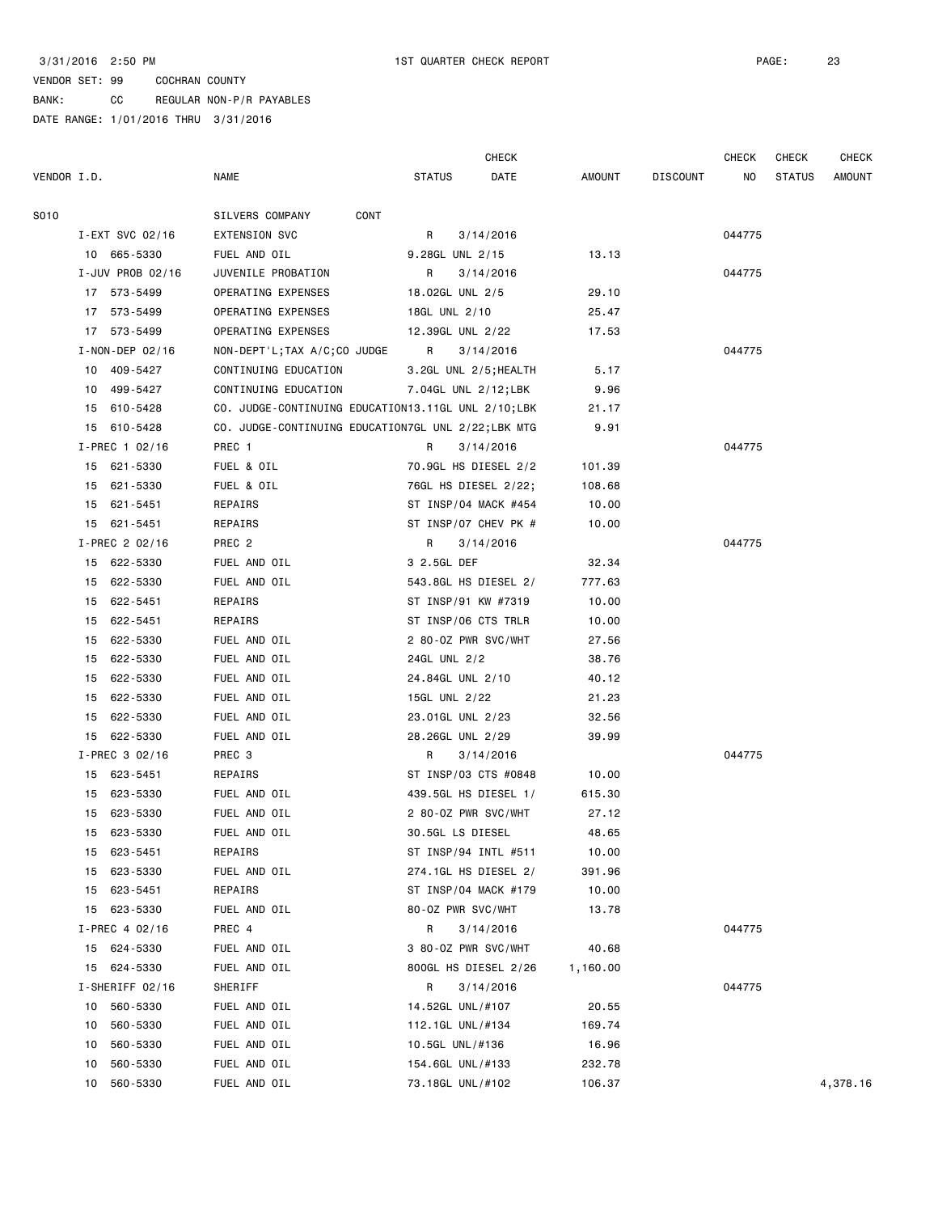3/31/2016 2:50 PM 1ST QUARTER CHECK REPORT PAGE: 23

VENDOR SET: 99 COCHRAN COUNTY

BANK: CC REGULAR NON-P/R PAYABLES

DATE RANGE: 1/01/2016 THRU 3/31/2016

| VENDOR I.D. | NAME | STATUS | CHECK DATE | AMOUNT | DISCOUNT | CHECK NO | CHECK STATUS | CHECK AMOUNT |
|---|---|---|---|---|---|---|---|---|
| S010 | SILVERS COMPANY CONT | | | | | | | |
| I-EXT SVC 02/16 | EXTENSION SVC | R | 3/14/2016 | | | 044775 | | |
| 10 665-5330 | FUEL AND OIL | 9.28GL UNL 2/15 | | 13.13 | | | | |
| I-JUV PROB 02/16 | JUVENILE PROBATION | R | 3/14/2016 | | | 044775 | | |
| 17 573-5499 | OPERATING EXPENSES | 18.02GL UNL 2/5 | | 29.10 | | | | |
| 17 573-5499 | OPERATING EXPENSES | 18GL UNL 2/10 | | 25.47 | | | | |
| 17 573-5499 | OPERATING EXPENSES | 12.39GL UNL 2/22 | | 17.53 | | | | |
| I-NON-DEP 02/16 | NON-DEPT'L;TAX A/C;CO JUDGE | R | 3/14/2016 | | | 044775 | | |
| 10 409-5427 | CONTINUING EDUCATION | 3.2GL UNL 2/5;HEALTH | | 5.17 | | | | |
| 10 499-5427 | CONTINUING EDUCATION | 7.04GL UNL 2/12;LBK | | 9.96 | | | | |
| 15 610-5428 | CO. JUDGE-CONTINUING EDUCATION | 13.11GL UNL 2/10;LBK | | 21.17 | | | | |
| 15 610-5428 | CO. JUDGE-CONTINUING EDUCATION | 7GL UNL 2/22;LBK MTG | | 9.91 | | | | |
| I-PREC 1 02/16 | PREC 1 | R | 3/14/2016 | | | 044775 | | |
| 15 621-5330 | FUEL & OIL | 70.9GL HS DIESEL 2/2 | | 101.39 | | | | |
| 15 621-5330 | FUEL & OIL | 76GL HS DIESEL 2/22; | | 108.68 | | | | |
| 15 621-5451 | REPAIRS | ST INSP/04 MACK #454 | | 10.00 | | | | |
| 15 621-5451 | REPAIRS | ST INSP/07 CHEV PK # | | 10.00 | | | | |
| I-PREC 2 02/16 | PREC 2 | R | 3/14/2016 | | | 044775 | | |
| 15 622-5330 | FUEL AND OIL | 3 2.5GL DEF | | 32.34 | | | | |
| 15 622-5330 | FUEL AND OIL | 543.8GL HS DIESEL 2/ | | 777.63 | | | | |
| 15 622-5451 | REPAIRS | ST INSP/91 KW #7319 | | 10.00 | | | | |
| 15 622-5451 | REPAIRS | ST INSP/06 CTS TRLR | | 10.00 | | | | |
| 15 622-5330 | FUEL AND OIL | 2 80-OZ PWR SVC/WHT | | 27.56 | | | | |
| 15 622-5330 | FUEL AND OIL | 24GL UNL 2/2 | | 38.76 | | | | |
| 15 622-5330 | FUEL AND OIL | 24.84GL UNL 2/10 | | 40.12 | | | | |
| 15 622-5330 | FUEL AND OIL | 15GL UNL 2/22 | | 21.23 | | | | |
| 15 622-5330 | FUEL AND OIL | 23.01GL UNL 2/23 | | 32.56 | | | | |
| 15 622-5330 | FUEL AND OIL | 28.26GL UNL 2/29 | | 39.99 | | | | |
| I-PREC 3 02/16 | PREC 3 | R | 3/14/2016 | | | 044775 | | |
| 15 623-5451 | REPAIRS | ST INSP/03 CTS #0848 | | 10.00 | | | | |
| 15 623-5330 | FUEL AND OIL | 439.5GL HS DIESEL 1/ | | 615.30 | | | | |
| 15 623-5330 | FUEL AND OIL | 2 80-OZ PWR SVC/WHT | | 27.12 | | | | |
| 15 623-5330 | FUEL AND OIL | 30.5GL LS DIESEL | | 48.65 | | | | |
| 15 623-5451 | REPAIRS | ST INSP/94 INTL #511 | | 10.00 | | | | |
| 15 623-5330 | FUEL AND OIL | 274.1GL HS DIESEL 2/ | | 391.96 | | | | |
| 15 623-5451 | REPAIRS | ST INSP/04 MACK #179 | | 10.00 | | | | |
| 15 623-5330 | FUEL AND OIL | 80-OZ PWR SVC/WHT | | 13.78 | | | | |
| I-PREC 4 02/16 | PREC 4 | R | 3/14/2016 | | | 044775 | | |
| 15 624-5330 | FUEL AND OIL | 3 80-OZ PWR SVC/WHT | | 40.68 | | | | |
| 15 624-5330 | FUEL AND OIL | 800GL HS DIESEL 2/26 | | 1,160.00 | | | | |
| I-SHERIFF 02/16 | SHERIFF | R | 3/14/2016 | | | 044775 | | |
| 10 560-5330 | FUEL AND OIL | 14.52GL UNL/#107 | | 20.55 | | | | |
| 10 560-5330 | FUEL AND OIL | 112.1GL UNL/#134 | | 169.74 | | | | |
| 10 560-5330 | FUEL AND OIL | 10.5GL UNL/#136 | | 16.96 | | | | |
| 10 560-5330 | FUEL AND OIL | 154.6GL UNL/#133 | | 232.78 | | | | |
| 10 560-5330 | FUEL AND OIL | 73.18GL UNL/#102 | | 106.37 | | | | 4,378.16 |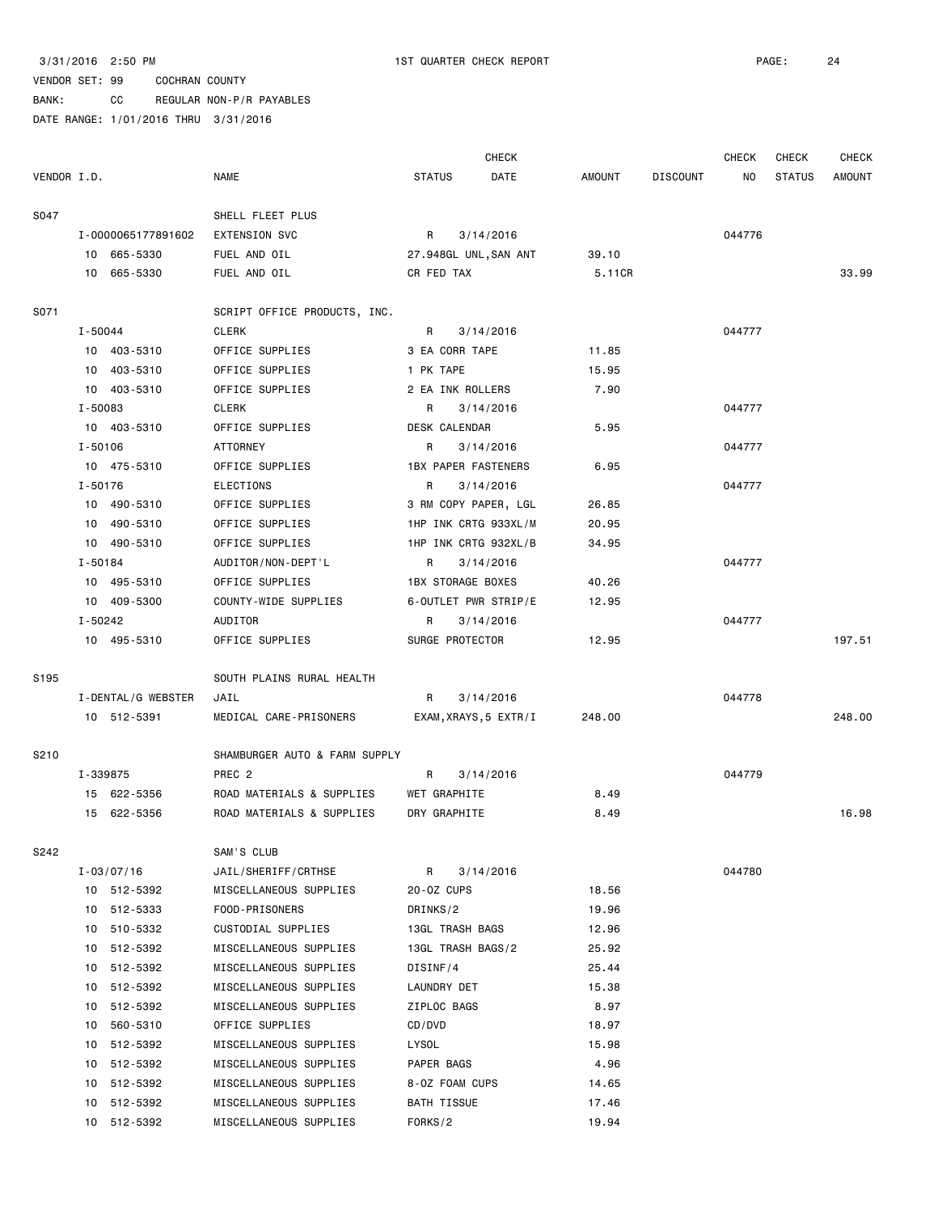3/31/2016 2:50 PM 1ST QUARTER CHECK REPORT

VENDOR SET: 99 COCHRAN COUNTY

BANK: CC REGULAR NON-P/R PAYABLES

DATE RANGE: 1/01/2016 THRU 3/31/2016

| VENDOR I.D. | NAME | STATUS | CHECK DATE | AMOUNT | DISCOUNT | CHECK NO | CHECK STATUS | CHECK AMOUNT |
|---|---|---|---|---|---|---|---|---|
| S047 | SHELL FLEET PLUS | | | | | | | |
| I-0000065177891602 | EXTENSION SVC | R | 3/14/2016 | | | 044776 | | |
| 10 665-5330 | FUEL AND OIL | 27.948GL UNL,SAN ANT | | 39.10 | | | | |
| 10 665-5330 | FUEL AND OIL | CR FED TAX | | 5.11CR | | | | 33.99 |
| S071 | SCRIPT OFFICE PRODUCTS, INC. | | | | | | | |
| I-50044 | CLERK | R | 3/14/2016 | | | 044777 | | |
| 10 403-5310 | OFFICE SUPPLIES | 3 EA CORR TAPE | | 11.85 | | | | |
| 10 403-5310 | OFFICE SUPPLIES | 1 PK TAPE | | 15.95 | | | | |
| 10 403-5310 | OFFICE SUPPLIES | 2 EA INK ROLLERS | | 7.90 | | | | |
| I-50083 | CLERK | R | 3/14/2016 | | | 044777 | | |
| 10 403-5310 | OFFICE SUPPLIES | DESK CALENDAR | | 5.95 | | | | |
| I-50106 | ATTORNEY | R | 3/14/2016 | | | 044777 | | |
| 10 475-5310 | OFFICE SUPPLIES | 1BX PAPER FASTENERS | | 6.95 | | | | |
| I-50176 | ELECTIONS | R | 3/14/2016 | | | 044777 | | |
| 10 490-5310 | OFFICE SUPPLIES | 3 RM COPY PAPER, LGL | | 26.85 | | | | |
| 10 490-5310 | OFFICE SUPPLIES | 1HP INK CRTG 933XL/M | | 20.95 | | | | |
| 10 490-5310 | OFFICE SUPPLIES | 1HP INK CRTG 932XL/B | | 34.95 | | | | |
| I-50184 | AUDITOR/NON-DEPT'L | R | 3/14/2016 | | | 044777 | | |
| 10 495-5310 | OFFICE SUPPLIES | 1BX STORAGE BOXES | | 40.26 | | | | |
| 10 409-5300 | COUNTY-WIDE SUPPLIES | 6-OUTLET PWR STRIP/E | | 12.95 | | | | |
| I-50242 | AUDITOR | R | 3/14/2016 | | | 044777 | | |
| 10 495-5310 | OFFICE SUPPLIES | SURGE PROTECTOR | | 12.95 | | | | 197.51 |
| S195 | SOUTH PLAINS RURAL HEALTH | | | | | | | |
| I-DENTAL/G WEBSTER | JAIL | R | 3/14/2016 | | | 044778 | | |
| 10 512-5391 | MEDICAL CARE-PRISONERS | EXAM,XRAYS,5 EXTR/I | | 248.00 | | | | 248.00 |
| S210 | SHAMBURGER AUTO & FARM SUPPLY | | | | | | | |
| I-339875 | PREC 2 | R | 3/14/2016 | | | 044779 | | |
| 15 622-5356 | ROAD MATERIALS & SUPPLIES | WET GRAPHITE | | 8.49 | | | | |
| 15 622-5356 | ROAD MATERIALS & SUPPLIES | DRY GRAPHITE | | 8.49 | | | | 16.98 |
| S242 | SAM'S CLUB | | | | | | | |
| I-03/07/16 | JAIL/SHERIFF/CRTHSE | R | 3/14/2016 | | | 044780 | | |
| 10 512-5392 | MISCELLANEOUS SUPPLIES | 20-OZ CUPS | | 18.56 | | | | |
| 10 512-5333 | FOOD-PRISONERS | DRINKS/2 | | 19.96 | | | | |
| 10 510-5332 | CUSTODIAL SUPPLIES | 13GL TRASH BAGS | | 12.96 | | | | |
| 10 512-5392 | MISCELLANEOUS SUPPLIES | 13GL TRASH BAGS/2 | | 25.92 | | | | |
| 10 512-5392 | MISCELLANEOUS SUPPLIES | DISINF/4 | | 25.44 | | | | |
| 10 512-5392 | MISCELLANEOUS SUPPLIES | LAUNDRY DET | | 15.38 | | | | |
| 10 512-5392 | MISCELLANEOUS SUPPLIES | ZIPLOC BAGS | | 8.97 | | | | |
| 10 560-5310 | OFFICE SUPPLIES | CD/DVD | | 18.97 | | | | |
| 10 512-5392 | MISCELLANEOUS SUPPLIES | LYSOL | | 15.98 | | | | |
| 10 512-5392 | MISCELLANEOUS SUPPLIES | PAPER BAGS | | 4.96 | | | | |
| 10 512-5392 | MISCELLANEOUS SUPPLIES | 8-OZ FOAM CUPS | | 14.65 | | | | |
| 10 512-5392 | MISCELLANEOUS SUPPLIES | BATH TISSUE | | 17.46 | | | | |
| 10 512-5392 | MISCELLANEOUS SUPPLIES | FORKS/2 | | 19.94 | | | | |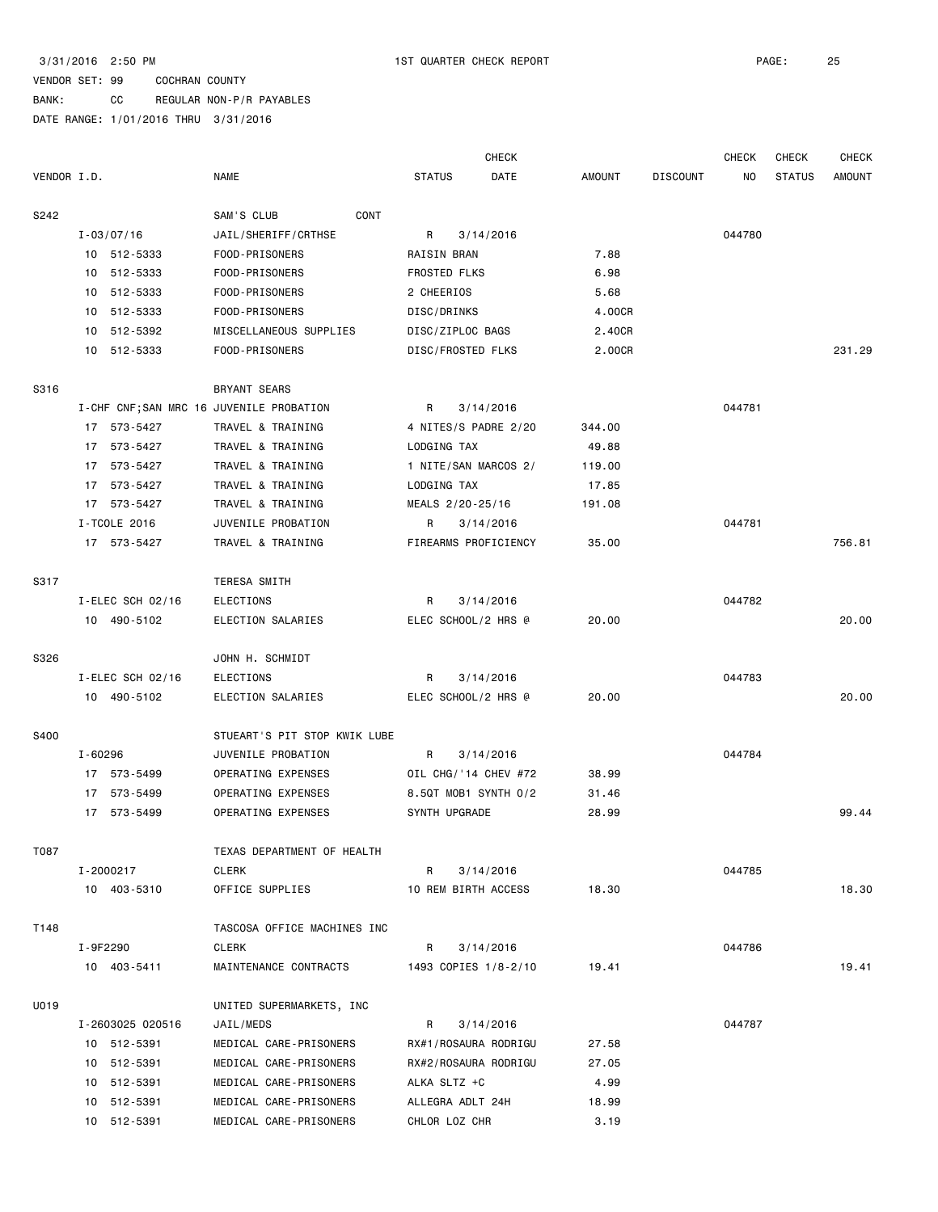3/31/2016 2:50 PM 1ST QUARTER CHECK REPORT

VENDOR SET: 99 COCHRAN COUNTY

BANK: CC REGULAR NON-P/R PAYABLES

DATE RANGE: 1/01/2016 THRU 3/31/2016

| VENDOR I.D. | NAME | STATUS | CHECK DATE | AMOUNT | DISCOUNT | CHECK NO | CHECK STATUS | CHECK AMOUNT |
|---|---|---|---|---|---|---|---|---|
| S242 | SAM'S CLUB CONT | | | | | | | |
| I-03/07/16 | JAIL/SHERIFF/CRTHSE | R | 3/14/2016 | | | 044780 | | |
| 10 512-5333 | FOOD-PRISONERS | RAISIN BRAN | | 7.88 | | | | |
| 10 512-5333 | FOOD-PRISONERS | FROSTED FLKS | | 6.98 | | | | |
| 10 512-5333 | FOOD-PRISONERS | 2 CHEERIOS | | 5.68 | | | | |
| 10 512-5333 | FOOD-PRISONERS | DISC/DRINKS | | 4.00CR | | | | |
| 10 512-5392 | MISCELLANEOUS SUPPLIES | DISC/ZIPLOC BAGS | | 2.40CR | | | | |
| 10 512-5333 | FOOD-PRISONERS | DISC/FROSTED FLKS | | 2.00CR | | | | 231.29 |
| S316 | BRYANT SEARS | | | | | | | |
| I-CHF CNF;SAN MRC 16 | JUVENILE PROBATION | R | 3/14/2016 | | | 044781 | | |
| 17 573-5427 | TRAVEL & TRAINING | 4 NITES/S PADRE 2/20 | | 344.00 | | | | |
| 17 573-5427 | TRAVEL & TRAINING | LODGING TAX | | 49.88 | | | | |
| 17 573-5427 | TRAVEL & TRAINING | 1 NITE/SAN MARCOS 2/ | | 119.00 | | | | |
| 17 573-5427 | TRAVEL & TRAINING | LODGING TAX | | 17.85 | | | | |
| 17 573-5427 | TRAVEL & TRAINING | MEALS 2/20-25/16 | | 191.08 | | | | |
| I-TCOLE 2016 | JUVENILE PROBATION | R | 3/14/2016 | | | 044781 | | |
| 17 573-5427 | TRAVEL & TRAINING | FIREARMS PROFICIENCY | | 35.00 | | | | 756.81 |
| S317 | TERESA SMITH | | | | | | | |
| I-ELEC SCH 02/16 | ELECTIONS | R | 3/14/2016 | | | 044782 | | |
| 10 490-5102 | ELECTION SALARIES | ELEC SCHOOL/2 HRS @ | | 20.00 | | | | 20.00 |
| S326 | JOHN H. SCHMIDT | | | | | | | |
| I-ELEC SCH 02/16 | ELECTIONS | R | 3/14/2016 | | | 044783 | | |
| 10 490-5102 | ELECTION SALARIES | ELEC SCHOOL/2 HRS @ | | 20.00 | | | | 20.00 |
| S400 | STUEART'S PIT STOP KWIK LUBE | | | | | | | |
| I-60296 | JUVENILE PROBATION | R | 3/14/2016 | | | 044784 | | |
| 17 573-5499 | OPERATING EXPENSES | OIL CHG/'14 CHEV #72 | | 38.99 | | | | |
| 17 573-5499 | OPERATING EXPENSES | 8.5QT MOB1 SYNTH 0/2 | | 31.46 | | | | |
| 17 573-5499 | OPERATING EXPENSES | SYNTH UPGRADE | | 28.99 | | | | 99.44 |
| T087 | TEXAS DEPARTMENT OF HEALTH | | | | | | | |
| I-2000217 | CLERK | R | 3/14/2016 | | | 044785 | | |
| 10 403-5310 | OFFICE SUPPLIES | 10 REM BIRTH ACCESS | | 18.30 | | | | 18.30 |
| T148 | TASCOSA OFFICE MACHINES INC | | | | | | | |
| I-9F2290 | CLERK | R | 3/14/2016 | | | 044786 | | |
| 10 403-5411 | MAINTENANCE CONTRACTS | 1493 COPIES 1/8-2/10 | | 19.41 | | | | 19.41 |
| U019 | UNITED SUPERMARKETS, INC | | | | | | | |
| I-2603025 020516 | JAIL/MEDS | R | 3/14/2016 | | | 044787 | | |
| 10 512-5391 | MEDICAL CARE-PRISONERS | RX#1/ROSAURA RODRIGU | | 27.58 | | | | |
| 10 512-5391 | MEDICAL CARE-PRISONERS | RX#2/ROSAURA RODRIGU | | 27.05 | | | | |
| 10 512-5391 | MEDICAL CARE-PRISONERS | ALKA SLTZ +C | | 4.99 | | | | |
| 10 512-5391 | MEDICAL CARE-PRISONERS | ALLEGRA ADLT 24H | | 18.99 | | | | |
| 10 512-5391 | MEDICAL CARE-PRISONERS | CHLOR LOZ CHR | | 3.19 | | | | |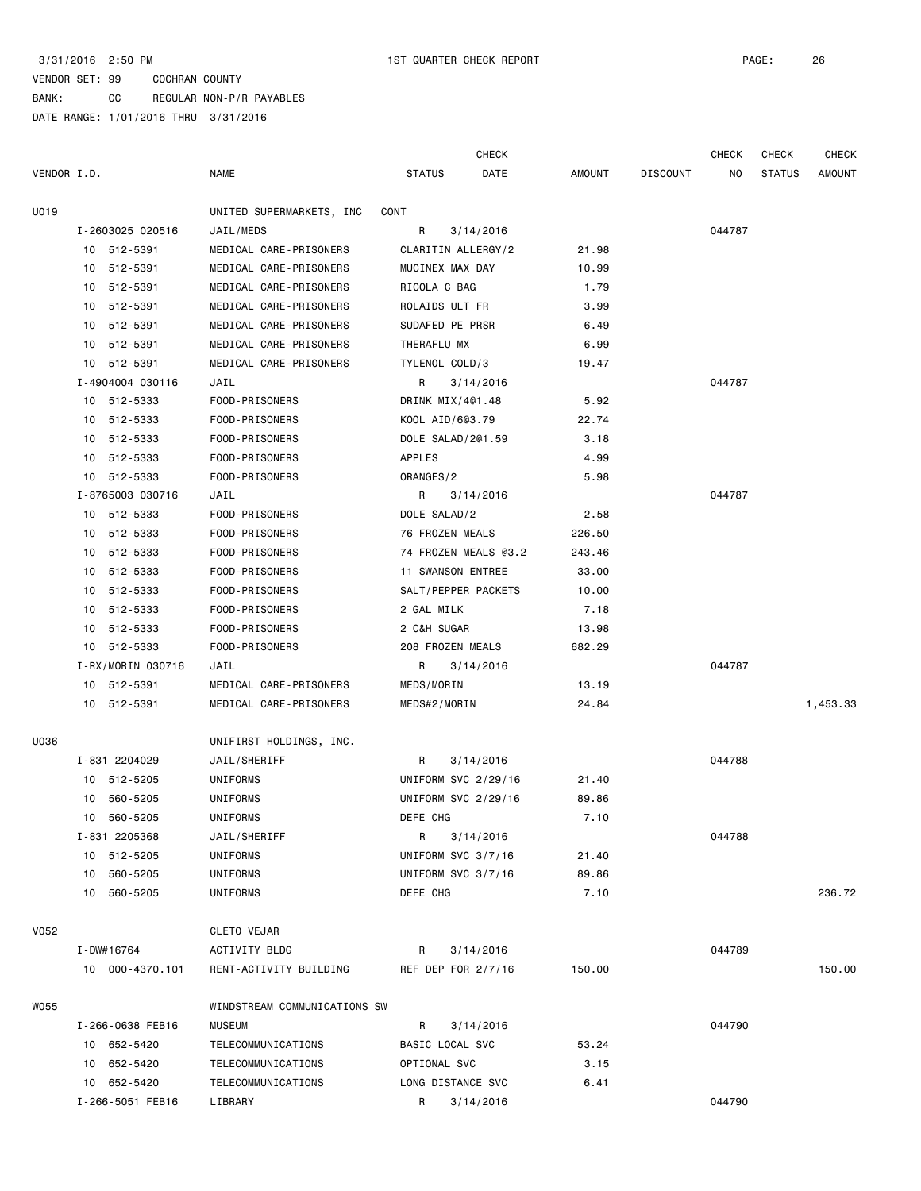3/31/2016 2:50 PM 1ST QUARTER CHECK REPORT

VENDOR SET: 99 COCHRAN COUNTY

BANK: CC REGULAR NON-P/R PAYABLES

DATE RANGE: 1/01/2016 THRU 3/31/2016

| VENDOR I.D. | NAME | STATUS | CHECK DATE | AMOUNT | DISCOUNT | CHECK NO | CHECK STATUS | CHECK AMOUNT |
|---|---|---|---|---|---|---|---|---|
| U019 | UNITED SUPERMARKETS, INC CONT | | | | | | | |
| I-2603025 020516 | JAIL/MEDS | R | 3/14/2016 | | | 044787 | | |
| 10 512-5391 | MEDICAL CARE-PRISONERS | CLARITIN ALLERGY/2 | | 21.98 | | | | |
| 10 512-5391 | MEDICAL CARE-PRISONERS | MUCINEX MAX DAY | | 10.99 | | | | |
| 10 512-5391 | MEDICAL CARE-PRISONERS | RICOLA C BAG | | 1.79 | | | | |
| 10 512-5391 | MEDICAL CARE-PRISONERS | ROLAIDS ULT FR | | 3.99 | | | | |
| 10 512-5391 | MEDICAL CARE-PRISONERS | SUDAFED PE PRSR | | 6.49 | | | | |
| 10 512-5391 | MEDICAL CARE-PRISONERS | THERAFLU MX | | 6.99 | | | | |
| 10 512-5391 | MEDICAL CARE-PRISONERS | TYLENOL COLD/3 | | 19.47 | | | | |
| I-4904004 030116 | JAIL | R | 3/14/2016 | | | 044787 | | |
| 10 512-5333 | FOOD-PRISONERS | DRINK MIX/4@1.48 | | 5.92 | | | | |
| 10 512-5333 | FOOD-PRISONERS | KOOL AID/6@3.79 | | 22.74 | | | | |
| 10 512-5333 | FOOD-PRISONERS | DOLE SALAD/2@1.59 | | 3.18 | | | | |
| 10 512-5333 | FOOD-PRISONERS | APPLES | | 4.99 | | | | |
| 10 512-5333 | FOOD-PRISONERS | ORANGES/2 | | 5.98 | | | | |
| I-8765003 030716 | JAIL | R | 3/14/2016 | | | 044787 | | |
| 10 512-5333 | FOOD-PRISONERS | DOLE SALAD/2 | | 2.58 | | | | |
| 10 512-5333 | FOOD-PRISONERS | 76 FROZEN MEALS | | 226.50 | | | | |
| 10 512-5333 | FOOD-PRISONERS | 74 FROZEN MEALS @3.2 | | 243.46 | | | | |
| 10 512-5333 | FOOD-PRISONERS | 11 SWANSON ENTREE | | 33.00 | | | | |
| 10 512-5333 | FOOD-PRISONERS | SALT/PEPPER PACKETS | | 10.00 | | | | |
| 10 512-5333 | FOOD-PRISONERS | 2 GAL MILK | | 7.18 | | | | |
| 10 512-5333 | FOOD-PRISONERS | 2 C&H SUGAR | | 13.98 | | | | |
| 10 512-5333 | FOOD-PRISONERS | 208 FROZEN MEALS | | 682.29 | | | | |
| I-RX/MORIN 030716 | JAIL | R | 3/14/2016 | | | 044787 | | |
| 10 512-5391 | MEDICAL CARE-PRISONERS | MEDS/MORIN | | 13.19 | | | | |
| 10 512-5391 | MEDICAL CARE-PRISONERS | MEDS#2/MORIN | | 24.84 | | | | 1,453.33 |
| U036 | UNIFIRST HOLDINGS, INC. | | | | | | | |
| I-831 2204029 | JAIL/SHERIFF | R | 3/14/2016 | | | 044788 | | |
| 10 512-5205 | UNIFORMS | UNIFORM SVC 2/29/16 | | 21.40 | | | | |
| 10 560-5205 | UNIFORMS | UNIFORM SVC 2/29/16 | | 89.86 | | | | |
| 10 560-5205 | UNIFORMS | DEFE CHG | | 7.10 | | | | |
| I-831 2205368 | JAIL/SHERIFF | R | 3/14/2016 | | | 044788 | | |
| 10 512-5205 | UNIFORMS | UNIFORM SVC 3/7/16 | | 21.40 | | | | |
| 10 560-5205 | UNIFORMS | UNIFORM SVC 3/7/16 | | 89.86 | | | | |
| 10 560-5205 | UNIFORMS | DEFE CHG | | 7.10 | | | | 236.72 |
| V052 | CLETO VEJAR | | | | | | | |
| I-DW#16764 | ACTIVITY BLDG | R | 3/14/2016 | | | 044789 | | |
| 10 000-4370.101 | RENT-ACTIVITY BUILDING | REF DEP FOR 2/7/16 | | 150.00 | | | | 150.00 |
| W055 | WINDSTREAM COMMUNICATIONS SW | | | | | | | |
| I-266-0638 FEB16 | MUSEUM | R | 3/14/2016 | | | 044790 | | |
| 10 652-5420 | TELECOMMUNICATIONS | BASIC LOCAL SVC | | 53.24 | | | | |
| 10 652-5420 | TELECOMMUNICATIONS | OPTIONAL SVC | | 3.15 | | | | |
| 10 652-5420 | TELECOMMUNICATIONS | LONG DISTANCE SVC | | 6.41 | | | | |
| I-266-5051 FEB16 | LIBRARY | R | 3/14/2016 | | | 044790 | | |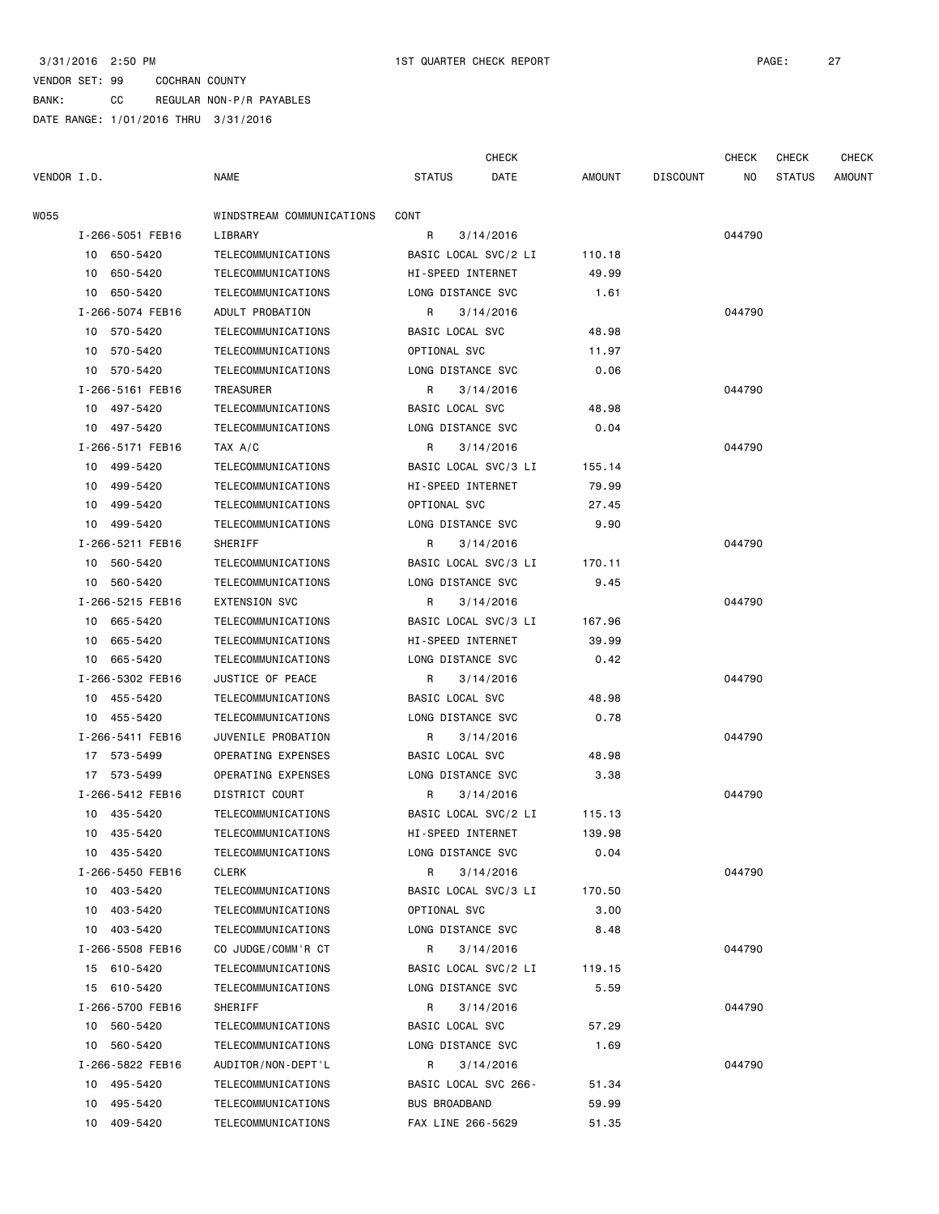3/31/2016 2:50 PM 1ST QUARTER CHECK REPORT

VENDOR SET: 99 COCHRAN COUNTY

BANK: CC REGULAR NON-P/R PAYABLES

DATE RANGE: 1/01/2016 THRU 3/31/2016

| VENDOR I.D. | NAME | STATUS | CHECK DATE | AMOUNT | DISCOUNT | CHECK NO | CHECK STATUS | CHECK AMOUNT |
|---|---|---|---|---|---|---|---|---|
| W055 | WINDSTREAM COMMUNICATIONS | CONT | | | | | | |
| I-266-5051 FEB16 | LIBRARY | R | 3/14/2016 | | | 044790 | | |
| 10 650-5420 | TELECOMMUNICATIONS | BASIC LOCAL SVC/2 LI | | 110.18 | | | | |
| 10 650-5420 | TELECOMMUNICATIONS | HI-SPEED INTERNET | | 49.99 | | | | |
| 10 650-5420 | TELECOMMUNICATIONS | LONG DISTANCE SVC | | 1.61 | | | | |
| I-266-5074 FEB16 | ADULT PROBATION | R | 3/14/2016 | | | 044790 | | |
| 10 570-5420 | TELECOMMUNICATIONS | BASIC LOCAL SVC | | 48.98 | | | | |
| 10 570-5420 | TELECOMMUNICATIONS | OPTIONAL SVC | | 11.97 | | | | |
| 10 570-5420 | TELECOMMUNICATIONS | LONG DISTANCE SVC | | 0.06 | | | | |
| I-266-5161 FEB16 | TREASURER | R | 3/14/2016 | | | 044790 | | |
| 10 497-5420 | TELECOMMUNICATIONS | BASIC LOCAL SVC | | 48.98 | | | | |
| 10 497-5420 | TELECOMMUNICATIONS | LONG DISTANCE SVC | | 0.04 | | | | |
| I-266-5171 FEB16 | TAX A/C | R | 3/14/2016 | | | 044790 | | |
| 10 499-5420 | TELECOMMUNICATIONS | BASIC LOCAL SVC/3 LI | | 155.14 | | | | |
| 10 499-5420 | TELECOMMUNICATIONS | HI-SPEED INTERNET | | 79.99 | | | | |
| 10 499-5420 | TELECOMMUNICATIONS | OPTIONAL SVC | | 27.45 | | | | |
| 10 499-5420 | TELECOMMUNICATIONS | LONG DISTANCE SVC | | 9.90 | | | | |
| I-266-5211 FEB16 | SHERIFF | R | 3/14/2016 | | | 044790 | | |
| 10 560-5420 | TELECOMMUNICATIONS | BASIC LOCAL SVC/3 LI | | 170.11 | | | | |
| 10 560-5420 | TELECOMMUNICATIONS | LONG DISTANCE SVC | | 9.45 | | | | |
| I-266-5215 FEB16 | EXTENSION SVC | R | 3/14/2016 | | | 044790 | | |
| 10 665-5420 | TELECOMMUNICATIONS | BASIC LOCAL SVC/3 LI | | 167.96 | | | | |
| 10 665-5420 | TELECOMMUNICATIONS | HI-SPEED INTERNET | | 39.99 | | | | |
| 10 665-5420 | TELECOMMUNICATIONS | LONG DISTANCE SVC | | 0.42 | | | | |
| I-266-5302 FEB16 | JUSTICE OF PEACE | R | 3/14/2016 | | | 044790 | | |
| 10 455-5420 | TELECOMMUNICATIONS | BASIC LOCAL SVC | | 48.98 | | | | |
| 10 455-5420 | TELECOMMUNICATIONS | LONG DISTANCE SVC | | 0.78 | | | | |
| I-266-5411 FEB16 | JUVENILE PROBATION | R | 3/14/2016 | | | 044790 | | |
| 17 573-5499 | OPERATING EXPENSES | BASIC LOCAL SVC | | 48.98 | | | | |
| 17 573-5499 | OPERATING EXPENSES | LONG DISTANCE SVC | | 3.38 | | | | |
| I-266-5412 FEB16 | DISTRICT COURT | R | 3/14/2016 | | | 044790 | | |
| 10 435-5420 | TELECOMMUNICATIONS | BASIC LOCAL SVC/2 LI | | 115.13 | | | | |
| 10 435-5420 | TELECOMMUNICATIONS | HI-SPEED INTERNET | | 139.98 | | | | |
| 10 435-5420 | TELECOMMUNICATIONS | LONG DISTANCE SVC | | 0.04 | | | | |
| I-266-5450 FEB16 | CLERK | R | 3/14/2016 | | | 044790 | | |
| 10 403-5420 | TELECOMMUNICATIONS | BASIC LOCAL SVC/3 LI | | 170.50 | | | | |
| 10 403-5420 | TELECOMMUNICATIONS | OPTIONAL SVC | | 3.00 | | | | |
| 10 403-5420 | TELECOMMUNICATIONS | LONG DISTANCE SVC | | 8.48 | | | | |
| I-266-5508 FEB16 | CO JUDGE/COMM'R CT | R | 3/14/2016 | | | 044790 | | |
| 15 610-5420 | TELECOMMUNICATIONS | BASIC LOCAL SVC/2 LI | | 119.15 | | | | |
| 15 610-5420 | TELECOMMUNICATIONS | LONG DISTANCE SVC | | 5.59 | | | | |
| I-266-5700 FEB16 | SHERIFF | R | 3/14/2016 | | | 044790 | | |
| 10 560-5420 | TELECOMMUNICATIONS | BASIC LOCAL SVC | | 57.29 | | | | |
| 10 560-5420 | TELECOMMUNICATIONS | LONG DISTANCE SVC | | 1.69 | | | | |
| I-266-5822 FEB16 | AUDITOR/NON-DEPT'L | R | 3/14/2016 | | | 044790 | | |
| 10 495-5420 | TELECOMMUNICATIONS | BASIC LOCAL SVC 266- | | 51.34 | | | | |
| 10 495-5420 | TELECOMMUNICATIONS | BUS BROADBAND | | 59.99 | | | | |
| 10 409-5420 | TELECOMMUNICATIONS | FAX LINE 266-5629 | | 51.35 | | | | |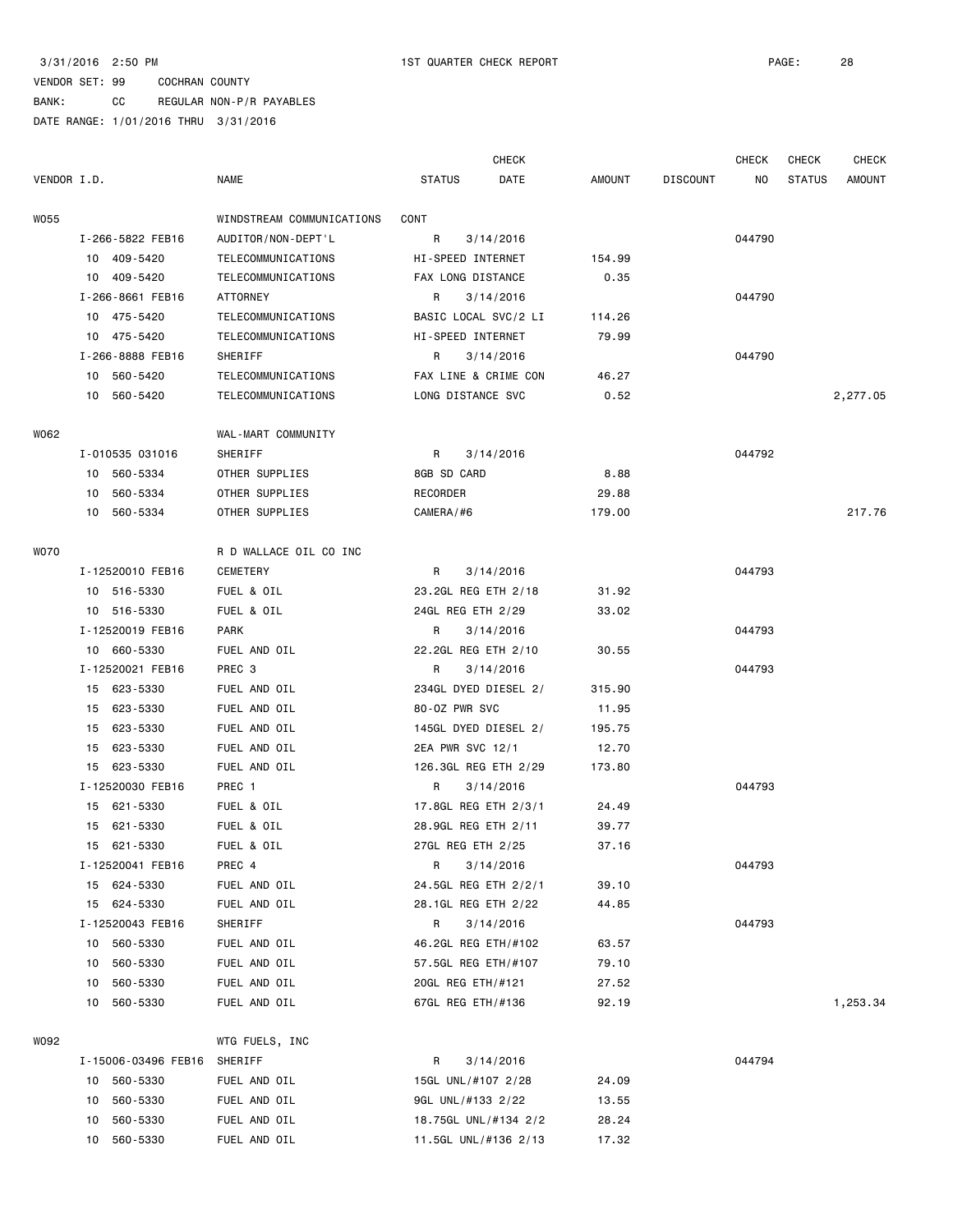3/31/2016 2:50 PM 1ST QUARTER CHECK REPORT PAGE: 28

VENDOR SET: 99 COCHRAN COUNTY

BANK: CC REGULAR NON-P/R PAYABLES

DATE RANGE: 1/01/2016 THRU 3/31/2016

| VENDOR I.D. | NAME | STATUS | CHECK DATE | AMOUNT | DISCOUNT | CHECK NO | CHECK STATUS | CHECK AMOUNT |
|---|---|---|---|---|---|---|---|---|
| W055 | WINDSTREAM COMMUNICATIONS | CONT | | | | | | |
| I-266-5822 FEB16 | AUDITOR/NON-DEPT'L | R | 3/14/2016 | | | 044790 | | |
| 10 409-5420 | TELECOMMUNICATIONS | HI-SPEED INTERNET | | 154.99 | | | | |
| 10 409-5420 | TELECOMMUNICATIONS | FAX LONG DISTANCE | | 0.35 | | | | |
| I-266-8661 FEB16 | ATTORNEY | R | 3/14/2016 | | | 044790 | | |
| 10 475-5420 | TELECOMMUNICATIONS | BASIC LOCAL SVC/2 LI | | 114.26 | | | | |
| 10 475-5420 | TELECOMMUNICATIONS | HI-SPEED INTERNET | | 79.99 | | | | |
| I-266-8888 FEB16 | SHERIFF | R | 3/14/2016 | | | 044790 | | |
| 10 560-5420 | TELECOMMUNICATIONS | FAX LINE & CRIME CON | | 46.27 | | | | |
| 10 560-5420 | TELECOMMUNICATIONS | LONG DISTANCE SVC | | 0.52 | | | | 2,277.05 |
| W062 | WAL-MART COMMUNITY | | | | | | | |
| I-010535 031016 | SHERIFF | R | 3/14/2016 | | | 044792 | | |
| 10 560-5334 | OTHER SUPPLIES | 8GB SD CARD | | 8.88 | | | | |
| 10 560-5334 | OTHER SUPPLIES | RECORDER | | 29.88 | | | | |
| 10 560-5334 | OTHER SUPPLIES | CAMERA/#6 | | 179.00 | | | | 217.76 |
| W070 | R D WALLACE OIL CO INC | | | | | | | |
| I-12520010 FEB16 | CEMETERY | R | 3/14/2016 | | | 044793 | | |
| 10 516-5330 | FUEL & OIL | 23.2GL REG ETH 2/18 | | 31.92 | | | | |
| 10 516-5330 | FUEL & OIL | 24GL REG ETH 2/29 | | 33.02 | | | | |
| I-12520019 FEB16 | PARK | R | 3/14/2016 | | | 044793 | | |
| 10 660-5330 | FUEL AND OIL | 22.2GL REG ETH 2/10 | | 30.55 | | | | |
| I-12520021 FEB16 | PREC 3 | R | 3/14/2016 | | | 044793 | | |
| 15 623-5330 | FUEL AND OIL | 234GL DYED DIESEL 2/ | | 315.90 | | | | |
| 15 623-5330 | FUEL AND OIL | 80-OZ PWR SVC | | 11.95 | | | | |
| 15 623-5330 | FUEL AND OIL | 145GL DYED DIESEL 2/ | | 195.75 | | | | |
| 15 623-5330 | FUEL AND OIL | 2EA PWR SVC 12/1 | | 12.70 | | | | |
| 15 623-5330 | FUEL AND OIL | 126.3GL REG ETH 2/29 | | 173.80 | | | | |
| I-12520030 FEB16 | PREC 1 | R | 3/14/2016 | | | 044793 | | |
| 15 621-5330 | FUEL & OIL | 17.8GL REG ETH 2/3/1 | | 24.49 | | | | |
| 15 621-5330 | FUEL & OIL | 28.9GL REG ETH 2/11 | | 39.77 | | | | |
| 15 621-5330 | FUEL & OIL | 27GL REG ETH 2/25 | | 37.16 | | | | |
| I-12520041 FEB16 | PREC 4 | R | 3/14/2016 | | | 044793 | | |
| 15 624-5330 | FUEL AND OIL | 24.5GL REG ETH 2/2/1 | | 39.10 | | | | |
| 15 624-5330 | FUEL AND OIL | 28.1GL REG ETH 2/22 | | 44.85 | | | | |
| I-12520043 FEB16 | SHERIFF | R | 3/14/2016 | | | 044793 | | |
| 10 560-5330 | FUEL AND OIL | 46.2GL REG ETH/#102 | | 63.57 | | | | |
| 10 560-5330 | FUEL AND OIL | 57.5GL REG ETH/#107 | | 79.10 | | | | |
| 10 560-5330 | FUEL AND OIL | 20GL REG ETH/#121 | | 27.52 | | | | |
| 10 560-5330 | FUEL AND OIL | 67GL REG ETH/#136 | | 92.19 | | | | 1,253.34 |
| W092 | WTG FUELS, INC | | | | | | | |
| I-15006-03496 FEB16 | SHERIFF | R | 3/14/2016 | | | 044794 | | |
| 10 560-5330 | FUEL AND OIL | 15GL UNL/#107 2/28 | | 24.09 | | | | |
| 10 560-5330 | FUEL AND OIL | 9GL UNL/#133 2/22 | | 13.55 | | | | |
| 10 560-5330 | FUEL AND OIL | 18.75GL UNL/#134 2/2 | | 28.24 | | | | |
| 10 560-5330 | FUEL AND OIL | 11.5GL UNL/#136 2/13 | | 17.32 | | | | |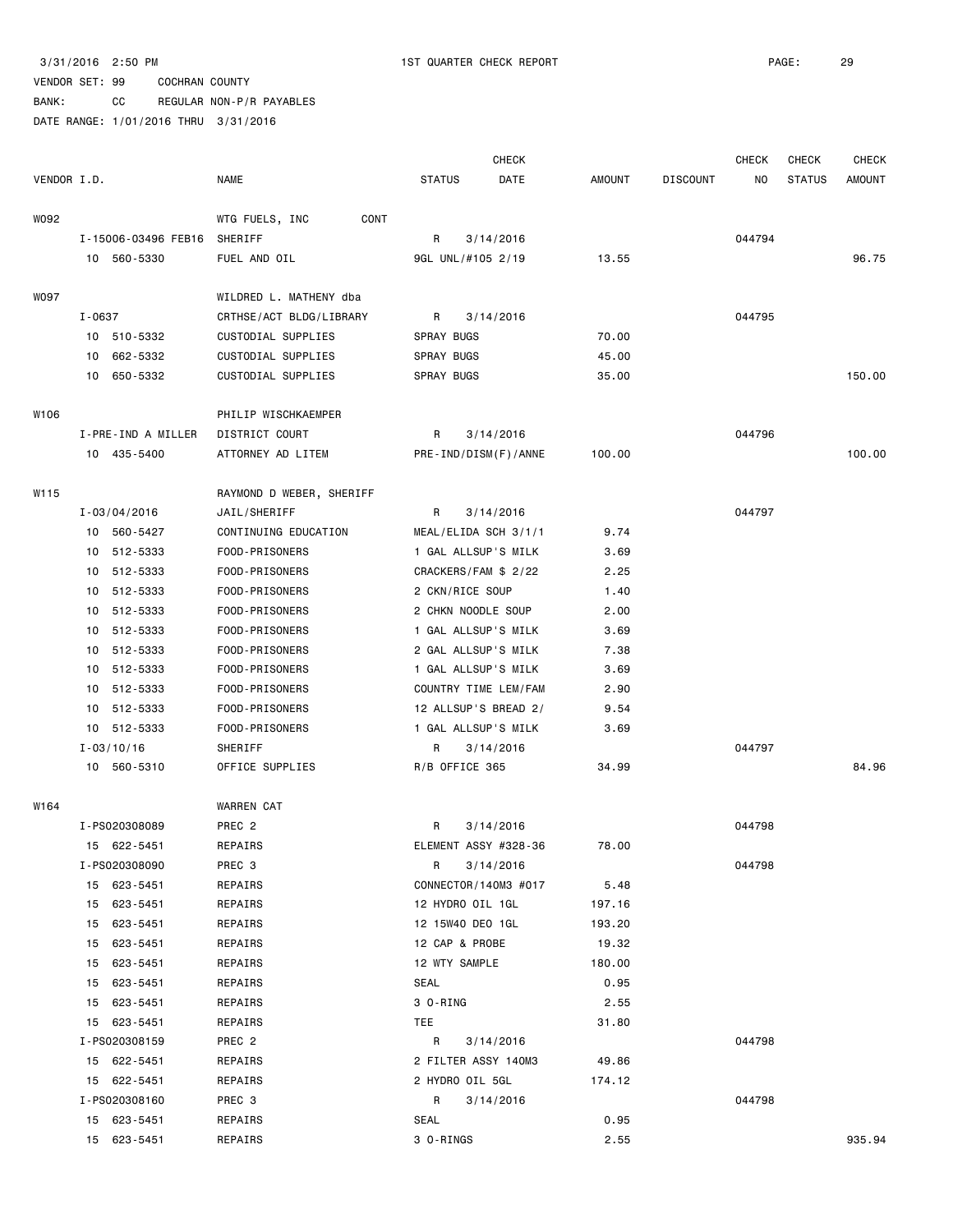3/31/2016 2:50 PM 1ST QUARTER CHECK REPORT

VENDOR SET: 99 COCHRAN COUNTY

BANK: CC REGULAR NON-P/R PAYABLES

DATE RANGE: 1/01/2016 THRU 3/31/2016

| VENDOR I.D. | NAME | STATUS | CHECK DATE | AMOUNT | DISCOUNT | CHECK NO | CHECK STATUS | CHECK AMOUNT |
|---|---|---|---|---|---|---|---|---|
| W092 | WTG FUELS, INC CONT | | | | | | | |
| I-15006-03496 FEB16 | SHERIFF | R | 3/14/2016 | | | 044794 | | |
| 10 560-5330 | FUEL AND OIL | 9GL UNL/#105 2/19 | | 13.55 | | | | 96.75 |
| W097 | WILDRED L. MATHENY dba | | | | | | | |
| I-0637 | CRTHSE/ACT BLDG/LIBRARY | R | 3/14/2016 | | | 044795 | | |
| 10 510-5332 | CUSTODIAL SUPPLIES | SPRAY BUGS | | 70.00 | | | | |
| 10 662-5332 | CUSTODIAL SUPPLIES | SPRAY BUGS | | 45.00 | | | | |
| 10 650-5332 | CUSTODIAL SUPPLIES | SPRAY BUGS | | 35.00 | | | | 150.00 |
| W106 | PHILIP WISCHKAEMPER | | | | | | | |
| I-PRE-IND A MILLER | DISTRICT COURT | R | 3/14/2016 | | | 044796 | | |
| 10 435-5400 | ATTORNEY AD LITEM | PRE-IND/DISM(F)/ANNE | | 100.00 | | | | 100.00 |
| W115 | RAYMOND D WEBER, SHERIFF | | | | | | | |
| I-03/04/2016 | JAIL/SHERIFF | R | 3/14/2016 | | | 044797 | | |
| 10 560-5427 | CONTINUING EDUCATION | MEAL/ELIDA SCH 3/1/1 | | 9.74 | | | | |
| 10 512-5333 | FOOD-PRISONERS | 1 GAL ALLSUP'S MILK | | 3.69 | | | | |
| 10 512-5333 | FOOD-PRISONERS | CRACKERS/FAM $ 2/22 | | 2.25 | | | | |
| 10 512-5333 | FOOD-PRISONERS | 2 CKN/RICE SOUP | | 1.40 | | | | |
| 10 512-5333 | FOOD-PRISONERS | 2 CHKN NOODLE SOUP | | 2.00 | | | | |
| 10 512-5333 | FOOD-PRISONERS | 1 GAL ALLSUP'S MILK | | 3.69 | | | | |
| 10 512-5333 | FOOD-PRISONERS | 2 GAL ALLSUP'S MILK | | 7.38 | | | | |
| 10 512-5333 | FOOD-PRISONERS | 1 GAL ALLSUP'S MILK | | 3.69 | | | | |
| 10 512-5333 | FOOD-PRISONERS | COUNTRY TIME LEM/FAM | | 2.90 | | | | |
| 10 512-5333 | FOOD-PRISONERS | 12 ALLSUP'S BREAD 2/ | | 9.54 | | | | |
| 10 512-5333 | FOOD-PRISONERS | 1 GAL ALLSUP'S MILK | | 3.69 | | | | |
| I-03/10/16 | SHERIFF | R | 3/14/2016 | | | 044797 | | |
| 10 560-5310 | OFFICE SUPPLIES | R/B OFFICE 365 | | 34.99 | | | | 84.96 |
| W164 | WARREN CAT | | | | | | | |
| I-PS020308089 | PREC 2 | R | 3/14/2016 | | | 044798 | | |
| 15 622-5451 | REPAIRS | ELEMENT ASSY #328-36 | | 78.00 | | | | |
| I-PS020308090 | PREC 3 | R | 3/14/2016 | | | 044798 | | |
| 15 623-5451 | REPAIRS | CONNECTOR/140M3 #017 | | 5.48 | | | | |
| 15 623-5451 | REPAIRS | 12 HYDRO OIL 1GL | | 197.16 | | | | |
| 15 623-5451 | REPAIRS | 12 15W40 DEO 1GL | | 193.20 | | | | |
| 15 623-5451 | REPAIRS | 12 CAP & PROBE | | 19.32 | | | | |
| 15 623-5451 | REPAIRS | 12 WTY SAMPLE | | 180.00 | | | | |
| 15 623-5451 | REPAIRS | SEAL | | 0.95 | | | | |
| 15 623-5451 | REPAIRS | 3 O-RING | | 2.55 | | | | |
| 15 623-5451 | REPAIRS | TEE | | 31.80 | | | | |
| I-PS020308159 | PREC 2 | R | 3/14/2016 | | | 044798 | | |
| 15 622-5451 | REPAIRS | 2 FILTER ASSY 140M3 | | 49.86 | | | | |
| 15 622-5451 | REPAIRS | 2 HYDRO OIL 5GL | | 174.12 | | | | |
| I-PS020308160 | PREC 3 | R | 3/14/2016 | | | 044798 | | |
| 15 623-5451 | REPAIRS | SEAL | | 0.95 | | | | |
| 15 623-5451 | REPAIRS | 3 O-RINGS | | 2.55 | | | | 935.94 |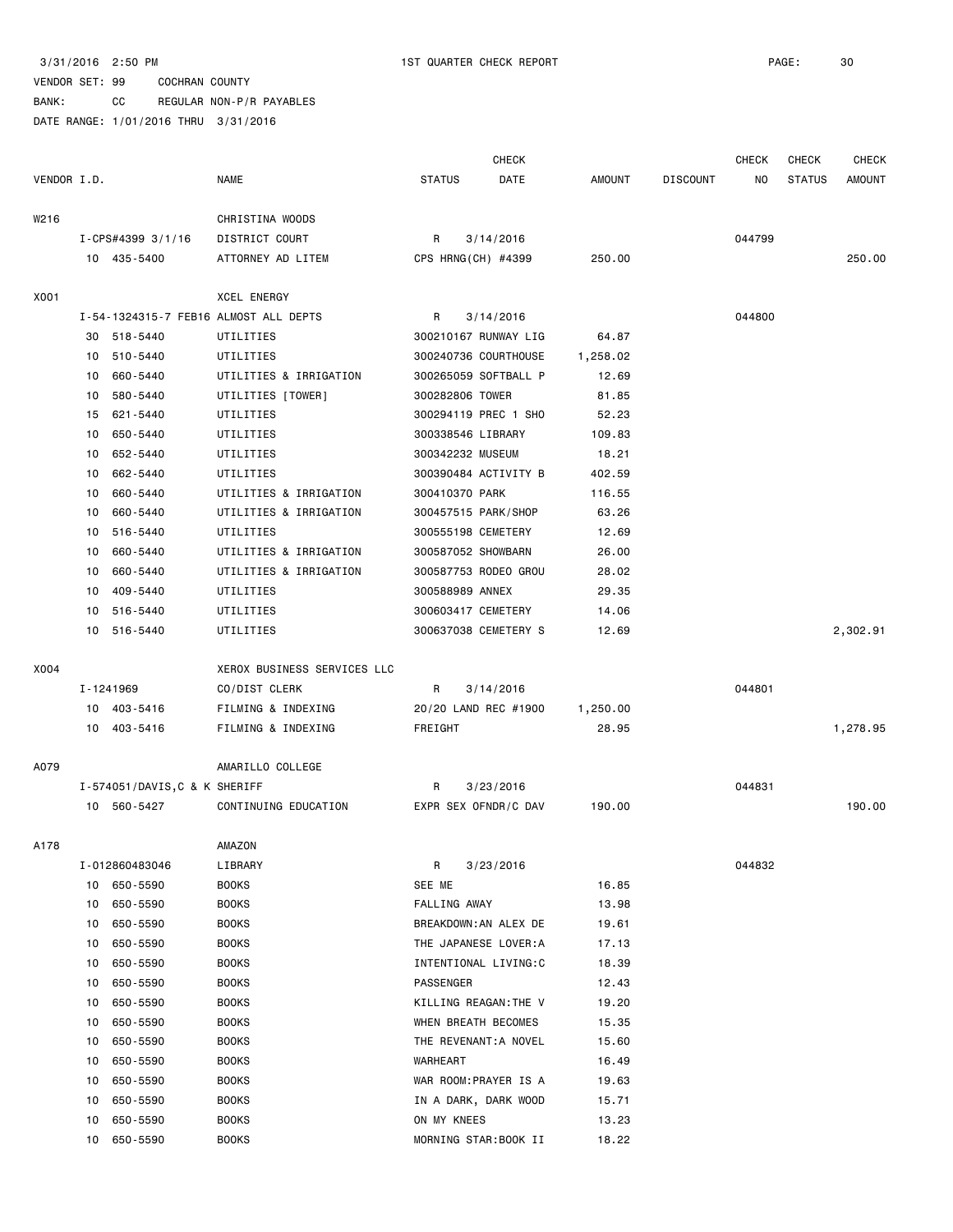3/31/2016 2:50 PM 1ST QUARTER CHECK REPORT

VENDOR SET: 99 COCHRAN COUNTY

BANK: CC REGULAR NON-P/R PAYABLES

DATE RANGE: 1/01/2016 THRU 3/31/2016

| VENDOR I.D. | NAME | STATUS | CHECK DATE | AMOUNT | DISCOUNT | CHECK NO | CHECK STATUS | CHECK AMOUNT |
|---|---|---|---|---|---|---|---|---|
| W216 | CHRISTINA WOODS | | | | | | | |
| I-CPS#4399 3/1/16 | DISTRICT COURT | R | 3/14/2016 | | | 044799 | | |
| 10 435-5400 | ATTORNEY AD LITEM | CPS HRNG(CH) #4399 | | 250.00 | | | | 250.00 |
| X001 | XCEL ENERGY | | | | | | | |
| I-54-1324315-7 FEB16 | ALMOST ALL DEPTS | R | 3/14/2016 | | | 044800 | | |
| 30 518-5440 | UTILITIES | 300210167 RUNWAY LIG | | 64.87 | | | | |
| 10 510-5440 | UTILITIES | 300240736 COURTHOUSE | | 1,258.02 | | | | |
| 10 660-5440 | UTILITIES & IRRIGATION | 300265059 SOFTBALL P | | 12.69 | | | | |
| 10 580-5440 | UTILITIES [TOWER] | 300282806 TOWER | | 81.85 | | | | |
| 15 621-5440 | UTILITIES | 300294119 PREC 1 SHO | | 52.23 | | | | |
| 10 650-5440 | UTILITIES | 300338546 LIBRARY | | 109.83 | | | | |
| 10 652-5440 | UTILITIES | 300342232 MUSEUM | | 18.21 | | | | |
| 10 662-5440 | UTILITIES | 300390484 ACTIVITY B | | 402.59 | | | | |
| 10 660-5440 | UTILITIES & IRRIGATION | 300410370 PARK | | 116.55 | | | | |
| 10 660-5440 | UTILITIES & IRRIGATION | 300457515 PARK/SHOP | | 63.26 | | | | |
| 10 516-5440 | UTILITIES | 300555198 CEMETERY | | 12.69 | | | | |
| 10 660-5440 | UTILITIES & IRRIGATION | 300587052 SHOWBARN | | 26.00 | | | | |
| 10 660-5440 | UTILITIES & IRRIGATION | 300587753 RODEO GROU | | 28.02 | | | | |
| 10 409-5440 | UTILITIES | 300588989 ANNEX | | 29.35 | | | | |
| 10 516-5440 | UTILITIES | 300603417 CEMETERY | | 14.06 | | | | |
| 10 516-5440 | UTILITIES | 300637038 CEMETERY S | | 12.69 | | | | 2,302.91 |
| X004 | XEROX BUSINESS SERVICES LLC | | | | | | | |
| I-1241969 | CO/DIST CLERK | R | 3/14/2016 | | | 044801 | | |
| 10 403-5416 | FILMING & INDEXING | 20/20 LAND REC #1900 | | 1,250.00 | | | | |
| 10 403-5416 | FILMING & INDEXING | FREIGHT | | 28.95 | | | | 1,278.95 |
| A079 | AMARILLO COLLEGE | | | | | | | |
| I-574051/DAVIS,C & K | SHERIFF | R | 3/23/2016 | | | 044831 | | |
| 10 560-5427 | CONTINUING EDUCATION | EXPR SEX OFNDR/C DAV | | 190.00 | | | | 190.00 |
| A178 | AMAZON | | | | | | | |
| I-012860483046 | LIBRARY | R | 3/23/2016 | | | 044832 | | |
| 10 650-5590 | BOOKS | SEE ME | | 16.85 | | | | |
| 10 650-5590 | BOOKS | FALLING AWAY | | 13.98 | | | | |
| 10 650-5590 | BOOKS | BREAKDOWN:AN ALEX DE | | 19.61 | | | | |
| 10 650-5590 | BOOKS | THE JAPANESE LOVER:A | | 17.13 | | | | |
| 10 650-5590 | BOOKS | INTENTIONAL LIVING:C | | 18.39 | | | | |
| 10 650-5590 | BOOKS | PASSENGER | | 12.43 | | | | |
| 10 650-5590 | BOOKS | KILLING REAGAN:THE V | | 19.20 | | | | |
| 10 650-5590 | BOOKS | WHEN BREATH BECOMES | | 15.35 | | | | |
| 10 650-5590 | BOOKS | THE REVENANT:A NOVEL | | 15.60 | | | | |
| 10 650-5590 | BOOKS | WARHEART | | 16.49 | | | | |
| 10 650-5590 | BOOKS | WAR ROOM:PRAYER IS A | | 19.63 | | | | |
| 10 650-5590 | BOOKS | IN A DARK, DARK WOOD | | 15.71 | | | | |
| 10 650-5590 | BOOKS | ON MY KNEES | | 13.23 | | | | |
| 10 650-5590 | BOOKS | MORNING STAR:BOOK II | | 18.22 | | | | |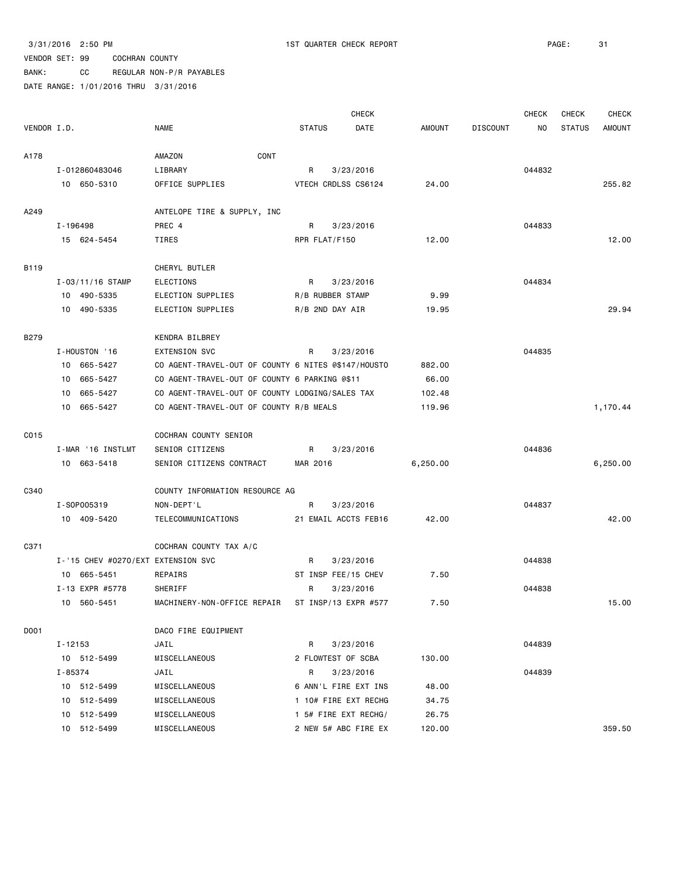3/31/2016 2:50 PM 1ST QUARTER CHECK REPORT

VENDOR SET: 99 COCHRAN COUNTY

BANK: CC REGULAR NON-P/R PAYABLES

DATE RANGE: 1/01/2016 THRU 3/31/2016

| VENDOR I.D. | NAME | STATUS | CHECK DATE | AMOUNT | DISCOUNT | CHECK NO | CHECK STATUS | CHECK AMOUNT |
|---|---|---|---|---|---|---|---|---|
| A178 | AMAZON CONT | | | | | | | |
| I-012860483046 | LIBRARY | R | 3/23/2016 | | | 044832 | | |
| 10 650-5310 | OFFICE SUPPLIES | VTECH CRDLSS CS6124 | | 24.00 | | | | 255.82 |
| A249 | ANTELOPE TIRE & SUPPLY, INC | | | | | | | |
| I-196498 | PREC 4 | R | 3/23/2016 | | | 044833 | | |
| 15 624-5454 | TIRES | RPR FLAT/F150 | | 12.00 | | | | 12.00 |
| B119 | CHERYL BUTLER | | | | | | | |
| I-03/11/16 STAMP | ELECTIONS | R | 3/23/2016 | | | 044834 | | |
| 10 490-5335 | ELECTION SUPPLIES | R/B RUBBER STAMP | | 9.99 | | | | |
| 10 490-5335 | ELECTION SUPPLIES | R/B 2ND DAY AIR | | 19.95 | | | | 29.94 |
| B279 | KENDRA BILBREY | | | | | | | |
| I-HOUSTON '16 | EXTENSION SVC | R | 3/23/2016 | | | 044835 | | |
| 10 665-5427 | CO AGENT-TRAVEL-OUT OF COUNTY 6 NITES @$147/HOUSTO | | | 882.00 | | | | |
| 10 665-5427 | CO AGENT-TRAVEL-OUT OF COUNTY 6 PARKING @$11 | | | 66.00 | | | | |
| 10 665-5427 | CO AGENT-TRAVEL-OUT OF COUNTY LODGING/SALES TAX | | | 102.48 | | | | |
| 10 665-5427 | CO AGENT-TRAVEL-OUT OF COUNTY R/B MEALS | | | 119.96 | | | | 1,170.44 |
| C015 | COCHRAN COUNTY SENIOR | | | | | | | |
| I-MAR '16 INSTLMT | SENIOR CITIZENS | R | 3/23/2016 | | | 044836 | | |
| 10 663-5418 | SENIOR CITIZENS CONTRACT | MAR 2016 | | 6,250.00 | | | | 6,250.00 |
| C340 | COUNTY INFORMATION RESOURCE AG | | | | | | | |
| I-SOP005319 | NON-DEPT'L | R | 3/23/2016 | | | 044837 | | |
| 10 409-5420 | TELECOMMUNICATIONS | 21 EMAIL ACCTS FEB16 | | 42.00 | | | | 42.00 |
| C371 | COCHRAN COUNTY TAX A/C | | | | | | | |
| I-'15 CHEV #0270/EXT | EXTENSION SVC | R | 3/23/2016 | | | 044838 | | |
| 10 665-5451 | REPAIRS | ST INSP FEE/15 CHEV | | 7.50 | | | | |
| I-13 EXPR #5778 | SHERIFF | R | 3/23/2016 | | | 044838 | | |
| 10 560-5451 | MACHINERY-NON-OFFICE REPAIR | ST INSP/13 EXPR #577 | | 7.50 | | | | 15.00 |
| D001 | DACO FIRE EQUIPMENT | | | | | | | |
| I-12153 | JAIL | R | 3/23/2016 | | | 044839 | | |
| 10 512-5499 | MISCELLANEOUS | 2 FLOWTEST OF SCBA | | 130.00 | | | | |
| I-85374 | JAIL | R | 3/23/2016 | | | 044839 | | |
| 10 512-5499 | MISCELLANEOUS | 6 ANN'L FIRE EXT INS | | 48.00 | | | | |
| 10 512-5499 | MISCELLANEOUS | 1 10# FIRE EXT RECHG | | 34.75 | | | | |
| 10 512-5499 | MISCELLANEOUS | 1 5# FIRE EXT RECHG/ | | 26.75 | | | | |
| 10 512-5499 | MISCELLANEOUS | 2 NEW 5# ABC FIRE EX | | 120.00 | | | | 359.50 |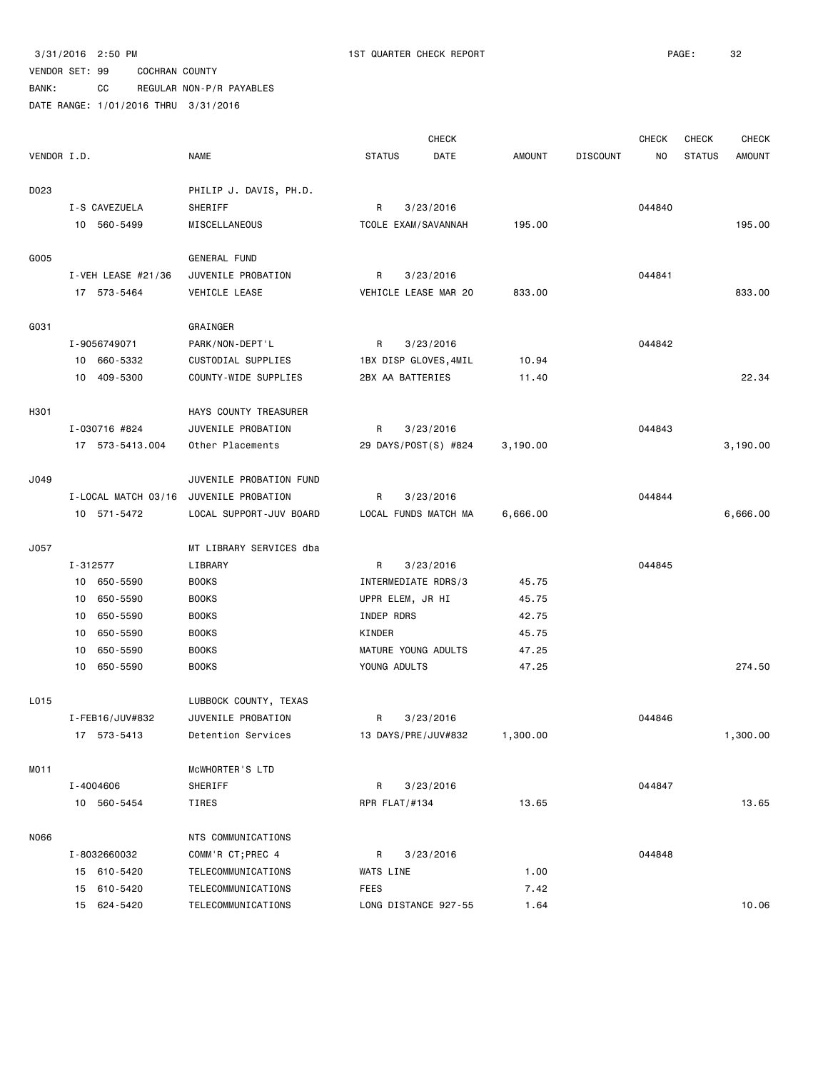3/31/2016 2:50 PM 1ST QUARTER CHECK REPORT

VENDOR SET: 99 COCHRAN COUNTY

BANK: CC REGULAR NON-P/R PAYABLES

DATE RANGE: 1/01/2016 THRU 3/31/2016

| VENDOR I.D. | NAME | STATUS | CHECK DATE | AMOUNT | DISCOUNT | CHECK NO | CHECK STATUS | CHECK AMOUNT |
|---|---|---|---|---|---|---|---|---|
| D023 | PHILIP J. DAVIS, PH.D. | | | | | | | |
| I-S CAVEZUELA | SHERIFF | R | 3/23/2016 | | | 044840 | | |
| 10 560-5499 | MISCELLANEOUS | TCOLE EXAM/SAVANNAH | | 195.00 | | | | 195.00 |
| G005 | GENERAL FUND | | | | | | | |
| I-VEH LEASE #21/36 | JUVENILE PROBATION | R | 3/23/2016 | | | 044841 | | |
| 17 573-5464 | VEHICLE LEASE | VEHICLE LEASE MAR 20 | | 833.00 | | | | 833.00 |
| G031 | GRAINGER | | | | | | | |
| I-9056749071 | PARK/NON-DEPT'L | R | 3/23/2016 | | | 044842 | | |
| 10 660-5332 | CUSTODIAL SUPPLIES | 1BX DISP GLOVES,4MIL | | 10.94 | | | | |
| 10 409-5300 | COUNTY-WIDE SUPPLIES | 2BX AA BATTERIES | | 11.40 | | | | 22.34 |
| H301 | HAYS COUNTY TREASURER | | | | | | | |
| I-030716 #824 | JUVENILE PROBATION | R | 3/23/2016 | | | 044843 | | |
| 17 573-5413.004 | Other Placements | 29 DAYS/POST(S) #824 | | 3,190.00 | | | | 3,190.00 |
| J049 | JUVENILE PROBATION FUND | | | | | | | |
| I-LOCAL MATCH 03/16 | JUVENILE PROBATION | R | 3/23/2016 | | | 044844 | | |
| 10 571-5472 | LOCAL SUPPORT-JUV BOARD | LOCAL FUNDS MATCH MA | | 6,666.00 | | | | 6,666.00 |
| J057 | MT LIBRARY SERVICES dba | | | | | | | |
| I-312577 | LIBRARY | R | 3/23/2016 | | | 044845 | | |
| 10 650-5590 | BOOKS | INTERMEDIATE RDRS/3 | | 45.75 | | | | |
| 10 650-5590 | BOOKS | UPPR ELEM, JR HI | | 45.75 | | | | |
| 10 650-5590 | BOOKS | INDEP RDRS | | 42.75 | | | | |
| 10 650-5590 | BOOKS | KINDER | | 45.75 | | | | |
| 10 650-5590 | BOOKS | MATURE YOUNG ADULTS | | 47.25 | | | | |
| 10 650-5590 | BOOKS | YOUNG ADULTS | | 47.25 | | | | 274.50 |
| L015 | LUBBOCK COUNTY, TEXAS | | | | | | | |
| I-FEB16/JUV#832 | JUVENILE PROBATION | R | 3/23/2016 | | | 044846 | | |
| 17 573-5413 | Detention Services | 13 DAYS/PRE/JUV#832 | | 1,300.00 | | | | 1,300.00 |
| M011 | McWHORTER'S LTD | | | | | | | |
| I-4004606 | SHERIFF | R | 3/23/2016 | | | 044847 | | |
| 10 560-5454 | TIRES | RPR FLAT/#134 | | 13.65 | | | | 13.65 |
| N066 | NTS COMMUNICATIONS | | | | | | | |
| I-8032660032 | COMM'R CT;PREC 4 | R | 3/23/2016 | | | 044848 | | |
| 15 610-5420 | TELECOMMUNICATIONS | WATS LINE | | 1.00 | | | | |
| 15 610-5420 | TELECOMMUNICATIONS | FEES | | 7.42 | | | | |
| 15 624-5420 | TELECOMMUNICATIONS | LONG DISTANCE 927-55 | | 1.64 | | | | 10.06 |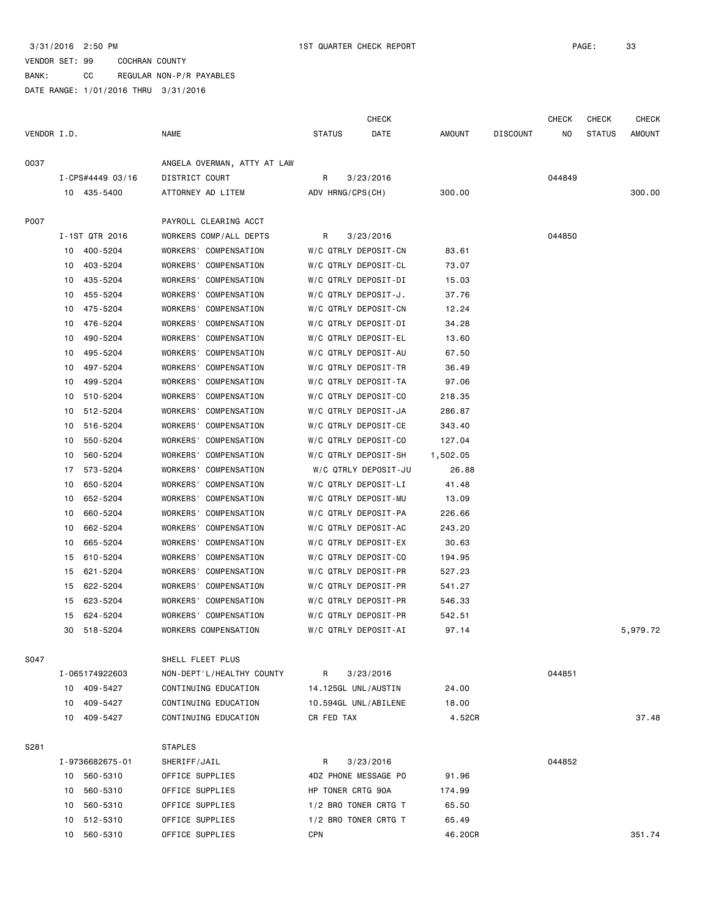3/31/2016 2:50 PM 1ST QUARTER CHECK REPORT

VENDOR SET: 99 COCHRAN COUNTY
BANK: CC REGULAR NON-P/R PAYABLES
DATE RANGE: 1/01/2016 THRU 3/31/2016

| VENDOR I.D. | NAME | STATUS | CHECK DATE | AMOUNT | DISCOUNT | CHECK NO | CHECK STATUS | CHECK AMOUNT |
|---|---|---|---|---|---|---|---|---|
| 0037 | ANGELA OVERMAN, ATTY AT LAW | | | | | | | |
| I-CPS#4449 03/16 | DISTRICT COURT | R | 3/23/2016 | | | 044849 | | |
| 10 435-5400 | ATTORNEY AD LITEM | ADV HRNG/CPS(CH) | | 300.00 | | | | 300.00 |
| P007 | PAYROLL CLEARING ACCT | | | | | | | |
| I-1ST QTR 2016 | WORKERS COMP/ALL DEPTS | R | 3/23/2016 | | | 044850 | | |
| 10 400-5204 | WORKERS' COMPENSATION | W/C QTRLY DEPOSIT-CN | | 83.61 | | | | |
| 10 403-5204 | WORKERS' COMPENSATION | W/C QTRLY DEPOSIT-CL | | 73.07 | | | | |
| 10 435-5204 | WORKERS' COMPENSATION | W/C QTRLY DEPOSIT-DI | | 15.03 | | | | |
| 10 455-5204 | WORKERS' COMPENSATION | W/C QTRLY DEPOSIT-J. | | 37.76 | | | | |
| 10 475-5204 | WORKERS' COMPENSATION | W/C QTRLY DEPOSIT-CN | | 12.24 | | | | |
| 10 476-5204 | WORKERS' COMPENSATION | W/C QTRLY DEPOSIT-DI | | 34.28 | | | | |
| 10 490-5204 | WORKERS' COMPENSATION | W/C QTRLY DEPOSIT-EL | | 13.60 | | | | |
| 10 495-5204 | WORKERS' COMPENSATION | W/C QTRLY DEPOSIT-AU | | 67.50 | | | | |
| 10 497-5204 | WORKERS' COMPENSATION | W/C QTRLY DEPOSIT-TR | | 36.49 | | | | |
| 10 499-5204 | WORKERS' COMPENSATION | W/C QTRLY DEPOSIT-TA | | 97.06 | | | | |
| 10 510-5204 | WORKERS' COMPENSATION | W/C QTRLY DEPOSIT-CO | | 218.35 | | | | |
| 10 512-5204 | WORKERS' COMPENSATION | W/C QTRLY DEPOSIT-JA | | 286.87 | | | | |
| 10 516-5204 | WORKERS' COMPENSATION | W/C QTRLY DEPOSIT-CE | | 343.40 | | | | |
| 10 550-5204 | WORKERS' COMPENSATION | W/C QTRLY DEPOSIT-CO | | 127.04 | | | | |
| 10 560-5204 | WORKERS' COMPENSATION | W/C QTRLY DEPOSIT-SH | | 1,502.05 | | | | |
| 17 573-5204 | WORKERS' COMPENSATION | W/C QTRLY DEPOSIT-JU | | 26.88 | | | | |
| 10 650-5204 | WORKERS' COMPENSATION | W/C QTRLY DEPOSIT-LI | | 41.48 | | | | |
| 10 652-5204 | WORKERS' COMPENSATION | W/C QTRLY DEPOSIT-MU | | 13.09 | | | | |
| 10 660-5204 | WORKERS' COMPENSATION | W/C QTRLY DEPOSIT-PA | | 226.66 | | | | |
| 10 662-5204 | WORKERS' COMPENSATION | W/C QTRLY DEPOSIT-AC | | 243.20 | | | | |
| 10 665-5204 | WORKERS' COMPENSATION | W/C QTRLY DEPOSIT-EX | | 30.63 | | | | |
| 15 610-5204 | WORKERS' COMPENSATION | W/C QTRLY DEPOSIT-CO | | 194.95 | | | | |
| 15 621-5204 | WORKERS' COMPENSATION | W/C QTRLY DEPOSIT-PR | | 527.23 | | | | |
| 15 622-5204 | WORKERS' COMPENSATION | W/C QTRLY DEPOSIT-PR | | 541.27 | | | | |
| 15 623-5204 | WORKERS' COMPENSATION | W/C QTRLY DEPOSIT-PR | | 546.33 | | | | |
| 15 624-5204 | WORKERS' COMPENSATION | W/C QTRLY DEPOSIT-PR | | 542.51 | | | | |
| 30 518-5204 | WORKERS COMPENSATION | W/C QTRLY DEPOSIT-AI | | 97.14 | | | | 5,979.72 |
| S047 | SHELL FLEET PLUS | | | | | | | |
| I-065174922603 | NON-DEPT'L/HEALTHY COUNTY | R | 3/23/2016 | | | 044851 | | |
| 10 409-5427 | CONTINUING EDUCATION | 14.125GL UNL/AUSTIN | | 24.00 | | | | |
| 10 409-5427 | CONTINUING EDUCATION | 10.594GL UNL/ABILENE | | 18.00 | | | | |
| 10 409-5427 | CONTINUING EDUCATION | CR FED TAX | | 4.52CR | | | | 37.48 |
| S281 | STAPLES | | | | | | | |
| I-9736682675-01 | SHERIFF/JAIL | R | 3/23/2016 | | | 044852 | | |
| 10 560-5310 | OFFICE SUPPLIES | 4DZ PHONE MESSAGE PO | | 91.96 | | | | |
| 10 560-5310 | OFFICE SUPPLIES | HP TONER CRTG 90A | | 174.99 | | | | |
| 10 560-5310 | OFFICE SUPPLIES | 1/2 BRO TONER CRTG T | | 65.50 | | | | |
| 10 512-5310 | OFFICE SUPPLIES | 1/2 BRO TONER CRTG T | | 65.49 | | | | |
| 10 560-5310 | OFFICE SUPPLIES | CPN | | 46.20CR | | | | 351.74 |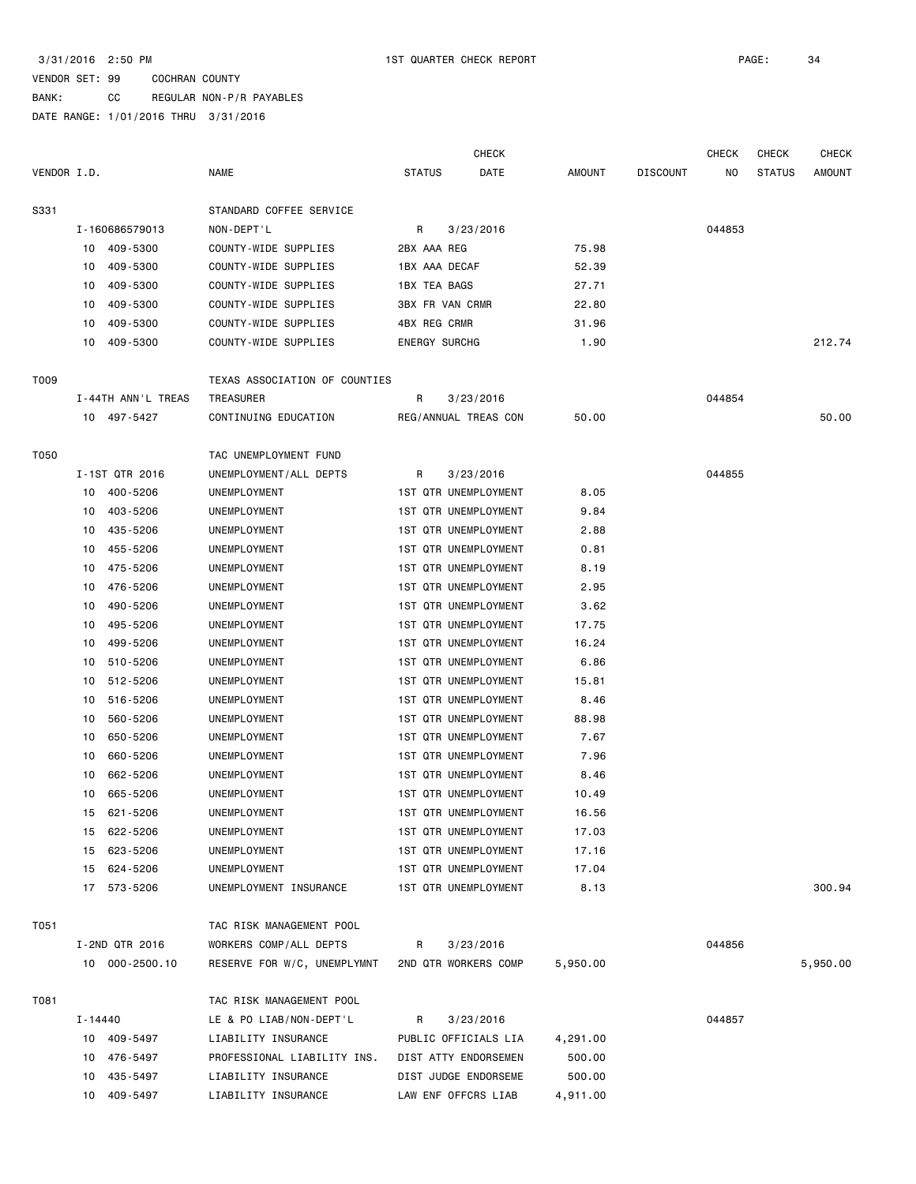3/31/2016 2:50 PM 1ST QUARTER CHECK REPORT

VENDOR SET: 99 COCHRAN COUNTY

BANK: CC REGULAR NON-P/R PAYABLES

DATE RANGE: 1/01/2016 THRU 3/31/2016

| VENDOR I.D. | NAME | STATUS | CHECK DATE | AMOUNT | DISCOUNT | CHECK NO | CHECK STATUS | CHECK AMOUNT |
|---|---|---|---|---|---|---|---|---|
| S331 | STANDARD COFFEE SERVICE | | | | | | | |
| I-160686579013 | NON-DEPT'L | R | 3/23/2016 | | | 044853 | | |
| 10 409-5300 | COUNTY-WIDE SUPPLIES | 2BX AAA REG | | 75.98 | | | | |
| 10 409-5300 | COUNTY-WIDE SUPPLIES | 1BX AAA DECAF | | 52.39 | | | | |
| 10 409-5300 | COUNTY-WIDE SUPPLIES | 1BX TEA BAGS | | 27.71 | | | | |
| 10 409-5300 | COUNTY-WIDE SUPPLIES | 3BX FR VAN CRMR | | 22.80 | | | | |
| 10 409-5300 | COUNTY-WIDE SUPPLIES | 4BX REG CRMR | | 31.96 | | | | |
| 10 409-5300 | COUNTY-WIDE SUPPLIES | ENERGY SURCHG | | 1.90 | | | | 212.74 |
| T009 | TEXAS ASSOCIATION OF COUNTIES | | | | | | | |
| I-44TH ANN'L TREAS | TREASURER | R | 3/23/2016 | | | 044854 | | |
| 10 497-5427 | CONTINUING EDUCATION | REG/ANNUAL TREAS CON | | 50.00 | | | | 50.00 |
| T050 | TAC UNEMPLOYMENT FUND | | | | | | | |
| I-1ST QTR 2016 | UNEMPLOYMENT/ALL DEPTS | R | 3/23/2016 | | | 044855 | | |
| 10 400-5206 | UNEMPLOYMENT | 1ST QTR UNEMPLOYMENT | | 8.05 | | | | |
| 10 403-5206 | UNEMPLOYMENT | 1ST QTR UNEMPLOYMENT | | 9.84 | | | | |
| 10 435-5206 | UNEMPLOYMENT | 1ST QTR UNEMPLOYMENT | | 2.88 | | | | |
| 10 455-5206 | UNEMPLOYMENT | 1ST QTR UNEMPLOYMENT | | 0.81 | | | | |
| 10 475-5206 | UNEMPLOYMENT | 1ST QTR UNEMPLOYMENT | | 8.19 | | | | |
| 10 476-5206 | UNEMPLOYMENT | 1ST QTR UNEMPLOYMENT | | 2.95 | | | | |
| 10 490-5206 | UNEMPLOYMENT | 1ST QTR UNEMPLOYMENT | | 3.62 | | | | |
| 10 495-5206 | UNEMPLOYMENT | 1ST QTR UNEMPLOYMENT | | 17.75 | | | | |
| 10 499-5206 | UNEMPLOYMENT | 1ST QTR UNEMPLOYMENT | | 16.24 | | | | |
| 10 510-5206 | UNEMPLOYMENT | 1ST QTR UNEMPLOYMENT | | 6.86 | | | | |
| 10 512-5206 | UNEMPLOYMENT | 1ST QTR UNEMPLOYMENT | | 15.81 | | | | |
| 10 516-5206 | UNEMPLOYMENT | 1ST QTR UNEMPLOYMENT | | 8.46 | | | | |
| 10 560-5206 | UNEMPLOYMENT | 1ST QTR UNEMPLOYMENT | | 88.98 | | | | |
| 10 650-5206 | UNEMPLOYMENT | 1ST QTR UNEMPLOYMENT | | 7.67 | | | | |
| 10 660-5206 | UNEMPLOYMENT | 1ST QTR UNEMPLOYMENT | | 7.96 | | | | |
| 10 662-5206 | UNEMPLOYMENT | 1ST QTR UNEMPLOYMENT | | 8.46 | | | | |
| 10 665-5206 | UNEMPLOYMENT | 1ST QTR UNEMPLOYMENT | | 10.49 | | | | |
| 15 621-5206 | UNEMPLOYMENT | 1ST QTR UNEMPLOYMENT | | 16.56 | | | | |
| 15 622-5206 | UNEMPLOYMENT | 1ST QTR UNEMPLOYMENT | | 17.03 | | | | |
| 15 623-5206 | UNEMPLOYMENT | 1ST QTR UNEMPLOYMENT | | 17.16 | | | | |
| 15 624-5206 | UNEMPLOYMENT | 1ST QTR UNEMPLOYMENT | | 17.04 | | | | |
| 17 573-5206 | UNEMPLOYMENT INSURANCE | 1ST QTR UNEMPLOYMENT | | 8.13 | | | | 300.94 |
| T051 | TAC RISK MANAGEMENT POOL | | | | | | | |
| I-2ND QTR 2016 | WORKERS COMP/ALL DEPTS | R | 3/23/2016 | | | 044856 | | |
| 10 000-2500.10 | RESERVE FOR W/C, UNEMPLYMNT | 2ND QTR WORKERS COMP | | 5,950.00 | | | | 5,950.00 |
| T081 | TAC RISK MANAGEMENT POOL | | | | | | | |
| I-14440 | LE & PO LIAB/NON-DEPT'L | R | 3/23/2016 | | | 044857 | | |
| 10 409-5497 | LIABILITY INSURANCE | PUBLIC OFFICIALS LIA | | 4,291.00 | | | | |
| 10 476-5497 | PROFESSIONAL LIABILITY INS. | DIST ATTY ENDORSEMEN | | 500.00 | | | | |
| 10 435-5497 | LIABILITY INSURANCE | DIST JUDGE ENDORSEME | | 500.00 | | | | |
| 10 409-5497 | LIABILITY INSURANCE | LAW ENF OFFCRS LIAB | | 4,911.00 | | | | |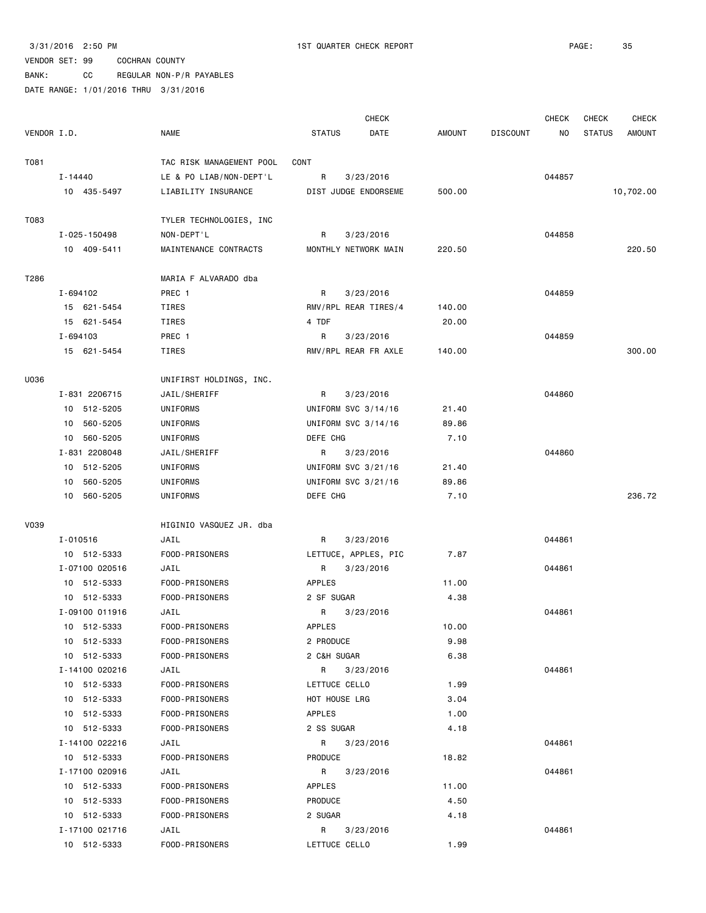3/31/2016 2:50 PM 1ST QUARTER CHECK REPORT

VENDOR SET: 99 COCHRAN COUNTY

BANK: CC REGULAR NON-P/R PAYABLES

DATE RANGE: 1/01/2016 THRU 3/31/2016

| VENDOR I.D. | NAME | STATUS | CHECK DATE | AMOUNT | DISCOUNT | CHECK NO | CHECK STATUS | CHECK AMOUNT |
|---|---|---|---|---|---|---|---|---|
| T081 | TAC RISK MANAGEMENT POOL | CONT | | | | | | |
| I-14440 | LE & PO LIAB/NON-DEPT'L | R | 3/23/2016 | | | 044857 | | |
| 10 435-5497 | LIABILITY INSURANCE | DIST JUDGE ENDORSEME | | 500.00 | | | | 10,702.00 |
| T083 | TYLER TECHNOLOGIES, INC | | | | | | | |
| I-025-150498 | NON-DEPT'L | R | 3/23/2016 | | | 044858 | | |
| 10 409-5411 | MAINTENANCE CONTRACTS | MONTHLY NETWORK MAIN | | 220.50 | | | | 220.50 |
| T286 | MARIA F ALVARADO dba | | | | | | | |
| I-694102 | PREC 1 | R | 3/23/2016 | | | 044859 | | |
| 15 621-5454 | TIRES | RMV/RPL REAR TIRES/4 | | 140.00 | | | | |
| 15 621-5454 | TIRES | 4 TDF | | 20.00 | | | | |
| I-694103 | PREC 1 | R | 3/23/2016 | | | 044859 | | |
| 15 621-5454 | TIRES | RMV/RPL REAR FR AXLE | | 140.00 | | | | 300.00 |
| U036 | UNIFIRST HOLDINGS, INC. | | | | | | | |
| I-831 2206715 | JAIL/SHERIFF | R | 3/23/2016 | | | 044860 | | |
| 10 512-5205 | UNIFORMS | UNIFORM SVC 3/14/16 | | 21.40 | | | | |
| 10 560-5205 | UNIFORMS | UNIFORM SVC 3/14/16 | | 89.86 | | | | |
| 10 560-5205 | UNIFORMS | DEFE CHG | | 7.10 | | | | |
| I-831 2208048 | JAIL/SHERIFF | R | 3/23/2016 | | | 044860 | | |
| 10 512-5205 | UNIFORMS | UNIFORM SVC 3/21/16 | | 21.40 | | | | |
| 10 560-5205 | UNIFORMS | UNIFORM SVC 3/21/16 | | 89.86 | | | | |
| 10 560-5205 | UNIFORMS | DEFE CHG | | 7.10 | | | | 236.72 |
| V039 | HIGINIO VASQUEZ JR. dba | | | | | | | |
| I-010516 | JAIL | R | 3/23/2016 | | | 044861 | | |
| 10 512-5333 | FOOD-PRISONERS | LETTUCE, APPLES, PIC | | 7.87 | | | | |
| I-07100 020516 | JAIL | R | 3/23/2016 | | | 044861 | | |
| 10 512-5333 | FOOD-PRISONERS | APPLES | | 11.00 | | | | |
| 10 512-5333 | FOOD-PRISONERS | 2 SF SUGAR | | 4.38 | | | | |
| I-09100 011916 | JAIL | R | 3/23/2016 | | | 044861 | | |
| 10 512-5333 | FOOD-PRISONERS | APPLES | | 10.00 | | | | |
| 10 512-5333 | FOOD-PRISONERS | 2 PRODUCE | | 9.98 | | | | |
| 10 512-5333 | FOOD-PRISONERS | 2 C&H SUGAR | | 6.38 | | | | |
| I-14100 020216 | JAIL | R | 3/23/2016 | | | 044861 | | |
| 10 512-5333 | FOOD-PRISONERS | LETTUCE CELLO | | 1.99 | | | | |
| 10 512-5333 | FOOD-PRISONERS | HOT HOUSE LRG | | 3.04 | | | | |
| 10 512-5333 | FOOD-PRISONERS | APPLES | | 1.00 | | | | |
| 10 512-5333 | FOOD-PRISONERS | 2 SS SUGAR | | 4.18 | | | | |
| I-14100 022216 | JAIL | R | 3/23/2016 | | | 044861 | | |
| 10 512-5333 | FOOD-PRISONERS | PRODUCE | | 18.82 | | | | |
| I-17100 020916 | JAIL | R | 3/23/2016 | | | 044861 | | |
| 10 512-5333 | FOOD-PRISONERS | APPLES | | 11.00 | | | | |
| 10 512-5333 | FOOD-PRISONERS | PRODUCE | | 4.50 | | | | |
| 10 512-5333 | FOOD-PRISONERS | 2 SUGAR | | 4.18 | | | | |
| I-17100 021716 | JAIL | R | 3/23/2016 | | | 044861 | | |
| 10 512-5333 | FOOD-PRISONERS | LETTUCE CELLO | | 1.99 | | | | |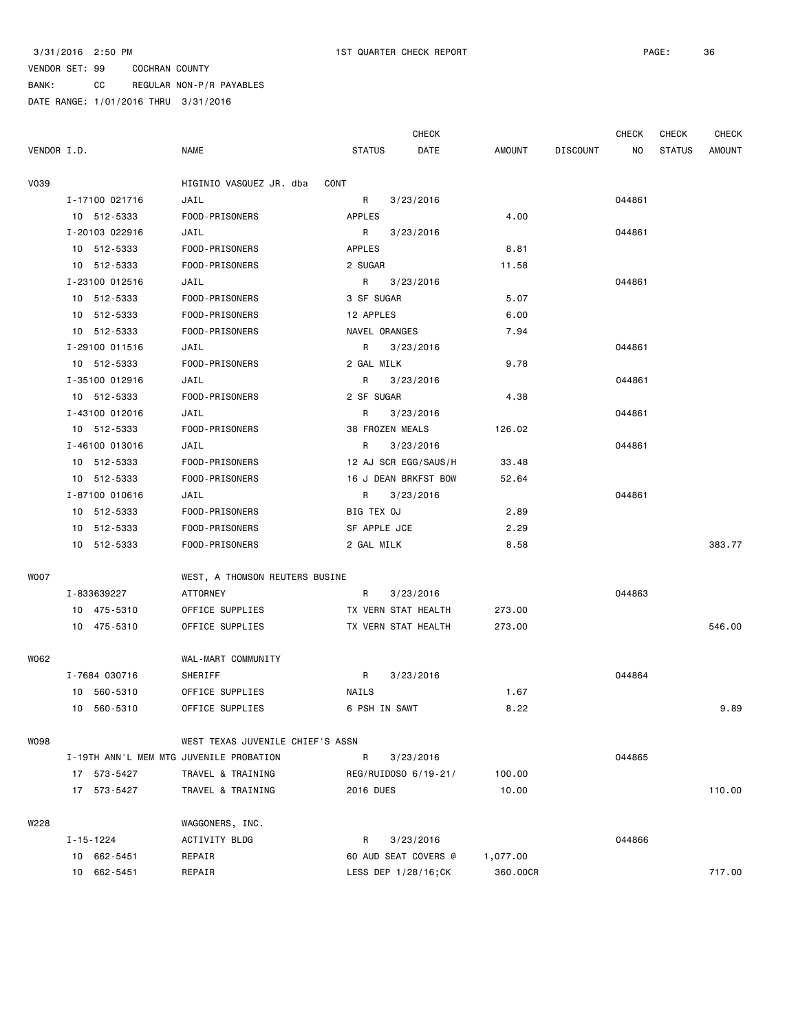3/31/2016 2:50 PM 1ST QUARTER CHECK REPORT

VENDOR SET: 99 COCHRAN COUNTY

BANK: CC REGULAR NON-P/R PAYABLES

DATE RANGE: 1/01/2016 THRU 3/31/2016

| VENDOR I.D. | NAME | STATUS | CHECK DATE | AMOUNT | DISCOUNT | CHECK NO | CHECK STATUS | CHECK AMOUNT |
|---|---|---|---|---|---|---|---|---|
| V039 | HIGINIO VASQUEZ JR. dba CONT | | | | | | | |
| I-17100 021716 | JAIL | R | 3/23/2016 | | | 044861 | | |
| 10 512-5333 | FOOD-PRISONERS | APPLES | | 4.00 | | | | |
| I-20103 022916 | JAIL | R | 3/23/2016 | | | 044861 | | |
| 10 512-5333 | FOOD-PRISONERS | APPLES | | 8.81 | | | | |
| 10 512-5333 | FOOD-PRISONERS | 2 SUGAR | | 11.58 | | | | |
| I-23100 012516 | JAIL | R | 3/23/2016 | | | 044861 | | |
| 10 512-5333 | FOOD-PRISONERS | 3 SF SUGAR | | 5.07 | | | | |
| 10 512-5333 | FOOD-PRISONERS | 12 APPLES | | 6.00 | | | | |
| 10 512-5333 | FOOD-PRISONERS | NAVEL ORANGES | | 7.94 | | | | |
| I-29100 011516 | JAIL | R | 3/23/2016 | | | 044861 | | |
| 10 512-5333 | FOOD-PRISONERS | 2 GAL MILK | | 9.78 | | | | |
| I-35100 012916 | JAIL | R | 3/23/2016 | | | 044861 | | |
| 10 512-5333 | FOOD-PRISONERS | 2 SF SUGAR | | 4.38 | | | | |
| I-43100 012016 | JAIL | R | 3/23/2016 | | | 044861 | | |
| 10 512-5333 | FOOD-PRISONERS | 38 FROZEN MEALS | | 126.02 | | | | |
| I-46100 013016 | JAIL | R | 3/23/2016 | | | 044861 | | |
| 10 512-5333 | FOOD-PRISONERS | 12 AJ SCR EGG/SAUS/H | | 33.48 | | | | |
| 10 512-5333 | FOOD-PRISONERS | 16 J DEAN BRKFST BOW | | 52.64 | | | | |
| I-87100 010616 | JAIL | R | 3/23/2016 | | | 044861 | | |
| 10 512-5333 | FOOD-PRISONERS | BIG TEX OJ | | 2.89 | | | | |
| 10 512-5333 | FOOD-PRISONERS | SF APPLE JCE | | 2.29 | | | | |
| 10 512-5333 | FOOD-PRISONERS | 2 GAL MILK | | 8.58 | | | | 383.77 |
| W007 | WEST, A THOMSON REUTERS BUSINE | | | | | | | |
| I-833639227 | ATTORNEY | R | 3/23/2016 | | | 044863 | | |
| 10 475-5310 | OFFICE SUPPLIES | TX VERN STAT HEALTH | | 273.00 | | | | |
| 10 475-5310 | OFFICE SUPPLIES | TX VERN STAT HEALTH | | 273.00 | | | | 546.00 |
| W062 | WAL-MART COMMUNITY | | | | | | | |
| I-7684 030716 | SHERIFF | R | 3/23/2016 | | | 044864 | | |
| 10 560-5310 | OFFICE SUPPLIES | NAILS | | 1.67 | | | | |
| 10 560-5310 | OFFICE SUPPLIES | 6 PSH IN SAWT | | 8.22 | | | | 9.89 |
| W098 | WEST TEXAS JUVENILE CHIEF'S ASSN | | | | | | | |
| I-19TH ANN'L MEM MTG | JUVENILE PROBATION | R | 3/23/2016 | | | 044865 | | |
| 17 573-5427 | TRAVEL & TRAINING | REG/RUIDOSO 6/19-21/ | | 100.00 | | | | |
| 17 573-5427 | TRAVEL & TRAINING | 2016 DUES | | 10.00 | | | | 110.00 |
| W228 | WAGGONERS, INC. | | | | | | | |
| I-15-1224 | ACTIVITY BLDG | R | 3/23/2016 | | | 044866 | | |
| 10 662-5451 | REPAIR | 60 AUD SEAT COVERS @ | | 1,077.00 | | | | |
| 10 662-5451 | REPAIR | LESS DEP 1/28/16;CK | | 360.00CR | | | | 717.00 |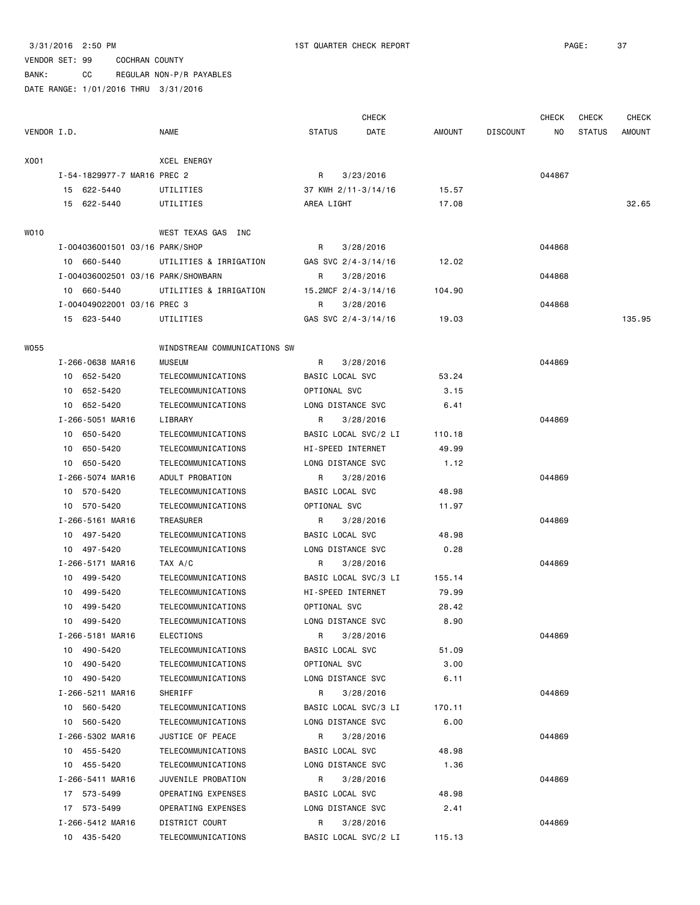3/31/2016 2:50 PM 1ST QUARTER CHECK REPORT

VENDOR SET: 99 COCHRAN COUNTY

BANK: CC REGULAR NON-P/R PAYABLES

DATE RANGE: 1/01/2016 THRU 3/31/2016

| VENDOR I.D. | NAME | STATUS | CHECK DATE | AMOUNT | DISCOUNT | CHECK NO | CHECK STATUS | CHECK AMOUNT |
|---|---|---|---|---|---|---|---|---|
| X001 | XCEL ENERGY | | | | | | | |
| I-54-1829977-7 MAR16 PREC 2 | | R | 3/23/2016 | | | 044867 | | |
| 15 622-5440 | UTILITIES | 37 KWH 2/11-3/14/16 | | 15.57 | | | | |
| 15 622-5440 | UTILITIES | AREA LIGHT | | 17.08 | | | | 32.65 |
| W010 | WEST TEXAS GAS INC | | | | | | | |
| I-004036001501 03/16 PARK/SHOP | | R | 3/28/2016 | | | 044868 | | |
| 10 660-5440 | UTILITIES & IRRIGATION | GAS SVC 2/4-3/14/16 | | 12.02 | | | | |
| I-004036002501 03/16 PARK/SHOWBARN | | R | 3/28/2016 | | | 044868 | | |
| 10 660-5440 | UTILITIES & IRRIGATION | 15.2MCF 2/4-3/14/16 | | 104.90 | | | | |
| I-004049022001 03/16 PREC 3 | | R | 3/28/2016 | | | 044868 | | |
| 15 623-5440 | UTILITIES | GAS SVC 2/4-3/14/16 | | 19.03 | | | | 135.95 |
| W055 | WINDSTREAM COMMUNICATIONS SW | | | | | | | |
| I-266-0638 MAR16 | MUSEUM | R | 3/28/2016 | | | 044869 | | |
| 10 652-5420 | TELECOMMUNICATIONS | BASIC LOCAL SVC | | 53.24 | | | | |
| 10 652-5420 | TELECOMMUNICATIONS | OPTIONAL SVC | | 3.15 | | | | |
| 10 652-5420 | TELECOMMUNICATIONS | LONG DISTANCE SVC | | 6.41 | | | | |
| I-266-5051 MAR16 | LIBRARY | R | 3/28/2016 | | | 044869 | | |
| 10 650-5420 | TELECOMMUNICATIONS | BASIC LOCAL SVC/2 LI | | 110.18 | | | | |
| 10 650-5420 | TELECOMMUNICATIONS | HI-SPEED INTERNET | | 49.99 | | | | |
| 10 650-5420 | TELECOMMUNICATIONS | LONG DISTANCE SVC | | 1.12 | | | | |
| I-266-5074 MAR16 | ADULT PROBATION | R | 3/28/2016 | | | 044869 | | |
| 10 570-5420 | TELECOMMUNICATIONS | BASIC LOCAL SVC | | 48.98 | | | | |
| 10 570-5420 | TELECOMMUNICATIONS | OPTIONAL SVC | | 11.97 | | | | |
| I-266-5161 MAR16 | TREASURER | R | 3/28/2016 | | | 044869 | | |
| 10 497-5420 | TELECOMMUNICATIONS | BASIC LOCAL SVC | | 48.98 | | | | |
| 10 497-5420 | TELECOMMUNICATIONS | LONG DISTANCE SVC | | 0.28 | | | | |
| I-266-5171 MAR16 | TAX A/C | R | 3/28/2016 | | | 044869 | | |
| 10 499-5420 | TELECOMMUNICATIONS | BASIC LOCAL SVC/3 LI | | 155.14 | | | | |
| 10 499-5420 | TELECOMMUNICATIONS | HI-SPEED INTERNET | | 79.99 | | | | |
| 10 499-5420 | TELECOMMUNICATIONS | OPTIONAL SVC | | 28.42 | | | | |
| 10 499-5420 | TELECOMMUNICATIONS | LONG DISTANCE SVC | | 8.90 | | | | |
| I-266-5181 MAR16 | ELECTIONS | R | 3/28/2016 | | | 044869 | | |
| 10 490-5420 | TELECOMMUNICATIONS | BASIC LOCAL SVC | | 51.09 | | | | |
| 10 490-5420 | TELECOMMUNICATIONS | OPTIONAL SVC | | 3.00 | | | | |
| 10 490-5420 | TELECOMMUNICATIONS | LONG DISTANCE SVC | | 6.11 | | | | |
| I-266-5211 MAR16 | SHERIFF | R | 3/28/2016 | | | 044869 | | |
| 10 560-5420 | TELECOMMUNICATIONS | BASIC LOCAL SVC/3 LI | | 170.11 | | | | |
| 10 560-5420 | TELECOMMUNICATIONS | LONG DISTANCE SVC | | 6.00 | | | | |
| I-266-5302 MAR16 | JUSTICE OF PEACE | R | 3/28/2016 | | | 044869 | | |
| 10 455-5420 | TELECOMMUNICATIONS | BASIC LOCAL SVC | | 48.98 | | | | |
| 10 455-5420 | TELECOMMUNICATIONS | LONG DISTANCE SVC | | 1.36 | | | | |
| I-266-5411 MAR16 | JUVENILE PROBATION | R | 3/28/2016 | | | 044869 | | |
| 17 573-5499 | OPERATING EXPENSES | BASIC LOCAL SVC | | 48.98 | | | | |
| 17 573-5499 | OPERATING EXPENSES | LONG DISTANCE SVC | | 2.41 | | | | |
| I-266-5412 MAR16 | DISTRICT COURT | R | 3/28/2016 | | | 044869 | | |
| 10 435-5420 | TELECOMMUNICATIONS | BASIC LOCAL SVC/2 LI | | 115.13 | | | | |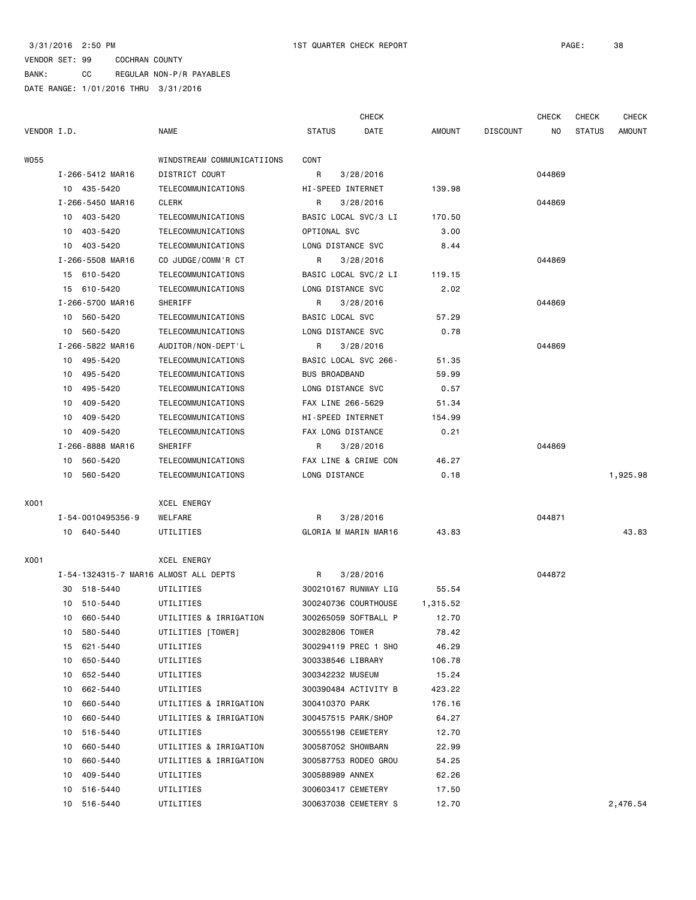3/31/2016 2:50 PM 1ST QUARTER CHECK REPORT

VENDOR SET: 99 COCHRAN COUNTY

BANK: CC REGULAR NON-P/R PAYABLES

DATE RANGE: 1/01/2016 THRU 3/31/2016

| VENDOR I.D. | NAME | STATUS | CHECK DATE | AMOUNT | DISCOUNT | CHECK NO | CHECK STATUS | CHECK AMOUNT |
|---|---|---|---|---|---|---|---|---|
| W055 | WINDSTREAM COMMUNICATIIONS | CONT | | | | | | |
| I-266-5412 MAR16 | DISTRICT COURT | R | 3/28/2016 | | | 044869 | | |
| 10 435-5420 | TELECOMMUNICATIONS | HI-SPEED INTERNET | | 139.98 | | | | |
| I-266-5450 MAR16 | CLERK | R | 3/28/2016 | | | 044869 | | |
| 10 403-5420 | TELECOMMUNICATIONS | BASIC LOCAL SVC/3 LI | | 170.50 | | | | |
| 10 403-5420 | TELECOMMUNICATIONS | OPTIONAL SVC | | 3.00 | | | | |
| 10 403-5420 | TELECOMMUNICATIONS | LONG DISTANCE SVC | | 8.44 | | | | |
| I-266-5508 MAR16 | CO JUDGE/COMM'R CT | R | 3/28/2016 | | | 044869 | | |
| 15 610-5420 | TELECOMMUNICATIONS | BASIC LOCAL SVC/2 LI | | 119.15 | | | | |
| 15 610-5420 | TELECOMMUNICATIONS | LONG DISTANCE SVC | | 2.02 | | | | |
| I-266-5700 MAR16 | SHERIFF | R | 3/28/2016 | | | 044869 | | |
| 10 560-5420 | TELECOMMUNICATIONS | BASIC LOCAL SVC | | 57.29 | | | | |
| 10 560-5420 | TELECOMMUNICATIONS | LONG DISTANCE SVC | | 0.78 | | | | |
| I-266-5822 MAR16 | AUDITOR/NON-DEPT'L | R | 3/28/2016 | | | 044869 | | |
| 10 495-5420 | TELECOMMUNICATIONS | BASIC LOCAL SVC 266- | | 51.35 | | | | |
| 10 495-5420 | TELECOMMUNICATIONS | BUS BROADBAND | | 59.99 | | | | |
| 10 495-5420 | TELECOMMUNICATIONS | LONG DISTANCE SVC | | 0.57 | | | | |
| 10 409-5420 | TELECOMMUNICATIONS | FAX LINE 266-5629 | | 51.34 | | | | |
| 10 409-5420 | TELECOMMUNICATIONS | HI-SPEED INTERNET | | 154.99 | | | | |
| 10 409-5420 | TELECOMMUNICATIONS | FAX LONG DISTANCE | | 0.21 | | | | |
| I-266-8888 MAR16 | SHERIFF | R | 3/28/2016 | | | 044869 | | |
| 10 560-5420 | TELECOMMUNICATIONS | FAX LINE & CRIME CON | | 46.27 | | | | |
| 10 560-5420 | TELECOMMUNICATIONS | LONG DISTANCE | | 0.18 | | | | 1,925.98 |
| X001 | XCEL ENERGY | | | | | | | |
| I-54-0010495356-9 | WELFARE | R | 3/28/2016 | | | 044871 | | |
| 10 640-5440 | UTILITIES | GLORIA M MARIN MAR16 | | 43.83 | | | | 43.83 |
| X001 | XCEL ENERGY | | | | | | | |
| I-54-1324315-7 MAR16 | ALMOST ALL DEPTS | R | 3/28/2016 | | | 044872 | | |
| 30 518-5440 | UTILITIES | 300210167 RUNWAY LIG | | 55.54 | | | | |
| 10 510-5440 | UTILITIES | 300240736 COURTHOUSE | | 1,315.52 | | | | |
| 10 660-5440 | UTILITIES & IRRIGATION | 300265059 SOFTBALL P | | 12.70 | | | | |
| 10 580-5440 | UTILITIES [TOWER] | 300282806 TOWER | | 78.42 | | | | |
| 15 621-5440 | UTILITIES | 300294119 PREC 1 SHO | | 46.29 | | | | |
| 10 650-5440 | UTILITIES | 300338546 LIBRARY | | 106.78 | | | | |
| 10 652-5440 | UTILITIES | 300342232 MUSEUM | | 15.24 | | | | |
| 10 662-5440 | UTILITIES | 300390484 ACTIVITY B | | 423.22 | | | | |
| 10 660-5440 | UTILITIES & IRRIGATION | 300410370 PARK | | 176.16 | | | | |
| 10 660-5440 | UTILITIES & IRRIGATION | 300457515 PARK/SHOP | | 64.27 | | | | |
| 10 516-5440 | UTILITIES | 300555198 CEMETERY | | 12.70 | | | | |
| 10 660-5440 | UTILITIES & IRRIGATION | 300587052 SHOWBARN | | 22.99 | | | | |
| 10 660-5440 | UTILITIES & IRRIGATION | 300587753 RODEO GROU | | 54.25 | | | | |
| 10 409-5440 | UTILITIES | 300588989 ANNEX | | 62.26 | | | | |
| 10 516-5440 | UTILITIES | 300603417 CEMETERY | | 17.50 | | | | |
| 10 516-5440 | UTILITIES | 300637038 CEMETERY S | | 12.70 | | | | 2,476.54 |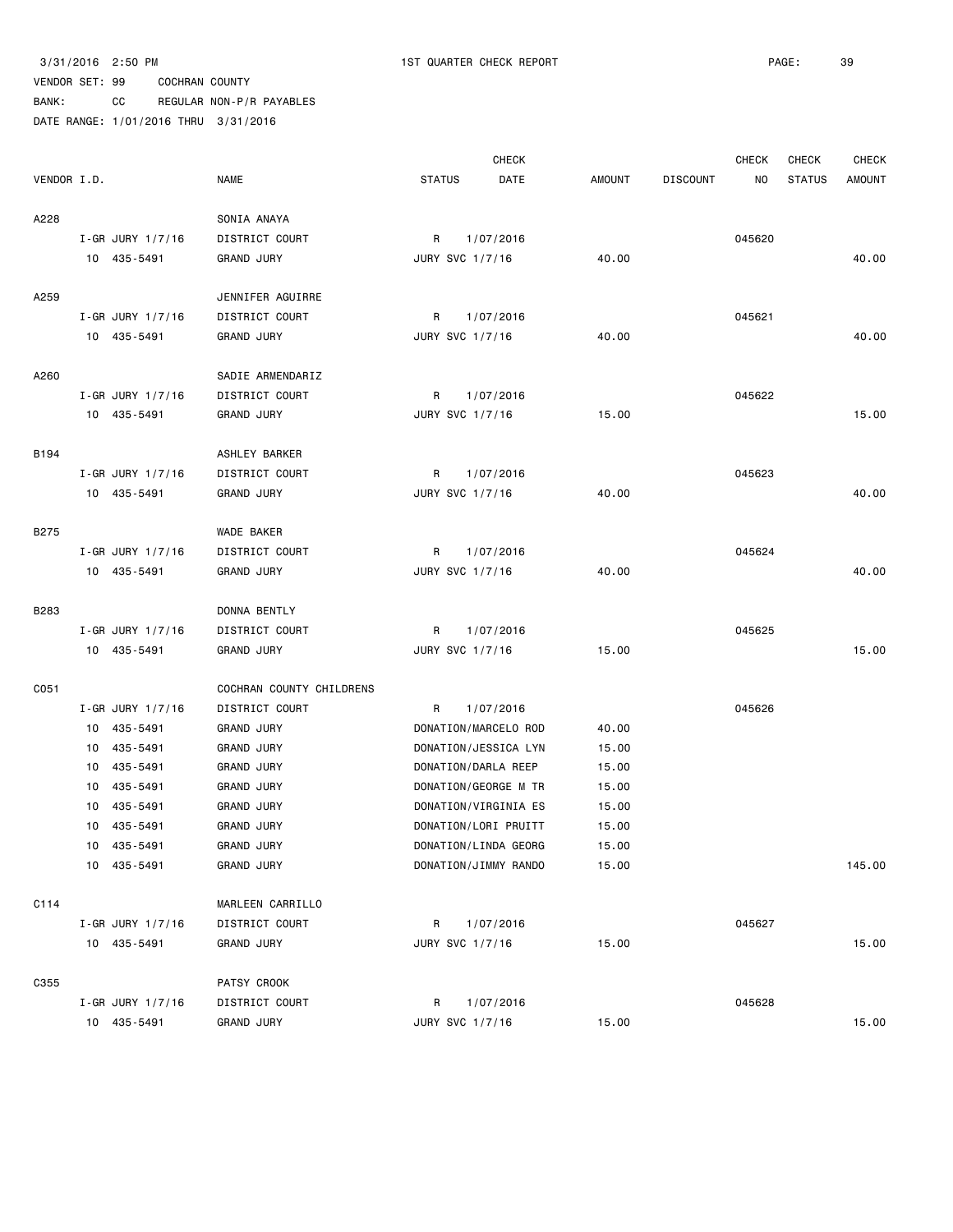3/31/2016 2:50 PM 1ST QUARTER CHECK REPORT

VENDOR SET: 99 COCHRAN COUNTY

BANK: CC REGULAR NON-P/R PAYABLES

DATE RANGE: 1/01/2016 THRU 3/31/2016

| VENDOR I.D. | NAME | STATUS | CHECK DATE | AMOUNT | DISCOUNT | CHECK NO | CHECK STATUS | CHECK AMOUNT |
|---|---|---|---|---|---|---|---|---|
| A228 | SONIA ANAYA | | | | | | | |
| I-GR JURY 1/7/16 | DISTRICT COURT | R | 1/07/2016 | | | 045620 | | |
| 10 435-5491 | GRAND JURY | JURY SVC 1/7/16 | | 40.00 | | | | 40.00 |
| A259 | JENNIFER AGUIRRE | | | | | | | |
| I-GR JURY 1/7/16 | DISTRICT COURT | R | 1/07/2016 | | | 045621 | | |
| 10 435-5491 | GRAND JURY | JURY SVC 1/7/16 | | 40.00 | | | | 40.00 |
| A260 | SADIE ARMENDARIZ | | | | | | | |
| I-GR JURY 1/7/16 | DISTRICT COURT | R | 1/07/2016 | | | 045622 | | |
| 10 435-5491 | GRAND JURY | JURY SVC 1/7/16 | | 15.00 | | | | 15.00 |
| B194 | ASHLEY BARKER | | | | | | | |
| I-GR JURY 1/7/16 | DISTRICT COURT | R | 1/07/2016 | | | 045623 | | |
| 10 435-5491 | GRAND JURY | JURY SVC 1/7/16 | | 40.00 | | | | 40.00 |
| B275 | WADE BAKER | | | | | | | |
| I-GR JURY 1/7/16 | DISTRICT COURT | R | 1/07/2016 | | | 045624 | | |
| 10 435-5491 | GRAND JURY | JURY SVC 1/7/16 | | 40.00 | | | | 40.00 |
| B283 | DONNA BENTLY | | | | | | | |
| I-GR JURY 1/7/16 | DISTRICT COURT | R | 1/07/2016 | | | 045625 | | |
| 10 435-5491 | GRAND JURY | JURY SVC 1/7/16 | | 15.00 | | | | 15.00 |
| C051 | COCHRAN COUNTY CHILDRENS | | | | | | | |
| I-GR JURY 1/7/16 | DISTRICT COURT | R | 1/07/2016 | | | 045626 | | |
| 10 435-5491 | GRAND JURY | DONATION/MARCELO ROD | | 40.00 | | | | |
| 10 435-5491 | GRAND JURY | DONATION/JESSICA LYN | | 15.00 | | | | |
| 10 435-5491 | GRAND JURY | DONATION/DARLA REEP | | 15.00 | | | | |
| 10 435-5491 | GRAND JURY | DONATION/GEORGE M TR | | 15.00 | | | | |
| 10 435-5491 | GRAND JURY | DONATION/VIRGINIA ES | | 15.00 | | | | |
| 10 435-5491 | GRAND JURY | DONATION/LORI PRUITT | | 15.00 | | | | |
| 10 435-5491 | GRAND JURY | DONATION/LINDA GEORG | | 15.00 | | | | |
| 10 435-5491 | GRAND JURY | DONATION/JIMMY RANDO | | 15.00 | | | | 145.00 |
| C114 | MARLEEN CARRILLO | | | | | | | |
| I-GR JURY 1/7/16 | DISTRICT COURT | R | 1/07/2016 | | | 045627 | | |
| 10 435-5491 | GRAND JURY | JURY SVC 1/7/16 | | 15.00 | | | | 15.00 |
| C355 | PATSY CROOK | | | | | | | |
| I-GR JURY 1/7/16 | DISTRICT COURT | R | 1/07/2016 | | | 045628 | | |
| 10 435-5491 | GRAND JURY | JURY SVC 1/7/16 | | 15.00 | | | | 15.00 |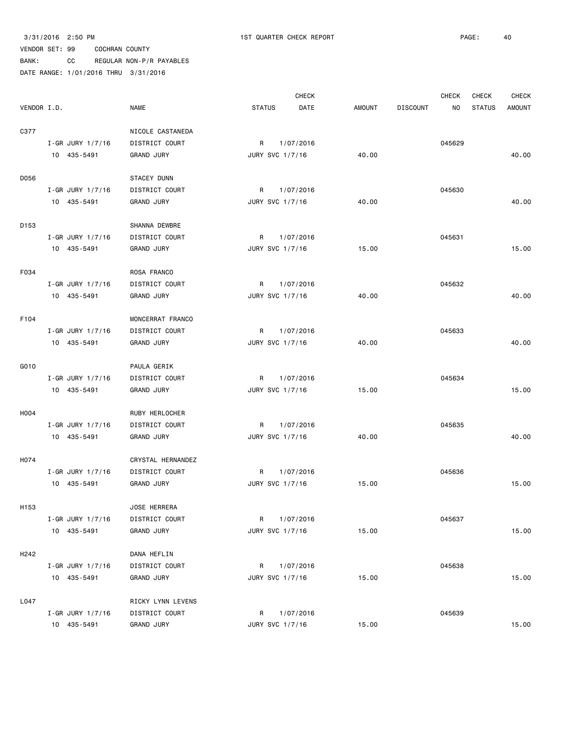3/31/2016 2:50 PM 1ST QUARTER CHECK REPORT

VENDOR SET: 99 COCHRAN COUNTY

BANK: CC REGULAR NON-P/R PAYABLES

DATE RANGE: 1/01/2016 THRU 3/31/2016

| VENDOR I.D. | NAME | STATUS | CHECK DATE | AMOUNT | DISCOUNT | CHECK NO | CHECK STATUS | CHECK AMOUNT |
|---|---|---|---|---|---|---|---|---|
| C377 | NICOLE CASTANEDA | | | | | | | |
| I-GR JURY 1/7/16 | DISTRICT COURT | R | 1/07/2016 | | | 045629 | | |
| 10 435-5491 | GRAND JURY | JURY SVC 1/7/16 | | 40.00 | | | | 40.00 |
| D056 | STACEY DUNN | | | | | | | |
| I-GR JURY 1/7/16 | DISTRICT COURT | R | 1/07/2016 | | | 045630 | | |
| 10 435-5491 | GRAND JURY | JURY SVC 1/7/16 | | 40.00 | | | | 40.00 |
| D153 | SHANNA DEWBRE | | | | | | | |
| I-GR JURY 1/7/16 | DISTRICT COURT | R | 1/07/2016 | | | 045631 | | |
| 10 435-5491 | GRAND JURY | JURY SVC 1/7/16 | | 15.00 | | | | 15.00 |
| F034 | ROSA FRANCO | | | | | | | |
| I-GR JURY 1/7/16 | DISTRICT COURT | R | 1/07/2016 | | | 045632 | | |
| 10 435-5491 | GRAND JURY | JURY SVC 1/7/16 | | 40.00 | | | | 40.00 |
| F104 | MONCERRAT FRANCO | | | | | | | |
| I-GR JURY 1/7/16 | DISTRICT COURT | R | 1/07/2016 | | | 045633 | | |
| 10 435-5491 | GRAND JURY | JURY SVC 1/7/16 | | 40.00 | | | | 40.00 |
| G010 | PAULA GERIK | | | | | | | |
| I-GR JURY 1/7/16 | DISTRICT COURT | R | 1/07/2016 | | | 045634 | | |
| 10 435-5491 | GRAND JURY | JURY SVC 1/7/16 | | 15.00 | | | | 15.00 |
| H004 | RUBY HERLOCHER | | | | | | | |
| I-GR JURY 1/7/16 | DISTRICT COURT | R | 1/07/2016 | | | 045635 | | |
| 10 435-5491 | GRAND JURY | JURY SVC 1/7/16 | | 40.00 | | | | 40.00 |
| H074 | CRYSTAL HERNANDEZ | | | | | | | |
| I-GR JURY 1/7/16 | DISTRICT COURT | R | 1/07/2016 | | | 045636 | | |
| 10 435-5491 | GRAND JURY | JURY SVC 1/7/16 | | 15.00 | | | | 15.00 |
| H153 | JOSE HERRERA | | | | | | | |
| I-GR JURY 1/7/16 | DISTRICT COURT | R | 1/07/2016 | | | 045637 | | |
| 10 435-5491 | GRAND JURY | JURY SVC 1/7/16 | | 15.00 | | | | 15.00 |
| H242 | DANA HEFLIN | | | | | | | |
| I-GR JURY 1/7/16 | DISTRICT COURT | R | 1/07/2016 | | | 045638 | | |
| 10 435-5491 | GRAND JURY | JURY SVC 1/7/16 | | 15.00 | | | | 15.00 |
| L047 | RICKY LYNN LEVENS | | | | | | | |
| I-GR JURY 1/7/16 | DISTRICT COURT | R | 1/07/2016 | | | 045639 | | |
| 10 435-5491 | GRAND JURY | JURY SVC 1/7/16 | | 15.00 | | | | 15.00 |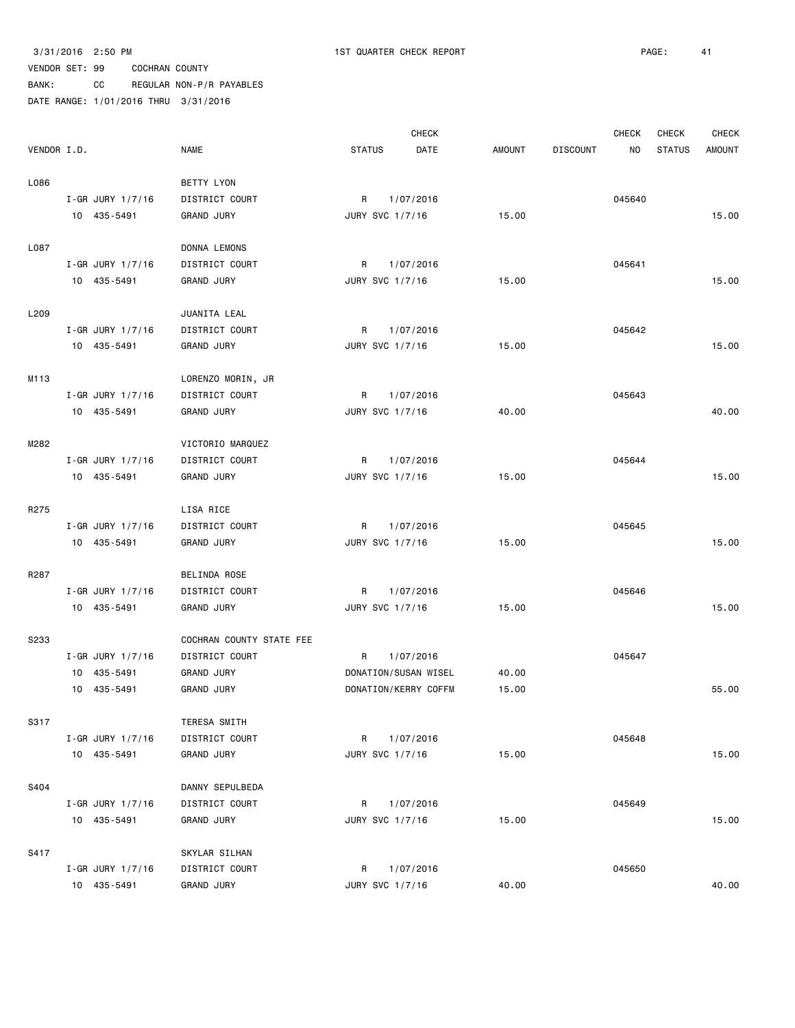3/31/2016 2:50 PM 1ST QUARTER CHECK REPORT PAGE: 41

VENDOR SET: 99 COCHRAN COUNTY

BANK: CC REGULAR NON-P/R PAYABLES

DATE RANGE: 1/01/2016 THRU 3/31/2016

| VENDOR I.D. | NAME | STATUS | CHECK DATE | AMOUNT | DISCOUNT | CHECK NO | CHECK STATUS | CHECK AMOUNT |
|---|---|---|---|---|---|---|---|---|
| L086 | BETTY LYON | | | | | | | |
| I-GR JURY 1/7/16 | DISTRICT COURT | R | 1/07/2016 | | | 045640 | | |
| 10 435-5491 | GRAND JURY | JURY SVC 1/7/16 | | 15.00 | | | | 15.00 |
| L087 | DONNA LEMONS | | | | | | | |
| I-GR JURY 1/7/16 | DISTRICT COURT | R | 1/07/2016 | | | 045641 | | |
| 10 435-5491 | GRAND JURY | JURY SVC 1/7/16 | | 15.00 | | | | 15.00 |
| L209 | JUANITA LEAL | | | | | | | |
| I-GR JURY 1/7/16 | DISTRICT COURT | R | 1/07/2016 | | | 045642 | | |
| 10 435-5491 | GRAND JURY | JURY SVC 1/7/16 | | 15.00 | | | | 15.00 |
| M113 | LORENZO MORIN, JR | | | | | | | |
| I-GR JURY 1/7/16 | DISTRICT COURT | R | 1/07/2016 | | | 045643 | | |
| 10 435-5491 | GRAND JURY | JURY SVC 1/7/16 | | 40.00 | | | | 40.00 |
| M282 | VICTORIO MARQUEZ | | | | | | | |
| I-GR JURY 1/7/16 | DISTRICT COURT | R | 1/07/2016 | | | 045644 | | |
| 10 435-5491 | GRAND JURY | JURY SVC 1/7/16 | | 15.00 | | | | 15.00 |
| R275 | LISA RICE | | | | | | | |
| I-GR JURY 1/7/16 | DISTRICT COURT | R | 1/07/2016 | | | 045645 | | |
| 10 435-5491 | GRAND JURY | JURY SVC 1/7/16 | | 15.00 | | | | 15.00 |
| R287 | BELINDA ROSE | | | | | | | |
| I-GR JURY 1/7/16 | DISTRICT COURT | R | 1/07/2016 | | | 045646 | | |
| 10 435-5491 | GRAND JURY | JURY SVC 1/7/16 | | 15.00 | | | | 15.00 |
| S233 | COCHRAN COUNTY STATE FEE | | | | | | | |
| I-GR JURY 1/7/16 | DISTRICT COURT | R | 1/07/2016 | | | 045647 | | |
| 10 435-5491 | GRAND JURY | DONATION/SUSAN WISEL | | 40.00 | | | | |
| 10 435-5491 | GRAND JURY | DONATION/KERRY COFFM | | 15.00 | | | | 55.00 |
| S317 | TERESA SMITH | | | | | | | |
| I-GR JURY 1/7/16 | DISTRICT COURT | R | 1/07/2016 | | | 045648 | | |
| 10 435-5491 | GRAND JURY | JURY SVC 1/7/16 | | 15.00 | | | | 15.00 |
| S404 | DANNY SEPULBEDA | | | | | | | |
| I-GR JURY 1/7/16 | DISTRICT COURT | R | 1/07/2016 | | | 045649 | | |
| 10 435-5491 | GRAND JURY | JURY SVC 1/7/16 | | 15.00 | | | | 15.00 |
| S417 | SKYLAR SILHAN | | | | | | | |
| I-GR JURY 1/7/16 | DISTRICT COURT | R | 1/07/2016 | | | 045650 | | |
| 10 435-5491 | GRAND JURY | JURY SVC 1/7/16 | | 40.00 | | | | 40.00 |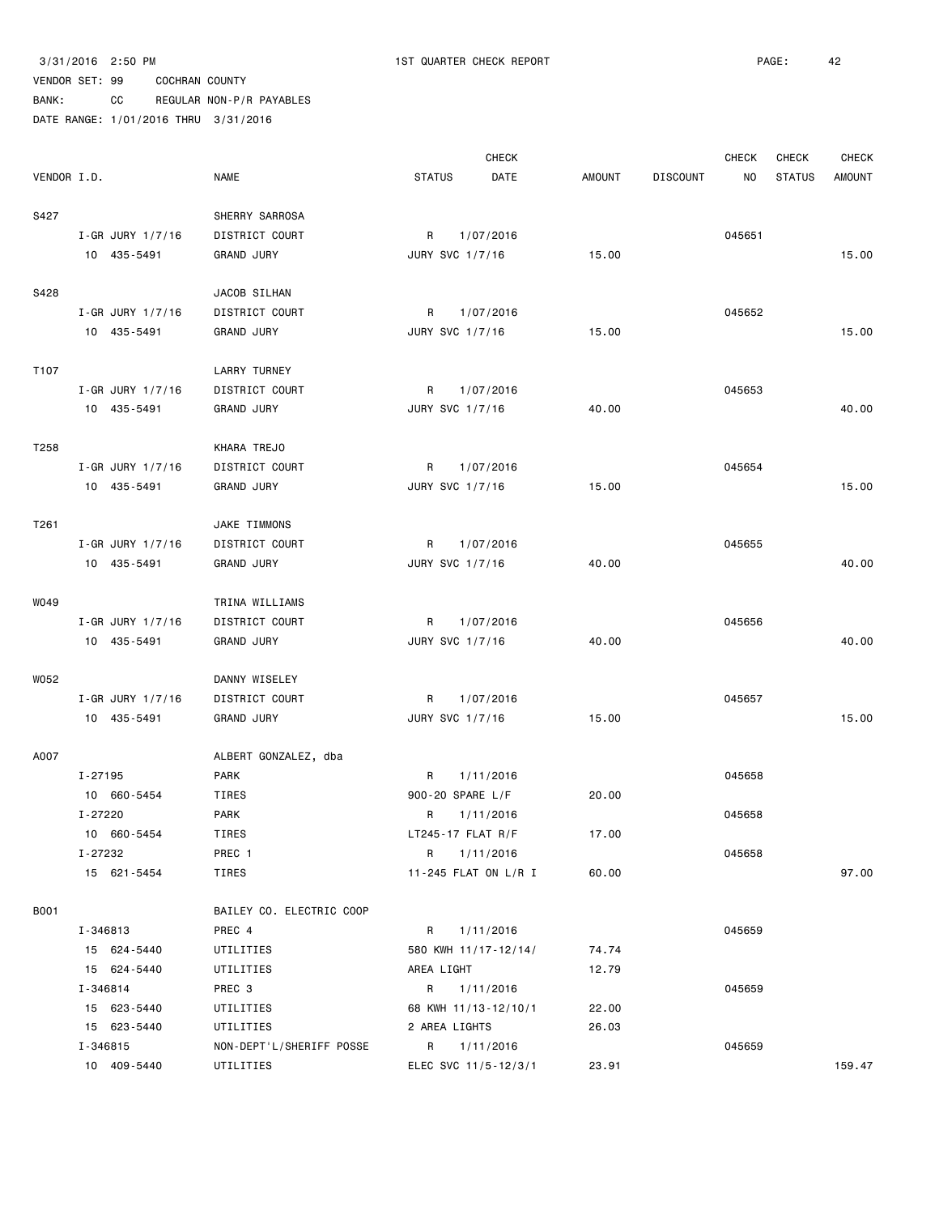3/31/2016 2:50 PM 1ST QUARTER CHECK REPORT

VENDOR SET: 99 COCHRAN COUNTY

BANK: CC REGULAR NON-P/R PAYABLES

DATE RANGE: 1/01/2016 THRU 3/31/2016

| VENDOR I.D. | NAME | STATUS | CHECK DATE | AMOUNT | DISCOUNT | CHECK NO | CHECK STATUS | CHECK AMOUNT |
|---|---|---|---|---|---|---|---|---|
| S427 | SHERRY SARROSA | | | | | | | |
| I-GR JURY 1/7/16 | DISTRICT COURT | R | 1/07/2016 | | | 045651 | | |
| 10 435-5491 | GRAND JURY | JURY SVC 1/7/16 | | 15.00 | | | | 15.00 |
| S428 | JACOB SILHAN | | | | | | | |
| I-GR JURY 1/7/16 | DISTRICT COURT | R | 1/07/2016 | | | 045652 | | |
| 10 435-5491 | GRAND JURY | JURY SVC 1/7/16 | | 15.00 | | | | 15.00 |
| T107 | LARRY TURNEY | | | | | | | |
| I-GR JURY 1/7/16 | DISTRICT COURT | R | 1/07/2016 | | | 045653 | | |
| 10 435-5491 | GRAND JURY | JURY SVC 1/7/16 | | 40.00 | | | | 40.00 |
| T258 | KHARA TREJO | | | | | | | |
| I-GR JURY 1/7/16 | DISTRICT COURT | R | 1/07/2016 | | | 045654 | | |
| 10 435-5491 | GRAND JURY | JURY SVC 1/7/16 | | 15.00 | | | | 15.00 |
| T261 | JAKE TIMMONS | | | | | | | |
| I-GR JURY 1/7/16 | DISTRICT COURT | R | 1/07/2016 | | | 045655 | | |
| 10 435-5491 | GRAND JURY | JURY SVC 1/7/16 | | 40.00 | | | | 40.00 |
| W049 | TRINA WILLIAMS | | | | | | | |
| I-GR JURY 1/7/16 | DISTRICT COURT | R | 1/07/2016 | | | 045656 | | |
| 10 435-5491 | GRAND JURY | JURY SVC 1/7/16 | | 40.00 | | | | 40.00 |
| W052 | DANNY WISELEY | | | | | | | |
| I-GR JURY 1/7/16 | DISTRICT COURT | R | 1/07/2016 | | | 045657 | | |
| 10 435-5491 | GRAND JURY | JURY SVC 1/7/16 | | 15.00 | | | | 15.00 |
| A007 | ALBERT GONZALEZ, dba | | | | | | | |
| I-27195 | PARK | R | 1/11/2016 | | | 045658 | | |
| 10 660-5454 | TIRES | 900-20 SPARE L/F | | 20.00 | | | | |
| I-27220 | PARK | R | 1/11/2016 | | | 045658 | | |
| 10 660-5454 | TIRES | LT245-17 FLAT R/F | | 17.00 | | | | |
| I-27232 | PREC 1 | R | 1/11/2016 | | | 045658 | | |
| 15 621-5454 | TIRES | 11-245 FLAT ON L/R I | | 60.00 | | | | 97.00 |
| B001 | BAILEY CO. ELECTRIC COOP | | | | | | | |
| I-346813 | PREC 4 | R | 1/11/2016 | | | 045659 | | |
| 15 624-5440 | UTILITIES | 580 KWH 11/17-12/14/ | | 74.74 | | | | |
| 15 624-5440 | UTILITIES | AREA LIGHT | | 12.79 | | | | |
| I-346814 | PREC 3 | R | 1/11/2016 | | | 045659 | | |
| 15 623-5440 | UTILITIES | 68 KWH 11/13-12/10/1 | | 22.00 | | | | |
| 15 623-5440 | UTILITIES | 2 AREA LIGHTS | | 26.03 | | | | |
| I-346815 | NON-DEPT'L/SHERIFF POSSE | R | 1/11/2016 | | | 045659 | | |
| 10 409-5440 | UTILITIES | ELEC SVC 11/5-12/3/1 | | 23.91 | | | | 159.47 |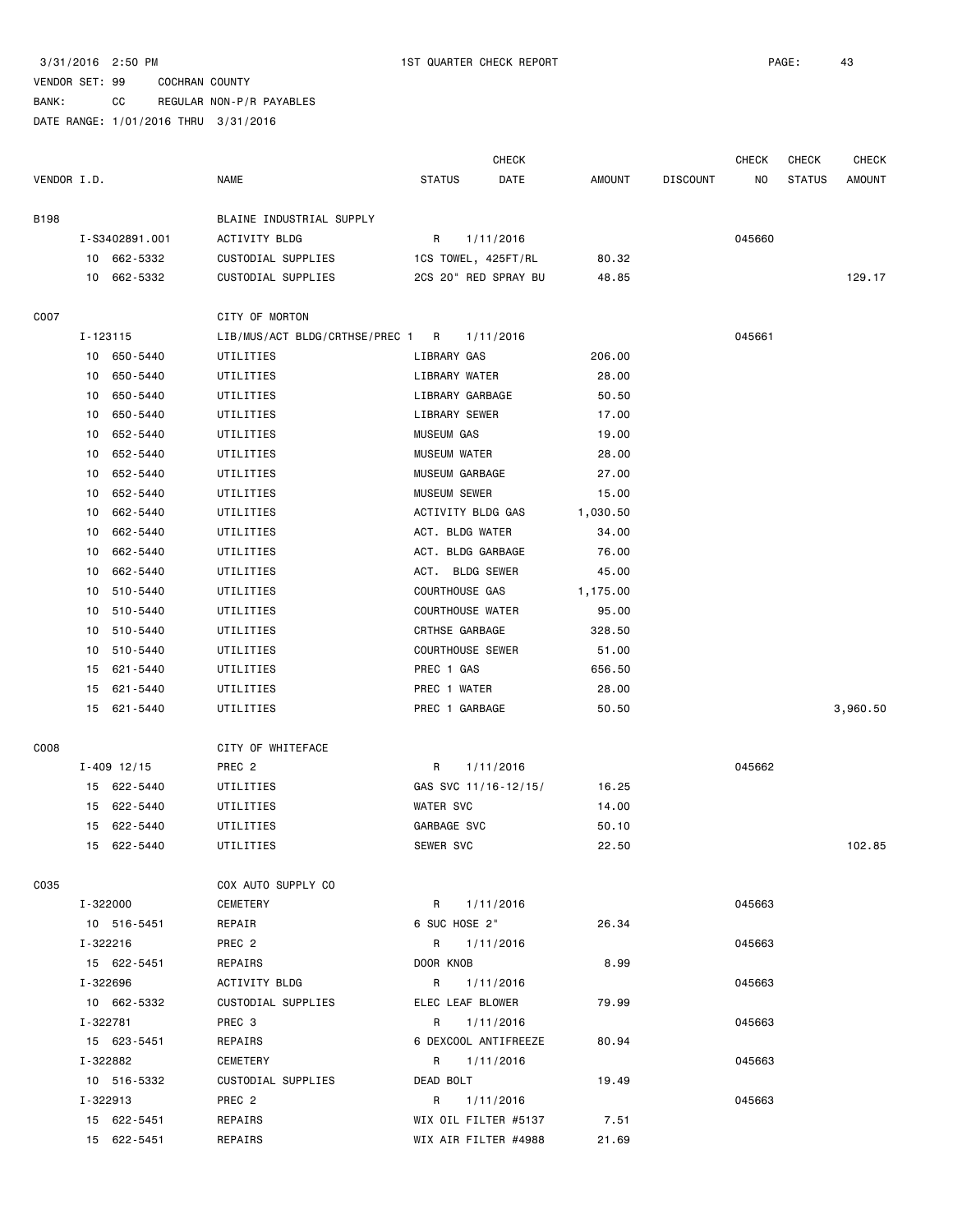3/31/2016 2:50 PM 1ST QUARTER CHECK REPORT

VENDOR SET: 99 COCHRAN COUNTY

BANK: CC REGULAR NON-P/R PAYABLES

DATE RANGE: 1/01/2016 THRU 3/31/2016

| VENDOR I.D. | NAME | STATUS | CHECK DATE | AMOUNT | DISCOUNT | CHECK NO | CHECK STATUS | CHECK AMOUNT |
|---|---|---|---|---|---|---|---|---|
| B198 | BLAINE INDUSTRIAL SUPPLY | | | | | | | |
| I-S3402891.001 | ACTIVITY BLDG | R | 1/11/2016 | | | 045660 | | |
| 10 662-5332 | CUSTODIAL SUPPLIES | 1CS TOWEL, 425FT/RL | | 80.32 | | | | |
| 10 662-5332 | CUSTODIAL SUPPLIES | 2CS 20" RED SPRAY BU | | 48.85 | | | | 129.17 |
| C007 | CITY OF MORTON | | | | | | | |
| I-123115 | LIB/MUS/ACT BLDG/CRTHSE/PREC 1 | R | 1/11/2016 | | | 045661 | | |
| 10 650-5440 | UTILITIES | LIBRARY GAS | | 206.00 | | | | |
| 10 650-5440 | UTILITIES | LIBRARY WATER | | 28.00 | | | | |
| 10 650-5440 | UTILITIES | LIBRARY GARBAGE | | 50.50 | | | | |
| 10 650-5440 | UTILITIES | LIBRARY SEWER | | 17.00 | | | | |
| 10 652-5440 | UTILITIES | MUSEUM GAS | | 19.00 | | | | |
| 10 652-5440 | UTILITIES | MUSEUM WATER | | 28.00 | | | | |
| 10 652-5440 | UTILITIES | MUSEUM GARBAGE | | 27.00 | | | | |
| 10 652-5440 | UTILITIES | MUSEUM SEWER | | 15.00 | | | | |
| 10 662-5440 | UTILITIES | ACTIVITY BLDG GAS | | 1,030.50 | | | | |
| 10 662-5440 | UTILITIES | ACT. BLDG WATER | | 34.00 | | | | |
| 10 662-5440 | UTILITIES | ACT. BLDG GARBAGE | | 76.00 | | | | |
| 10 662-5440 | UTILITIES | ACT. BLDG SEWER | | 45.00 | | | | |
| 10 510-5440 | UTILITIES | COURTHOUSE GAS | | 1,175.00 | | | | |
| 10 510-5440 | UTILITIES | COURTHOUSE WATER | | 95.00 | | | | |
| 10 510-5440 | UTILITIES | CRTHSE GARBAGE | | 328.50 | | | | |
| 10 510-5440 | UTILITIES | COURTHOUSE SEWER | | 51.00 | | | | |
| 15 621-5440 | UTILITIES | PREC 1 GAS | | 656.50 | | | | |
| 15 621-5440 | UTILITIES | PREC 1 WATER | | 28.00 | | | | |
| 15 621-5440 | UTILITIES | PREC 1 GARBAGE | | 50.50 | | | | 3,960.50 |
| C008 | CITY OF WHITEFACE | | | | | | | |
| I-409 12/15 | PREC 2 | R | 1/11/2016 | | | 045662 | | |
| 15 622-5440 | UTILITIES | GAS SVC 11/16-12/15/ | | 16.25 | | | | |
| 15 622-5440 | UTILITIES | WATER SVC | | 14.00 | | | | |
| 15 622-5440 | UTILITIES | GARBAGE SVC | | 50.10 | | | | |
| 15 622-5440 | UTILITIES | SEWER SVC | | 22.50 | | | | 102.85 |
| C035 | COX AUTO SUPPLY CO | | | | | | | |
| I-322000 | CEMETERY | R | 1/11/2016 | | | 045663 | | |
| 10 516-5451 | REPAIR | 6 SUC HOSE 2" | | 26.34 | | | | |
| I-322216 | PREC 2 | R | 1/11/2016 | | | 045663 | | |
| 15 622-5451 | REPAIRS | DOOR KNOB | | 8.99 | | | | |
| I-322696 | ACTIVITY BLDG | R | 1/11/2016 | | | 045663 | | |
| 10 662-5332 | CUSTODIAL SUPPLIES | ELEC LEAF BLOWER | | 79.99 | | | | |
| I-322781 | PREC 3 | R | 1/11/2016 | | | 045663 | | |
| 15 623-5451 | REPAIRS | 6 DEXCOOL ANTIFREEZE | | 80.94 | | | | |
| I-322882 | CEMETERY | R | 1/11/2016 | | | 045663 | | |
| 10 516-5332 | CUSTODIAL SUPPLIES | DEAD BOLT | | 19.49 | | | | |
| I-322913 | PREC 2 | R | 1/11/2016 | | | 045663 | | |
| 15 622-5451 | REPAIRS | WIX OIL FILTER #5137 | | 7.51 | | | | |
| 15 622-5451 | REPAIRS | WIX AIR FILTER #4988 | | 21.69 | | | | |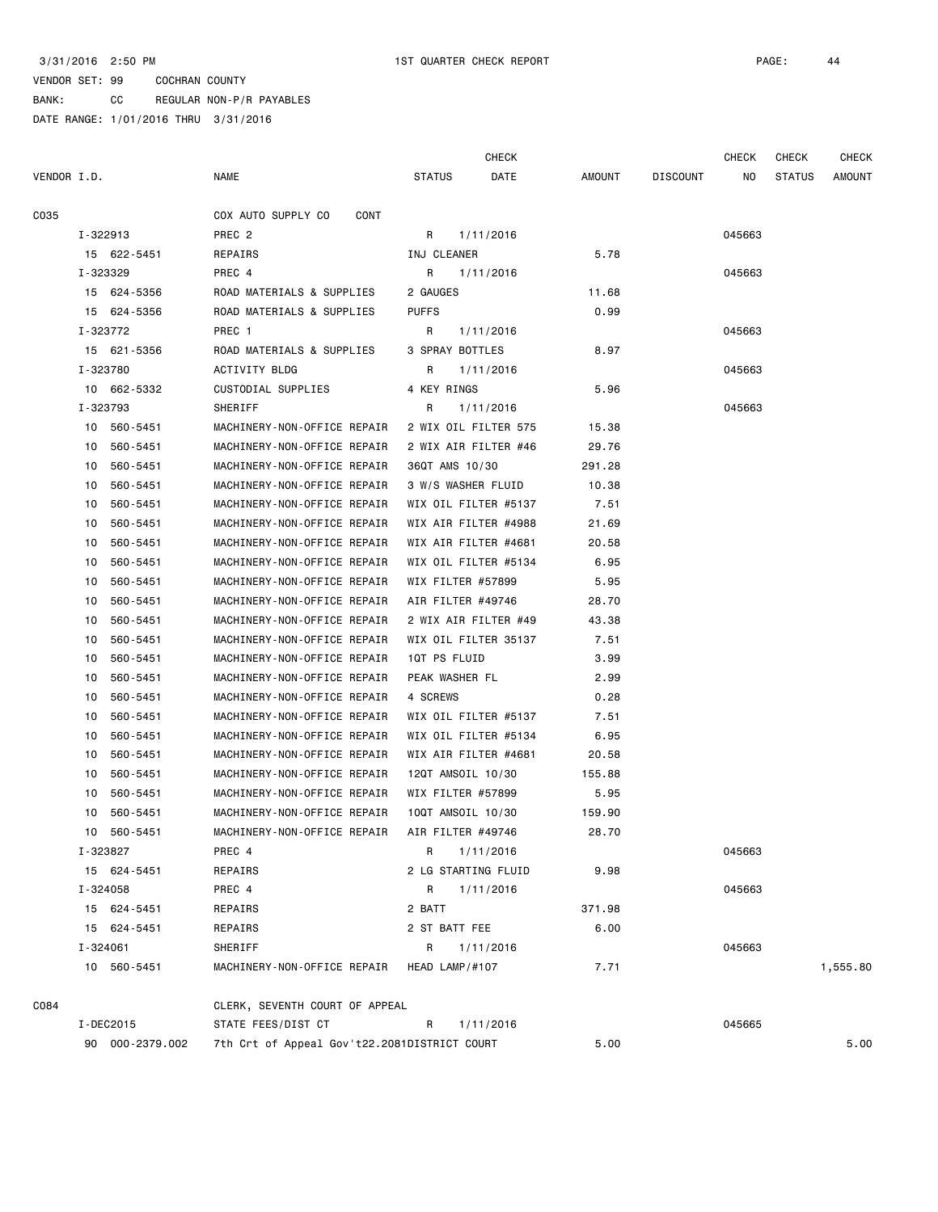3/31/2016 2:50 PM 1ST QUARTER CHECK REPORT

VENDOR SET: 99 COCHRAN COUNTY

BANK: CC REGULAR NON-P/R PAYABLES

DATE RANGE: 1/01/2016 THRU 3/31/2016

| VENDOR I.D. | NAME | STATUS | CHECK DATE | AMOUNT | DISCOUNT | CHECK NO | CHECK STATUS | CHECK AMOUNT |
|---|---|---|---|---|---|---|---|---|
| C035 | COX AUTO SUPPLY CO CONT | | | | | | | |
| I-322913 | PREC 2 | R | 1/11/2016 | | | 045663 | | |
| 15 622-5451 | REPAIRS | INJ CLEANER | | 5.78 | | | | |
| I-323329 | PREC 4 | R | 1/11/2016 | | | 045663 | | |
| 15 624-5356 | ROAD MATERIALS & SUPPLIES | 2 GAUGES | | 11.68 | | | | |
| 15 624-5356 | ROAD MATERIALS & SUPPLIES | PUFFS | | 0.99 | | | | |
| I-323772 | PREC 1 | R | 1/11/2016 | | | 045663 | | |
| 15 621-5356 | ROAD MATERIALS & SUPPLIES | 3 SPRAY BOTTLES | | 8.97 | | | | |
| I-323780 | ACTIVITY BLDG | R | 1/11/2016 | | | 045663 | | |
| 10 662-5332 | CUSTODIAL SUPPLIES | 4 KEY RINGS | | 5.96 | | | | |
| I-323793 | SHERIFF | R | 1/11/2016 | | | 045663 | | |
| 10 560-5451 | MACHINERY-NON-OFFICE REPAIR | 2 WIX OIL FILTER 575 | | 15.38 | | | | |
| 10 560-5451 | MACHINERY-NON-OFFICE REPAIR | 2 WIX AIR FILTER #46 | | 29.76 | | | | |
| 10 560-5451 | MACHINERY-NON-OFFICE REPAIR | 36QT AMS 10/30 | | 291.28 | | | | |
| 10 560-5451 | MACHINERY-NON-OFFICE REPAIR | 3 W/S WASHER FLUID | | 10.38 | | | | |
| 10 560-5451 | MACHINERY-NON-OFFICE REPAIR | WIX OIL FILTER #5137 | | 7.51 | | | | |
| 10 560-5451 | MACHINERY-NON-OFFICE REPAIR | WIX AIR FILTER #4988 | | 21.69 | | | | |
| 10 560-5451 | MACHINERY-NON-OFFICE REPAIR | WIX AIR FILTER #4681 | | 20.58 | | | | |
| 10 560-5451 | MACHINERY-NON-OFFICE REPAIR | WIX OIL FILTER #5134 | | 6.95 | | | | |
| 10 560-5451 | MACHINERY-NON-OFFICE REPAIR | WIX FILTER #57899 | | 5.95 | | | | |
| 10 560-5451 | MACHINERY-NON-OFFICE REPAIR | AIR FILTER #49746 | | 28.70 | | | | |
| 10 560-5451 | MACHINERY-NON-OFFICE REPAIR | 2 WIX AIR FILTER #49 | | 43.38 | | | | |
| 10 560-5451 | MACHINERY-NON-OFFICE REPAIR | WIX OIL FILTER 35137 | | 7.51 | | | | |
| 10 560-5451 | MACHINERY-NON-OFFICE REPAIR | 1QT PS FLUID | | 3.99 | | | | |
| 10 560-5451 | MACHINERY-NON-OFFICE REPAIR | PEAK WASHER FL | | 2.99 | | | | |
| 10 560-5451 | MACHINERY-NON-OFFICE REPAIR | 4 SCREWS | | 0.28 | | | | |
| 10 560-5451 | MACHINERY-NON-OFFICE REPAIR | WIX OIL FILTER #5137 | | 7.51 | | | | |
| 10 560-5451 | MACHINERY-NON-OFFICE REPAIR | WIX OIL FILTER #5134 | | 6.95 | | | | |
| 10 560-5451 | MACHINERY-NON-OFFICE REPAIR | WIX AIR FILTER #4681 | | 20.58 | | | | |
| 10 560-5451 | MACHINERY-NON-OFFICE REPAIR | 12QT AMSOIL 10/30 | | 155.88 | | | | |
| 10 560-5451 | MACHINERY-NON-OFFICE REPAIR | WIX FILTER #57899 | | 5.95 | | | | |
| 10 560-5451 | MACHINERY-NON-OFFICE REPAIR | 10QT AMSOIL 10/30 | | 159.90 | | | | |
| 10 560-5451 | MACHINERY-NON-OFFICE REPAIR | AIR FILTER #49746 | | 28.70 | | | | |
| I-323827 | PREC 4 | R | 1/11/2016 | | | 045663 | | |
| 15 624-5451 | REPAIRS | 2 LG STARTING FLUID | | 9.98 | | | | |
| I-324058 | PREC 4 | R | 1/11/2016 | | | 045663 | | |
| 15 624-5451 | REPAIRS | 2 BATT | | 371.98 | | | | |
| 15 624-5451 | REPAIRS | 2 ST BATT FEE | | 6.00 | | | | |
| I-324061 | SHERIFF | R | 1/11/2016 | | | 045663 | | |
| 10 560-5451 | MACHINERY-NON-OFFICE REPAIR | HEAD LAMP/#107 | | 7.71 | | | | 1,555.80 |
| C084 | CLERK, SEVENTH COURT OF APPEAL | | | | | | | |
| I-DEC2015 | STATE FEES/DIST CT | R | 1/11/2016 | | | 045665 | | |
| 90 000-2379.002 | 7th Crt of Appeal Gov't22.2081 | DISTRICT COURT | | 5.00 | | | | 5.00 |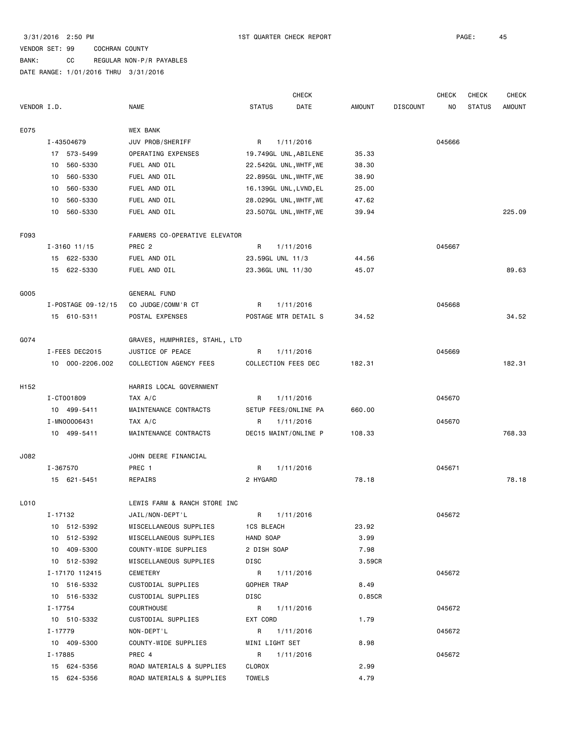3/31/2016 2:50 PM 1ST QUARTER CHECK REPORT

VENDOR SET: 99 COCHRAN COUNTY

BANK: CC REGULAR NON-P/R PAYABLES

DATE RANGE: 1/01/2016 THRU 3/31/2016

| VENDOR I.D. | NAME | STATUS | CHECK DATE | AMOUNT | DISCOUNT | CHECK NO | CHECK STATUS | CHECK AMOUNT |
|---|---|---|---|---|---|---|---|---|
| E075 | WEX BANK | | | | | | | |
| I-43504679 | JUV PROB/SHERIFF | R | 1/11/2016 | | | 045666 | | |
| 17 573-5499 | OPERATING EXPENSES | 19.749GL UNL,ABILENE | | 35.33 | | | | |
| 10 560-5330 | FUEL AND OIL | 22.542GL UNL,WHTF,WE | | 38.30 | | | | |
| 10 560-5330 | FUEL AND OIL | 22.895GL UNL,WHTF,WE | | 38.90 | | | | |
| 10 560-5330 | FUEL AND OIL | 16.139GL UNL,LVND,EL | | 25.00 | | | | |
| 10 560-5330 | FUEL AND OIL | 28.029GL UNL,WHTF,WE | | 47.62 | | | | |
| 10 560-5330 | FUEL AND OIL | 23.507GL UNL,WHTF,WE | | 39.94 | | | | 225.09 |
| F093 | FARMERS CO-OPERATIVE ELEVATOR | | | | | | | |
| I-3160 11/15 | PREC 2 | R | 1/11/2016 | | | 045667 | | |
| 15 622-5330 | FUEL AND OIL | 23.59GL UNL 11/3 | | 44.56 | | | | |
| 15 622-5330 | FUEL AND OIL | 23.36GL UNL 11/30 | | 45.07 | | | | 89.63 |
| G005 | GENERAL FUND | | | | | | | |
| I-POSTAGE 09-12/15 | CO JUDGE/COMM'R CT | R | 1/11/2016 | | | 045668 | | |
| 15 610-5311 | POSTAL EXPENSES | POSTAGE MTR DETAIL S | | 34.52 | | | | 34.52 |
| G074 | GRAVES, HUMPHRIES, STAHL, LTD | | | | | | | |
| I-FEES DEC2015 | JUSTICE OF PEACE | R | 1/11/2016 | | | 045669 | | |
| 10 000-2206.002 | COLLECTION AGENCY FEES | COLLECTION FEES DEC | | 182.31 | | | | 182.31 |
| H152 | HARRIS LOCAL GOVERNMENT | | | | | | | |
| I-CT001809 | TAX A/C | R | 1/11/2016 | | | 045670 | | |
| 10 499-5411 | MAINTENANCE CONTRACTS | SETUP FEES/ONLINE PA | | 660.00 | | | | |
| I-MN00006431 | TAX A/C | R | 1/11/2016 | | | 045670 | | |
| 10 499-5411 | MAINTENANCE CONTRACTS | DEC15 MAINT/ONLINE P | | 108.33 | | | | 768.33 |
| J082 | JOHN DEERE FINANCIAL | | | | | | | |
| I-367570 | PREC 1 | R | 1/11/2016 | | | 045671 | | |
| 15 621-5451 | REPAIRS | 2 HYGARD | | 78.18 | | | | 78.18 |
| L010 | LEWIS FARM & RANCH STORE INC | | | | | | | |
| I-17132 | JAIL/NON-DEPT'L | R | 1/11/2016 | | | 045672 | | |
| 10 512-5392 | MISCELLANEOUS SUPPLIES | 1CS BLEACH | | 23.92 | | | | |
| 10 512-5392 | MISCELLANEOUS SUPPLIES | HAND SOAP | | 3.99 | | | | |
| 10 409-5300 | COUNTY-WIDE SUPPLIES | 2 DISH SOAP | | 7.98 | | | | |
| 10 512-5392 | MISCELLANEOUS SUPPLIES | DISC | | 3.59CR | | | | |
| I-17170 112415 | CEMETERY | R | 1/11/2016 | | | 045672 | | |
| 10 516-5332 | CUSTODIAL SUPPLIES | GOPHER TRAP | | 8.49 | | | | |
| 10 516-5332 | CUSTODIAL SUPPLIES | DISC | | 0.85CR | | | | |
| I-17754 | COURTHOUSE | R | 1/11/2016 | | | 045672 | | |
| 10 510-5332 | CUSTODIAL SUPPLIES | EXT CORD | | 1.79 | | | | |
| I-17779 | NON-DEPT'L | R | 1/11/2016 | | | 045672 | | |
| 10 409-5300 | COUNTY-WIDE SUPPLIES | MINI LIGHT SET | | 8.98 | | | | |
| I-17885 | PREC 4 | R | 1/11/2016 | | | 045672 | | |
| 15 624-5356 | ROAD MATERIALS & SUPPLIES | CLOROX | | 2.99 | | | | |
| 15 624-5356 | ROAD MATERIALS & SUPPLIES | TOWELS | | 4.79 | | | | |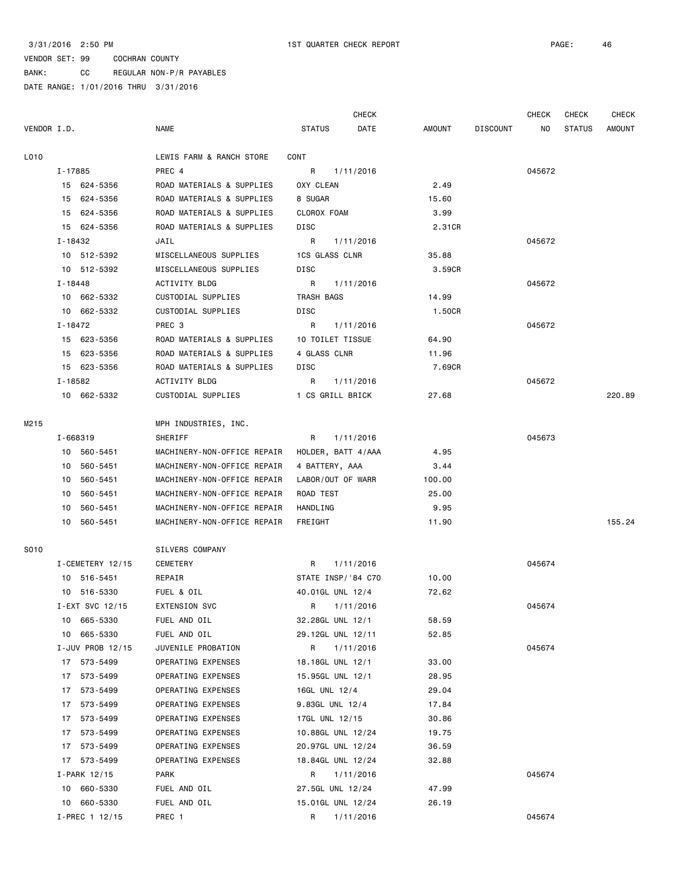3/31/2016 2:50 PM 1ST QUARTER CHECK REPORT

VENDOR SET: 99 COCHRAN COUNTY

BANK: CC REGULAR NON-P/R PAYABLES

DATE RANGE: 1/01/2016 THRU 3/31/2016

| VENDOR I.D. | NAME | STATUS | CHECK DATE | AMOUNT | DISCOUNT | CHECK NO | CHECK STATUS | CHECK AMOUNT |
|---|---|---|---|---|---|---|---|---|
| L010 | LEWIS FARM & RANCH STORE | CONT | | | | | | |
| I-17885 | PREC 4 | R | 1/11/2016 | | | 045672 | | |
| 15 624-5356 | ROAD MATERIALS & SUPPLIES | OXY CLEAN | | 2.49 | | | | |
| 15 624-5356 | ROAD MATERIALS & SUPPLIES | 8 SUGAR | | 15.60 | | | | |
| 15 624-5356 | ROAD MATERIALS & SUPPLIES | CLOROX FOAM | | 3.99 | | | | |
| 15 624-5356 | ROAD MATERIALS & SUPPLIES | DISC | | 2.31CR | | | | |
| I-18432 | JAIL | R | 1/11/2016 | | | 045672 | | |
| 10 512-5392 | MISCELLANEOUS SUPPLIES | 1CS GLASS CLNR | | 35.88 | | | | |
| 10 512-5392 | MISCELLANEOUS SUPPLIES | DISC | | 3.59CR | | | | |
| I-18448 | ACTIVITY BLDG | R | 1/11/2016 | | | 045672 | | |
| 10 662-5332 | CUSTODIAL SUPPLIES | TRASH BAGS | | 14.99 | | | | |
| 10 662-5332 | CUSTODIAL SUPPLIES | DISC | | 1.50CR | | | | |
| I-18472 | PREC 3 | R | 1/11/2016 | | | 045672 | | |
| 15 623-5356 | ROAD MATERIALS & SUPPLIES | 10 TOILET TISSUE | | 64.90 | | | | |
| 15 623-5356 | ROAD MATERIALS & SUPPLIES | 4 GLASS CLNR | | 11.96 | | | | |
| 15 623-5356 | ROAD MATERIALS & SUPPLIES | DISC | | 7.69CR | | | | |
| I-18582 | ACTIVITY BLDG | R | 1/11/2016 | | | 045672 | | |
| 10 662-5332 | CUSTODIAL SUPPLIES | 1 CS GRILL BRICK | | 27.68 | | | | 220.89 |
| M215 | MPH INDUSTRIES, INC. | | | | | | | |
| I-668319 | SHERIFF | R | 1/11/2016 | | | 045673 | | |
| 10 560-5451 | MACHINERY-NON-OFFICE REPAIR | HOLDER, BATT 4/AAA | | 4.95 | | | | |
| 10 560-5451 | MACHINERY-NON-OFFICE REPAIR | 4 BATTERY, AAA | | 3.44 | | | | |
| 10 560-5451 | MACHINERY-NON-OFFICE REPAIR | LABOR/OUT OF WARR | | 100.00 | | | | |
| 10 560-5451 | MACHINERY-NON-OFFICE REPAIR | ROAD TEST | | 25.00 | | | | |
| 10 560-5451 | MACHINERY-NON-OFFICE REPAIR | HANDLING | | 9.95 | | | | |
| 10 560-5451 | MACHINERY-NON-OFFICE REPAIR | FREIGHT | | 11.90 | | | | 155.24 |
| S010 | SILVERS COMPANY | | | | | | | |
| I-CEMETERY 12/15 | CEMETERY | R | 1/11/2016 | | | 045674 | | |
| 10 516-5451 | REPAIR | STATE INSP/'84 C70 | | 10.00 | | | | |
| 10 516-5330 | FUEL & OIL | 40.01GL UNL 12/4 | | 72.62 | | | | |
| I-EXT SVC 12/15 | EXTENSION SVC | R | 1/11/2016 | | | 045674 | | |
| 10 665-5330 | FUEL AND OIL | 32.28GL UNL 12/1 | | 58.59 | | | | |
| 10 665-5330 | FUEL AND OIL | 29.12GL UNL 12/11 | | 52.85 | | | | |
| I-JUV PROB 12/15 | JUVENILE PROBATION | R | 1/11/2016 | | | 045674 | | |
| 17 573-5499 | OPERATING EXPENSES | 18.18GL UNL 12/1 | | 33.00 | | | | |
| 17 573-5499 | OPERATING EXPENSES | 15.95GL UNL 12/1 | | 28.95 | | | | |
| 17 573-5499 | OPERATING EXPENSES | 16GL UNL 12/4 | | 29.04 | | | | |
| 17 573-5499 | OPERATING EXPENSES | 9.83GL UNL 12/4 | | 17.84 | | | | |
| 17 573-5499 | OPERATING EXPENSES | 17GL UNL 12/15 | | 30.86 | | | | |
| 17 573-5499 | OPERATING EXPENSES | 10.88GL UNL 12/24 | | 19.75 | | | | |
| 17 573-5499 | OPERATING EXPENSES | 20.97GL UNL 12/24 | | 36.59 | | | | |
| 17 573-5499 | OPERATING EXPENSES | 18.84GL UNL 12/24 | | 32.88 | | | | |
| I-PARK 12/15 | PARK | R | 1/11/2016 | | | 045674 | | |
| 10 660-5330 | FUEL AND OIL | 27.5GL UNL 12/24 | | 47.99 | | | | |
| 10 660-5330 | FUEL AND OIL | 15.01GL UNL 12/24 | | 26.19 | | | | |
| I-PREC 1 12/15 | PREC 1 | R | 1/11/2016 | | | 045674 | | |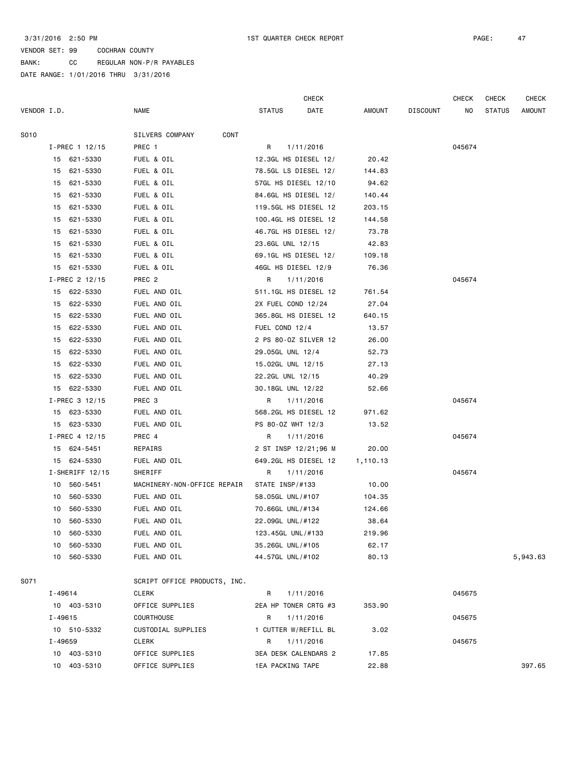3/31/2016 2:50 PM 1ST QUARTER CHECK REPORT

VENDOR SET: 99 COCHRAN COUNTY

BANK: CC REGULAR NON-P/R PAYABLES

DATE RANGE: 1/01/2016 THRU 3/31/2016

| VENDOR I.D. | NAME | STATUS | CHECK DATE | AMOUNT | DISCOUNT | CHECK NO | CHECK STATUS | CHECK AMOUNT |
|---|---|---|---|---|---|---|---|---|
| S010 | SILVERS COMPANY CONT | | | | | | | |
| I-PREC 1 12/15 | PREC 1 | R | 1/11/2016 | | | 045674 | | |
| 15 621-5330 | FUEL & OIL | 12.3GL HS DIESEL 12/ | | 20.42 | | | | |
| 15 621-5330 | FUEL & OIL | 78.5GL LS DIESEL 12/ | | 144.83 | | | | |
| 15 621-5330 | FUEL & OIL | 57GL HS DIESEL 12/10 | | 94.62 | | | | |
| 15 621-5330 | FUEL & OIL | 84.6GL HS DIESEL 12/ | | 140.44 | | | | |
| 15 621-5330 | FUEL & OIL | 119.5GL HS DIESEL 12 | | 203.15 | | | | |
| 15 621-5330 | FUEL & OIL | 100.4GL HS DIESEL 12 | | 144.58 | | | | |
| 15 621-5330 | FUEL & OIL | 46.7GL HS DIESEL 12/ | | 73.78 | | | | |
| 15 621-5330 | FUEL & OIL | 23.6GL UNL 12/15 | | 42.83 | | | | |
| 15 621-5330 | FUEL & OIL | 69.1GL HS DIESEL 12/ | | 109.18 | | | | |
| 15 621-5330 | FUEL & OIL | 46GL HS DIESEL 12/9 | | 76.36 | | | | |
| I-PREC 2 12/15 | PREC 2 | R | 1/11/2016 | | | 045674 | | |
| 15 622-5330 | FUEL AND OIL | 511.1GL HS DIESEL 12 | | 761.54 | | | | |
| 15 622-5330 | FUEL AND OIL | 2X FUEL COND 12/24 | | 27.04 | | | | |
| 15 622-5330 | FUEL AND OIL | 365.8GL HS DIESEL 12 | | 640.15 | | | | |
| 15 622-5330 | FUEL AND OIL | FUEL COND 12/4 | | 13.57 | | | | |
| 15 622-5330 | FUEL AND OIL | 2 PS 80-OZ SILVER 12 | | 26.00 | | | | |
| 15 622-5330 | FUEL AND OIL | 29.05GL UNL 12/4 | | 52.73 | | | | |
| 15 622-5330 | FUEL AND OIL | 15.02GL UNL 12/15 | | 27.13 | | | | |
| 15 622-5330 | FUEL AND OIL | 22.2GL UNL 12/15 | | 40.29 | | | | |
| 15 622-5330 | FUEL AND OIL | 30.18GL UNL 12/22 | | 52.66 | | | | |
| I-PREC 3 12/15 | PREC 3 | R | 1/11/2016 | | | 045674 | | |
| 15 623-5330 | FUEL AND OIL | 568.2GL HS DIESEL 12 | | 971.62 | | | | |
| 15 623-5330 | FUEL AND OIL | PS 80-OZ WHT 12/3 | | 13.52 | | | | |
| I-PREC 4 12/15 | PREC 4 | R | 1/11/2016 | | | 045674 | | |
| 15 624-5451 | REPAIRS | 2 ST INSP 12/21;96 M | | 20.00 | | | | |
| 15 624-5330 | FUEL AND OIL | 649.2GL HS DIESEL 12 | | 1,110.13 | | | | |
| I-SHERIFF 12/15 | SHERIFF | R | 1/11/2016 | | | 045674 | | |
| 10 560-5451 | MACHINERY-NON-OFFICE REPAIR | STATE INSP/#133 | | 10.00 | | | | |
| 10 560-5330 | FUEL AND OIL | 58.05GL UNL/#107 | | 104.35 | | | | |
| 10 560-5330 | FUEL AND OIL | 70.66GL UNL/#134 | | 124.66 | | | | |
| 10 560-5330 | FUEL AND OIL | 22.09GL UNL/#122 | | 38.64 | | | | |
| 10 560-5330 | FUEL AND OIL | 123.45GL UNL/#133 | | 219.96 | | | | |
| 10 560-5330 | FUEL AND OIL | 35.26GL UNL/#105 | | 62.17 | | | | |
| 10 560-5330 | FUEL AND OIL | 44.57GL UNL/#102 | | 80.13 | | | | 5,943.63 |
| S071 | SCRIPT OFFICE PRODUCTS, INC. | | | | | | | |
| I-49614 | CLERK | R | 1/11/2016 | | | 045675 | | |
| 10 403-5310 | OFFICE SUPPLIES | 2EA HP TONER CRTG #3 | | 353.90 | | | | |
| I-49615 | COURTHOUSE | R | 1/11/2016 | | | 045675 | | |
| 10 510-5332 | CUSTODIAL SUPPLIES | 1 CUTTER W/REFILL BL | | 3.02 | | | | |
| I-49659 | CLERK | R | 1/11/2016 | | | 045675 | | |
| 10 403-5310 | OFFICE SUPPLIES | 3EA DESK CALENDARS 2 | | 17.85 | | | | |
| 10 403-5310 | OFFICE SUPPLIES | 1EA PACKING TAPE | | 22.88 | | | | 397.65 |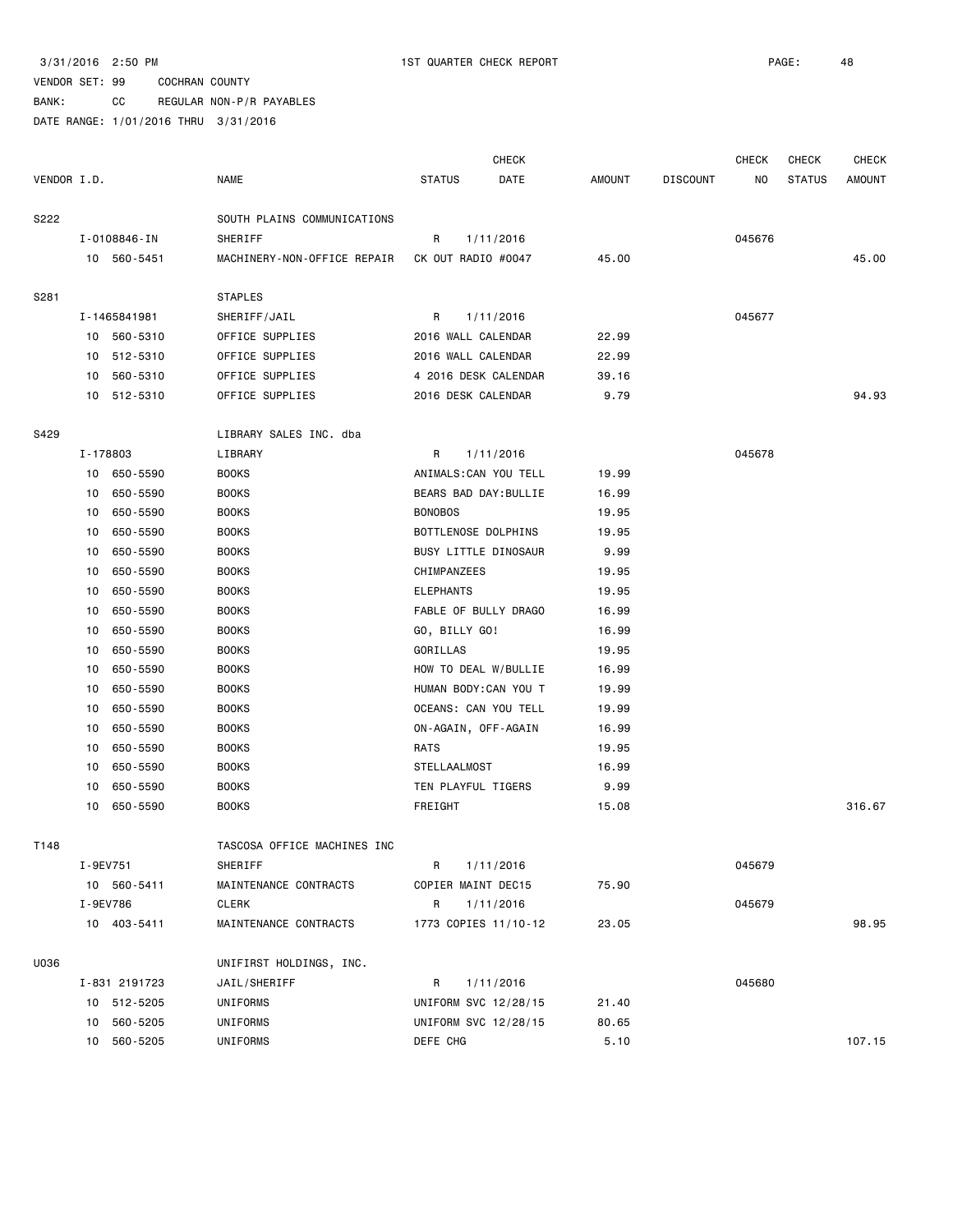3/31/2016 2:50 PM    1ST QUARTER CHECK REPORT

VENDOR SET: 99    COCHRAN COUNTY
BANK: CC    REGULAR NON-P/R PAYABLES
DATE RANGE: 1/01/2016 THRU 3/31/2016

| VENDOR I.D. | NAME | STATUS | CHECK DATE | AMOUNT | DISCOUNT | CHECK NO | CHECK STATUS | CHECK AMOUNT |
|---|---|---|---|---|---|---|---|---|
| S222 | SOUTH PLAINS COMMUNICATIONS | | | | | | | |
| I-0108846-IN | SHERIFF | R | 1/11/2016 | | | 045676 | | |
| 10 560-5451 | MACHINERY-NON-OFFICE REPAIR | CK OUT RADIO #0047 | | 45.00 | | | | 45.00 |
| S281 | STAPLES | | | | | | | |
| I-1465841981 | SHERIFF/JAIL | R | 1/11/2016 | | | 045677 | | |
| 10 560-5310 | OFFICE SUPPLIES | 2016 WALL CALENDAR | | 22.99 | | | | |
| 10 512-5310 | OFFICE SUPPLIES | 2016 WALL CALENDAR | | 22.99 | | | | |
| 10 560-5310 | OFFICE SUPPLIES | 4 2016 DESK CALENDAR | | 39.16 | | | | |
| 10 512-5310 | OFFICE SUPPLIES | 2016 DESK CALENDAR | | 9.79 | | | | 94.93 |
| S429 | LIBRARY SALES INC. dba | | | | | | | |
| I-178803 | LIBRARY | R | 1/11/2016 | | | 045678 | | |
| 10 650-5590 | BOOKS | ANIMALS:CAN YOU TELL | | 19.99 | | | | |
| 10 650-5590 | BOOKS | BEARS BAD DAY:BULLIE | | 16.99 | | | | |
| 10 650-5590 | BOOKS | BONOBOS | | 19.95 | | | | |
| 10 650-5590 | BOOKS | BOTTLENOSE DOLPHINS | | 19.95 | | | | |
| 10 650-5590 | BOOKS | BUSY LITTLE DINOSAUR | | 9.99 | | | | |
| 10 650-5590 | BOOKS | CHIMPANZEES | | 19.95 | | | | |
| 10 650-5590 | BOOKS | ELEPHANTS | | 19.95 | | | | |
| 10 650-5590 | BOOKS | FABLE OF BULLY DRAGO | | 16.99 | | | | |
| 10 650-5590 | BOOKS | GO, BILLY GO! | | 16.99 | | | | |
| 10 650-5590 | BOOKS | GORILLAS | | 19.95 | | | | |
| 10 650-5590 | BOOKS | HOW TO DEAL W/BULLIE | | 16.99 | | | | |
| 10 650-5590 | BOOKS | HUMAN BODY:CAN YOU T | | 19.99 | | | | |
| 10 650-5590 | BOOKS | OCEANS: CAN YOU TELL | | 19.99 | | | | |
| 10 650-5590 | BOOKS | ON-AGAIN, OFF-AGAIN | | 16.99 | | | | |
| 10 650-5590 | BOOKS | RATS | | 19.95 | | | | |
| 10 650-5590 | BOOKS | STELLAALMOST | | 16.99 | | | | |
| 10 650-5590 | BOOKS | TEN PLAYFUL TIGERS | | 9.99 | | | | |
| 10 650-5590 | BOOKS | FREIGHT | | 15.08 | | | | 316.67 |
| T148 | TASCOSA OFFICE MACHINES INC | | | | | | | |
| I-9EV751 | SHERIFF | R | 1/11/2016 | | | 045679 | | |
| 10 560-5411 | MAINTENANCE CONTRACTS | COPIER MAINT DEC15 | | 75.90 | | | | |
| I-9EV786 | CLERK | R | 1/11/2016 | | | 045679 | | |
| 10 403-5411 | MAINTENANCE CONTRACTS | 1773 COPIES 11/10-12 | | 23.05 | | | | 98.95 |
| U036 | UNIFIRST HOLDINGS, INC. | | | | | | | |
| I-831 2191723 | JAIL/SHERIFF | R | 1/11/2016 | | | 045680 | | |
| 10 512-5205 | UNIFORMS | UNIFORM SVC 12/28/15 | | 21.40 | | | | |
| 10 560-5205 | UNIFORMS | UNIFORM SVC 12/28/15 | | 80.65 | | | | |
| 10 560-5205 | UNIFORMS | DEFE CHG | | 5.10 | | | | 107.15 |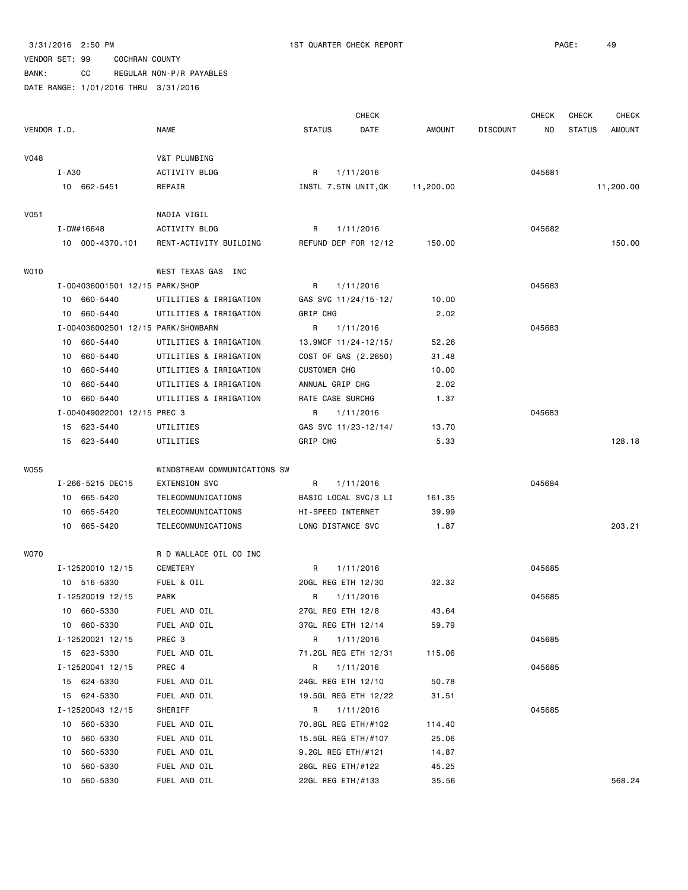3/31/2016 2:50 PM 1ST QUARTER CHECK REPORT

VENDOR SET: 99 COCHRAN COUNTY
BANK: CC REGULAR NON-P/R PAYABLES
DATE RANGE: 1/01/2016 THRU 3/31/2016

| VENDOR I.D. | NAME | STATUS | CHECK DATE | AMOUNT | DISCOUNT | CHECK NO | CHECK STATUS | CHECK AMOUNT |
|---|---|---|---|---|---|---|---|---|
| V048 | V&T PLUMBING | | | | | | | |
| I-A30 | ACTIVITY BLDG | R | 1/11/2016 | | | 045681 | | |
| 10 662-5451 | REPAIR | INSTL 7.5TN UNIT,QK | | 11,200.00 | | | | 11,200.00 |
| V051 | NADIA VIGIL | | | | | | | |
| I-DW#16648 | ACTIVITY BLDG | R | 1/11/2016 | | | 045682 | | |
| 10 000-4370.101 | RENT-ACTIVITY BUILDING | REFUND DEP FOR 12/12 | | 150.00 | | | | 150.00 |
| W010 | WEST TEXAS GAS INC | | | | | | | |
| I-004036001501 12/15 PARK/SHOP | | R | 1/11/2016 | | | 045683 | | |
| 10 660-5440 | UTILITIES & IRRIGATION | GAS SVC 11/24/15-12/ | | 10.00 | | | | |
| 10 660-5440 | UTILITIES & IRRIGATION | GRIP CHG | | 2.02 | | | | |
| I-004036002501 12/15 PARK/SHOWBARN | | R | 1/11/2016 | | | 045683 | | |
| 10 660-5440 | UTILITIES & IRRIGATION | 13.9MCF 11/24-12/15/ | | 52.26 | | | | |
| 10 660-5440 | UTILITIES & IRRIGATION | COST OF GAS (2.2650) | | 31.48 | | | | |
| 10 660-5440 | UTILITIES & IRRIGATION | CUSTOMER CHG | | 10.00 | | | | |
| 10 660-5440 | UTILITIES & IRRIGATION | ANNUAL GRIP CHG | | 2.02 | | | | |
| 10 660-5440 | UTILITIES & IRRIGATION | RATE CASE SURCHG | | 1.37 | | | | |
| I-004049022001 12/15 PREC 3 | | R | 1/11/2016 | | | 045683 | | |
| 15 623-5440 | UTILITIES | GAS SVC 11/23-12/14/ | | 13.70 | | | | |
| 15 623-5440 | UTILITIES | GRIP CHG | | 5.33 | | | | 128.18 |
| W055 | WINDSTREAM COMMUNICATIONS SW | | | | | | | |
| I-266-5215 DEC15 | EXTENSION SVC | R | 1/11/2016 | | | 045684 | | |
| 10 665-5420 | TELECOMMUNICATIONS | BASIC LOCAL SVC/3 LI | | 161.35 | | | | |
| 10 665-5420 | TELECOMMUNICATIONS | HI-SPEED INTERNET | | 39.99 | | | | |
| 10 665-5420 | TELECOMMUNICATIONS | LONG DISTANCE SVC | | 1.87 | | | | 203.21 |
| W070 | R D WALLACE OIL CO INC | | | | | | | |
| I-12520010 12/15 | CEMETERY | R | 1/11/2016 | | | 045685 | | |
| 10 516-5330 | FUEL & OIL | 20GL REG ETH 12/30 | | 32.32 | | | | |
| I-12520019 12/15 | PARK | R | 1/11/2016 | | | 045685 | | |
| 10 660-5330 | FUEL AND OIL | 27GL REG ETH 12/8 | | 43.64 | | | | |
| 10 660-5330 | FUEL AND OIL | 37GL REG ETH 12/14 | | 59.79 | | | | |
| I-12520021 12/15 | PREC 3 | R | 1/11/2016 | | | 045685 | | |
| 15 623-5330 | FUEL AND OIL | 71.2GL REG ETH 12/31 | | 115.06 | | | | |
| I-12520041 12/15 | PREC 4 | R | 1/11/2016 | | | 045685 | | |
| 15 624-5330 | FUEL AND OIL | 24GL REG ETH 12/10 | | 50.78 | | | | |
| 15 624-5330 | FUEL AND OIL | 19.5GL REG ETH 12/22 | | 31.51 | | | | |
| I-12520043 12/15 | SHERIFF | R | 1/11/2016 | | | 045685 | | |
| 10 560-5330 | FUEL AND OIL | 70.8GL REG ETH/#102 | | 114.40 | | | | |
| 10 560-5330 | FUEL AND OIL | 15.5GL REG ETH/#107 | | 25.06 | | | | |
| 10 560-5330 | FUEL AND OIL | 9.2GL REG ETH/#121 | | 14.87 | | | | |
| 10 560-5330 | FUEL AND OIL | 28GL REG ETH/#122 | | 45.25 | | | | |
| 10 560-5330 | FUEL AND OIL | 22GL REG ETH/#133 | | 35.56 | | | | 568.24 |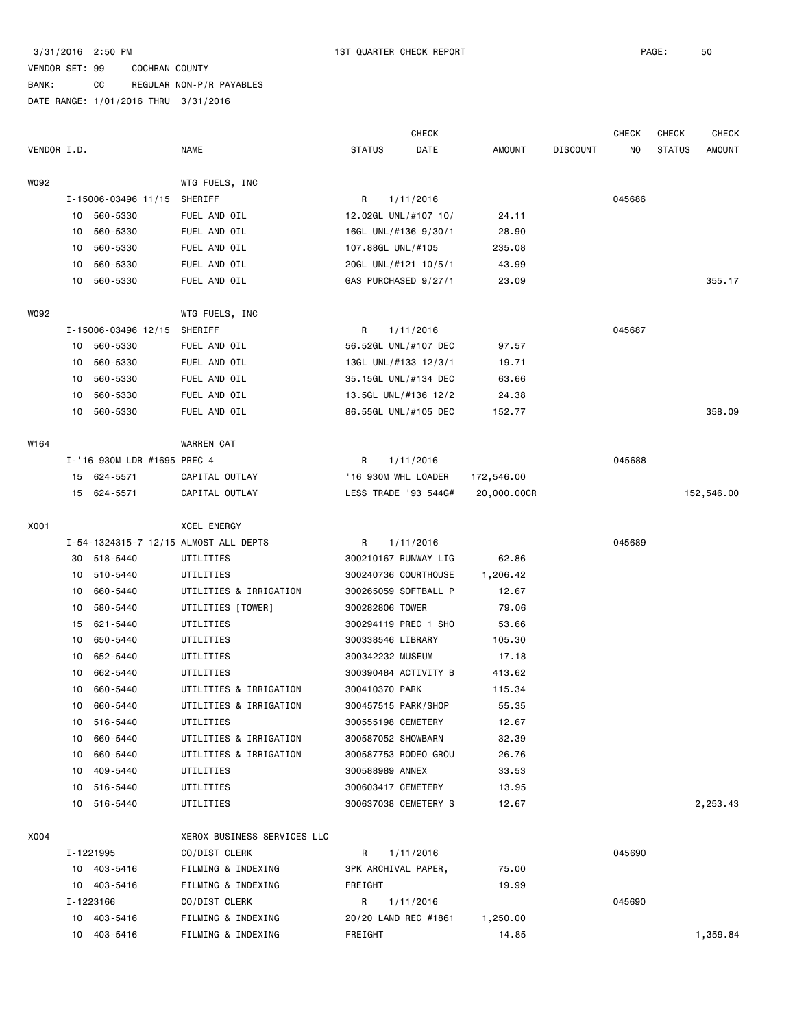3/31/2016 2:50 PM 1ST QUARTER CHECK REPORT

VENDOR SET: 99 COCHRAN COUNTY
BANK: CC REGULAR NON-P/R PAYABLES
DATE RANGE: 1/01/2016 THRU 3/31/2016

| VENDOR I.D. | NAME | STATUS | CHECK DATE | AMOUNT | DISCOUNT | CHECK NO | CHECK STATUS | CHECK AMOUNT |
|---|---|---|---|---|---|---|---|---|
| W092 | WTG FUELS, INC | | | | | | | |
| I-15006-03496 11/15 | SHERIFF | R | 1/11/2016 | | | 045686 | | |
| 10 560-5330 | FUEL AND OIL | 12.02GL UNL/#107 10/ | | 24.11 | | | | |
| 10 560-5330 | FUEL AND OIL | 16GL UNL/#136 9/30/1 | | 28.90 | | | | |
| 10 560-5330 | FUEL AND OIL | 107.88GL UNL/#105 | | 235.08 | | | | |
| 10 560-5330 | FUEL AND OIL | 20GL UNL/#121 10/5/1 | | 43.99 | | | | |
| 10 560-5330 | FUEL AND OIL | GAS PURCHASED 9/27/1 | | 23.09 | | | | 355.17 |
| W092 | WTG FUELS, INC | | | | | | | |
| I-15006-03496 12/15 | SHERIFF | R | 1/11/2016 | | | 045687 | | |
| 10 560-5330 | FUEL AND OIL | 56.52GL UNL/#107 DEC | | 97.57 | | | | |
| 10 560-5330 | FUEL AND OIL | 13GL UNL/#133 12/3/1 | | 19.71 | | | | |
| 10 560-5330 | FUEL AND OIL | 35.15GL UNL/#134 DEC | | 63.66 | | | | |
| 10 560-5330 | FUEL AND OIL | 13.5GL UNL/#136 12/2 | | 24.38 | | | | |
| 10 560-5330 | FUEL AND OIL | 86.55GL UNL/#105 DEC | | 152.77 | | | | 358.09 |
| W164 | WARREN CAT | | | | | | | |
| I-'16 930M LDR #1695 PREC 4 | | R | 1/11/2016 | | | 045688 | | |
| 15 624-5571 | CAPITAL OUTLAY | '16 930M WHL LOADER | | 172,546.00 | | | | |
| 15 624-5571 | CAPITAL OUTLAY | LESS TRADE '93 544G# | | 20,000.00CR | | | | 152,546.00 |
| X001 | XCEL ENERGY | | | | | | | |
| I-54-1324315-7 12/15 ALMOST ALL DEPTS | | R | 1/11/2016 | | | 045689 | | |
| 30 518-5440 | UTILITIES | 300210167 RUNWAY LIG | | 62.86 | | | | |
| 10 510-5440 | UTILITIES | 300240736 COURTHOUSE | | 1,206.42 | | | | |
| 10 660-5440 | UTILITIES & IRRIGATION | 300265059 SOFTBALL P | | 12.67 | | | | |
| 10 580-5440 | UTILITIES [TOWER] | 300282806 TOWER | | 79.06 | | | | |
| 15 621-5440 | UTILITIES | 300294119 PREC 1 SHO | | 53.66 | | | | |
| 10 650-5440 | UTILITIES | 300338546 LIBRARY | | 105.30 | | | | |
| 10 652-5440 | UTILITIES | 300342232 MUSEUM | | 17.18 | | | | |
| 10 662-5440 | UTILITIES | 300390484 ACTIVITY B | | 413.62 | | | | |
| 10 660-5440 | UTILITIES & IRRIGATION | 300410370 PARK | | 115.34 | | | | |
| 10 660-5440 | UTILITIES & IRRIGATION | 300457515 PARK/SHOP | | 55.35 | | | | |
| 10 516-5440 | UTILITIES | 300555198 CEMETERY | | 12.67 | | | | |
| 10 660-5440 | UTILITIES & IRRIGATION | 300587052 SHOWBARN | | 32.39 | | | | |
| 10 660-5440 | UTILITIES & IRRIGATION | 300587753 RODEO GROU | | 26.76 | | | | |
| 10 409-5440 | UTILITIES | 300588989 ANNEX | | 33.53 | | | | |
| 10 516-5440 | UTILITIES | 300603417 CEMETERY | | 13.95 | | | | |
| 10 516-5440 | UTILITIES | 300637038 CEMETERY S | | 12.67 | | | | 2,253.43 |
| X004 | XEROX BUSINESS SERVICES LLC | | | | | | | |
| I-1221995 | CO/DIST CLERK | R | 1/11/2016 | | | 045690 | | |
| 10 403-5416 | FILMING & INDEXING | 3PK ARCHIVAL PAPER, | | 75.00 | | | | |
| 10 403-5416 | FILMING & INDEXING | FREIGHT | | 19.99 | | | | |
| I-1223166 | CO/DIST CLERK | R | 1/11/2016 | | | 045690 | | |
| 10 403-5416 | FILMING & INDEXING | 20/20 LAND REC #1861 | | 1,250.00 | | | | |
| 10 403-5416 | FILMING & INDEXING | FREIGHT | | 14.85 | | | | 1,359.84 |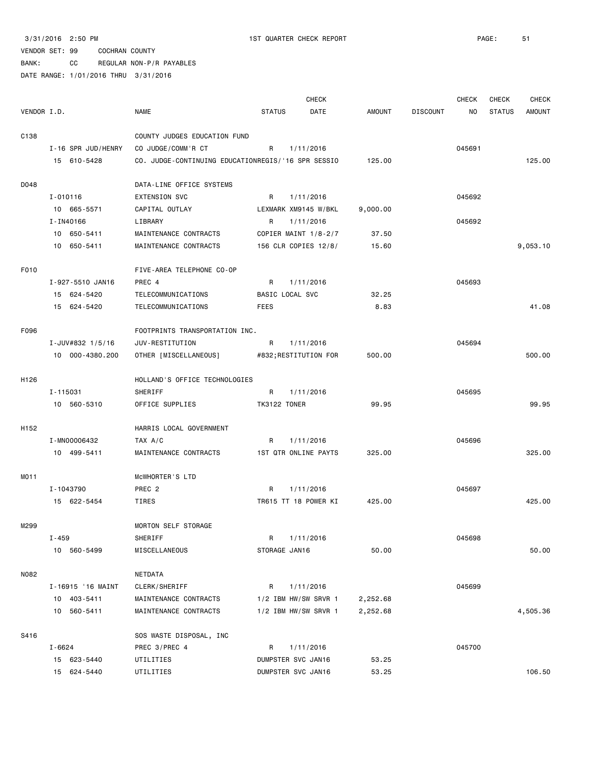3/31/2016 2:50 PM 1ST QUARTER CHECK REPORT

VENDOR SET: 99 COCHRAN COUNTY
BANK: CC REGULAR NON-P/R PAYABLES
DATE RANGE: 1/01/2016 THRU 3/31/2016

| VENDOR I.D. | NAME | STATUS | CHECK DATE | AMOUNT | DISCOUNT | CHECK NO | CHECK STATUS | CHECK AMOUNT |
|---|---|---|---|---|---|---|---|---|
| C138 | COUNTY JUDGES EDUCATION FUND | | | | | | | |
| I-16 SPR JUD/HENRY | CO JUDGE/COMM'R CT | R | 1/11/2016 | | | 045691 | | |
| 15 610-5428 | CO. JUDGE-CONTINUING EDUCATIONREGIS/'16 SPR SESSIO | | | 125.00 | | | | 125.00 |
| D048 | DATA-LINE OFFICE SYSTEMS | | | | | | | |
| I-010116 | EXTENSION SVC | R | 1/11/2016 | | | 045692 | | |
| 10 665-5571 | CAPITAL OUTLAY | LEXMARK XM9145 W/BKL | | 9,000.00 | | | | |
| I-IN40166 | LIBRARY | R | 1/11/2016 | | | 045692 | | |
| 10 650-5411 | MAINTENANCE CONTRACTS | COPIER MAINT 1/8-2/7 | | 37.50 | | | | |
| 10 650-5411 | MAINTENANCE CONTRACTS | 156 CLR COPIES 12/8/ | | 15.60 | | | | 9,053.10 |
| F010 | FIVE-AREA TELEPHONE CO-OP | | | | | | | |
| I-927-5510 JAN16 | PREC 4 | R | 1/11/2016 | | | 045693 | | |
| 15 624-5420 | TELECOMMUNICATIONS | BASIC LOCAL SVC | | 32.25 | | | | |
| 15 624-5420 | TELECOMMUNICATIONS | FEES | | 8.83 | | | | 41.08 |
| F096 | FOOTPRINTS TRANSPORTATION INC. | | | | | | | |
| I-JUV#832 1/5/16 | JUV-RESTITUTION | R | 1/11/2016 | | | 045694 | | |
| 10 000-4380.200 | OTHER [MISCELLANEOUS] | #832;RESTITUTION FOR | | 500.00 | | | | 500.00 |
| H126 | HOLLAND'S OFFICE TECHNOLOGIES | | | | | | | |
| I-115031 | SHERIFF | R | 1/11/2016 | | | 045695 | | |
| 10 560-5310 | OFFICE SUPPLIES | TK3122 TONER | | 99.95 | | | | 99.95 |
| H152 | HARRIS LOCAL GOVERNMENT | | | | | | | |
| I-MN00006432 | TAX A/C | R | 1/11/2016 | | | 045696 | | |
| 10 499-5411 | MAINTENANCE CONTRACTS | 1ST QTR ONLINE PAYTS | | 325.00 | | | | 325.00 |
| M011 | McWHORTER'S LTD | | | | | | | |
| I-1043790 | PREC 2 | R | 1/11/2016 | | | 045697 | | |
| 15 622-5454 | TIRES | TR615 TT 18 POWER KI | | 425.00 | | | | 425.00 |
| M299 | MORTON SELF STORAGE | | | | | | | |
| I-459 | SHERIFF | R | 1/11/2016 | | | 045698 | | |
| 10 560-5499 | MISCELLANEOUS | STORAGE JAN16 | | 50.00 | | | | 50.00 |
| N082 | NETDATA | | | | | | | |
| I-16915 '16 MAINT | CLERK/SHERIFF | R | 1/11/2016 | | | 045699 | | |
| 10 403-5411 | MAINTENANCE CONTRACTS | 1/2 IBM HW/SW SRVR 1 | | 2,252.68 | | | | |
| 10 560-5411 | MAINTENANCE CONTRACTS | 1/2 IBM HW/SW SRVR 1 | | 2,252.68 | | | | 4,505.36 |
| S416 | SOS WASTE DISPOSAL, INC | | | | | | | |
| I-6624 | PREC 3/PREC 4 | R | 1/11/2016 | | | 045700 | | |
| 15 623-5440 | UTILITIES | DUMPSTER SVC JAN16 | | 53.25 | | | | |
| 15 624-5440 | UTILITIES | DUMPSTER SVC JAN16 | | 53.25 | | | | 106.50 |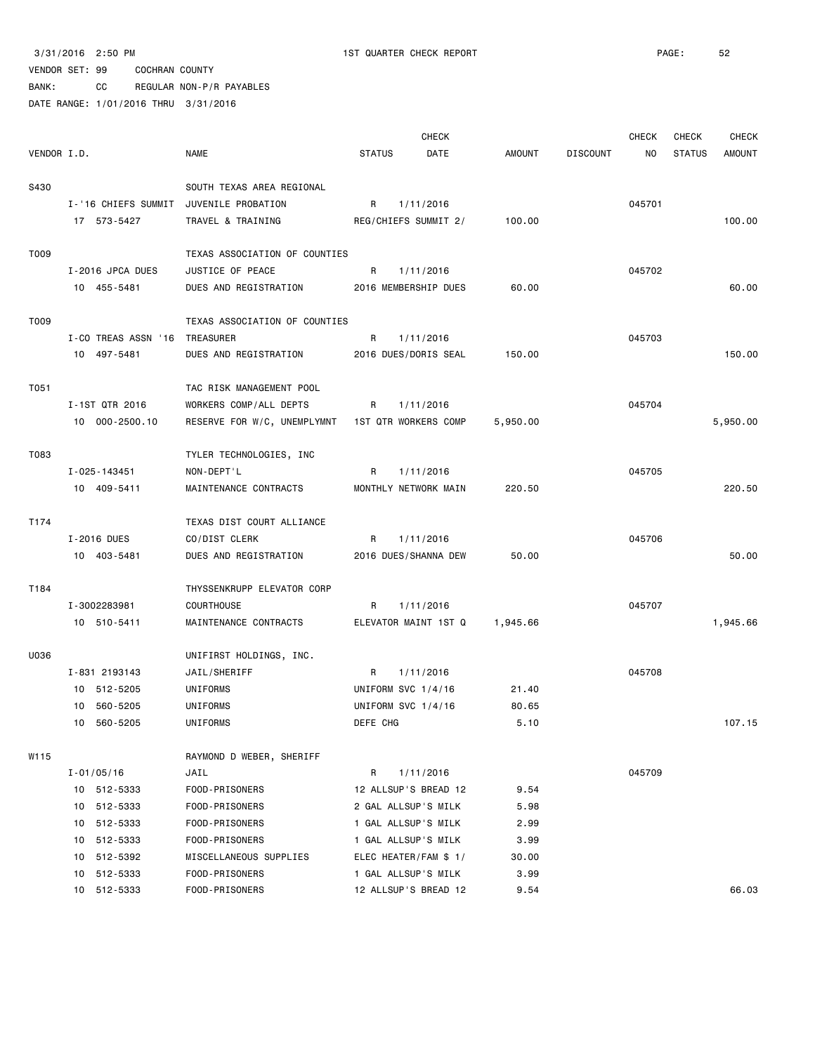3/31/2016 2:50 PM 1ST QUARTER CHECK REPORT

VENDOR SET: 99 COCHRAN COUNTY

BANK: CC REGULAR NON-P/R PAYABLES

DATE RANGE: 1/01/2016 THRU 3/31/2016

| VENDOR I.D. | NAME | STATUS | CHECK DATE | AMOUNT | DISCOUNT | CHECK NO | CHECK STATUS | CHECK AMOUNT |
|---|---|---|---|---|---|---|---|---|
| S430 | SOUTH TEXAS AREA REGIONAL | | | | | | | |
| I-'16 CHIEFS SUMMIT | JUVENILE PROBATION | R | 1/11/2016 | | | 045701 | | |
| 17 573-5427 | TRAVEL & TRAINING | REG/CHIEFS SUMMIT 2/ | | 100.00 | | | | 100.00 |
| T009 | TEXAS ASSOCIATION OF COUNTIES | | | | | | | |
| I-2016 JPCA DUES | JUSTICE OF PEACE | R | 1/11/2016 | | | 045702 | | |
| 10 455-5481 | DUES AND REGISTRATION | 2016 MEMBERSHIP DUES | | 60.00 | | | | 60.00 |
| T009 | TEXAS ASSOCIATION OF COUNTIES | | | | | | | |
| I-CO TREAS ASSN '16 | TREASURER | R | 1/11/2016 | | | 045703 | | |
| 10 497-5481 | DUES AND REGISTRATION | 2016 DUES/DORIS SEAL | | 150.00 | | | | 150.00 |
| T051 | TAC RISK MANAGEMENT POOL | | | | | | | |
| I-1ST QTR 2016 | WORKERS COMP/ALL DEPTS | R | 1/11/2016 | | | 045704 | | |
| 10 000-2500.10 | RESERVE FOR W/C, UNEMPLYMNT | 1ST QTR WORKERS COMP | | 5,950.00 | | | | 5,950.00 |
| T083 | TYLER TECHNOLOGIES, INC | | | | | | | |
| I-025-143451 | NON-DEPT'L | R | 1/11/2016 | | | 045705 | | |
| 10 409-5411 | MAINTENANCE CONTRACTS | MONTHLY NETWORK MAIN | | 220.50 | | | | 220.50 |
| T174 | TEXAS DIST COURT ALLIANCE | | | | | | | |
| I-2016 DUES | CO/DIST CLERK | R | 1/11/2016 | | | 045706 | | |
| 10 403-5481 | DUES AND REGISTRATION | 2016 DUES/SHANNA DEW | | 50.00 | | | | 50.00 |
| T184 | THYSSENKRUPP ELEVATOR CORP | | | | | | | |
| I-3002283981 | COURTHOUSE | R | 1/11/2016 | | | 045707 | | |
| 10 510-5411 | MAINTENANCE CONTRACTS | ELEVATOR MAINT 1ST Q | | 1,945.66 | | | | 1,945.66 |
| U036 | UNIFIRST HOLDINGS, INC. | | | | | | | |
| I-831 2193143 | JAIL/SHERIFF | R | 1/11/2016 | | | 045708 | | |
| 10 512-5205 | UNIFORMS | UNIFORM SVC 1/4/16 | | 21.40 | | | | |
| 10 560-5205 | UNIFORMS | UNIFORM SVC 1/4/16 | | 80.65 | | | | |
| 10 560-5205 | UNIFORMS | DEFE CHG | | 5.10 | | | | 107.15 |
| W115 | RAYMOND D WEBER, SHERIFF | | | | | | | |
| I-01/05/16 | JAIL | R | 1/11/2016 | | | 045709 | | |
| 10 512-5333 | FOOD-PRISONERS | 12 ALLSUP'S BREAD 12 | | 9.54 | | | | |
| 10 512-5333 | FOOD-PRISONERS | 2 GAL ALLSUP'S MILK | | 5.98 | | | | |
| 10 512-5333 | FOOD-PRISONERS | 1 GAL ALLSUP'S MILK | | 2.99 | | | | |
| 10 512-5333 | FOOD-PRISONERS | 1 GAL ALLSUP'S MILK | | 3.99 | | | | |
| 10 512-5392 | MISCELLANEOUS SUPPLIES | ELEC HEATER/FAM $ 1/ | | 30.00 | | | | |
| 10 512-5333 | FOOD-PRISONERS | 1 GAL ALLSUP'S MILK | | 3.99 | | | | |
| 10 512-5333 | FOOD-PRISONERS | 12 ALLSUP'S BREAD 12 | | 9.54 | | | | 66.03 |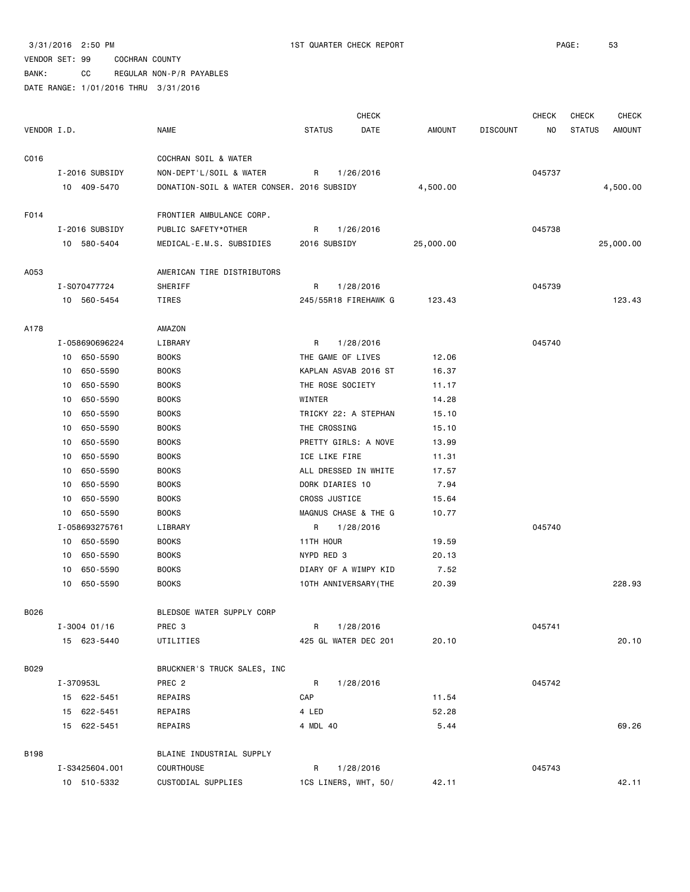3/31/2016 2:50 PM 1ST QUARTER CHECK REPORT

VENDOR SET: 99 COCHRAN COUNTY

BANK: CC REGULAR NON-P/R PAYABLES

DATE RANGE: 1/01/2016 THRU 3/31/2016

| VENDOR I.D. | NAME | STATUS | CHECK DATE | AMOUNT | DISCOUNT | CHECK NO | CHECK STATUS | CHECK AMOUNT |
|---|---|---|---|---|---|---|---|---|
| C016 | COCHRAN SOIL & WATER | | | | | | | |
| I-2016 SUBSIDY | NON-DEPT'L/SOIL & WATER | R | 1/26/2016 | | | 045737 | | |
| 10 409-5470 | DONATION-SOIL & WATER CONSER. 2016 SUBSIDY | | | 4,500.00 | | | | 4,500.00 |
| F014 | FRONTIER AMBULANCE CORP. | | | | | | | |
| I-2016 SUBSIDY | PUBLIC SAFETY*OTHER | R | 1/26/2016 | | | 045738 | | |
| 10 580-5404 | MEDICAL-E.M.S. SUBSIDIES | 2016 SUBSIDY | | 25,000.00 | | | | 25,000.00 |
| A053 | AMERICAN TIRE DISTRIBUTORS | | | | | | | |
| I-S070477724 | SHERIFF | R | 1/28/2016 | | | 045739 | | |
| 10 560-5454 | TIRES | 245/55R18 FIREHAWK G | | 123.43 | | | | 123.43 |
| A178 | AMAZON | | | | | | | |
| I-058690696224 | LIBRARY | R | 1/28/2016 | | | 045740 | | |
| 10 650-5590 | BOOKS | THE GAME OF LIVES | | 12.06 | | | | |
| 10 650-5590 | BOOKS | KAPLAN ASVAB 2016 ST | | 16.37 | | | | |
| 10 650-5590 | BOOKS | THE ROSE SOCIETY | | 11.17 | | | | |
| 10 650-5590 | BOOKS | WINTER | | 14.28 | | | | |
| 10 650-5590 | BOOKS | TRICKY 22: A STEPHAN | | 15.10 | | | | |
| 10 650-5590 | BOOKS | THE CROSSING | | 15.10 | | | | |
| 10 650-5590 | BOOKS | PRETTY GIRLS: A NOVE | | 13.99 | | | | |
| 10 650-5590 | BOOKS | ICE LIKE FIRE | | 11.31 | | | | |
| 10 650-5590 | BOOKS | ALL DRESSED IN WHITE | | 17.57 | | | | |
| 10 650-5590 | BOOKS | DORK DIARIES 10 | | 7.94 | | | | |
| 10 650-5590 | BOOKS | CROSS JUSTICE | | 15.64 | | | | |
| 10 650-5590 | BOOKS | MAGNUS CHASE & THE G | | 10.77 | | | | |
| I-058693275761 | LIBRARY | R | 1/28/2016 | | | 045740 | | |
| 10 650-5590 | BOOKS | 11TH HOUR | | 19.59 | | | | |
| 10 650-5590 | BOOKS | NYPD RED 3 | | 20.13 | | | | |
| 10 650-5590 | BOOKS | DIARY OF A WIMPY KID | | 7.52 | | | | |
| 10 650-5590 | BOOKS | 10TH ANNIVERSARY(THE | | 20.39 | | | | 228.93 |
| B026 | BLEDSOE WATER SUPPLY CORP | | | | | | | |
| I-3004 01/16 | PREC 3 | R | 1/28/2016 | | | 045741 | | |
| 15 623-5440 | UTILITIES | 425 GL WATER DEC 201 | | 20.10 | | | | 20.10 |
| B029 | BRUCKNER'S TRUCK SALES, INC | | | | | | | |
| I-370953L | PREC 2 | R | 1/28/2016 | | | 045742 | | |
| 15 622-5451 | REPAIRS | CAP | | 11.54 | | | | |
| 15 622-5451 | REPAIRS | 4 LED | | 52.28 | | | | |
| 15 622-5451 | REPAIRS | 4 MDL 40 | | 5.44 | | | | 69.26 |
| B198 | BLAINE INDUSTRIAL SUPPLY | | | | | | | |
| I-S3425604.001 | COURTHOUSE | R | 1/28/2016 | | | 045743 | | |
| 10 510-5332 | CUSTODIAL SUPPLIES | 1CS LINERS, WHT, 50/ | | 42.11 | | | | 42.11 |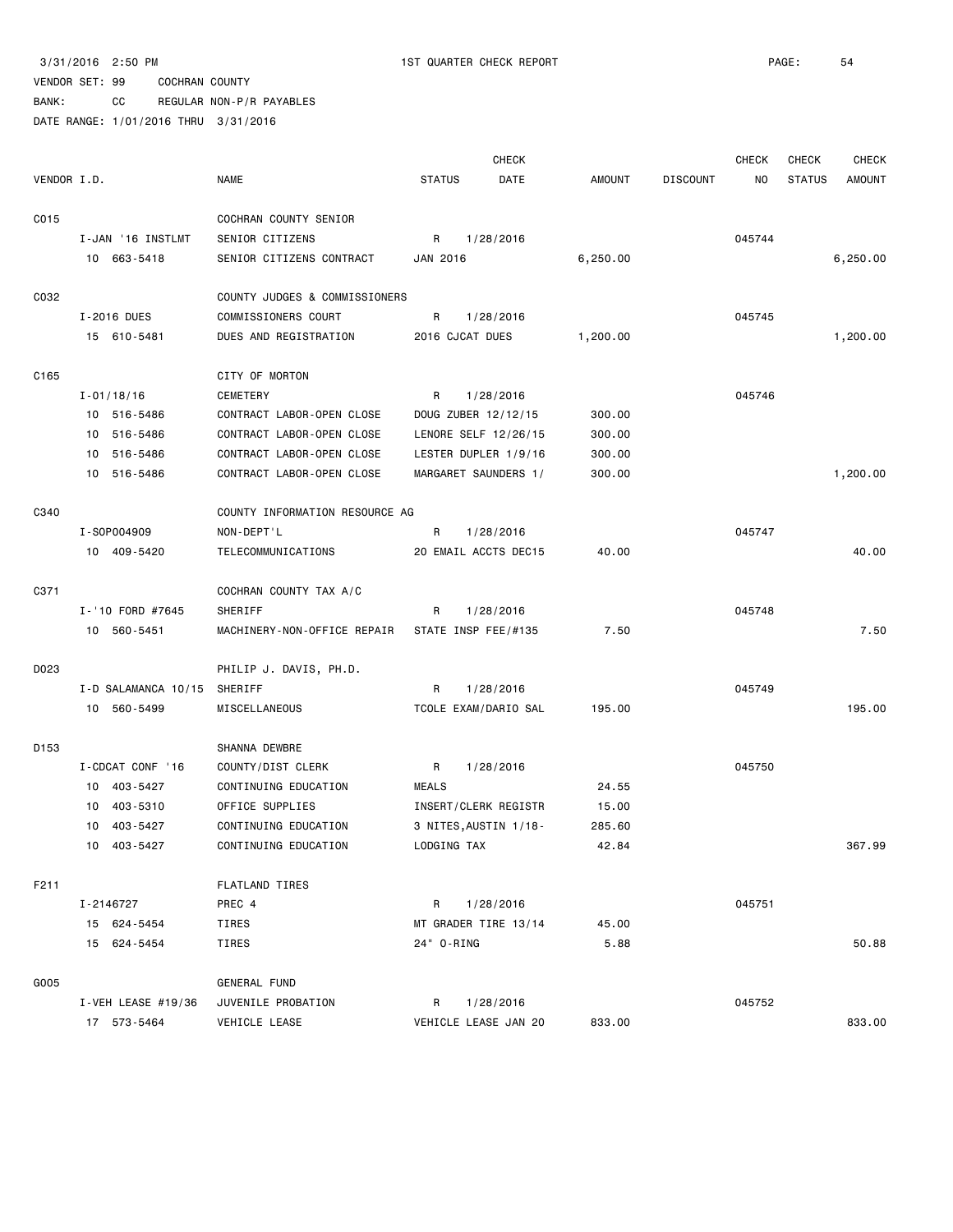3/31/2016 2:50 PM 1ST QUARTER CHECK REPORT

VENDOR SET: 99 COCHRAN COUNTY

BANK: CC REGULAR NON-P/R PAYABLES

DATE RANGE: 1/01/2016 THRU 3/31/2016

| VENDOR I.D. | NAME | STATUS | CHECK DATE | AMOUNT | DISCOUNT | CHECK NO | CHECK STATUS | CHECK AMOUNT |
|---|---|---|---|---|---|---|---|---|
| C015 | COCHRAN COUNTY SENIOR | | | | | | | |
| I-JAN '16 INSTLMT | SENIOR CITIZENS | R | 1/28/2016 | | | 045744 | | |
| 10 663-5418 | SENIOR CITIZENS CONTRACT | JAN 2016 | | 6,250.00 | | | | 6,250.00 |
| C032 | COUNTY JUDGES & COMMISSIONERS | | | | | | | |
| I-2016 DUES | COMMISSIONERS COURT | R | 1/28/2016 | | | 045745 | | |
| 15 610-5481 | DUES AND REGISTRATION | 2016 CJCAT DUES | | 1,200.00 | | | | 1,200.00 |
| C165 | CITY OF MORTON | | | | | | | |
| I-01/18/16 | CEMETERY | R | 1/28/2016 | | | 045746 | | |
| 10 516-5486 | CONTRACT LABOR-OPEN CLOSE | DOUG ZUBER 12/12/15 | | 300.00 | | | | |
| 10 516-5486 | CONTRACT LABOR-OPEN CLOSE | LENORE SELF 12/26/15 | | 300.00 | | | | |
| 10 516-5486 | CONTRACT LABOR-OPEN CLOSE | LESTER DUPLER 1/9/16 | | 300.00 | | | | |
| 10 516-5486 | CONTRACT LABOR-OPEN CLOSE | MARGARET SAUNDERS 1/ | | 300.00 | | | | 1,200.00 |
| C340 | COUNTY INFORMATION RESOURCE AG | | | | | | | |
| I-SOP004909 | NON-DEPT'L | R | 1/28/2016 | | | 045747 | | |
| 10 409-5420 | TELECOMMUNICATIONS | 20 EMAIL ACCTS DEC15 | | 40.00 | | | | 40.00 |
| C371 | COCHRAN COUNTY TAX A/C | | | | | | | |
| I-'10 FORD #7645 | SHERIFF | R | 1/28/2016 | | | 045748 | | |
| 10 560-5451 | MACHINERY-NON-OFFICE REPAIR | STATE INSP FEE/#135 | | 7.50 | | | | 7.50 |
| D023 | PHILIP J. DAVIS, PH.D. | | | | | | | |
| I-D SALAMANCA 10/15 | SHERIFF | R | 1/28/2016 | | | 045749 | | |
| 10 560-5499 | MISCELLANEOUS | TCOLE EXAM/DARIO SAL | | 195.00 | | | | 195.00 |
| D153 | SHANNA DEWBRE | | | | | | | |
| I-CDCAT CONF '16 | COUNTY/DIST CLERK | R | 1/28/2016 | | | 045750 | | |
| 10 403-5427 | CONTINUING EDUCATION | MEALS | | 24.55 | | | | |
| 10 403-5310 | OFFICE SUPPLIES | INSERT/CLERK REGISTR | | 15.00 | | | | |
| 10 403-5427 | CONTINUING EDUCATION | 3 NITES,AUSTIN 1/18- | | 285.60 | | | | |
| 10 403-5427 | CONTINUING EDUCATION | LODGING TAX | | 42.84 | | | | 367.99 |
| F211 | FLATLAND TIRES | | | | | | | |
| I-2146727 | PREC 4 | R | 1/28/2016 | | | 045751 | | |
| 15 624-5454 | TIRES | MT GRADER TIRE 13/14 | | 45.00 | | | | |
| 15 624-5454 | TIRES | 24" O-RING | | 5.88 | | | | 50.88 |
| G005 | GENERAL FUND | | | | | | | |
| I-VEH LEASE #19/36 | JUVENILE PROBATION | R | 1/28/2016 | | | 045752 | | |
| 17 573-5464 | VEHICLE LEASE | VEHICLE LEASE JAN 20 | | 833.00 | | | | 833.00 |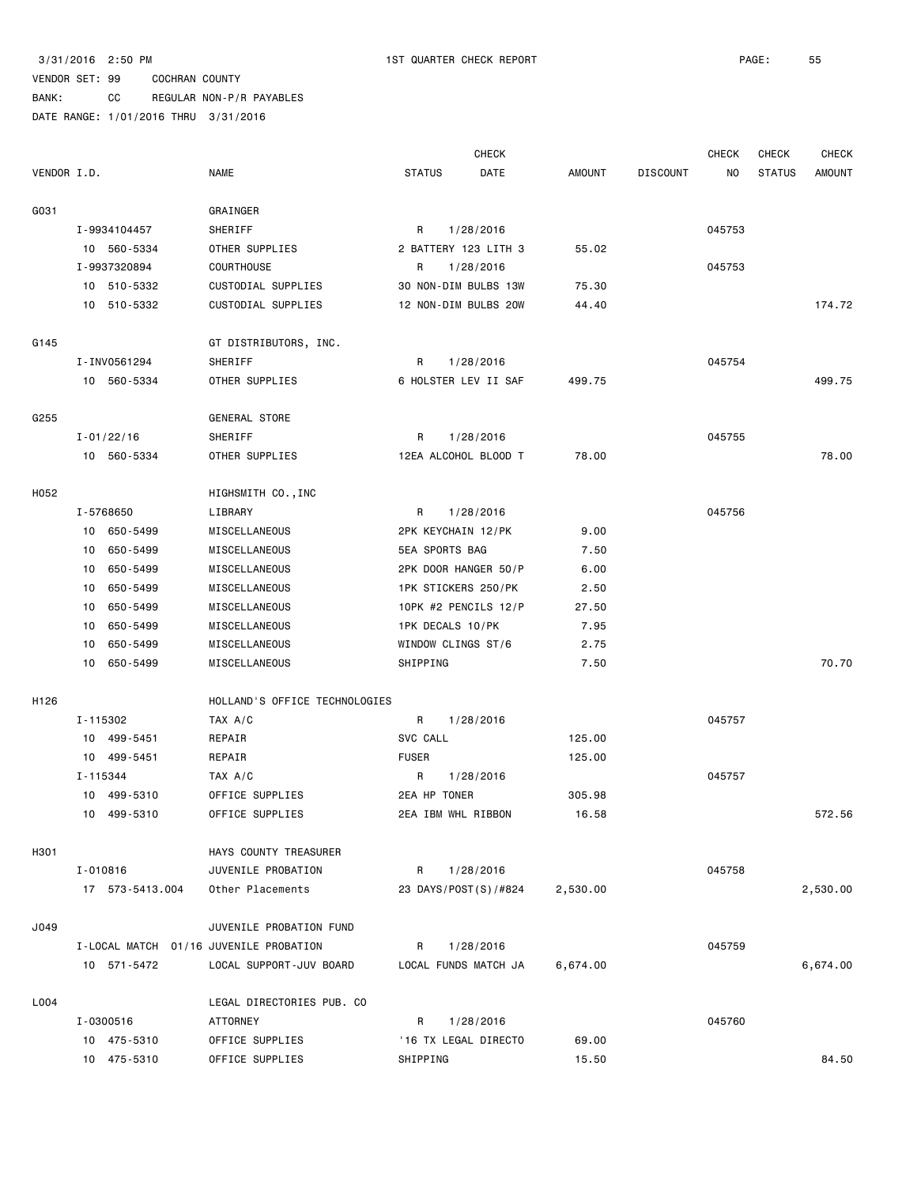3/31/2016 2:50 PM 1ST QUARTER CHECK REPORT

VENDOR SET: 99 COCHRAN COUNTY
BANK: CC REGULAR NON-P/R PAYABLES
DATE RANGE: 1/01/2016 THRU 3/31/2016

| VENDOR I.D. | NAME | STATUS | CHECK DATE | AMOUNT | DISCOUNT | CHECK NO | CHECK STATUS | CHECK AMOUNT |
|---|---|---|---|---|---|---|---|---|
| G031 | GRAINGER | | | | | | | |
| I-9934104457 | SHERIFF | R | 1/28/2016 | | | 045753 | | |
| 10 560-5334 | OTHER SUPPLIES | 2 BATTERY 123 LITH 3 | | 55.02 | | | | |
| I-9937320894 | COURTHOUSE | R | 1/28/2016 | | | 045753 | | |
| 10 510-5332 | CUSTODIAL SUPPLIES | 30 NON-DIM BULBS 13W | | 75.30 | | | | |
| 10 510-5332 | CUSTODIAL SUPPLIES | 12 NON-DIM BULBS 20W | | 44.40 | | | | 174.72 |
| G145 | GT DISTRIBUTORS, INC. | | | | | | | |
| I-INV0561294 | SHERIFF | R | 1/28/2016 | | | 045754 | | |
| 10 560-5334 | OTHER SUPPLIES | 6 HOLSTER LEV II SAF | | 499.75 | | | | 499.75 |
| G255 | GENERAL STORE | | | | | | | |
| I-01/22/16 | SHERIFF | R | 1/28/2016 | | | 045755 | | |
| 10 560-5334 | OTHER SUPPLIES | 12EA ALCOHOL BLOOD T | | 78.00 | | | | 78.00 |
| H052 | HIGHSMITH CO.,INC | | | | | | | |
| I-5768650 | LIBRARY | R | 1/28/2016 | | | 045756 | | |
| 10 650-5499 | MISCELLANEOUS | 2PK KEYCHAIN 12/PK | | 9.00 | | | | |
| 10 650-5499 | MISCELLANEOUS | 5EA SPORTS BAG | | 7.50 | | | | |
| 10 650-5499 | MISCELLANEOUS | 2PK DOOR HANGER 50/P | | 6.00 | | | | |
| 10 650-5499 | MISCELLANEOUS | 1PK STICKERS 250/PK | | 2.50 | | | | |
| 10 650-5499 | MISCELLANEOUS | 10PK #2 PENCILS 12/P | | 27.50 | | | | |
| 10 650-5499 | MISCELLANEOUS | 1PK DECALS 10/PK | | 7.95 | | | | |
| 10 650-5499 | MISCELLANEOUS | WINDOW CLINGS ST/6 | | 2.75 | | | | |
| 10 650-5499 | MISCELLANEOUS | SHIPPING | | 7.50 | | | | 70.70 |
| H126 | HOLLAND'S OFFICE TECHNOLOGIES | | | | | | | |
| I-115302 | TAX A/C | R | 1/28/2016 | | | 045757 | | |
| 10 499-5451 | REPAIR | SVC CALL | | 125.00 | | | | |
| 10 499-5451 | REPAIR | FUSER | | 125.00 | | | | |
| I-115344 | TAX A/C | R | 1/28/2016 | | | 045757 | | |
| 10 499-5310 | OFFICE SUPPLIES | 2EA HP TONER | | 305.98 | | | | |
| 10 499-5310 | OFFICE SUPPLIES | 2EA IBM WHL RIBBON | | 16.58 | | | | 572.56 |
| H301 | HAYS COUNTY TREASURER | | | | | | | |
| I-010816 | JUVENILE PROBATION | R | 1/28/2016 | | | 045758 | | |
| 17 573-5413.004 | Other Placements | 23 DAYS/POST(S)/#824 | | 2,530.00 | | | | 2,530.00 |
| J049 | JUVENILE PROBATION FUND | | | | | | | |
| I-LOCAL MATCH | 01/16 JUVENILE PROBATION | R | 1/28/2016 | | | 045759 | | |
| 10 571-5472 | LOCAL SUPPORT-JUV BOARD | LOCAL FUNDS MATCH JA | | 6,674.00 | | | | 6,674.00 |
| L004 | LEGAL DIRECTORIES PUB. CO | | | | | | | |
| I-0300516 | ATTORNEY | R | 1/28/2016 | | | 045760 | | |
| 10 475-5310 | OFFICE SUPPLIES | '16 TX LEGAL DIRECTO | | 69.00 | | | | |
| 10 475-5310 | OFFICE SUPPLIES | SHIPPING | | 15.50 | | | | 84.50 |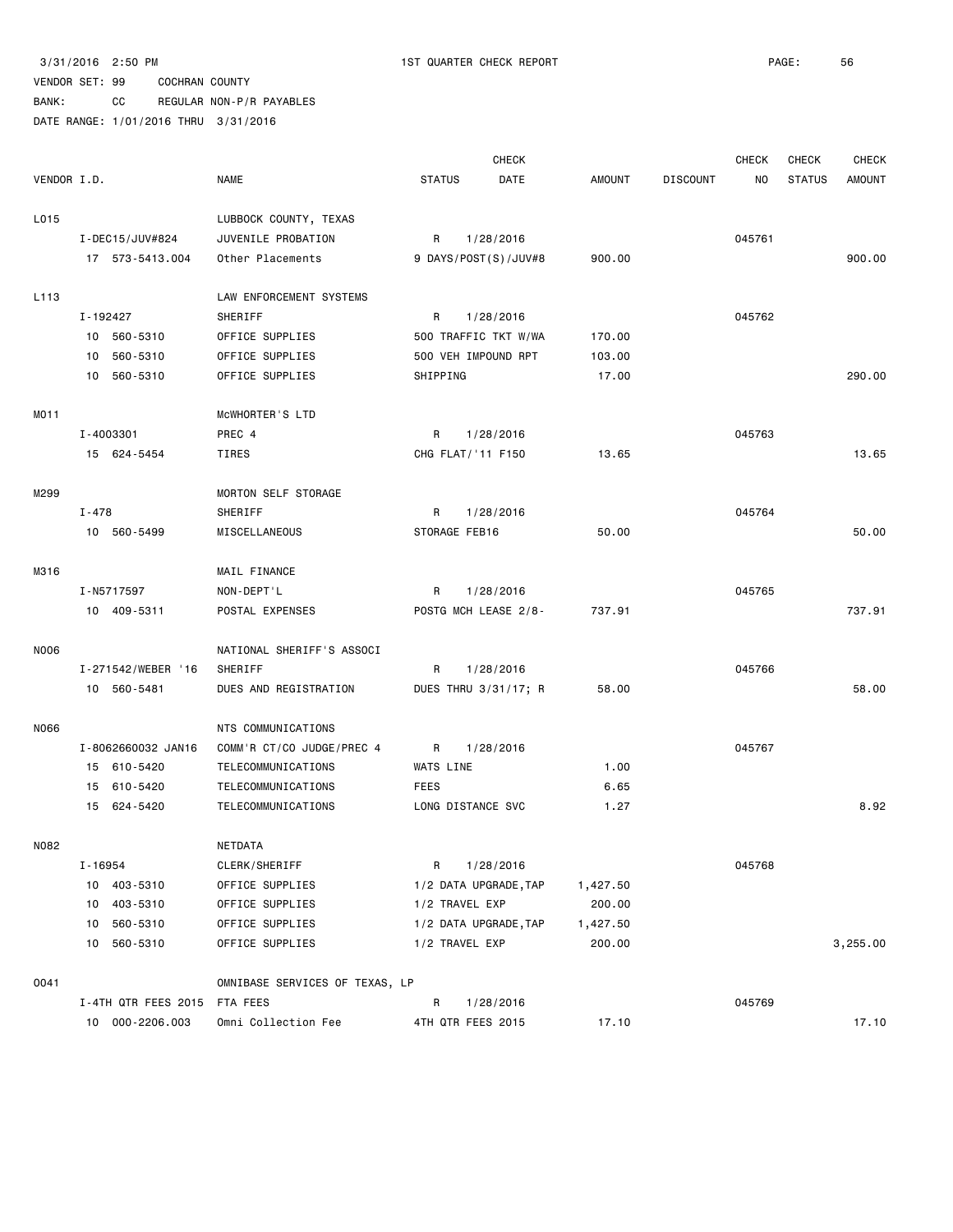3/31/2016 2:50 PM 1ST QUARTER CHECK REPORT

VENDOR SET: 99 COCHRAN COUNTY

BANK: CC REGULAR NON-P/R PAYABLES

DATE RANGE: 1/01/2016 THRU 3/31/2016

| VENDOR I.D. | NAME | STATUS | CHECK DATE | AMOUNT | DISCOUNT | CHECK NO | CHECK STATUS | CHECK AMOUNT |
|---|---|---|---|---|---|---|---|---|
| L015 | LUBBOCK COUNTY, TEXAS | | | | | | | |
| I-DEC15/JUV#824 | JUVENILE PROBATION | R | 1/28/2016 | | | 045761 | | |
| 17 573-5413.004 | Other Placements | 9 DAYS/POST(S)/JUV#8 | | 900.00 | | | | 900.00 |
| L113 | LAW ENFORCEMENT SYSTEMS | | | | | | | |
| I-192427 | SHERIFF | R | 1/28/2016 | | | 045762 | | |
| 10 560-5310 | OFFICE SUPPLIES | 500 TRAFFIC TKT W/WA | | 170.00 | | | | |
| 10 560-5310 | OFFICE SUPPLIES | 500 VEH IMPOUND RPT | | 103.00 | | | | |
| 10 560-5310 | OFFICE SUPPLIES | SHIPPING | | 17.00 | | | | 290.00 |
| M011 | McWHORTER'S LTD | | | | | | | |
| I-4003301 | PREC 4 | R | 1/28/2016 | | | 045763 | | |
| 15 624-5454 | TIRES | CHG FLAT/'11 F150 | | 13.65 | | | | 13.65 |
| M299 | MORTON SELF STORAGE | | | | | | | |
| I-478 | SHERIFF | R | 1/28/2016 | | | 045764 | | |
| 10 560-5499 | MISCELLANEOUS | STORAGE FEB16 | | 50.00 | | | | 50.00 |
| M316 | MAIL FINANCE | | | | | | | |
| I-N5717597 | NON-DEPT'L | R | 1/28/2016 | | | 045765 | | |
| 10 409-5311 | POSTAL EXPENSES | POSTG MCH LEASE 2/8- | | 737.91 | | | | 737.91 |
| N006 | NATIONAL SHERIFF'S ASSOCI | | | | | | | |
| I-271542/WEBER '16 | SHERIFF | R | 1/28/2016 | | | 045766 | | |
| 10 560-5481 | DUES AND REGISTRATION | DUES THRU 3/31/17; R | | 58.00 | | | | 58.00 |
| N066 | NTS COMMUNICATIONS | | | | | | | |
| I-8062660032 JAN16 | COMM'R CT/CO JUDGE/PREC 4 | R | 1/28/2016 | | | 045767 | | |
| 15 610-5420 | TELECOMMUNICATIONS | WATS LINE | | 1.00 | | | | |
| 15 610-5420 | TELECOMMUNICATIONS | FEES | | 6.65 | | | | |
| 15 624-5420 | TELECOMMUNICATIONS | LONG DISTANCE SVC | | 1.27 | | | | 8.92 |
| N082 | NETDATA | | | | | | | |
| I-16954 | CLERK/SHERIFF | R | 1/28/2016 | | | 045768 | | |
| 10 403-5310 | OFFICE SUPPLIES | 1/2 DATA UPGRADE,TAP | | 1,427.50 | | | | |
| 10 403-5310 | OFFICE SUPPLIES | 1/2 TRAVEL EXP | | 200.00 | | | | |
| 10 560-5310 | OFFICE SUPPLIES | 1/2 DATA UPGRADE,TAP | | 1,427.50 | | | | |
| 10 560-5310 | OFFICE SUPPLIES | 1/2 TRAVEL EXP | | 200.00 | | | | 3,255.00 |
| O041 | OMNIBASE SERVICES OF TEXAS, LP | | | | | | | |
| I-4TH QTR FEES 2015 | FTA FEES | R | 1/28/2016 | | | 045769 | | |
| 10 000-2206.003 | Omni Collection Fee | 4TH QTR FEES 2015 | | 17.10 | | | | 17.10 |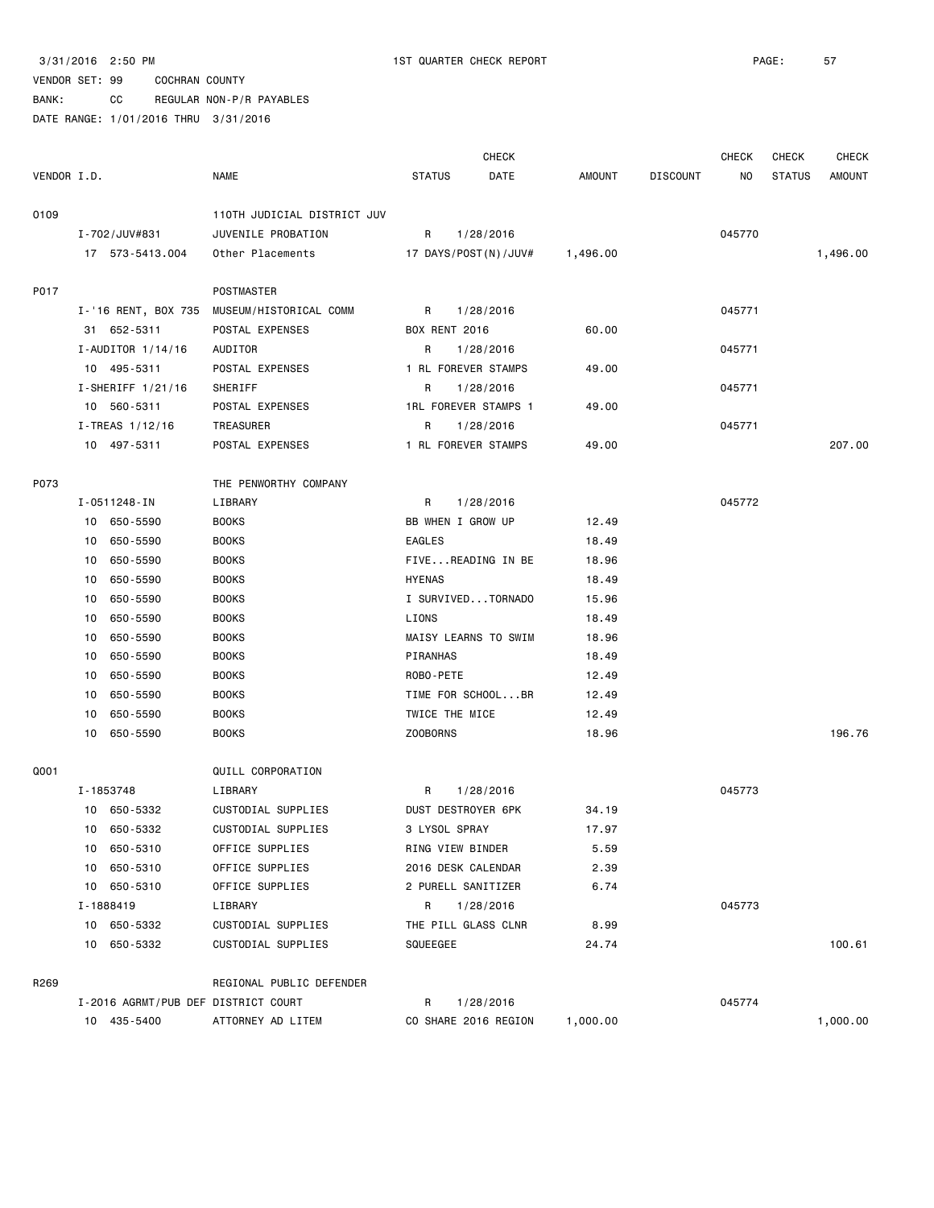3/31/2016 2:50 PM 1ST QUARTER CHECK REPORT

VENDOR SET: 99 COCHRAN COUNTY
BANK: CC REGULAR NON-P/R PAYABLES
DATE RANGE: 1/01/2016 THRU 3/31/2016

| VENDOR I.D. | NAME | STATUS | CHECK DATE | AMOUNT | DISCOUNT | CHECK NO | CHECK STATUS | CHECK AMOUNT |
|---|---|---|---|---|---|---|---|---|
| 0109 | 110TH JUDICIAL DISTRICT JUV | | | | | | | |
| I-702/JUV#831 | JUVENILE PROBATION | R | 1/28/2016 | | | 045770 | | |
| 17 573-5413.004 | Other Placements | 17 DAYS/POST(N)/JUV# | | 1,496.00 | | | | 1,496.00 |
| P017 | POSTMASTER | | | | | | | |
| I-'16 RENT, BOX 735 | MUSEUM/HISTORICAL COMM | R | 1/28/2016 | | | 045771 | | |
| 31 652-5311 | POSTAL EXPENSES | BOX RENT 2016 | | 60.00 | | | | |
| I-AUDITOR 1/14/16 | AUDITOR | R | 1/28/2016 | | | 045771 | | |
| 10 495-5311 | POSTAL EXPENSES | 1 RL FOREVER STAMPS | | 49.00 | | | | |
| I-SHERIFF 1/21/16 | SHERIFF | R | 1/28/2016 | | | 045771 | | |
| 10 560-5311 | POSTAL EXPENSES | 1RL FOREVER STAMPS 1 | | 49.00 | | | | |
| I-TREAS 1/12/16 | TREASURER | R | 1/28/2016 | | | 045771 | | |
| 10 497-5311 | POSTAL EXPENSES | 1 RL FOREVER STAMPS | | 49.00 | | | | 207.00 |
| P073 | THE PENWORTHY COMPANY | | | | | | | |
| I-0511248-IN | LIBRARY | R | 1/28/2016 | | | 045772 | | |
| 10 650-5590 | BOOKS | BB WHEN I GROW UP | | 12.49 | | | | |
| 10 650-5590 | BOOKS | EAGLES | | 18.49 | | | | |
| 10 650-5590 | BOOKS | FIVE...READING IN BE | | 18.96 | | | | |
| 10 650-5590 | BOOKS | HYENAS | | 18.49 | | | | |
| 10 650-5590 | BOOKS | I SURVIVED...TORNADO | | 15.96 | | | | |
| 10 650-5590 | BOOKS | LIONS | | 18.49 | | | | |
| 10 650-5590 | BOOKS | MAISY LEARNS TO SWIM | | 18.96 | | | | |
| 10 650-5590 | BOOKS | PIRANHAS | | 18.49 | | | | |
| 10 650-5590 | BOOKS | ROBO-PETE | | 12.49 | | | | |
| 10 650-5590 | BOOKS | TIME FOR SCHOOL...BR | | 12.49 | | | | |
| 10 650-5590 | BOOKS | TWICE THE MICE | | 12.49 | | | | |
| 10 650-5590 | BOOKS | ZOOBORNS | | 18.96 | | | | 196.76 |
| Q001 | QUILL CORPORATION | | | | | | | |
| I-1853748 | LIBRARY | R | 1/28/2016 | | | 045773 | | |
| 10 650-5332 | CUSTODIAL SUPPLIES | DUST DESTROYER 6PK | | 34.19 | | | | |
| 10 650-5332 | CUSTODIAL SUPPLIES | 3 LYSOL SPRAY | | 17.97 | | | | |
| 10 650-5310 | OFFICE SUPPLIES | RING VIEW BINDER | | 5.59 | | | | |
| 10 650-5310 | OFFICE SUPPLIES | 2016 DESK CALENDAR | | 2.39 | | | | |
| 10 650-5310 | OFFICE SUPPLIES | 2 PURELL SANITIZER | | 6.74 | | | | |
| I-1888419 | LIBRARY | R | 1/28/2016 | | | 045773 | | |
| 10 650-5332 | CUSTODIAL SUPPLIES | THE PILL GLASS CLNR | | 8.99 | | | | |
| 10 650-5332 | CUSTODIAL SUPPLIES | SQUEEGEE | | 24.74 | | | | 100.61 |
| R269 | REGIONAL PUBLIC DEFENDER | | | | | | | |
| I-2016 AGRMT/PUB DEF | DISTRICT COURT | R | 1/28/2016 | | | 045774 | | |
| 10 435-5400 | ATTORNEY AD LITEM | CO SHARE 2016 REGION | | 1,000.00 | | | | 1,000.00 |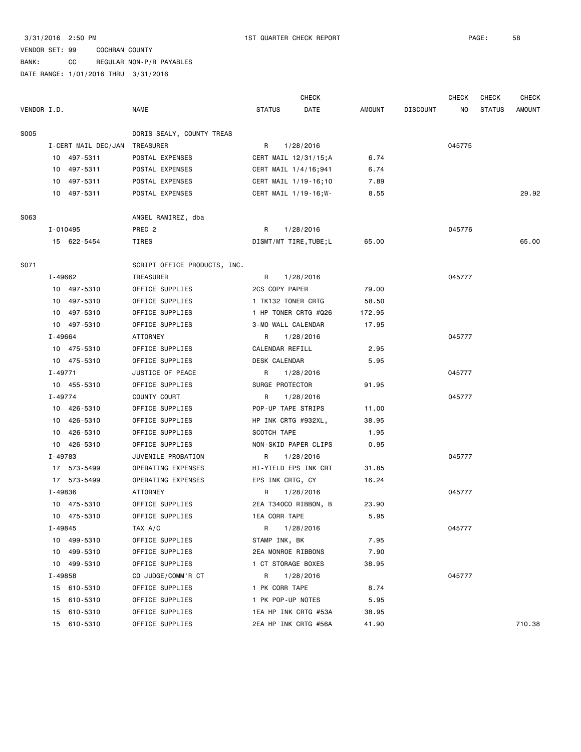3/31/2016 2:50 PM 1ST QUARTER CHECK REPORT

VENDOR SET: 99 COCHRAN COUNTY

BANK: CC REGULAR NON-P/R PAYABLES

DATE RANGE: 1/01/2016 THRU 3/31/2016

| VENDOR I.D. | NAME | STATUS | CHECK DATE | AMOUNT | DISCOUNT | CHECK NO | CHECK STATUS | CHECK AMOUNT |
|---|---|---|---|---|---|---|---|---|
| S005 | DORIS SEALY, COUNTY TREAS | | | | | | | |
| I-CERT MAIL DEC/JAN | TREASURER | R | 1/28/2016 | | | 045775 | | |
| 10 497-5311 | POSTAL EXPENSES | CERT MAIL 12/31/15;A | | 6.74 | | | | |
| 10 497-5311 | POSTAL EXPENSES | CERT MAIL 1/4/16;941 | | 6.74 | | | | |
| 10 497-5311 | POSTAL EXPENSES | CERT MAIL 1/19-16;10 | | 7.89 | | | | |
| 10 497-5311 | POSTAL EXPENSES | CERT MAIL 1/19-16;W- | | 8.55 | | | | 29.92 |
| S063 | ANGEL RAMIREZ, dba | | | | | | | |
| I-010495 | PREC 2 | R | 1/28/2016 | | | 045776 | | |
| 15 622-5454 | TIRES | DISMT/MT TIRE,TUBE;L | | 65.00 | | | | 65.00 |
| S071 | SCRIPT OFFICE PRODUCTS, INC. | | | | | | | |
| I-49662 | TREASURER | R | 1/28/2016 | | | 045777 | | |
| 10 497-5310 | OFFICE SUPPLIES | 2CS COPY PAPER | | 79.00 | | | | |
| 10 497-5310 | OFFICE SUPPLIES | 1 TK132 TONER CRTG | | 58.50 | | | | |
| 10 497-5310 | OFFICE SUPPLIES | 1 HP TONER CRTG #Q26 | | 172.95 | | | | |
| 10 497-5310 | OFFICE SUPPLIES | 3-MO WALL CALENDAR | | 17.95 | | | | |
| I-49664 | ATTORNEY | R | 1/28/2016 | | | 045777 | | |
| 10 475-5310 | OFFICE SUPPLIES | CALENDAR REFILL | | 2.95 | | | | |
| 10 475-5310 | OFFICE SUPPLIES | DESK CALENDAR | | 5.95 | | | | |
| I-49771 | JUSTICE OF PEACE | R | 1/28/2016 | | | 045777 | | |
| 10 455-5310 | OFFICE SUPPLIES | SURGE PROTECTOR | | 91.95 | | | | |
| I-49774 | COUNTY COURT | R | 1/28/2016 | | | 045777 | | |
| 10 426-5310 | OFFICE SUPPLIES | POP-UP TAPE STRIPS | | 11.00 | | | | |
| 10 426-5310 | OFFICE SUPPLIES | HP INK CRTG #932XL, | | 38.95 | | | | |
| 10 426-5310 | OFFICE SUPPLIES | SCOTCH TAPE | | 1.95 | | | | |
| 10 426-5310 | OFFICE SUPPLIES | NON-SKID PAPER CLIPS | | 0.95 | | | | |
| I-49783 | JUVENILE PROBATION | R | 1/28/2016 | | | 045777 | | |
| 17 573-5499 | OPERATING EXPENSES | HI-YIELD EPS INK CRT | | 31.85 | | | | |
| 17 573-5499 | OPERATING EXPENSES | EPS INK CRTG, CY | | 16.24 | | | | |
| I-49836 | ATTORNEY | R | 1/28/2016 | | | 045777 | | |
| 10 475-5310 | OFFICE SUPPLIES | 2EA T340CO RIBBON, B | | 23.90 | | | | |
| 10 475-5310 | OFFICE SUPPLIES | 1EA CORR TAPE | | 5.95 | | | | |
| I-49845 | TAX A/C | R | 1/28/2016 | | | 045777 | | |
| 10 499-5310 | OFFICE SUPPLIES | STAMP INK, BK | | 7.95 | | | | |
| 10 499-5310 | OFFICE SUPPLIES | 2EA MONROE RIBBONS | | 7.90 | | | | |
| 10 499-5310 | OFFICE SUPPLIES | 1 CT STORAGE BOXES | | 38.95 | | | | |
| I-49858 | CO JUDGE/COMM'R CT | R | 1/28/2016 | | | 045777 | | |
| 15 610-5310 | OFFICE SUPPLIES | 1 PK CORR TAPE | | 8.74 | | | | |
| 15 610-5310 | OFFICE SUPPLIES | 1 PK POP-UP NOTES | | 5.95 | | | | |
| 15 610-5310 | OFFICE SUPPLIES | 1EA HP INK CRTG #53A | | 38.95 | | | | |
| 15 610-5310 | OFFICE SUPPLIES | 2EA HP INK CRTG #56A | | 41.90 | | | | 710.38 |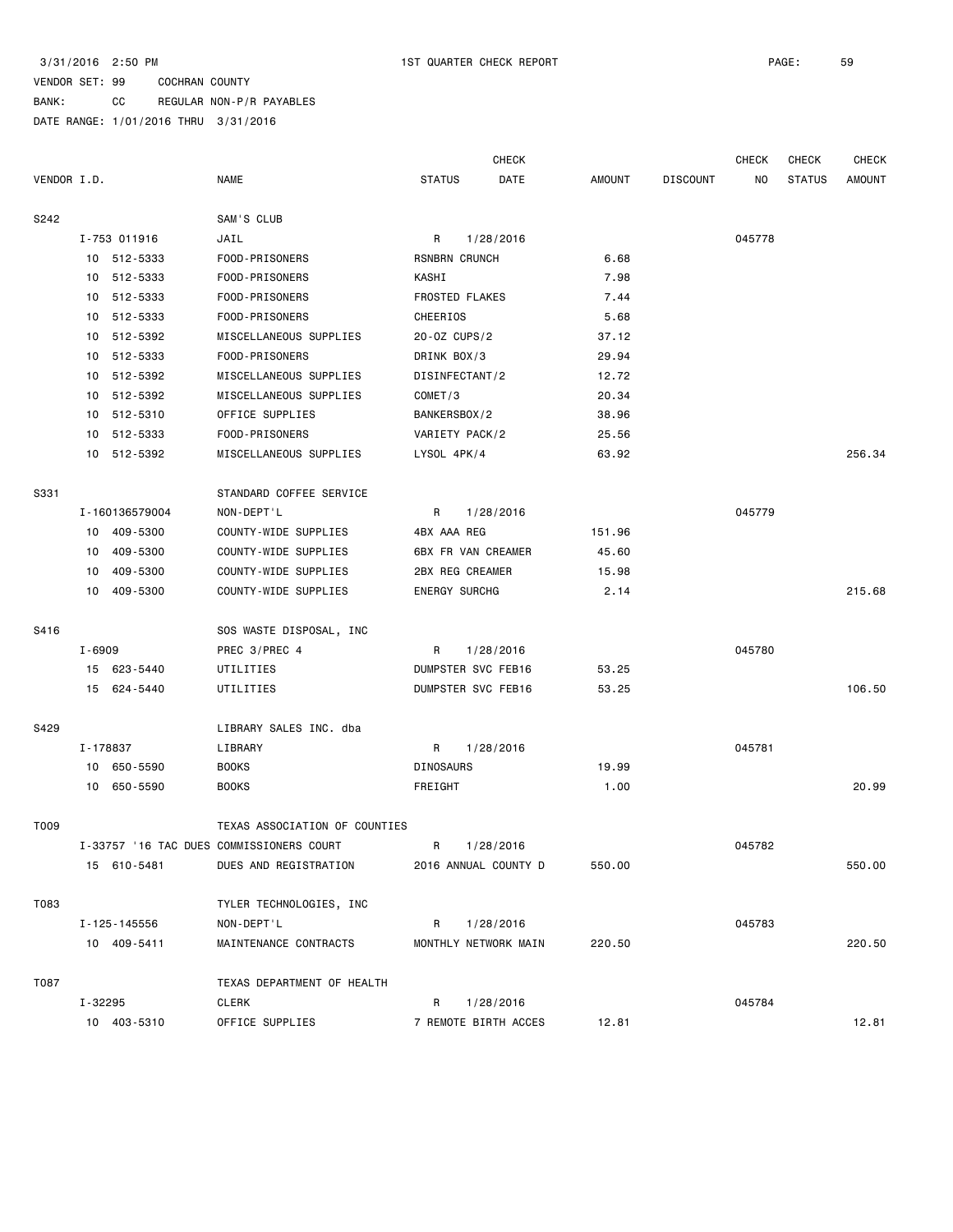3/31/2016 2:50 PM 1ST QUARTER CHECK REPORT

VENDOR SET: 99 COCHRAN COUNTY

BANK: CC REGULAR NON-P/R PAYABLES

DATE RANGE: 1/01/2016 THRU 3/31/2016

| VENDOR I.D. | NAME | STATUS | CHECK DATE | AMOUNT | DISCOUNT | CHECK NO | CHECK STATUS | CHECK AMOUNT |
|---|---|---|---|---|---|---|---|---|
| S242 | SAM'S CLUB | | | | | | | |
| I-753 011916 | JAIL | R | 1/28/2016 | | | 045778 | | |
| 10 512-5333 | FOOD-PRISONERS | RSNBRN CRUNCH | | 6.68 | | | | |
| 10 512-5333 | FOOD-PRISONERS | KASHI | | 7.98 | | | | |
| 10 512-5333 | FOOD-PRISONERS | FROSTED FLAKES | | 7.44 | | | | |
| 10 512-5333 | FOOD-PRISONERS | CHEERIOS | | 5.68 | | | | |
| 10 512-5392 | MISCELLANEOUS SUPPLIES | 20-OZ CUPS/2 | | 37.12 | | | | |
| 10 512-5333 | FOOD-PRISONERS | DRINK BOX/3 | | 29.94 | | | | |
| 10 512-5392 | MISCELLANEOUS SUPPLIES | DISINFECTANT/2 | | 12.72 | | | | |
| 10 512-5392 | MISCELLANEOUS SUPPLIES | COMET/3 | | 20.34 | | | | |
| 10 512-5310 | OFFICE SUPPLIES | BANKERSBOX/2 | | 38.96 | | | | |
| 10 512-5333 | FOOD-PRISONERS | VARIETY PACK/2 | | 25.56 | | | | |
| 10 512-5392 | MISCELLANEOUS SUPPLIES | LYSOL 4PK/4 | | 63.92 | | | | 256.34 |
| S331 | STANDARD COFFEE SERVICE | | | | | | | |
| I-160136579004 | NON-DEPT'L | R | 1/28/2016 | | | 045779 | | |
| 10 409-5300 | COUNTY-WIDE SUPPLIES | 4BX AAA REG | | 151.96 | | | | |
| 10 409-5300 | COUNTY-WIDE SUPPLIES | 6BX FR VAN CREAMER | | 45.60 | | | | |
| 10 409-5300 | COUNTY-WIDE SUPPLIES | 2BX REG CREAMER | | 15.98 | | | | |
| 10 409-5300 | COUNTY-WIDE SUPPLIES | ENERGY SURCHG | | 2.14 | | | | 215.68 |
| S416 | SOS WASTE DISPOSAL, INC | | | | | | | |
| I-6909 | PREC 3/PREC 4 | R | 1/28/2016 | | | 045780 | | |
| 15 623-5440 | UTILITIES | DUMPSTER SVC FEB16 | | 53.25 | | | | |
| 15 624-5440 | UTILITIES | DUMPSTER SVC FEB16 | | 53.25 | | | | 106.50 |
| S429 | LIBRARY SALES INC. dba | | | | | | | |
| I-178837 | LIBRARY | R | 1/28/2016 | | | 045781 | | |
| 10 650-5590 | BOOKS | DINOSAURS | | 19.99 | | | | |
| 10 650-5590 | BOOKS | FREIGHT | | 1.00 | | | | 20.99 |
| T009 | TEXAS ASSOCIATION OF COUNTIES | | | | | | | |
| I-33757 '16 TAC DUES | COMMISSIONERS COURT | R | 1/28/2016 | | | 045782 | | |
| 15 610-5481 | DUES AND REGISTRATION | 2016 ANNUAL COUNTY D | | 550.00 | | | | 550.00 |
| T083 | TYLER TECHNOLOGIES, INC | | | | | | | |
| I-125-145556 | NON-DEPT'L | R | 1/28/2016 | | | 045783 | | |
| 10 409-5411 | MAINTENANCE CONTRACTS | MONTHLY NETWORK MAIN | | 220.50 | | | | 220.50 |
| T087 | TEXAS DEPARTMENT OF HEALTH | | | | | | | |
| I-32295 | CLERK | R | 1/28/2016 | | | 045784 | | |
| 10 403-5310 | OFFICE SUPPLIES | 7 REMOTE BIRTH ACCES | | 12.81 | | | | 12.81 |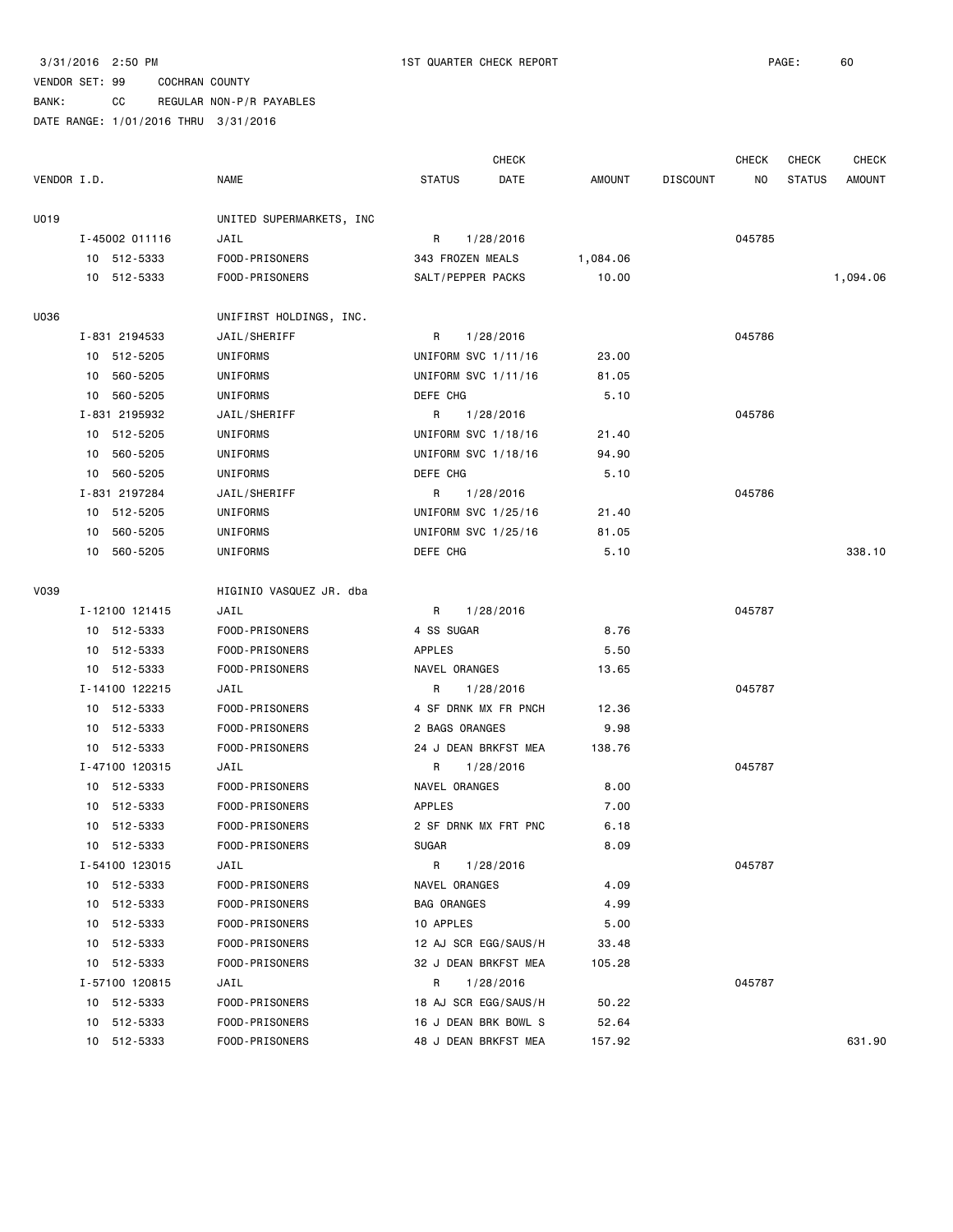3/31/2016 2:50 PM — 1ST QUARTER CHECK REPORT

VENDOR SET: 99 COCHRAN COUNTY
BANK: CC REGULAR NON-P/R PAYABLES
DATE RANGE: 1/01/2016 THRU 3/31/2016

| VENDOR I.D. | NAME | STATUS | CHECK DATE | AMOUNT | DISCOUNT | CHECK NO | CHECK STATUS | CHECK AMOUNT |
|---|---|---|---|---|---|---|---|---|
| U019 | UNITED SUPERMARKETS, INC | | | | | | | |
| I-45002 011116 | JAIL | R | 1/28/2016 | | | 045785 | | |
| 10 512-5333 | FOOD-PRISONERS | 343 FROZEN MEALS | | 1,084.06 | | | | |
| 10 512-5333 | FOOD-PRISONERS | SALT/PEPPER PACKS | | 10.00 | | | | 1,094.06 |
| U036 | UNIFIRST HOLDINGS, INC. | | | | | | | |
| I-831 2194533 | JAIL/SHERIFF | R | 1/28/2016 | | | 045786 | | |
| 10 512-5205 | UNIFORMS | UNIFORM SVC 1/11/16 | | 23.00 | | | | |
| 10 560-5205 | UNIFORMS | UNIFORM SVC 1/11/16 | | 81.05 | | | | |
| 10 560-5205 | UNIFORMS | DEFE CHG | | 5.10 | | | | |
| I-831 2195932 | JAIL/SHERIFF | R | 1/28/2016 | | | 045786 | | |
| 10 512-5205 | UNIFORMS | UNIFORM SVC 1/18/16 | | 21.40 | | | | |
| 10 560-5205 | UNIFORMS | UNIFORM SVC 1/18/16 | | 94.90 | | | | |
| 10 560-5205 | UNIFORMS | DEFE CHG | | 5.10 | | | | |
| I-831 2197284 | JAIL/SHERIFF | R | 1/28/2016 | | | 045786 | | |
| 10 512-5205 | UNIFORMS | UNIFORM SVC 1/25/16 | | 21.40 | | | | |
| 10 560-5205 | UNIFORMS | UNIFORM SVC 1/25/16 | | 81.05 | | | | |
| 10 560-5205 | UNIFORMS | DEFE CHG | | 5.10 | | | | 338.10 |
| V039 | HIGINIO VASQUEZ JR. dba | | | | | | | |
| I-12100 121415 | JAIL | R | 1/28/2016 | | | 045787 | | |
| 10 512-5333 | FOOD-PRISONERS | 4 SS SUGAR | | 8.76 | | | | |
| 10 512-5333 | FOOD-PRISONERS | APPLES | | 5.50 | | | | |
| 10 512-5333 | FOOD-PRISONERS | NAVEL ORANGES | | 13.65 | | | | |
| I-14100 122215 | JAIL | R | 1/28/2016 | | | 045787 | | |
| 10 512-5333 | FOOD-PRISONERS | 4 SF DRNK MX FR PNCH | | 12.36 | | | | |
| 10 512-5333 | FOOD-PRISONERS | 2 BAGS ORANGES | | 9.98 | | | | |
| 10 512-5333 | FOOD-PRISONERS | 24 J DEAN BRKFST MEA | | 138.76 | | | | |
| I-47100 120315 | JAIL | R | 1/28/2016 | | | 045787 | | |
| 10 512-5333 | FOOD-PRISONERS | NAVEL ORANGES | | 8.00 | | | | |
| 10 512-5333 | FOOD-PRISONERS | APPLES | | 7.00 | | | | |
| 10 512-5333 | FOOD-PRISONERS | 2 SF DRNK MX FRT PNC | | 6.18 | | | | |
| 10 512-5333 | FOOD-PRISONERS | SUGAR | | 8.09 | | | | |
| I-54100 123015 | JAIL | R | 1/28/2016 | | | 045787 | | |
| 10 512-5333 | FOOD-PRISONERS | NAVEL ORANGES | | 4.09 | | | | |
| 10 512-5333 | FOOD-PRISONERS | BAG ORANGES | | 4.99 | | | | |
| 10 512-5333 | FOOD-PRISONERS | 10 APPLES | | 5.00 | | | | |
| 10 512-5333 | FOOD-PRISONERS | 12 AJ SCR EGG/SAUS/H | | 33.48 | | | | |
| 10 512-5333 | FOOD-PRISONERS | 32 J DEAN BRKFST MEA | | 105.28 | | | | |
| I-57100 120815 | JAIL | R | 1/28/2016 | | | 045787 | | |
| 10 512-5333 | FOOD-PRISONERS | 18 AJ SCR EGG/SAUS/H | | 50.22 | | | | |
| 10 512-5333 | FOOD-PRISONERS | 16 J DEAN BRK BOWL S | | 52.64 | | | | |
| 10 512-5333 | FOOD-PRISONERS | 48 J DEAN BRKFST MEA | | 157.92 | | | | 631.90 |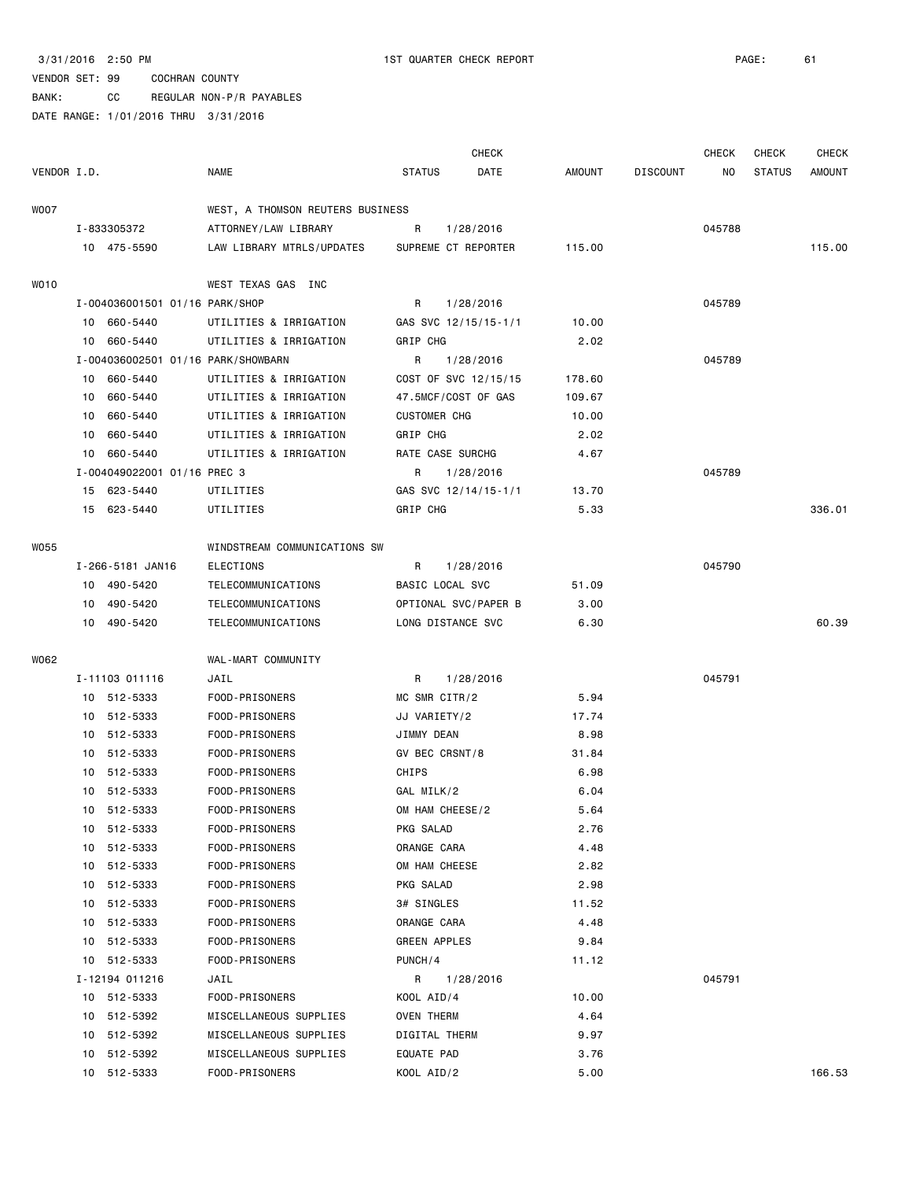3/31/2016 2:50 PM 1ST QUARTER CHECK REPORT

VENDOR SET: 99 COCHRAN COUNTY

BANK: CC REGULAR NON-P/R PAYABLES

DATE RANGE: 1/01/2016 THRU 3/31/2016

| VENDOR I.D. | NAME | STATUS | CHECK DATE | AMOUNT | DISCOUNT | CHECK NO | CHECK STATUS | CHECK AMOUNT |
|---|---|---|---|---|---|---|---|---|
| W007 | WEST, A THOMSON REUTERS BUSINESS | | | | | | | |
| I-833305372 | ATTORNEY/LAW LIBRARY | R | 1/28/2016 | | | 045788 | | |
| 10 475-5590 | LAW LIBRARY MTRLS/UPDATES | SUPREME CT REPORTER | | 115.00 | | | | 115.00 |
| W010 | WEST TEXAS GAS INC | | | | | | | |
| I-004036001501 01/16 | PARK/SHOP | R | 1/28/2016 | | | 045789 | | |
| 10 660-5440 | UTILITIES & IRRIGATION | GAS SVC 12/15/15-1/1 | | 10.00 | | | | |
| 10 660-5440 | UTILITIES & IRRIGATION | GRIP CHG | | 2.02 | | | | |
| I-004036002501 01/16 | PARK/SHOWBARN | R | 1/28/2016 | | | 045789 | | |
| 10 660-5440 | UTILITIES & IRRIGATION | COST OF SVC 12/15/15 | | 178.60 | | | | |
| 10 660-5440 | UTILITIES & IRRIGATION | 47.5MCF/COST OF GAS | | 109.67 | | | | |
| 10 660-5440 | UTILITIES & IRRIGATION | CUSTOMER CHG | | 10.00 | | | | |
| 10 660-5440 | UTILITIES & IRRIGATION | GRIP CHG | | 2.02 | | | | |
| 10 660-5440 | UTILITIES & IRRIGATION | RATE CASE SURCHG | | 4.67 | | | | |
| I-004049022001 01/16 | PREC 3 | R | 1/28/2016 | | | 045789 | | |
| 15 623-5440 | UTILITIES | GAS SVC 12/14/15-1/1 | | 13.70 | | | | |
| 15 623-5440 | UTILITIES | GRIP CHG | | 5.33 | | | | 336.01 |
| W055 | WINDSTREAM COMMUNICATIONS SW | | | | | | | |
| I-266-5181 JAN16 | ELECTIONS | R | 1/28/2016 | | | 045790 | | |
| 10 490-5420 | TELECOMMUNICATIONS | BASIC LOCAL SVC | | 51.09 | | | | |
| 10 490-5420 | TELECOMMUNICATIONS | OPTIONAL SVC/PAPER B | | 3.00 | | | | |
| 10 490-5420 | TELECOMMUNICATIONS | LONG DISTANCE SVC | | 6.30 | | | | 60.39 |
| W062 | WAL-MART COMMUNITY | | | | | | | |
| I-11103 011116 | JAIL | R | 1/28/2016 | | | 045791 | | |
| 10 512-5333 | FOOD-PRISONERS | MC SMR CITR/2 | | 5.94 | | | | |
| 10 512-5333 | FOOD-PRISONERS | JJ VARIETY/2 | | 17.74 | | | | |
| 10 512-5333 | FOOD-PRISONERS | JIMMY DEAN | | 8.98 | | | | |
| 10 512-5333 | FOOD-PRISONERS | GV BEC CRSNT/8 | | 31.84 | | | | |
| 10 512-5333 | FOOD-PRISONERS | CHIPS | | 6.98 | | | | |
| 10 512-5333 | FOOD-PRISONERS | GAL MILK/2 | | 6.04 | | | | |
| 10 512-5333 | FOOD-PRISONERS | OM HAM CHEESE/2 | | 5.64 | | | | |
| 10 512-5333 | FOOD-PRISONERS | PKG SALAD | | 2.76 | | | | |
| 10 512-5333 | FOOD-PRISONERS | ORANGE CARA | | 4.48 | | | | |
| 10 512-5333 | FOOD-PRISONERS | OM HAM CHEESE | | 2.82 | | | | |
| 10 512-5333 | FOOD-PRISONERS | PKG SALAD | | 2.98 | | | | |
| 10 512-5333 | FOOD-PRISONERS | 3# SINGLES | | 11.52 | | | | |
| 10 512-5333 | FOOD-PRISONERS | ORANGE CARA | | 4.48 | | | | |
| 10 512-5333 | FOOD-PRISONERS | GREEN APPLES | | 9.84 | | | | |
| 10 512-5333 | FOOD-PRISONERS | PUNCH/4 | | 11.12 | | | | |
| I-12194 011216 | JAIL | R | 1/28/2016 | | | 045791 | | |
| 10 512-5333 | FOOD-PRISONERS | KOOL AID/4 | | 10.00 | | | | |
| 10 512-5392 | MISCELLANEOUS SUPPLIES | OVEN THERM | | 4.64 | | | | |
| 10 512-5392 | MISCELLANEOUS SUPPLIES | DIGITAL THERM | | 9.97 | | | | |
| 10 512-5392 | MISCELLANEOUS SUPPLIES | EQUATE PAD | | 3.76 | | | | |
| 10 512-5333 | FOOD-PRISONERS | KOOL AID/2 | | 5.00 | | | | 166.53 |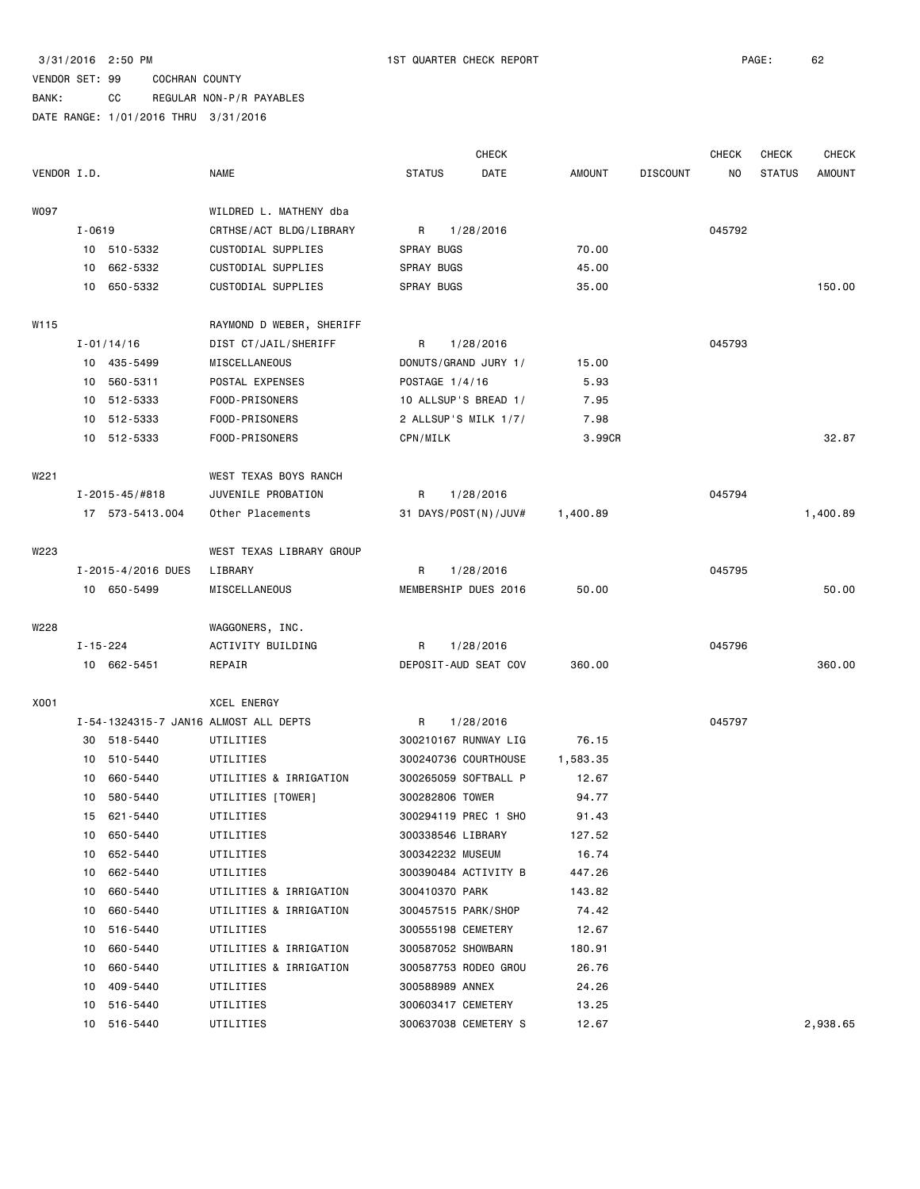3/31/2016 2:50 PM 1ST QUARTER CHECK REPORT

VENDOR SET: 99 COCHRAN COUNTY

BANK: CC REGULAR NON-P/R PAYABLES

DATE RANGE: 1/01/2016 THRU 3/31/2016

| VENDOR I.D. | NAME | STATUS | CHECK DATE | AMOUNT | DISCOUNT | CHECK NO | CHECK STATUS | CHECK AMOUNT |
|---|---|---|---|---|---|---|---|---|
| W097 | WILDRED L. MATHENY dba | | | | | | | |
| I-0619 | CRTHSE/ACT BLDG/LIBRARY | R | 1/28/2016 | | | 045792 | | |
| 10 510-5332 | CUSTODIAL SUPPLIES | SPRAY BUGS | | 70.00 | | | | |
| 10 662-5332 | CUSTODIAL SUPPLIES | SPRAY BUGS | | 45.00 | | | | |
| 10 650-5332 | CUSTODIAL SUPPLIES | SPRAY BUGS | | 35.00 | | | | 150.00 |
| W115 | RAYMOND D WEBER, SHERIFF | | | | | | | |
| I-01/14/16 | DIST CT/JAIL/SHERIFF | R | 1/28/2016 | | | 045793 | | |
| 10 435-5499 | MISCELLANEOUS | DONUTS/GRAND JURY 1/ | | 15.00 | | | | |
| 10 560-5311 | POSTAL EXPENSES | POSTAGE 1/4/16 | | 5.93 | | | | |
| 10 512-5333 | FOOD-PRISONERS | 10 ALLSUP'S BREAD 1/ | | 7.95 | | | | |
| 10 512-5333 | FOOD-PRISONERS | 2 ALLSUP'S MILK 1/7/ | | 7.98 | | | | |
| 10 512-5333 | FOOD-PRISONERS | CPN/MILK | | 3.99CR | | | | 32.87 |
| W221 | WEST TEXAS BOYS RANCH | | | | | | | |
| I-2015-45/#818 | JUVENILE PROBATION | R | 1/28/2016 | | | 045794 | | |
| 17 573-5413.004 | Other Placements | 31 DAYS/POST(N)/JUV# | | 1,400.89 | | | | 1,400.89 |
| W223 | WEST TEXAS LIBRARY GROUP | | | | | | | |
| I-2015-4/2016 DUES | LIBRARY | R | 1/28/2016 | | | 045795 | | |
| 10 650-5499 | MISCELLANEOUS | MEMBERSHIP DUES 2016 | | 50.00 | | | | 50.00 |
| W228 | WAGGONERS, INC. | | | | | | | |
| I-15-224 | ACTIVITY BUILDING | R | 1/28/2016 | | | 045796 | | |
| 10 662-5451 | REPAIR | DEPOSIT-AUD SEAT COV | | 360.00 | | | | 360.00 |
| X001 | XCEL ENERGY | | | | | | | |
| I-54-1324315-7 JAN16 | ALMOST ALL DEPTS | R | 1/28/2016 | | | 045797 | | |
| 30 518-5440 | UTILITIES | 300210167 RUNWAY LIG | | 76.15 | | | | |
| 10 510-5440 | UTILITIES | 300240736 COURTHOUSE | | 1,583.35 | | | | |
| 10 660-5440 | UTILITIES & IRRIGATION | 300265059 SOFTBALL P | | 12.67 | | | | |
| 10 580-5440 | UTILITIES [TOWER] | 300282806 TOWER | | 94.77 | | | | |
| 15 621-5440 | UTILITIES | 300294119 PREC 1 SHO | | 91.43 | | | | |
| 10 650-5440 | UTILITIES | 300338546 LIBRARY | | 127.52 | | | | |
| 10 652-5440 | UTILITIES | 300342232 MUSEUM | | 16.74 | | | | |
| 10 662-5440 | UTILITIES | 300390484 ACTIVITY B | | 447.26 | | | | |
| 10 660-5440 | UTILITIES & IRRIGATION | 300410370 PARK | | 143.82 | | | | |
| 10 660-5440 | UTILITIES & IRRIGATION | 300457515 PARK/SHOP | | 74.42 | | | | |
| 10 516-5440 | UTILITIES | 300555198 CEMETERY | | 12.67 | | | | |
| 10 660-5440 | UTILITIES & IRRIGATION | 300587052 SHOWBARN | | 180.91 | | | | |
| 10 660-5440 | UTILITIES & IRRIGATION | 300587753 RODEO GROU | | 26.76 | | | | |
| 10 409-5440 | UTILITIES | 300588989 ANNEX | | 24.26 | | | | |
| 10 516-5440 | UTILITIES | 300603417 CEMETERY | | 13.25 | | | | |
| 10 516-5440 | UTILITIES | 300637038 CEMETERY S | | 12.67 | | | | 2,938.65 |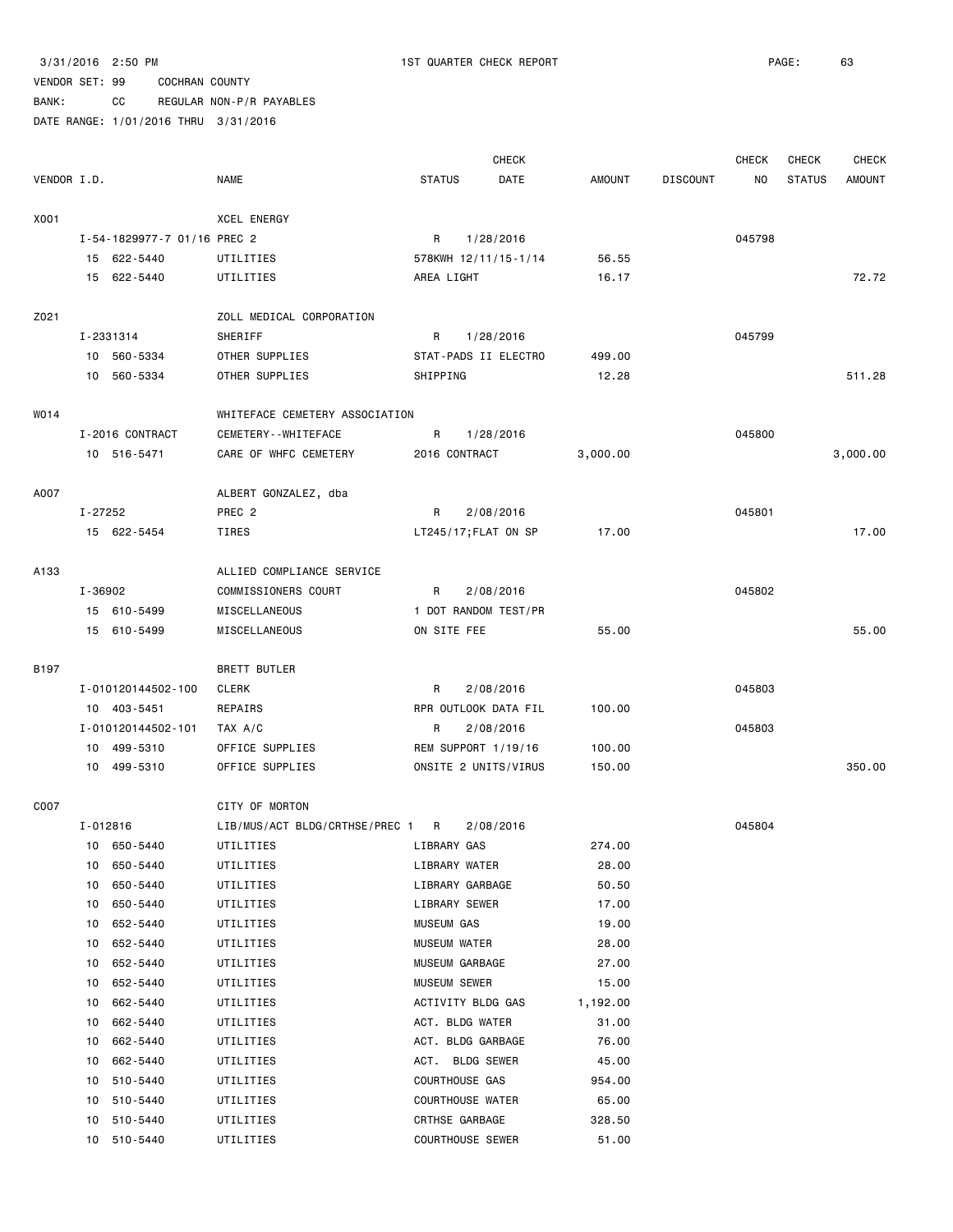3/31/2016 2:50 PM 1ST QUARTER CHECK REPORT

VENDOR SET: 99 COCHRAN COUNTY

BANK: CC REGULAR NON-P/R PAYABLES

DATE RANGE: 1/01/2016 THRU 3/31/2016

| VENDOR I.D. | NAME | STATUS | CHECK DATE | AMOUNT | DISCOUNT | CHECK NO | CHECK STATUS | CHECK AMOUNT |
|---|---|---|---|---|---|---|---|---|
| X001 | XCEL ENERGY | | | | | | | |
| I-54-1829977-7 01/16 PREC 2 | | R | 1/28/2016 | | | 045798 | | |
| 15 622-5440 | UTILITIES | 578KWH 12/11/15-1/14 | | 56.55 | | | | |
| 15 622-5440 | UTILITIES | AREA LIGHT | | 16.17 | | | | 72.72 |
| Z021 | ZOLL MEDICAL CORPORATION | | | | | | | |
| I-2331314 | SHERIFF | R | 1/28/2016 | | | 045799 | | |
| 10 560-5334 | OTHER SUPPLIES | STAT-PADS II ELECTRO | | 499.00 | | | | |
| 10 560-5334 | OTHER SUPPLIES | SHIPPING | | 12.28 | | | | 511.28 |
| W014 | WHITEFACE CEMETERY ASSOCIATION | | | | | | | |
| I-2016 CONTRACT | CEMETERY--WHITEFACE | R | 1/28/2016 | | | 045800 | | |
| 10 516-5471 | CARE OF WHFC CEMETERY | 2016 CONTRACT | | 3,000.00 | | | | 3,000.00 |
| A007 | ALBERT GONZALEZ, dba | | | | | | | |
| I-27252 | PREC 2 | R | 2/08/2016 | | | 045801 | | |
| 15 622-5454 | TIRES | LT245/17;FLAT ON SP | | 17.00 | | | | 17.00 |
| A133 | ALLIED COMPLIANCE SERVICE | | | | | | | |
| I-36902 | COMMISSIONERS COURT | R | 2/08/2016 | | | 045802 | | |
| 15 610-5499 | MISCELLANEOUS | 1 DOT RANDOM TEST/PR | | | | | | |
| 15 610-5499 | MISCELLANEOUS | ON SITE FEE | | 55.00 | | | | 55.00 |
| B197 | BRETT BUTLER | | | | | | | |
| I-010120144502-100 | CLERK | R | 2/08/2016 | | | 045803 | | |
| 10 403-5451 | REPAIRS | RPR OUTLOOK DATA FIL | | 100.00 | | | | |
| I-010120144502-101 | TAX A/C | R | 2/08/2016 | | | 045803 | | |
| 10 499-5310 | OFFICE SUPPLIES | REM SUPPORT 1/19/16 | | 100.00 | | | | |
| 10 499-5310 | OFFICE SUPPLIES | ONSITE 2 UNITS/VIRUS | | 150.00 | | | | 350.00 |
| C007 | CITY OF MORTON | | | | | | | |
| I-012816 | LIB/MUS/ACT BLDG/CRTHSE/PREC 1 | R | 2/08/2016 | | | 045804 | | |
| 10 650-5440 | UTILITIES | LIBRARY GAS | | 274.00 | | | | |
| 10 650-5440 | UTILITIES | LIBRARY WATER | | 28.00 | | | | |
| 10 650-5440 | UTILITIES | LIBRARY GARBAGE | | 50.50 | | | | |
| 10 650-5440 | UTILITIES | LIBRARY SEWER | | 17.00 | | | | |
| 10 652-5440 | UTILITIES | MUSEUM GAS | | 19.00 | | | | |
| 10 652-5440 | UTILITIES | MUSEUM WATER | | 28.00 | | | | |
| 10 652-5440 | UTILITIES | MUSEUM GARBAGE | | 27.00 | | | | |
| 10 652-5440 | UTILITIES | MUSEUM SEWER | | 15.00 | | | | |
| 10 662-5440 | UTILITIES | ACTIVITY BLDG GAS | | 1,192.00 | | | | |
| 10 662-5440 | UTILITIES | ACT. BLDG WATER | | 31.00 | | | | |
| 10 662-5440 | UTILITIES | ACT. BLDG GARBAGE | | 76.00 | | | | |
| 10 662-5440 | UTILITIES | ACT. BLDG SEWER | | 45.00 | | | | |
| 10 510-5440 | UTILITIES | COURTHOUSE GAS | | 954.00 | | | | |
| 10 510-5440 | UTILITIES | COURTHOUSE WATER | | 65.00 | | | | |
| 10 510-5440 | UTILITIES | CRTHSE GARBAGE | | 328.50 | | | | |
| 10 510-5440 | UTILITIES | COURTHOUSE SEWER | | 51.00 | | | | |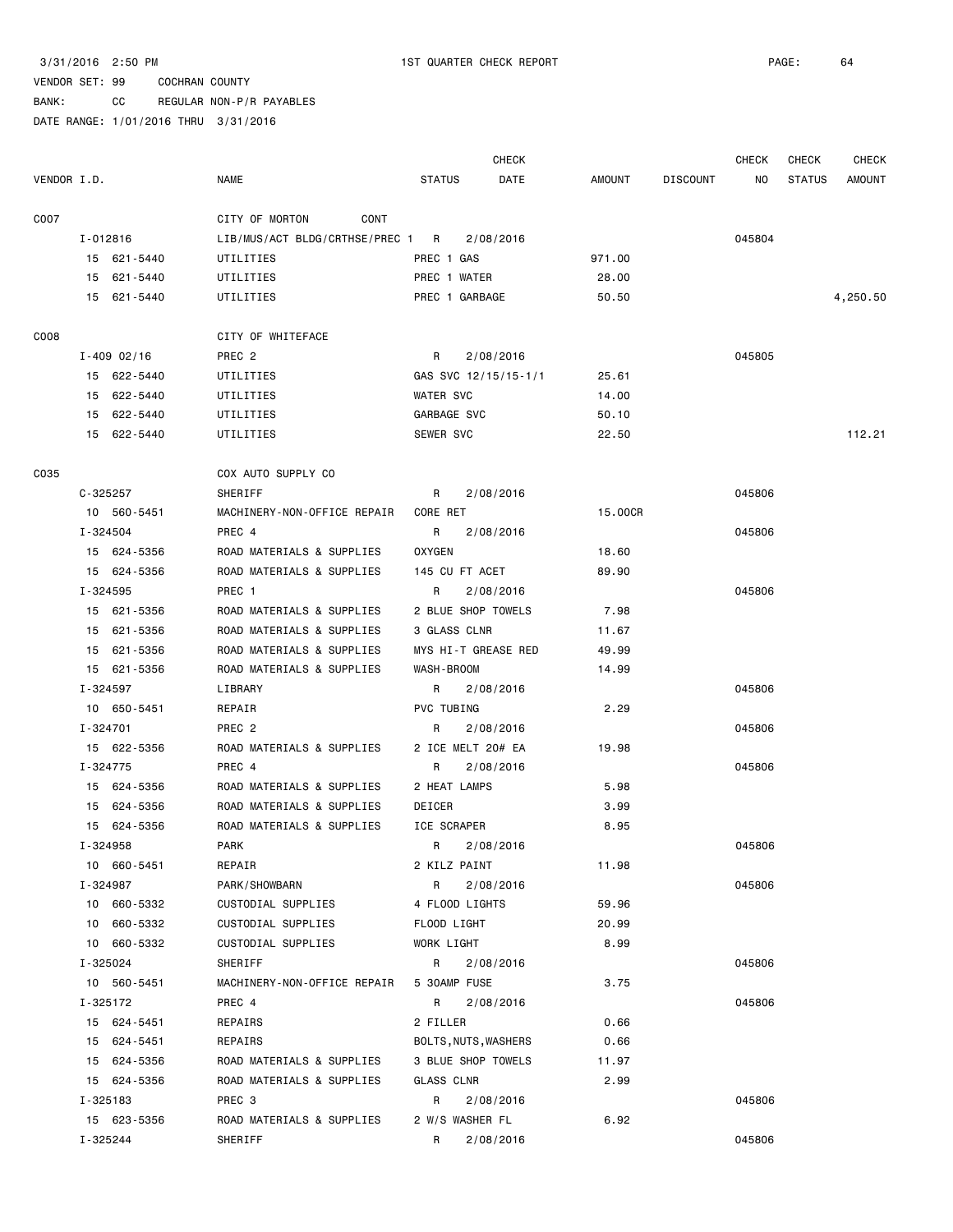3/31/2016 2:50 PM 1ST QUARTER CHECK REPORT

VENDOR SET: 99 COCHRAN COUNTY

BANK: CC REGULAR NON-P/R PAYABLES

DATE RANGE: 1/01/2016 THRU 3/31/2016

| VENDOR I.D. | NAME | STATUS | CHECK DATE | AMOUNT | DISCOUNT | CHECK NO | CHECK STATUS | CHECK AMOUNT |
|---|---|---|---|---|---|---|---|---|
| C007 | CITY OF MORTON CONT | | | | | | | |
| I-012816 | LIB/MUS/ACT BLDG/CRTHSE/PREC 1 | R | 2/08/2016 | | | 045804 | | |
| 15 621-5440 | UTILITIES | PREC 1 GAS | | 971.00 | | | | |
| 15 621-5440 | UTILITIES | PREC 1 WATER | | 28.00 | | | | |
| 15 621-5440 | UTILITIES | PREC 1 GARBAGE | | 50.50 | | | | 4,250.50 |
| C008 | CITY OF WHITEFACE | | | | | | | |
| I-409 02/16 | PREC 2 | R | 2/08/2016 | | | 045805 | | |
| 15 622-5440 | UTILITIES | GAS SVC 12/15/15-1/1 | | 25.61 | | | | |
| 15 622-5440 | UTILITIES | WATER SVC | | 14.00 | | | | |
| 15 622-5440 | UTILITIES | GARBAGE SVC | | 50.10 | | | | |
| 15 622-5440 | UTILITIES | SEWER SVC | | 22.50 | | | | 112.21 |
| C035 | COX AUTO SUPPLY CO | | | | | | | |
| C-325257 | SHERIFF | R | 2/08/2016 | | | 045806 | | |
| 10 560-5451 | MACHINERY-NON-OFFICE REPAIR | CORE RET | | 15.00CR | | | | |
| I-324504 | PREC 4 | R | 2/08/2016 | | | 045806 | | |
| 15 624-5356 | ROAD MATERIALS & SUPPLIES | OXYGEN | | 18.60 | | | | |
| 15 624-5356 | ROAD MATERIALS & SUPPLIES | 145 CU FT ACET | | 89.90 | | | | |
| I-324595 | PREC 1 | R | 2/08/2016 | | | 045806 | | |
| 15 621-5356 | ROAD MATERIALS & SUPPLIES | 2 BLUE SHOP TOWELS | | 7.98 | | | | |
| 15 621-5356 | ROAD MATERIALS & SUPPLIES | 3 GLASS CLNR | | 11.67 | | | | |
| 15 621-5356 | ROAD MATERIALS & SUPPLIES | MYS HI-T GREASE RED | | 49.99 | | | | |
| 15 621-5356 | ROAD MATERIALS & SUPPLIES | WASH-BROOM | | 14.99 | | | | |
| I-324597 | LIBRARY | R | 2/08/2016 | | | 045806 | | |
| 10 650-5451 | REPAIR | PVC TUBING | | 2.29 | | | | |
| I-324701 | PREC 2 | R | 2/08/2016 | | | 045806 | | |
| 15 622-5356 | ROAD MATERIALS & SUPPLIES | 2 ICE MELT 20# EA | | 19.98 | | | | |
| I-324775 | PREC 4 | R | 2/08/2016 | | | 045806 | | |
| 15 624-5356 | ROAD MATERIALS & SUPPLIES | 2 HEAT LAMPS | | 5.98 | | | | |
| 15 624-5356 | ROAD MATERIALS & SUPPLIES | DEICER | | 3.99 | | | | |
| 15 624-5356 | ROAD MATERIALS & SUPPLIES | ICE SCRAPER | | 8.95 | | | | |
| I-324958 | PARK | R | 2/08/2016 | | | 045806 | | |
| 10 660-5451 | REPAIR | 2 KILZ PAINT | | 11.98 | | | | |
| I-324987 | PARK/SHOWBARN | R | 2/08/2016 | | | 045806 | | |
| 10 660-5332 | CUSTODIAL SUPPLIES | 4 FLOOD LIGHTS | | 59.96 | | | | |
| 10 660-5332 | CUSTODIAL SUPPLIES | FLOOD LIGHT | | 20.99 | | | | |
| 10 660-5332 | CUSTODIAL SUPPLIES | WORK LIGHT | | 8.99 | | | | |
| I-325024 | SHERIFF | R | 2/08/2016 | | | 045806 | | |
| 10 560-5451 | MACHINERY-NON-OFFICE REPAIR | 5 30AMP FUSE | | 3.75 | | | | |
| I-325172 | PREC 4 | R | 2/08/2016 | | | 045806 | | |
| 15 624-5451 | REPAIRS | 2 FILLER | | 0.66 | | | | |
| 15 624-5451 | REPAIRS | BOLTS,NUTS,WASHERS | | 0.66 | | | | |
| 15 624-5356 | ROAD MATERIALS & SUPPLIES | 3 BLUE SHOP TOWELS | | 11.97 | | | | |
| 15 624-5356 | ROAD MATERIALS & SUPPLIES | GLASS CLNR | | 2.99 | | | | |
| I-325183 | PREC 3 | R | 2/08/2016 | | | 045806 | | |
| 15 623-5356 | ROAD MATERIALS & SUPPLIES | 2 W/S WASHER FL | | 6.92 | | | | |
| I-325244 | SHERIFF | R | 2/08/2016 | | | 045806 | | |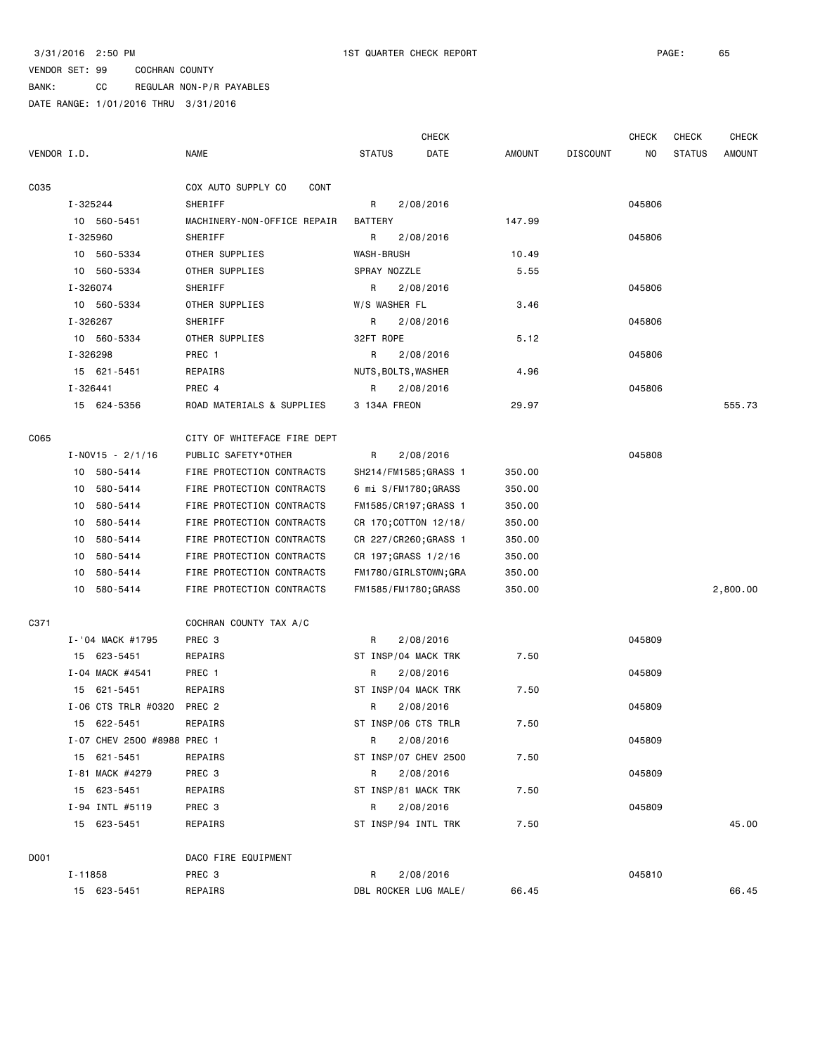3/31/2016 2:50 PM 1ST QUARTER CHECK REPORT

VENDOR SET: 99 COCHRAN COUNTY

BANK: CC REGULAR NON-P/R PAYABLES

DATE RANGE: 1/01/2016 THRU 3/31/2016

| VENDOR I.D. | NAME | STATUS | CHECK DATE | AMOUNT | DISCOUNT | CHECK NO | CHECK STATUS | CHECK AMOUNT |
|---|---|---|---|---|---|---|---|---|
| C035 | COX AUTO SUPPLY CO CONT | | | | | | | |
| I-325244 | SHERIFF | R | 2/08/2016 | | | 045806 | | |
| 10 560-5451 | MACHINERY-NON-OFFICE REPAIR | BATTERY | | 147.99 | | | | |
| I-325960 | SHERIFF | R | 2/08/2016 | | | 045806 | | |
| 10 560-5334 | OTHER SUPPLIES | WASH-BRUSH | | 10.49 | | | | |
| 10 560-5334 | OTHER SUPPLIES | SPRAY NOZZLE | | 5.55 | | | | |
| I-326074 | SHERIFF | R | 2/08/2016 | | | 045806 | | |
| 10 560-5334 | OTHER SUPPLIES | W/S WASHER FL | | 3.46 | | | | |
| I-326267 | SHERIFF | R | 2/08/2016 | | | 045806 | | |
| 10 560-5334 | OTHER SUPPLIES | 32FT ROPE | | 5.12 | | | | |
| I-326298 | PREC 1 | R | 2/08/2016 | | | 045806 | | |
| 15 621-5451 | REPAIRS | NUTS,BOLTS,WASHER | | 4.96 | | | | |
| I-326441 | PREC 4 | R | 2/08/2016 | | | 045806 | | |
| 15 624-5356 | ROAD MATERIALS & SUPPLIES | 3 134A FREON | | 29.97 | | | | 555.73 |
| C065 | CITY OF WHITEFACE FIRE DEPT | | | | | | | |
| I-NOV15 - 2/1/16 | PUBLIC SAFETY*OTHER | R | 2/08/2016 | | | 045808 | | |
| 10 580-5414 | FIRE PROTECTION CONTRACTS | SH214/FM1585;GRASS 1 | | 350.00 | | | | |
| 10 580-5414 | FIRE PROTECTION CONTRACTS | 6 mi S/FM1780;GRASS | | 350.00 | | | | |
| 10 580-5414 | FIRE PROTECTION CONTRACTS | FM1585/CR197;GRASS 1 | | 350.00 | | | | |
| 10 580-5414 | FIRE PROTECTION CONTRACTS | CR 170;COTTON 12/18/ | | 350.00 | | | | |
| 10 580-5414 | FIRE PROTECTION CONTRACTS | CR 227/CR260;GRASS 1 | | 350.00 | | | | |
| 10 580-5414 | FIRE PROTECTION CONTRACTS | CR 197;GRASS 1/2/16 | | 350.00 | | | | |
| 10 580-5414 | FIRE PROTECTION CONTRACTS | FM1780/GIRLSTOWN;GRA | | 350.00 | | | | |
| 10 580-5414 | FIRE PROTECTION CONTRACTS | FM1585/FM1780;GRASS | | 350.00 | | | | 2,800.00 |
| C371 | COCHRAN COUNTY TAX A/C | | | | | | | |
| I-'04 MACK #1795 | PREC 3 | R | 2/08/2016 | | | 045809 | | |
| 15 623-5451 | REPAIRS | ST INSP/04 MACK TRK | | 7.50 | | | | |
| I-04 MACK #4541 | PREC 1 | R | 2/08/2016 | | | 045809 | | |
| 15 621-5451 | REPAIRS | ST INSP/04 MACK TRK | | 7.50 | | | | |
| I-06 CTS TRLR #0320 | PREC 2 | R | 2/08/2016 | | | 045809 | | |
| 15 622-5451 | REPAIRS | ST INSP/06 CTS TRLR | | 7.50 | | | | |
| I-07 CHEV 2500 #8988 | PREC 1 | R | 2/08/2016 | | | 045809 | | |
| 15 621-5451 | REPAIRS | ST INSP/07 CHEV 2500 | | 7.50 | | | | |
| I-81 MACK #4279 | PREC 3 | R | 2/08/2016 | | | 045809 | | |
| 15 623-5451 | REPAIRS | ST INSP/81 MACK TRK | | 7.50 | | | | |
| I-94 INTL #5119 | PREC 3 | R | 2/08/2016 | | | 045809 | | |
| 15 623-5451 | REPAIRS | ST INSP/94 INTL TRK | | 7.50 | | | | 45.00 |
| D001 | DACO FIRE EQUIPMENT | | | | | | | |
| I-11858 | PREC 3 | R | 2/08/2016 | | | 045810 | | |
| 15 623-5451 | REPAIRS | DBL ROCKER LUG MALE/ | | 66.45 | | | | 66.45 |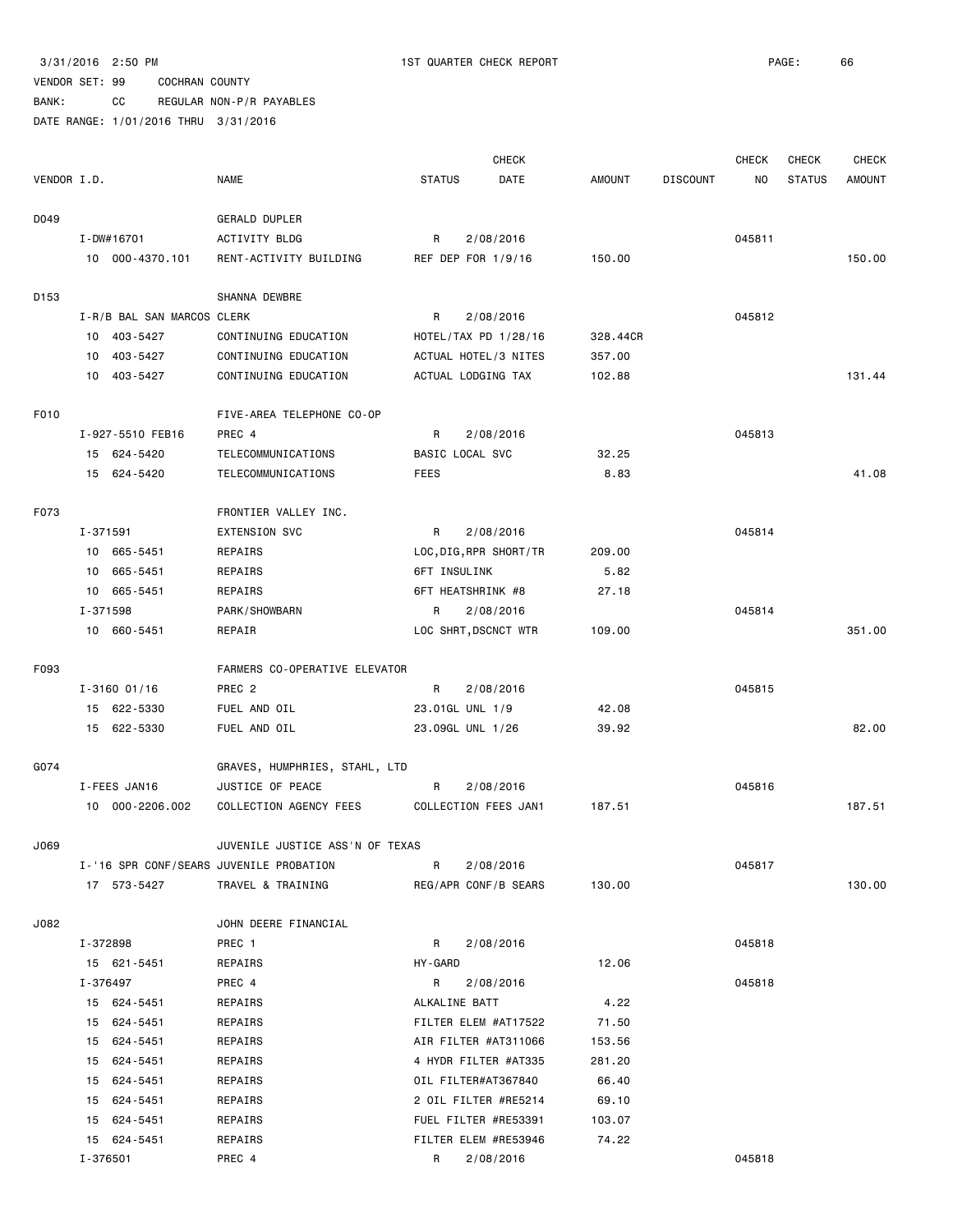3/31/2016 2:50 PM 1ST QUARTER CHECK REPORT PAGE: 66

VENDOR SET: 99 COCHRAN COUNTY

BANK: CC REGULAR NON-P/R PAYABLES

DATE RANGE: 1/01/2016 THRU 3/31/2016

| VENDOR I.D. | NAME | STATUS | CHECK DATE | AMOUNT | DISCOUNT | CHECK NO | CHECK STATUS | CHECK AMOUNT |
|---|---|---|---|---|---|---|---|---|
| D049 | GERALD DUPLER | | | | | | | |
| I-DW#16701 | ACTIVITY BLDG | R | 2/08/2016 | | | 045811 | | |
| 10 000-4370.101 | RENT-ACTIVITY BUILDING | REF DEP FOR 1/9/16 | | 150.00 | | | | 150.00 |
| D153 | SHANNA DEWBRE | | | | | | | |
| I-R/B BAL SAN MARCOS CLERK | | R | 2/08/2016 | | | 045812 | | |
| 10 403-5427 | CONTINUING EDUCATION | HOTEL/TAX PD 1/28/16 | | 328.44CR | | | | |
| 10 403-5427 | CONTINUING EDUCATION | ACTUAL HOTEL/3 NITES | | 357.00 | | | | |
| 10 403-5427 | CONTINUING EDUCATION | ACTUAL LODGING TAX | | 102.88 | | | | 131.44 |
| F010 | FIVE-AREA TELEPHONE CO-OP | | | | | | | |
| I-927-5510 FEB16 | PREC 4 | R | 2/08/2016 | | | 045813 | | |
| 15 624-5420 | TELECOMMUNICATIONS | BASIC LOCAL SVC | | 32.25 | | | | |
| 15 624-5420 | TELECOMMUNICATIONS | FEES | | 8.83 | | | | 41.08 |
| F073 | FRONTIER VALLEY INC. | | | | | | | |
| I-371591 | EXTENSION SVC | R | 2/08/2016 | | | 045814 | | |
| 10 665-5451 | REPAIRS | LOC,DIG,RPR SHORT/TR | | 209.00 | | | | |
| 10 665-5451 | REPAIRS | 6FT INSULINK | | 5.82 | | | | |
| 10 665-5451 | REPAIRS | 6FT HEATSHRINK #8 | | 27.18 | | | | |
| I-371598 | PARK/SHOWBARN | R | 2/08/2016 | | | 045814 | | |
| 10 660-5451 | REPAIR | LOC SHRT,DSCNCT WTR | | 109.00 | | | | 351.00 |
| F093 | FARMERS CO-OPERATIVE ELEVATOR | | | | | | | |
| I-3160 01/16 | PREC 2 | R | 2/08/2016 | | | 045815 | | |
| 15 622-5330 | FUEL AND OIL | 23.01GL UNL 1/9 | | 42.08 | | | | |
| 15 622-5330 | FUEL AND OIL | 23.09GL UNL 1/26 | | 39.92 | | | | 82.00 |
| G074 | GRAVES, HUMPHRIES, STAHL, LTD | | | | | | | |
| I-FEES JAN16 | JUSTICE OF PEACE | R | 2/08/2016 | | | 045816 | | |
| 10 000-2206.002 | COLLECTION AGENCY FEES | COLLECTION FEES JAN1 | | 187.51 | | | | 187.51 |
| J069 | JUVENILE JUSTICE ASS'N OF TEXAS | | | | | | | |
| I-'16 SPR CONF/SEARS | JUVENILE PROBATION | R | 2/08/2016 | | | 045817 | | |
| 17 573-5427 | TRAVEL & TRAINING | REG/APR CONF/B SEARS | | 130.00 | | | | 130.00 |
| J082 | JOHN DEERE FINANCIAL | | | | | | | |
| I-372898 | PREC 1 | R | 2/08/2016 | | | 045818 | | |
| 15 621-5451 | REPAIRS | HY-GARD | | 12.06 | | | | |
| I-376497 | PREC 4 | R | 2/08/2016 | | | 045818 | | |
| 15 624-5451 | REPAIRS | ALKALINE BATT | | 4.22 | | | | |
| 15 624-5451 | REPAIRS | FILTER ELEM #AT17522 | | 71.50 | | | | |
| 15 624-5451 | REPAIRS | AIR FILTER #AT311066 | | 153.56 | | | | |
| 15 624-5451 | REPAIRS | 4 HYDR FILTER #AT335 | | 281.20 | | | | |
| 15 624-5451 | REPAIRS | OIL FILTER#AT367840 | | 66.40 | | | | |
| 15 624-5451 | REPAIRS | 2 OIL FILTER #RE5214 | | 69.10 | | | | |
| 15 624-5451 | REPAIRS | FUEL FILTER #RE53391 | | 103.07 | | | | |
| 15 624-5451 | REPAIRS | FILTER ELEM #RE53946 | | 74.22 | | | | |
| I-376501 | PREC 4 | R | 2/08/2016 | | | 045818 | | |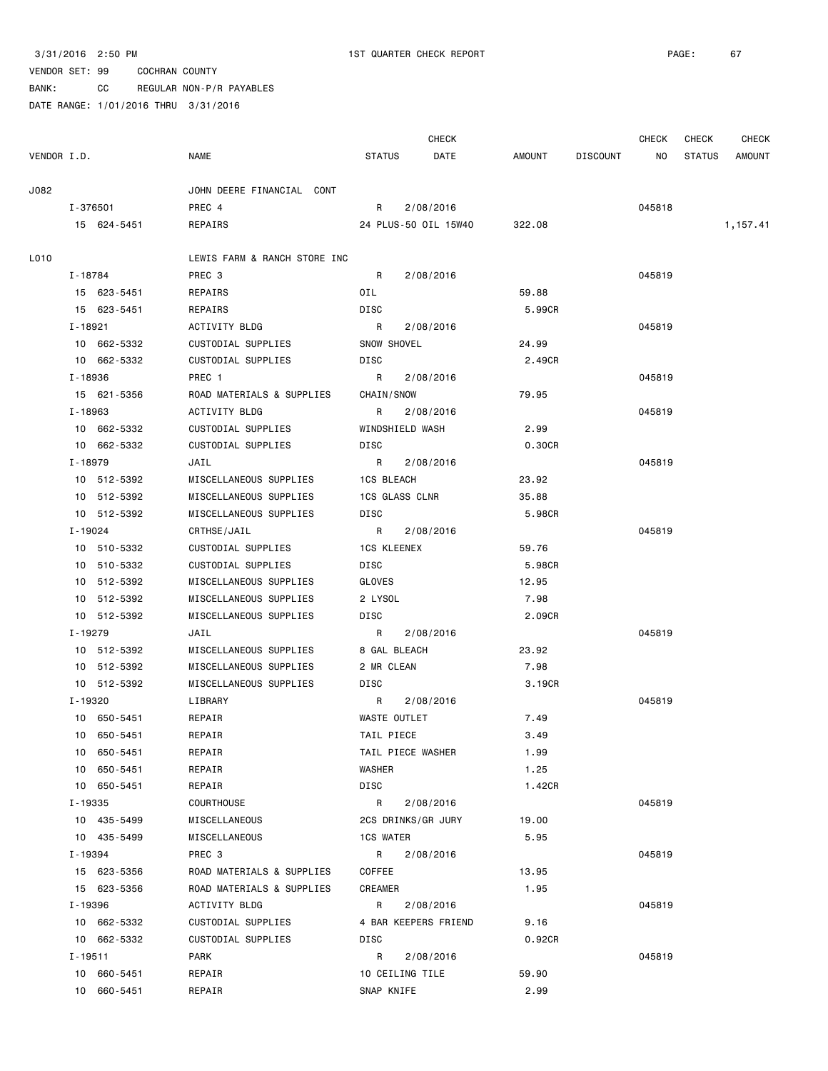3/31/2016 2:50 PM 1ST QUARTER CHECK REPORT

VENDOR SET: 99 COCHRAN COUNTY

BANK: CC REGULAR NON-P/R PAYABLES

DATE RANGE: 1/01/2016 THRU 3/31/2016

| VENDOR I.D. | NAME | STATUS | CHECK DATE | AMOUNT | DISCOUNT | CHECK NO | CHECK STATUS | CHECK AMOUNT |
|---|---|---|---|---|---|---|---|---|
| J082 | JOHN DEERE FINANCIAL CONT | | | | | | | |
| I-376501 | PREC 4 | R | 2/08/2016 | | | 045818 | | |
| 15 624-5451 | REPAIRS | 24 PLUS-50 OIL 15W40 | | 322.08 | | | | 1,157.41 |
| L010 | LEWIS FARM & RANCH STORE INC | | | | | | | |
| I-18784 | PREC 3 | R | 2/08/2016 | | | 045819 | | |
| 15 623-5451 | REPAIRS | OIL | | 59.88 | | | | |
| 15 623-5451 | REPAIRS | DISC | | 5.99CR | | | | |
| I-18921 | ACTIVITY BLDG | R | 2/08/2016 | | | 045819 | | |
| 10 662-5332 | CUSTODIAL SUPPLIES | SNOW SHOVEL | | 24.99 | | | | |
| 10 662-5332 | CUSTODIAL SUPPLIES | DISC | | 2.49CR | | | | |
| I-18936 | PREC 1 | R | 2/08/2016 | | | 045819 | | |
| 15 621-5356 | ROAD MATERIALS & SUPPLIES | CHAIN/SNOW | | 79.95 | | | | |
| I-18963 | ACTIVITY BLDG | R | 2/08/2016 | | | 045819 | | |
| 10 662-5332 | CUSTODIAL SUPPLIES | WINDSHIELD WASH | | 2.99 | | | | |
| 10 662-5332 | CUSTODIAL SUPPLIES | DISC | | 0.30CR | | | | |
| I-18979 | JAIL | R | 2/08/2016 | | | 045819 | | |
| 10 512-5392 | MISCELLANEOUS SUPPLIES | 1CS BLEACH | | 23.92 | | | | |
| 10 512-5392 | MISCELLANEOUS SUPPLIES | 1CS GLASS CLNR | | 35.88 | | | | |
| 10 512-5392 | MISCELLANEOUS SUPPLIES | DISC | | 5.98CR | | | | |
| I-19024 | CRTHSE/JAIL | R | 2/08/2016 | | | 045819 | | |
| 10 510-5332 | CUSTODIAL SUPPLIES | 1CS KLEENEX | | 59.76 | | | | |
| 10 510-5332 | CUSTODIAL SUPPLIES | DISC | | 5.98CR | | | | |
| 10 512-5392 | MISCELLANEOUS SUPPLIES | GLOVES | | 12.95 | | | | |
| 10 512-5392 | MISCELLANEOUS SUPPLIES | 2 LYSOL | | 7.98 | | | | |
| 10 512-5392 | MISCELLANEOUS SUPPLIES | DISC | | 2.09CR | | | | |
| I-19279 | JAIL | R | 2/08/2016 | | | 045819 | | |
| 10 512-5392 | MISCELLANEOUS SUPPLIES | 8 GAL BLEACH | | 23.92 | | | | |
| 10 512-5392 | MISCELLANEOUS SUPPLIES | 2 MR CLEAN | | 7.98 | | | | |
| 10 512-5392 | MISCELLANEOUS SUPPLIES | DISC | | 3.19CR | | | | |
| I-19320 | LIBRARY | R | 2/08/2016 | | | 045819 | | |
| 10 650-5451 | REPAIR | WASTE OUTLET | | 7.49 | | | | |
| 10 650-5451 | REPAIR | TAIL PIECE | | 3.49 | | | | |
| 10 650-5451 | REPAIR | TAIL PIECE WASHER | | 1.99 | | | | |
| 10 650-5451 | REPAIR | WASHER | | 1.25 | | | | |
| 10 650-5451 | REPAIR | DISC | | 1.42CR | | | | |
| I-19335 | COURTHOUSE | R | 2/08/2016 | | | 045819 | | |
| 10 435-5499 | MISCELLANEOUS | 2CS DRINKS/GR JURY | | 19.00 | | | | |
| 10 435-5499 | MISCELLANEOUS | 1CS WATER | | 5.95 | | | | |
| I-19394 | PREC 3 | R | 2/08/2016 | | | 045819 | | |
| 15 623-5356 | ROAD MATERIALS & SUPPLIES | COFFEE | | 13.95 | | | | |
| 15 623-5356 | ROAD MATERIALS & SUPPLIES | CREAMER | | 1.95 | | | | |
| I-19396 | ACTIVITY BLDG | R | 2/08/2016 | | | 045819 | | |
| 10 662-5332 | CUSTODIAL SUPPLIES | 4 BAR KEEPERS FRIEND | | 9.16 | | | | |
| 10 662-5332 | CUSTODIAL SUPPLIES | DISC | | 0.92CR | | | | |
| I-19511 | PARK | R | 2/08/2016 | | | 045819 | | |
| 10 660-5451 | REPAIR | 10 CEILING TILE | | 59.90 | | | | |
| 10 660-5451 | REPAIR | SNAP KNIFE | | 2.99 | | | | |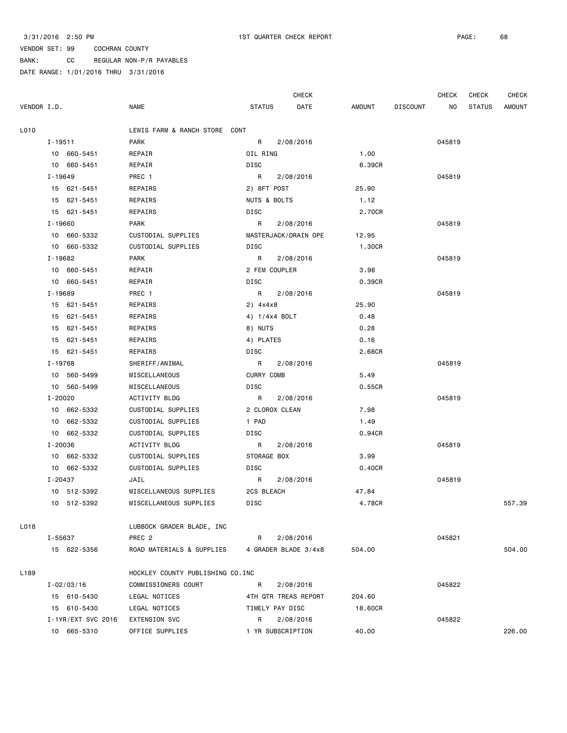3/31/2016 2:50 PM 1ST QUARTER CHECK REPORT

VENDOR SET: 99 COCHRAN COUNTY
BANK: CC REGULAR NON-P/R PAYABLES
DATE RANGE: 1/01/2016 THRU 3/31/2016

| VENDOR I.D. | NAME | STATUS | CHECK DATE | AMOUNT | DISCOUNT | CHECK NO | CHECK STATUS | CHECK AMOUNT |
|---|---|---|---|---|---|---|---|---|
| L010 | LEWIS FARM & RANCH STORE CONT | | | | | | | |
| I-19511 | PARK | R | 2/08/2016 | | | 045819 | | |
| 10 660-5451 | REPAIR | OIL RING | | 1.00 | | | | |
| 10 660-5451 | REPAIR | DISC | | 6.39CR | | | | |
| I-19649 | PREC 1 | R | 2/08/2016 | | | 045819 | | |
| 15 621-5451 | REPAIRS | 2) 8FT POST | | 25.90 | | | | |
| 15 621-5451 | REPAIRS | NUTS & BOLTS | | 1.12 | | | | |
| 15 621-5451 | REPAIRS | DISC | | 2.70CR | | | | |
| I-19660 | PARK | R | 2/08/2016 | | | 045819 | | |
| 10 660-5332 | CUSTODIAL SUPPLIES | MASTERJACK/DRAIN OPE | | 12.95 | | | | |
| 10 660-5332 | CUSTODIAL SUPPLIES | DISC | | 1.30CR | | | | |
| I-19682 | PARK | R | 2/08/2016 | | | 045819 | | |
| 10 660-5451 | REPAIR | 2 FEM COUPLER | | 3.98 | | | | |
| 10 660-5451 | REPAIR | DISC | | 0.39CR | | | | |
| I-19689 | PREC 1 | R | 2/08/2016 | | | 045819 | | |
| 15 621-5451 | REPAIRS | 2) 4x4x8 | | 25.90 | | | | |
| 15 621-5451 | REPAIRS | 4) 1/4x4 BOLT | | 0.48 | | | | |
| 15 621-5451 | REPAIRS | 8) NUTS | | 0.28 | | | | |
| 15 621-5451 | REPAIRS | 4) PLATES | | 0.16 | | | | |
| 15 621-5451 | REPAIRS | DISC | | 2.68CR | | | | |
| I-19768 | SHERIFF/ANIMAL | R | 2/08/2016 | | | 045819 | | |
| 10 560-5499 | MISCELLANEOUS | CURRY COMB | | 5.49 | | | | |
| 10 560-5499 | MISCELLANEOUS | DISC | | 0.55CR | | | | |
| I-20020 | ACTIVITY BLDG | R | 2/08/2016 | | | 045819 | | |
| 10 662-5332 | CUSTODIAL SUPPLIES | 2 CLOROX CLEAN | | 7.98 | | | | |
| 10 662-5332 | CUSTODIAL SUPPLIES | 1 PAD | | 1.49 | | | | |
| 10 662-5332 | CUSTODIAL SUPPLIES | DISC | | 0.94CR | | | | |
| I-20036 | ACTIVITY BLDG | R | 2/08/2016 | | | 045819 | | |
| 10 662-5332 | CUSTODIAL SUPPLIES | STORAGE BOX | | 3.99 | | | | |
| 10 662-5332 | CUSTODIAL SUPPLIES | DISC | | 0.40CR | | | | |
| I-20437 | JAIL | R | 2/08/2016 | | | 045819 | | |
| 10 512-5392 | MISCELLANEOUS SUPPLIES | 2CS BLEACH | | 47.84 | | | | |
| 10 512-5392 | MISCELLANEOUS SUPPLIES | DISC | | 4.78CR | | | | 557.39 |
| L018 | LUBBOCK GRADER BLADE, INC | | | | | | | |
| I-55637 | PREC 2 | R | 2/08/2016 | | | 045821 | | |
| 15 622-5356 | ROAD MATERIALS & SUPPLIES | 4 GRADER BLADE 3/4x8 | | 504.00 | | | | 504.00 |
| L189 | HOCKLEY COUNTY PUBLISHING CO.INC | | | | | | | |
| I-02/03/16 | COMMISSIONERS COURT | R | 2/08/2016 | | | 045822 | | |
| 15 610-5430 | LEGAL NOTICES | 4TH QTR TREAS REPORT | | 204.60 | | | | |
| 15 610-5430 | LEGAL NOTICES | TIMELY PAY DISC | | 18.60CR | | | | |
| I-1YR/EXT SVC 2016 | EXTENSION SVC | R | 2/08/2016 | | | 045822 | | |
| 10 665-5310 | OFFICE SUPPLIES | 1 YR SUBSCRIPTION | | 40.00 | | | | 226.00 |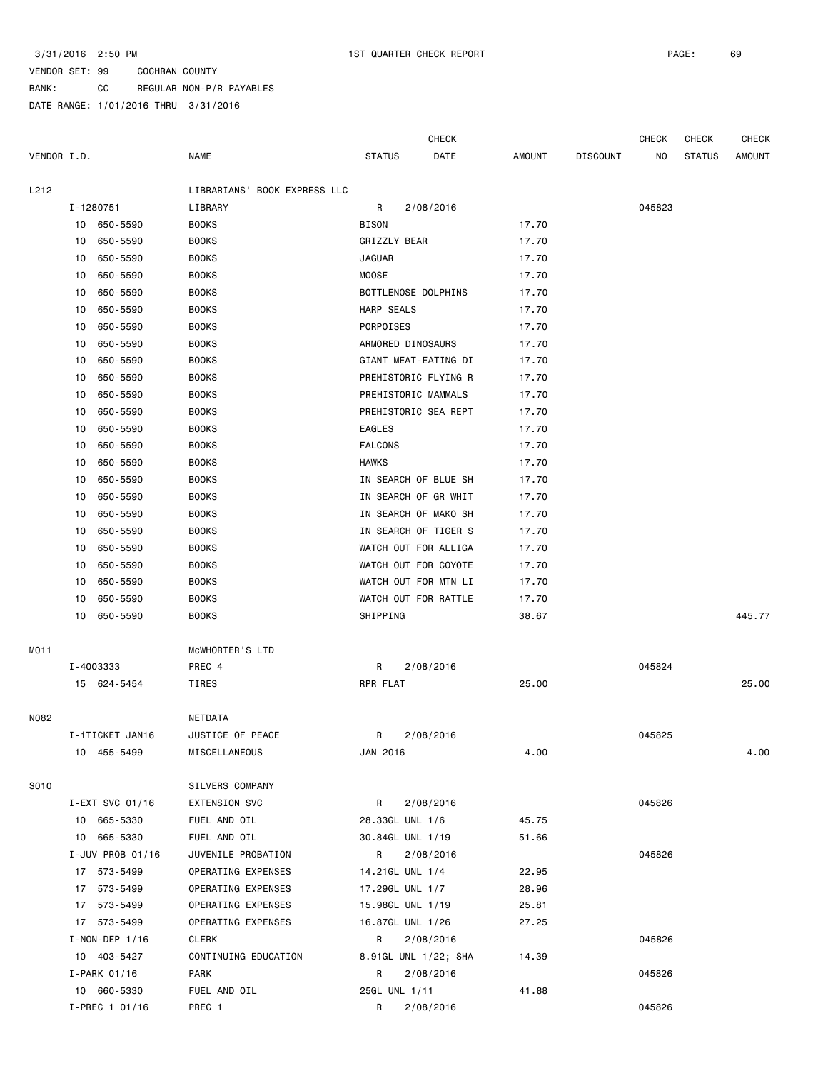3/31/2016 2:50 PM 1ST QUARTER CHECK REPORT PAGE: 69

VENDOR SET: 99 COCHRAN COUNTY

BANK: CC REGULAR NON-P/R PAYABLES

DATE RANGE: 1/01/2016 THRU 3/31/2016

| VENDOR I.D. | NAME | STATUS | CHECK DATE | AMOUNT | DISCOUNT | CHECK NO | CHECK STATUS | CHECK AMOUNT |
|---|---|---|---|---|---|---|---|---|
| L212 | LIBRARIANS' BOOK EXPRESS LLC | | | | | | | |
| I-1280751 | LIBRARY | R | 2/08/2016 | | | 045823 | | |
| 10 650-5590 | BOOKS | BISON | | 17.70 | | | | |
| 10 650-5590 | BOOKS | GRIZZLY BEAR | | 17.70 | | | | |
| 10 650-5590 | BOOKS | JAGUAR | | 17.70 | | | | |
| 10 650-5590 | BOOKS | MOOSE | | 17.70 | | | | |
| 10 650-5590 | BOOKS | BOTTLENOSE DOLPHINS | | 17.70 | | | | |
| 10 650-5590 | BOOKS | HARP SEALS | | 17.70 | | | | |
| 10 650-5590 | BOOKS | PORPOISES | | 17.70 | | | | |
| 10 650-5590 | BOOKS | ARMORED DINOSAURS | | 17.70 | | | | |
| 10 650-5590 | BOOKS | GIANT MEAT-EATING DI | | 17.70 | | | | |
| 10 650-5590 | BOOKS | PREHISTORIC FLYING R | | 17.70 | | | | |
| 10 650-5590 | BOOKS | PREHISTORIC MAMMALS | | 17.70 | | | | |
| 10 650-5590 | BOOKS | PREHISTORIC SEA REPT | | 17.70 | | | | |
| 10 650-5590 | BOOKS | EAGLES | | 17.70 | | | | |
| 10 650-5590 | BOOKS | FALCONS | | 17.70 | | | | |
| 10 650-5590 | BOOKS | HAWKS | | 17.70 | | | | |
| 10 650-5590 | BOOKS | IN SEARCH OF BLUE SH | | 17.70 | | | | |
| 10 650-5590 | BOOKS | IN SEARCH OF GR WHIT | | 17.70 | | | | |
| 10 650-5590 | BOOKS | IN SEARCH OF MAKO SH | | 17.70 | | | | |
| 10 650-5590 | BOOKS | IN SEARCH OF TIGER S | | 17.70 | | | | |
| 10 650-5590 | BOOKS | WATCH OUT FOR ALLIGA | | 17.70 | | | | |
| 10 650-5590 | BOOKS | WATCH OUT FOR COYOTE | | 17.70 | | | | |
| 10 650-5590 | BOOKS | WATCH OUT FOR MTN LI | | 17.70 | | | | |
| 10 650-5590 | BOOKS | WATCH OUT FOR RATTLE | | 17.70 | | | | |
| 10 650-5590 | BOOKS | SHIPPING | | 38.67 | | | | 445.77 |
| M011 | McWHORTER'S LTD | | | | | | | |
| I-4003333 | PREC 4 | R | 2/08/2016 | | | 045824 | | |
| 15 624-5454 | TIRES | RPR FLAT | | 25.00 | | | | 25.00 |
| N082 | NETDATA | | | | | | | |
| I-iTICKET JAN16 | JUSTICE OF PEACE | R | 2/08/2016 | | | 045825 | | |
| 10 455-5499 | MISCELLANEOUS | JAN 2016 | | 4.00 | | | | 4.00 |
| S010 | SILVERS COMPANY | | | | | | | |
| I-EXT SVC 01/16 | EXTENSION SVC | R | 2/08/2016 | | | 045826 | | |
| 10 665-5330 | FUEL AND OIL | 28.33GL UNL 1/6 | | 45.75 | | | | |
| 10 665-5330 | FUEL AND OIL | 30.84GL UNL 1/19 | | 51.66 | | | | |
| I-JUV PROB 01/16 | JUVENILE PROBATION | R | 2/08/2016 | | | 045826 | | |
| 17 573-5499 | OPERATING EXPENSES | 14.21GL UNL 1/4 | | 22.95 | | | | |
| 17 573-5499 | OPERATING EXPENSES | 17.29GL UNL 1/7 | | 28.96 | | | | |
| 17 573-5499 | OPERATING EXPENSES | 15.98GL UNL 1/19 | | 25.81 | | | | |
| 17 573-5499 | OPERATING EXPENSES | 16.87GL UNL 1/26 | | 27.25 | | | | |
| I-NON-DEP 1/16 | CLERK | R | 2/08/2016 | | | 045826 | | |
| 10 403-5427 | CONTINUING EDUCATION | 8.91GL UNL 1/22; SHA | | 14.39 | | | | |
| I-PARK 01/16 | PARK | R | 2/08/2016 | | | 045826 | | |
| 10 660-5330 | FUEL AND OIL | 25GL UNL 1/11 | | 41.88 | | | | |
| I-PREC 1 01/16 | PREC 1 | R | 2/08/2016 | | | 045826 | | |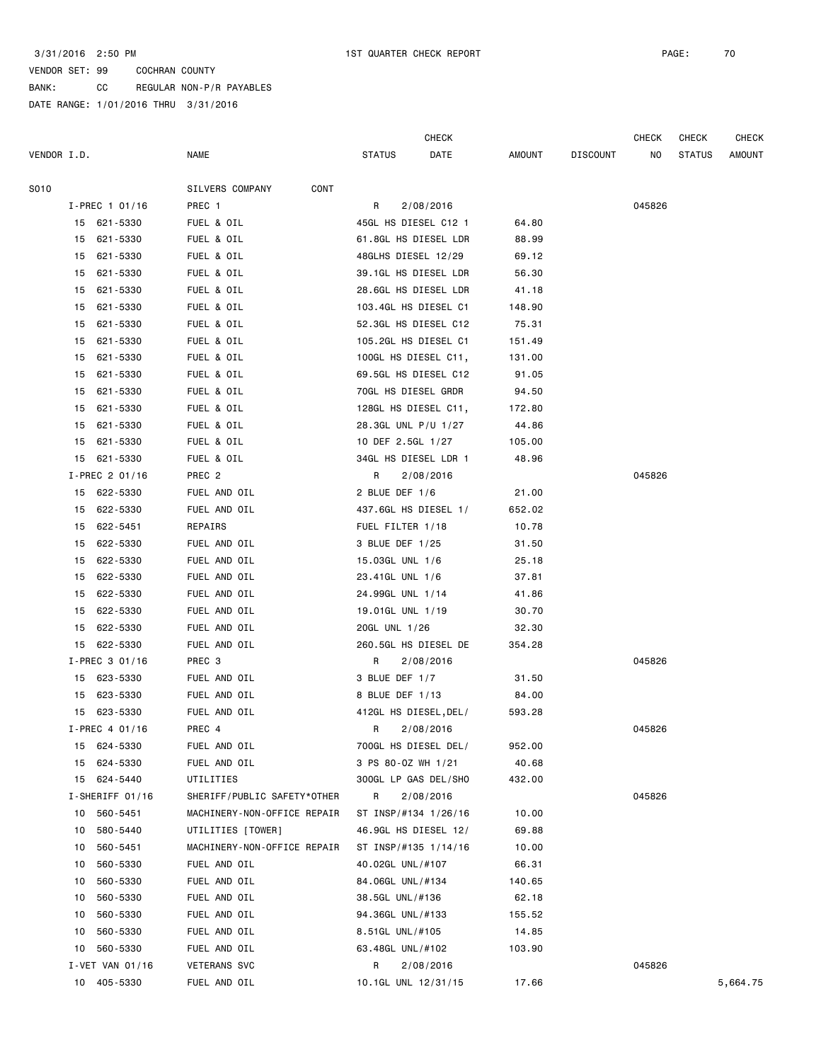3/31/2016 2:50 PM 1ST QUARTER CHECK REPORT

VENDOR SET: 99 COCHRAN COUNTY

BANK: CC REGULAR NON-P/R PAYABLES

DATE RANGE: 1/01/2016 THRU 3/31/2016

| VENDOR I.D. | NAME | STATUS | CHECK DATE | AMOUNT | DISCOUNT | CHECK NO | CHECK STATUS | CHECK AMOUNT |
|---|---|---|---|---|---|---|---|---|
| S010 | SILVERS COMPANY CONT | | | | | | | |
| I-PREC 1 01/16 | PREC 1 | R | 2/08/2016 | | | 045826 | | |
| 15 621-5330 | FUEL & OIL | 45GL HS DIESEL C12 1 | | 64.80 | | | | |
| 15 621-5330 | FUEL & OIL | 61.8GL HS DIESEL LDR | | 88.99 | | | | |
| 15 621-5330 | FUEL & OIL | 48GLHS DIESEL 12/29 | | 69.12 | | | | |
| 15 621-5330 | FUEL & OIL | 39.1GL HS DIESEL LDR | | 56.30 | | | | |
| 15 621-5330 | FUEL & OIL | 28.6GL HS DIESEL LDR | | 41.18 | | | | |
| 15 621-5330 | FUEL & OIL | 103.4GL HS DIESEL C1 | | 148.90 | | | | |
| 15 621-5330 | FUEL & OIL | 52.3GL HS DIESEL C12 | | 75.31 | | | | |
| 15 621-5330 | FUEL & OIL | 105.2GL HS DIESEL C1 | | 151.49 | | | | |
| 15 621-5330 | FUEL & OIL | 100GL HS DIESEL C11, | | 131.00 | | | | |
| 15 621-5330 | FUEL & OIL | 69.5GL HS DIESEL C12 | | 91.05 | | | | |
| 15 621-5330 | FUEL & OIL | 70GL HS DIESEL GRDR | | 94.50 | | | | |
| 15 621-5330 | FUEL & OIL | 128GL HS DIESEL C11, | | 172.80 | | | | |
| 15 621-5330 | FUEL & OIL | 28.3GL UNL P/U 1/27 | | 44.86 | | | | |
| 15 621-5330 | FUEL & OIL | 10 DEF 2.5GL 1/27 | | 105.00 | | | | |
| 15 621-5330 | FUEL & OIL | 34GL HS DIESEL LDR 1 | | 48.96 | | | | |
| I-PREC 2 01/16 | PREC 2 | R | 2/08/2016 | | | 045826 | | |
| 15 622-5330 | FUEL AND OIL | 2 BLUE DEF 1/6 | | 21.00 | | | | |
| 15 622-5330 | FUEL AND OIL | 437.6GL HS DIESEL 1/ | | 652.02 | | | | |
| 15 622-5451 | REPAIRS | FUEL FILTER 1/18 | | 10.78 | | | | |
| 15 622-5330 | FUEL AND OIL | 3 BLUE DEF 1/25 | | 31.50 | | | | |
| 15 622-5330 | FUEL AND OIL | 15.03GL UNL 1/6 | | 25.18 | | | | |
| 15 622-5330 | FUEL AND OIL | 23.41GL UNL 1/6 | | 37.81 | | | | |
| 15 622-5330 | FUEL AND OIL | 24.99GL UNL 1/14 | | 41.86 | | | | |
| 15 622-5330 | FUEL AND OIL | 19.01GL UNL 1/19 | | 30.70 | | | | |
| 15 622-5330 | FUEL AND OIL | 20GL UNL 1/26 | | 32.30 | | | | |
| 15 622-5330 | FUEL AND OIL | 260.5GL HS DIESEL DE | | 354.28 | | | | |
| I-PREC 3 01/16 | PREC 3 | R | 2/08/2016 | | | 045826 | | |
| 15 623-5330 | FUEL AND OIL | 3 BLUE DEF 1/7 | | 31.50 | | | | |
| 15 623-5330 | FUEL AND OIL | 8 BLUE DEF 1/13 | | 84.00 | | | | |
| 15 623-5330 | FUEL AND OIL | 412GL HS DIESEL,DEL/ | | 593.28 | | | | |
| I-PREC 4 01/16 | PREC 4 | R | 2/08/2016 | | | 045826 | | |
| 15 624-5330 | FUEL AND OIL | 700GL HS DIESEL DEL/ | | 952.00 | | | | |
| 15 624-5330 | FUEL AND OIL | 3 PS 80-OZ WH 1/21 | | 40.68 | | | | |
| 15 624-5440 | UTILITIES | 300GL LP GAS DEL/SHO | | 432.00 | | | | |
| I-SHERIFF 01/16 | SHERIFF/PUBLIC SAFETY*OTHER | R | 2/08/2016 | | | 045826 | | |
| 10 560-5451 | MACHINERY-NON-OFFICE REPAIR | ST INSP/#134 1/26/16 | | 10.00 | | | | |
| 10 580-5440 | UTILITIES [TOWER] | 46.9GL HS DIESEL 12/ | | 69.88 | | | | |
| 10 560-5451 | MACHINERY-NON-OFFICE REPAIR | ST INSP/#135 1/14/16 | | 10.00 | | | | |
| 10 560-5330 | FUEL AND OIL | 40.02GL UNL/#107 | | 66.31 | | | | |
| 10 560-5330 | FUEL AND OIL | 84.06GL UNL/#134 | | 140.65 | | | | |
| 10 560-5330 | FUEL AND OIL | 38.5GL UNL/#136 | | 62.18 | | | | |
| 10 560-5330 | FUEL AND OIL | 94.36GL UNL/#133 | | 155.52 | | | | |
| 10 560-5330 | FUEL AND OIL | 8.51GL UNL/#105 | | 14.85 | | | | |
| 10 560-5330 | FUEL AND OIL | 63.48GL UNL/#102 | | 103.90 | | | | |
| I-VET VAN 01/16 | VETERANS SVC | R | 2/08/2016 | | | 045826 | | |
| 10 405-5330 | FUEL AND OIL | 10.1GL UNL 12/31/15 | | 17.66 | | | | 5,664.75 |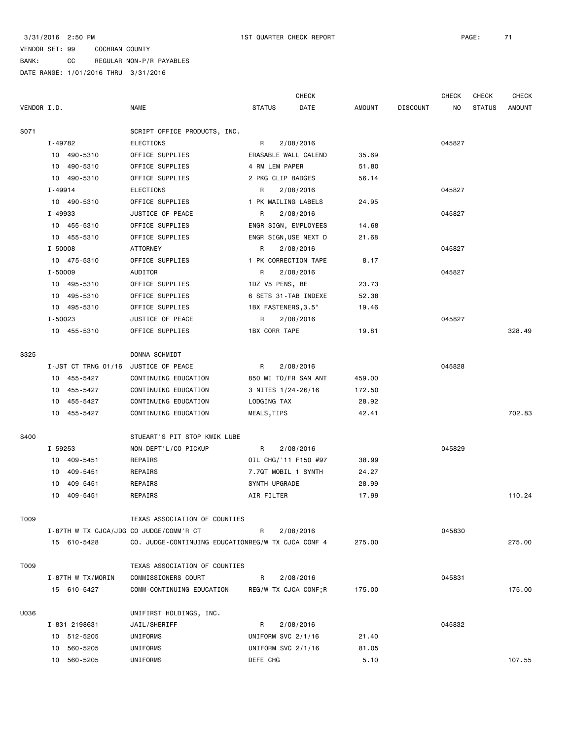3/31/2016 2:50 PM 1ST QUARTER CHECK REPORT

VENDOR SET: 99 COCHRAN COUNTY

BANK: CC REGULAR NON-P/R PAYABLES

DATE RANGE: 1/01/2016 THRU 3/31/2016

| VENDOR I.D. | NAME | STATUS | CHECK DATE | AMOUNT | DISCOUNT | CHECK NO | CHECK STATUS | CHECK AMOUNT |
|---|---|---|---|---|---|---|---|---|
| S071 | SCRIPT OFFICE PRODUCTS, INC. | | | | | | | |
| I-49782 | ELECTIONS | R | 2/08/2016 | | | 045827 | | |
| 10 490-5310 | OFFICE SUPPLIES | ERASABLE WALL CALEND | | 35.69 | | | | |
| 10 490-5310 | OFFICE SUPPLIES | 4 RM LEM PAPER | | 51.80 | | | | |
| 10 490-5310 | OFFICE SUPPLIES | 2 PKG CLIP BADGES | | 56.14 | | | | |
| I-49914 | ELECTIONS | R | 2/08/2016 | | | 045827 | | |
| 10 490-5310 | OFFICE SUPPLIES | 1 PK MAILING LABELS | | 24.95 | | | | |
| I-49933 | JUSTICE OF PEACE | R | 2/08/2016 | | | 045827 | | |
| 10 455-5310 | OFFICE SUPPLIES | ENGR SIGN, EMPLOYEES | | 14.68 | | | | |
| 10 455-5310 | OFFICE SUPPLIES | ENGR SIGN,USE NEXT D | | 21.68 | | | | |
| I-50008 | ATTORNEY | R | 2/08/2016 | | | 045827 | | |
| 10 475-5310 | OFFICE SUPPLIES | 1 PK CORRECTION TAPE | | 8.17 | | | | |
| I-50009 | AUDITOR | R | 2/08/2016 | | | 045827 | | |
| 10 495-5310 | OFFICE SUPPLIES | 1DZ V5 PENS, BE | | 23.73 | | | | |
| 10 495-5310 | OFFICE SUPPLIES | 6 SETS 31-TAB INDEXE | | 52.38 | | | | |
| 10 495-5310 | OFFICE SUPPLIES | 1BX FASTENERS,3.5" | | 19.46 | | | | |
| I-50023 | JUSTICE OF PEACE | R | 2/08/2016 | | | 045827 | | |
| 10 455-5310 | OFFICE SUPPLIES | 1BX CORR TAPE | | 19.81 | | | | 328.49 |
| S325 | DONNA SCHMIDT | | | | | | | |
| I-JST CT TRNG 01/16 | JUSTICE OF PEACE | R | 2/08/2016 | | | 045828 | | |
| 10 455-5427 | CONTINUING EDUCATION | 850 MI TO/FR SAN ANT | | 459.00 | | | | |
| 10 455-5427 | CONTINUING EDUCATION | 3 NITES 1/24-26/16 | | 172.50 | | | | |
| 10 455-5427 | CONTINUING EDUCATION | LODGING TAX | | 28.92 | | | | |
| 10 455-5427 | CONTINUING EDUCATION | MEALS,TIPS | | 42.41 | | | | 702.83 |
| S400 | STUEART'S PIT STOP KWIK LUBE | | | | | | | |
| I-59253 | NON-DEPT'L/CO PICKUP | R | 2/08/2016 | | | 045829 | | |
| 10 409-5451 | REPAIRS | OIL CHG/'11 F150 #97 | | 38.99 | | | | |
| 10 409-5451 | REPAIRS | 7.7QT MOBIL 1 SYNTH | | 24.27 | | | | |
| 10 409-5451 | REPAIRS | SYNTH UPGRADE | | 28.99 | | | | |
| 10 409-5451 | REPAIRS | AIR FILTER | | 17.99 | | | | 110.24 |
| T009 | TEXAS ASSOCIATION OF COUNTIES | | | | | | | |
| I-87TH W TX CJCA/JDG | CO JUDGE/COMM'R CT | R | 2/08/2016 | | | 045830 | | |
| 15 610-5428 | CO. JUDGE-CONTINUING EDUCATION | REG/W TX CJCA CONF 4 | | 275.00 | | | | 275.00 |
| T009 | TEXAS ASSOCIATION OF COUNTIES | | | | | | | |
| I-87TH W TX/MORIN | COMMISSIONERS COURT | R | 2/08/2016 | | | 045831 | | |
| 15 610-5427 | COMM-CONTINUING EDUCATION | REG/W TX CJCA CONF;R | | 175.00 | | | | 175.00 |
| U036 | UNIFIRST HOLDINGS, INC. | | | | | | | |
| I-831 2198631 | JAIL/SHERIFF | R | 2/08/2016 | | | 045832 | | |
| 10 512-5205 | UNIFORMS | UNIFORM SVC 2/1/16 | | 21.40 | | | | |
| 10 560-5205 | UNIFORMS | UNIFORM SVC 2/1/16 | | 81.05 | | | | |
| 10 560-5205 | UNIFORMS | DEFE CHG | | 5.10 | | | | 107.55 |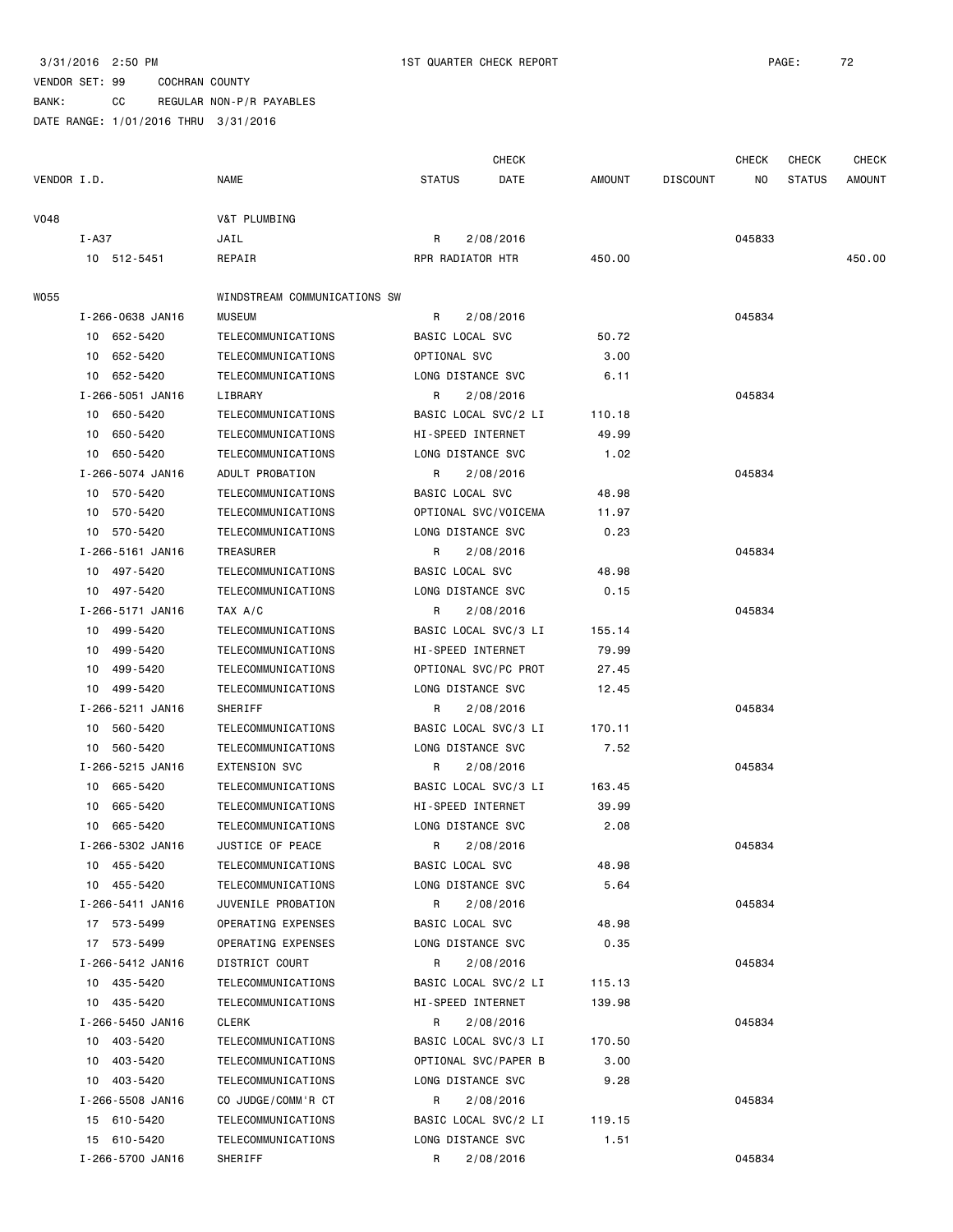3/31/2016 2:50 PM 1ST QUARTER CHECK REPORT

VENDOR SET: 99 COCHRAN COUNTY

BANK: CC REGULAR NON-P/R PAYABLES

DATE RANGE: 1/01/2016 THRU 3/31/2016

| VENDOR I.D. | NAME | STATUS | CHECK DATE | AMOUNT | DISCOUNT | CHECK NO | CHECK STATUS | CHECK AMOUNT |
|---|---|---|---|---|---|---|---|---|
| V048 | V&T PLUMBING | | | | | | | |
| I-A37 | JAIL | R | 2/08/2016 | | | 045833 | | |
| 10 512-5451 | REPAIR | RPR RADIATOR HTR | | 450.00 | | | | 450.00 |
| W055 | WINDSTREAM COMMUNICATIONS SW | | | | | | | |
| I-266-0638 JAN16 | MUSEUM | R | 2/08/2016 | | | 045834 | | |
| 10 652-5420 | TELECOMMUNICATIONS | BASIC LOCAL SVC | | 50.72 | | | | |
| 10 652-5420 | TELECOMMUNICATIONS | OPTIONAL SVC | | 3.00 | | | | |
| 10 652-5420 | TELECOMMUNICATIONS | LONG DISTANCE SVC | | 6.11 | | | | |
| I-266-5051 JAN16 | LIBRARY | R | 2/08/2016 | | | 045834 | | |
| 10 650-5420 | TELECOMMUNICATIONS | BASIC LOCAL SVC/2 LI | | 110.18 | | | | |
| 10 650-5420 | TELECOMMUNICATIONS | HI-SPEED INTERNET | | 49.99 | | | | |
| 10 650-5420 | TELECOMMUNICATIONS | LONG DISTANCE SVC | | 1.02 | | | | |
| I-266-5074 JAN16 | ADULT PROBATION | R | 2/08/2016 | | | 045834 | | |
| 10 570-5420 | TELECOMMUNICATIONS | BASIC LOCAL SVC | | 48.98 | | | | |
| 10 570-5420 | TELECOMMUNICATIONS | OPTIONAL SVC/VOICEMA | | 11.97 | | | | |
| 10 570-5420 | TELECOMMUNICATIONS | LONG DISTANCE SVC | | 0.23 | | | | |
| I-266-5161 JAN16 | TREASURER | R | 2/08/2016 | | | 045834 | | |
| 10 497-5420 | TELECOMMUNICATIONS | BASIC LOCAL SVC | | 48.98 | | | | |
| 10 497-5420 | TELECOMMUNICATIONS | LONG DISTANCE SVC | | 0.15 | | | | |
| I-266-5171 JAN16 | TAX A/C | R | 2/08/2016 | | | 045834 | | |
| 10 499-5420 | TELECOMMUNICATIONS | BASIC LOCAL SVC/3 LI | | 155.14 | | | | |
| 10 499-5420 | TELECOMMUNICATIONS | HI-SPEED INTERNET | | 79.99 | | | | |
| 10 499-5420 | TELECOMMUNICATIONS | OPTIONAL SVC/PC PROT | | 27.45 | | | | |
| 10 499-5420 | TELECOMMUNICATIONS | LONG DISTANCE SVC | | 12.45 | | | | |
| I-266-5211 JAN16 | SHERIFF | R | 2/08/2016 | | | 045834 | | |
| 10 560-5420 | TELECOMMUNICATIONS | BASIC LOCAL SVC/3 LI | | 170.11 | | | | |
| 10 560-5420 | TELECOMMUNICATIONS | LONG DISTANCE SVC | | 7.52 | | | | |
| I-266-5215 JAN16 | EXTENSION SVC | R | 2/08/2016 | | | 045834 | | |
| 10 665-5420 | TELECOMMUNICATIONS | BASIC LOCAL SVC/3 LI | | 163.45 | | | | |
| 10 665-5420 | TELECOMMUNICATIONS | HI-SPEED INTERNET | | 39.99 | | | | |
| 10 665-5420 | TELECOMMUNICATIONS | LONG DISTANCE SVC | | 2.08 | | | | |
| I-266-5302 JAN16 | JUSTICE OF PEACE | R | 2/08/2016 | | | 045834 | | |
| 10 455-5420 | TELECOMMUNICATIONS | BASIC LOCAL SVC | | 48.98 | | | | |
| 10 455-5420 | TELECOMMUNICATIONS | LONG DISTANCE SVC | | 5.64 | | | | |
| I-266-5411 JAN16 | JUVENILE PROBATION | R | 2/08/2016 | | | 045834 | | |
| 17 573-5499 | OPERATING EXPENSES | BASIC LOCAL SVC | | 48.98 | | | | |
| 17 573-5499 | OPERATING EXPENSES | LONG DISTANCE SVC | | 0.35 | | | | |
| I-266-5412 JAN16 | DISTRICT COURT | R | 2/08/2016 | | | 045834 | | |
| 10 435-5420 | TELECOMMUNICATIONS | BASIC LOCAL SVC/2 LI | | 115.13 | | | | |
| 10 435-5420 | TELECOMMUNICATIONS | HI-SPEED INTERNET | | 139.98 | | | | |
| I-266-5450 JAN16 | CLERK | R | 2/08/2016 | | | 045834 | | |
| 10 403-5420 | TELECOMMUNICATIONS | BASIC LOCAL SVC/3 LI | | 170.50 | | | | |
| 10 403-5420 | TELECOMMUNICATIONS | OPTIONAL SVC/PAPER B | | 3.00 | | | | |
| 10 403-5420 | TELECOMMUNICATIONS | LONG DISTANCE SVC | | 9.28 | | | | |
| I-266-5508 JAN16 | CO JUDGE/COMM'R CT | R | 2/08/2016 | | | 045834 | | |
| 15 610-5420 | TELECOMMUNICATIONS | BASIC LOCAL SVC/2 LI | | 119.15 | | | | |
| 15 610-5420 | TELECOMMUNICATIONS | LONG DISTANCE SVC | | 1.51 | | | | |
| I-266-5700 JAN16 | SHERIFF | R | 2/08/2016 | | | 045834 | | |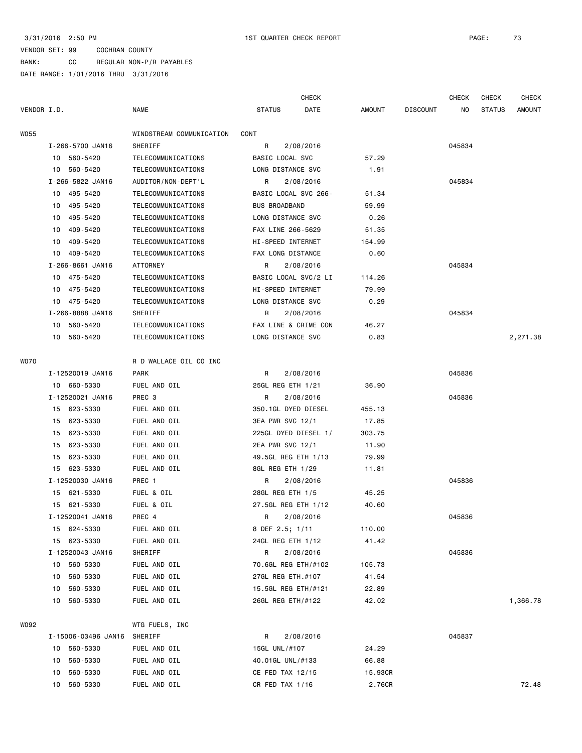3/31/2016 2:50 PM 1ST QUARTER CHECK REPORT

VENDOR SET: 99 COCHRAN COUNTY

BANK: CC REGULAR NON-P/R PAYABLES

DATE RANGE: 1/01/2016 THRU 3/31/2016

| VENDOR I.D. | NAME | STATUS | CHECK DATE | AMOUNT | DISCOUNT | CHECK NO | CHECK STATUS | CHECK AMOUNT |
|---|---|---|---|---|---|---|---|---|
| W055 | WINDSTREAM COMMUNICATION | CONT | | | | | | |
| I-266-5700 JAN16 | SHERIFF | R | 2/08/2016 | | | 045834 | | |
| 10 560-5420 | TELECOMMUNICATIONS | BASIC LOCAL SVC | | 57.29 | | | | |
| 10 560-5420 | TELECOMMUNICATIONS | LONG DISTANCE SVC | | 1.91 | | | | |
| I-266-5822 JAN16 | AUDITOR/NON-DEPT'L | R | 2/08/2016 | | | 045834 | | |
| 10 495-5420 | TELECOMMUNICATIONS | BASIC LOCAL SVC 266- | | 51.34 | | | | |
| 10 495-5420 | TELECOMMUNICATIONS | BUS BROADBAND | | 59.99 | | | | |
| 10 495-5420 | TELECOMMUNICATIONS | LONG DISTANCE SVC | | 0.26 | | | | |
| 10 409-5420 | TELECOMMUNICATIONS | FAX LINE 266-5629 | | 51.35 | | | | |
| 10 409-5420 | TELECOMMUNICATIONS | HI-SPEED INTERNET | | 154.99 | | | | |
| 10 409-5420 | TELECOMMUNICATIONS | FAX LONG DISTANCE | | 0.60 | | | | |
| I-266-8661 JAN16 | ATTORNEY | R | 2/08/2016 | | | 045834 | | |
| 10 475-5420 | TELECOMMUNICATIONS | BASIC LOCAL SVC/2 LI | | 114.26 | | | | |
| 10 475-5420 | TELECOMMUNICATIONS | HI-SPEED INTERNET | | 79.99 | | | | |
| 10 475-5420 | TELECOMMUNICATIONS | LONG DISTANCE SVC | | 0.29 | | | | |
| I-266-8888 JAN16 | SHERIFF | R | 2/08/2016 | | | 045834 | | |
| 10 560-5420 | TELECOMMUNICATIONS | FAX LINE & CRIME CON | | 46.27 | | | | |
| 10 560-5420 | TELECOMMUNICATIONS | LONG DISTANCE SVC | | 0.83 | | | | 2,271.38 |
| W070 | R D WALLACE OIL CO INC | | | | | | | |
| I-12520019 JAN16 | PARK | R | 2/08/2016 | | | 045836 | | |
| 10 660-5330 | FUEL AND OIL | 25GL REG ETH 1/21 | | 36.90 | | | | |
| I-12520021 JAN16 | PREC 3 | R | 2/08/2016 | | | 045836 | | |
| 15 623-5330 | FUEL AND OIL | 350.1GL DYED DIESEL | | 455.13 | | | | |
| 15 623-5330 | FUEL AND OIL | 3EA PWR SVC 12/1 | | 17.85 | | | | |
| 15 623-5330 | FUEL AND OIL | 225GL DYED DIESEL 1/ | | 303.75 | | | | |
| 15 623-5330 | FUEL AND OIL | 2EA PWR SVC 12/1 | | 11.90 | | | | |
| 15 623-5330 | FUEL AND OIL | 49.5GL REG ETH 1/13 | | 79.99 | | | | |
| 15 623-5330 | FUEL AND OIL | 8GL REG ETH 1/29 | | 11.81 | | | | |
| I-12520030 JAN16 | PREC 1 | R | 2/08/2016 | | | 045836 | | |
| 15 621-5330 | FUEL & OIL | 28GL REG ETH 1/5 | | 45.25 | | | | |
| 15 621-5330 | FUEL & OIL | 27.5GL REG ETH 1/12 | | 40.60 | | | | |
| I-12520041 JAN16 | PREC 4 | R | 2/08/2016 | | | 045836 | | |
| 15 624-5330 | FUEL AND OIL | 8 DEF 2.5; 1/11 | | 110.00 | | | | |
| 15 623-5330 | FUEL AND OIL | 24GL REG ETH 1/12 | | 41.42 | | | | |
| I-12520043 JAN16 | SHERIFF | R | 2/08/2016 | | | 045836 | | |
| 10 560-5330 | FUEL AND OIL | 70.6GL REG ETH/#102 | | 105.73 | | | | |
| 10 560-5330 | FUEL AND OIL | 27GL REG ETH.#107 | | 41.54 | | | | |
| 10 560-5330 | FUEL AND OIL | 15.5GL REG ETH/#121 | | 22.89 | | | | |
| 10 560-5330 | FUEL AND OIL | 26GL REG ETH/#122 | | 42.02 | | | | 1,366.78 |
| W092 | WTG FUELS, INC | | | | | | | |
| I-15006-03496 JAN16 | SHERIFF | R | 2/08/2016 | | | 045837 | | |
| 10 560-5330 | FUEL AND OIL | 15GL UNL/#107 | | 24.29 | | | | |
| 10 560-5330 | FUEL AND OIL | 40.01GL UNL/#133 | | 66.88 | | | | |
| 10 560-5330 | FUEL AND OIL | CE FED TAX 12/15 | | 15.93CR | | | | |
| 10 560-5330 | FUEL AND OIL | CR FED TAX 1/16 | | 2.76CR | | | | 72.48 |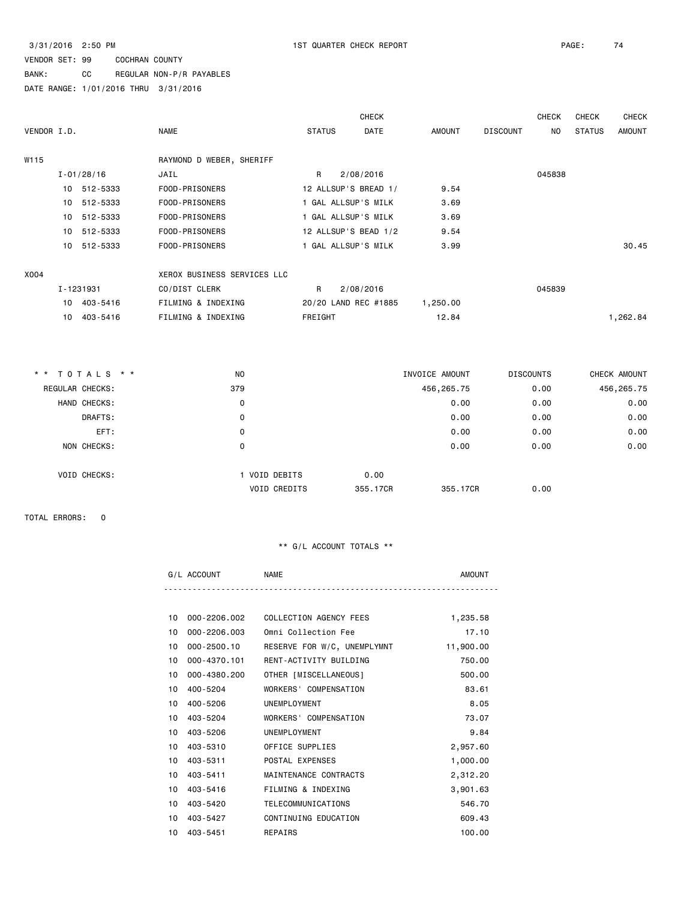3/31/2016 2:50 PM 1ST QUARTER CHECK REPORT

VENDOR SET: 99 COCHRAN COUNTY

BANK: CC REGULAR NON-P/R PAYABLES

DATE RANGE: 1/01/2016 THRU 3/31/2016

| VENDOR I.D. | NAME | STATUS | CHECK DATE | AMOUNT | DISCOUNT | CHECK NO | CHECK STATUS | CHECK AMOUNT |
|---|---|---|---|---|---|---|---|---|
| W115 | RAYMOND D WEBER, SHERIFF | | | | | | | |
| I-01/28/16 | JAIL | R | 2/08/2016 | | | 045838 | | |
| 10 512-5333 | FOOD-PRISONERS | 12 ALLSUP'S BREAD 1/ | | 9.54 | | | | |
| 10 512-5333 | FOOD-PRISONERS | 1 GAL ALLSUP'S MILK | | 3.69 | | | | |
| 10 512-5333 | FOOD-PRISONERS | 1 GAL ALLSUP'S MILK | | 3.69 | | | | |
| 10 512-5333 | FOOD-PRISONERS | 12 ALLSUP'S BEAD 1/2 | | 9.54 | | | | |
| 10 512-5333 | FOOD-PRISONERS | 1 GAL ALLSUP'S MILK | | 3.99 | | | | 30.45 |
| X004 | XEROX BUSINESS SERVICES LLC | | | | | | | |
| I-1231931 | CO/DIST CLERK | R | 2/08/2016 | | | 045839 | | |
| 10 403-5416 | FILMING & INDEXING | 20/20 LAND REC #1885 | | 1,250.00 | | | | |
| 10 403-5416 | FILMING & INDEXING | FREIGHT | | 12.84 | | | | 1,262.84 |

| \* \* T O T A L S \* \* | NO | | INVOICE AMOUNT | DISCOUNTS | CHECK AMOUNT |
|---|---|---|---|---|---|
| REGULAR CHECKS: | 379 | | 456,265.75 | 0.00 | 456,265.75 |
| HAND CHECKS: | 0 | | 0.00 | 0.00 | 0.00 |
| DRAFTS: | 0 | | 0.00 | 0.00 | 0.00 |
| EFT: | 0 | | 0.00 | 0.00 | 0.00 |
| NON CHECKS: | 0 | | 0.00 | 0.00 | 0.00 |
| VOID CHECKS: | 1 VOID DEBITS | 0.00 | | | |
| | VOID CREDITS | 355.17CR | 355.17CR | 0.00 | |

TOTAL ERRORS: 0

** G/L ACCOUNT TOTALS **

| G/L ACCOUNT | NAME | AMOUNT |
|---|---|---|
| 10 000-2206.002 | COLLECTION AGENCY FEES | 1,235.58 |
| 10 000-2206.003 | Omni Collection Fee | 17.10 |
| 10 000-2500.10 | RESERVE FOR W/C, UNEMPLYMNT | 11,900.00 |
| 10 000-4370.101 | RENT-ACTIVITY BUILDING | 750.00 |
| 10 000-4380.200 | OTHER [MISCELLANEOUS] | 500.00 |
| 10 400-5204 | WORKERS' COMPENSATION | 83.61 |
| 10 400-5206 | UNEMPLOYMENT | 8.05 |
| 10 403-5204 | WORKERS' COMPENSATION | 73.07 |
| 10 403-5206 | UNEMPLOYMENT | 9.84 |
| 10 403-5310 | OFFICE SUPPLIES | 2,957.60 |
| 10 403-5311 | POSTAL EXPENSES | 1,000.00 |
| 10 403-5411 | MAINTENANCE CONTRACTS | 2,312.20 |
| 10 403-5416 | FILMING & INDEXING | 3,901.63 |
| 10 403-5420 | TELECOMMUNICATIONS | 546.70 |
| 10 403-5427 | CONTINUING EDUCATION | 609.43 |
| 10 403-5451 | REPAIRS | 100.00 |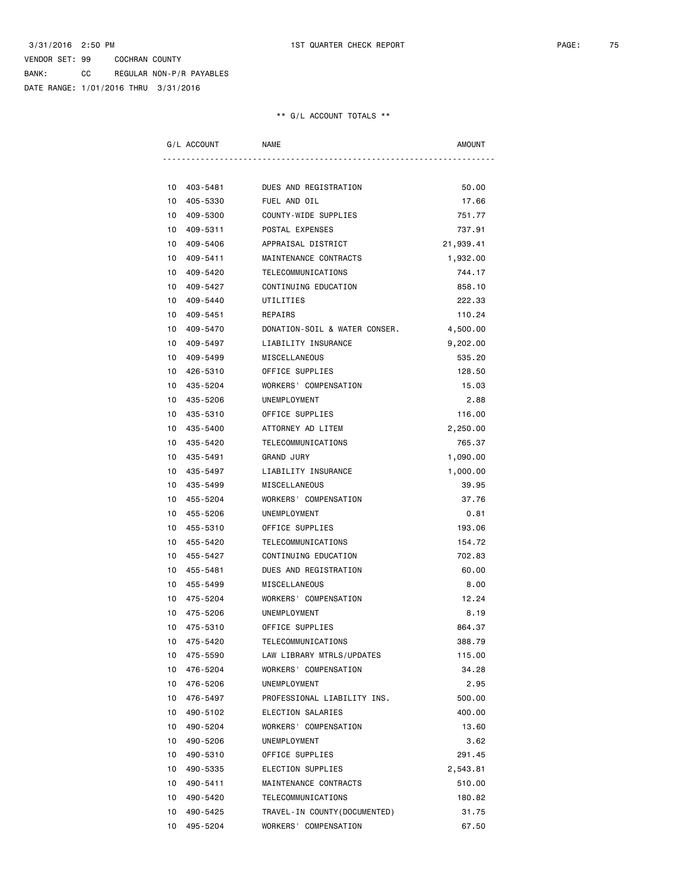VENDOR SET: 99 COCHRAN COUNTY

BANK: CC REGULAR NON-P/R PAYABLES

DATE RANGE: 1/01/2016 THRU 3/31/2016

1ST QUARTER CHECK REPORT

** G/L ACCOUNT TOTALS **

| G/L ACCOUNT | NAME | AMOUNT |
|---|---|---|
| 10 403-5481 | DUES AND REGISTRATION | 50.00 |
| 10 405-5330 | FUEL AND OIL | 17.66 |
| 10 409-5300 | COUNTY-WIDE SUPPLIES | 751.77 |
| 10 409-5311 | POSTAL EXPENSES | 737.91 |
| 10 409-5406 | APPRAISAL DISTRICT | 21,939.41 |
| 10 409-5411 | MAINTENANCE CONTRACTS | 1,932.00 |
| 10 409-5420 | TELECOMMUNICATIONS | 744.17 |
| 10 409-5427 | CONTINUING EDUCATION | 858.10 |
| 10 409-5440 | UTILITIES | 222.33 |
| 10 409-5451 | REPAIRS | 110.24 |
| 10 409-5470 | DONATION-SOIL & WATER CONSER. | 4,500.00 |
| 10 409-5497 | LIABILITY INSURANCE | 9,202.00 |
| 10 409-5499 | MISCELLANEOUS | 535.20 |
| 10 426-5310 | OFFICE SUPPLIES | 128.50 |
| 10 435-5204 | WORKERS' COMPENSATION | 15.03 |
| 10 435-5206 | UNEMPLOYMENT | 2.88 |
| 10 435-5310 | OFFICE SUPPLIES | 116.00 |
| 10 435-5400 | ATTORNEY AD LITEM | 2,250.00 |
| 10 435-5420 | TELECOMMUNICATIONS | 765.37 |
| 10 435-5491 | GRAND JURY | 1,090.00 |
| 10 435-5497 | LIABILITY INSURANCE | 1,000.00 |
| 10 435-5499 | MISCELLANEOUS | 39.95 |
| 10 455-5204 | WORKERS' COMPENSATION | 37.76 |
| 10 455-5206 | UNEMPLOYMENT | 0.81 |
| 10 455-5310 | OFFICE SUPPLIES | 193.06 |
| 10 455-5420 | TELECOMMUNICATIONS | 154.72 |
| 10 455-5427 | CONTINUING EDUCATION | 702.83 |
| 10 455-5481 | DUES AND REGISTRATION | 60.00 |
| 10 455-5499 | MISCELLANEOUS | 8.00 |
| 10 475-5204 | WORKERS' COMPENSATION | 12.24 |
| 10 475-5206 | UNEMPLOYMENT | 8.19 |
| 10 475-5310 | OFFICE SUPPLIES | 864.37 |
| 10 475-5420 | TELECOMMUNICATIONS | 388.79 |
| 10 475-5590 | LAW LIBRARY MTRLS/UPDATES | 115.00 |
| 10 476-5204 | WORKERS' COMPENSATION | 34.28 |
| 10 476-5206 | UNEMPLOYMENT | 2.95 |
| 10 476-5497 | PROFESSIONAL LIABILITY INS. | 500.00 |
| 10 490-5102 | ELECTION SALARIES | 400.00 |
| 10 490-5204 | WORKERS' COMPENSATION | 13.60 |
| 10 490-5206 | UNEMPLOYMENT | 3.62 |
| 10 490-5310 | OFFICE SUPPLIES | 291.45 |
| 10 490-5335 | ELECTION SUPPLIES | 2,543.81 |
| 10 490-5411 | MAINTENANCE CONTRACTS | 510.00 |
| 10 490-5420 | TELECOMMUNICATIONS | 180.82 |
| 10 490-5425 | TRAVEL-IN COUNTY(DOCUMENTED) | 31.75 |
| 10 495-5204 | WORKERS' COMPENSATION | 67.50 |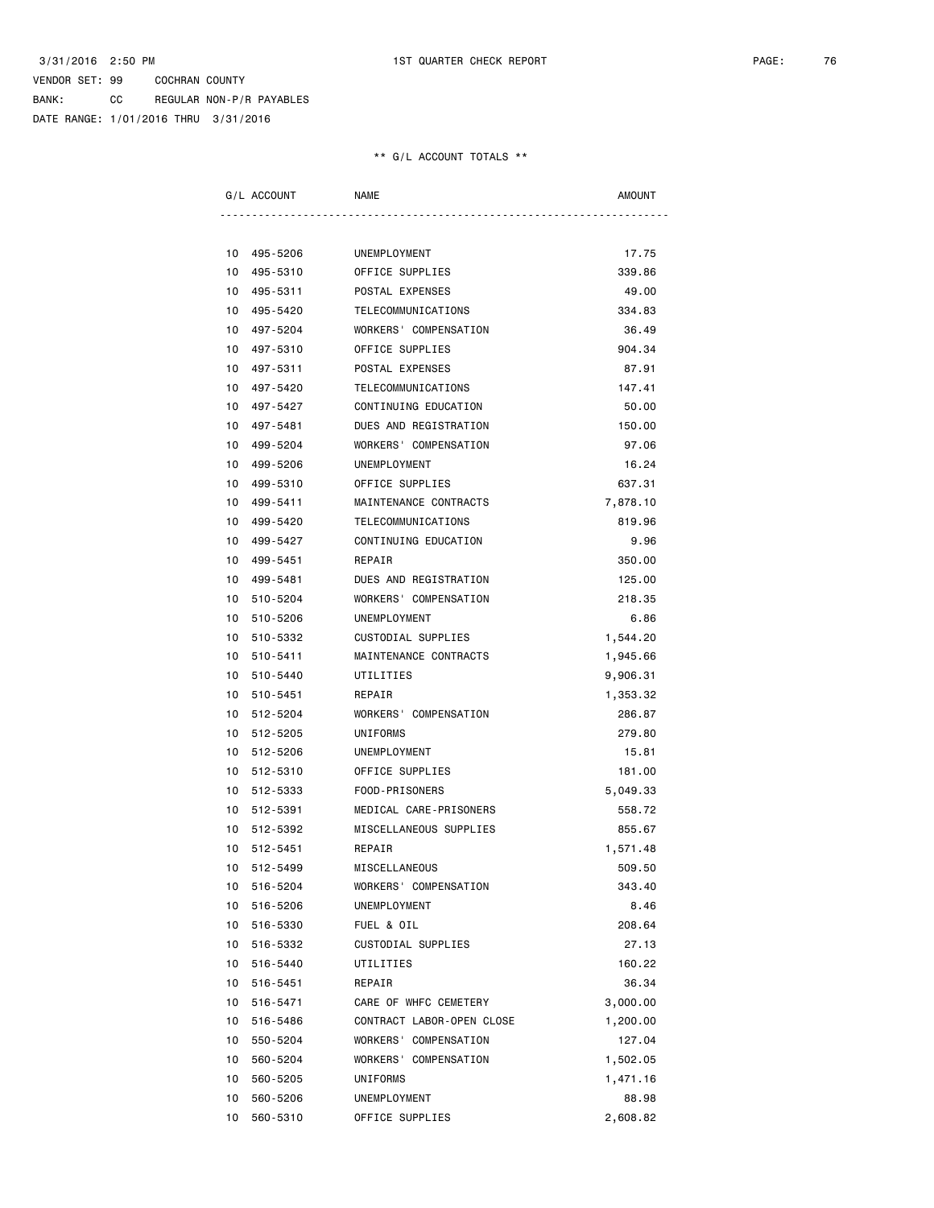3/31/2016 2:50 PM 1ST QUARTER CHECK REPORT

VENDOR SET: 99 COCHRAN COUNTY

BANK: CC REGULAR NON-P/R PAYABLES

DATE RANGE: 1/01/2016 THRU 3/31/2016

** G/L ACCOUNT TOTALS **

| G/L ACCOUNT | NAME | AMOUNT |
|---|---|---|
| 10 495-5206 | UNEMPLOYMENT | 17.75 |
| 10 495-5310 | OFFICE SUPPLIES | 339.86 |
| 10 495-5311 | POSTAL EXPENSES | 49.00 |
| 10 495-5420 | TELECOMMUNICATIONS | 334.83 |
| 10 497-5204 | WORKERS' COMPENSATION | 36.49 |
| 10 497-5310 | OFFICE SUPPLIES | 904.34 |
| 10 497-5311 | POSTAL EXPENSES | 87.91 |
| 10 497-5420 | TELECOMMUNICATIONS | 147.41 |
| 10 497-5427 | CONTINUING EDUCATION | 50.00 |
| 10 497-5481 | DUES AND REGISTRATION | 150.00 |
| 10 499-5204 | WORKERS' COMPENSATION | 97.06 |
| 10 499-5206 | UNEMPLOYMENT | 16.24 |
| 10 499-5310 | OFFICE SUPPLIES | 637.31 |
| 10 499-5411 | MAINTENANCE CONTRACTS | 7,878.10 |
| 10 499-5420 | TELECOMMUNICATIONS | 819.96 |
| 10 499-5427 | CONTINUING EDUCATION | 9.96 |
| 10 499-5451 | REPAIR | 350.00 |
| 10 499-5481 | DUES AND REGISTRATION | 125.00 |
| 10 510-5204 | WORKERS' COMPENSATION | 218.35 |
| 10 510-5206 | UNEMPLOYMENT | 6.86 |
| 10 510-5332 | CUSTODIAL SUPPLIES | 1,544.20 |
| 10 510-5411 | MAINTENANCE CONTRACTS | 1,945.66 |
| 10 510-5440 | UTILITIES | 9,906.31 |
| 10 510-5451 | REPAIR | 1,353.32 |
| 10 512-5204 | WORKERS' COMPENSATION | 286.87 |
| 10 512-5205 | UNIFORMS | 279.80 |
| 10 512-5206 | UNEMPLOYMENT | 15.81 |
| 10 512-5310 | OFFICE SUPPLIES | 181.00 |
| 10 512-5333 | FOOD-PRISONERS | 5,049.33 |
| 10 512-5391 | MEDICAL CARE-PRISONERS | 558.72 |
| 10 512-5392 | MISCELLANEOUS SUPPLIES | 855.67 |
| 10 512-5451 | REPAIR | 1,571.48 |
| 10 512-5499 | MISCELLANEOUS | 509.50 |
| 10 516-5204 | WORKERS' COMPENSATION | 343.40 |
| 10 516-5206 | UNEMPLOYMENT | 8.46 |
| 10 516-5330 | FUEL & OIL | 208.64 |
| 10 516-5332 | CUSTODIAL SUPPLIES | 27.13 |
| 10 516-5440 | UTILITIES | 160.22 |
| 10 516-5451 | REPAIR | 36.34 |
| 10 516-5471 | CARE OF WHFC CEMETERY | 3,000.00 |
| 10 516-5486 | CONTRACT LABOR-OPEN CLOSE | 1,200.00 |
| 10 550-5204 | WORKERS' COMPENSATION | 127.04 |
| 10 560-5204 | WORKERS' COMPENSATION | 1,502.05 |
| 10 560-5205 | UNIFORMS | 1,471.16 |
| 10 560-5206 | UNEMPLOYMENT | 88.98 |
| 10 560-5310 | OFFICE SUPPLIES | 2,608.82 |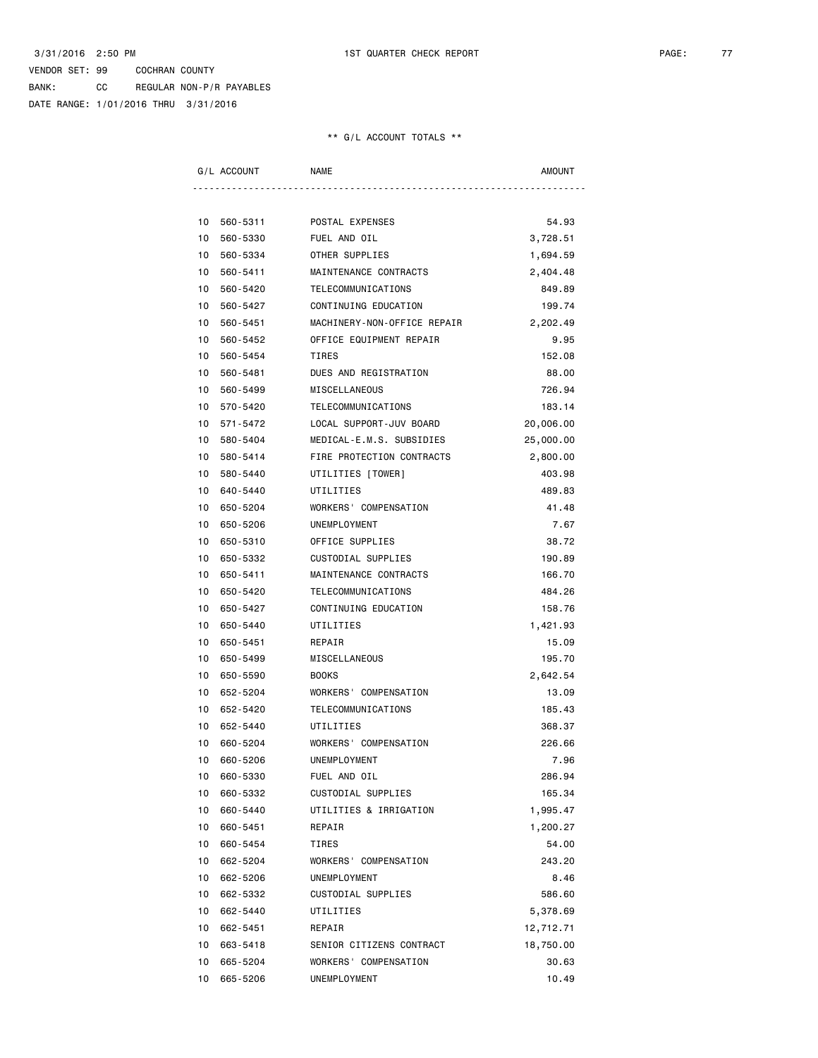3/31/2016 2:50 PM — 1ST QUARTER CHECK REPORT

VENDOR SET: 99 COCHRAN COUNTY
BANK: CC REGULAR NON-P/R PAYABLES
DATE RANGE: 1/01/2016 THRU 3/31/2016

** G/L ACCOUNT TOTALS **

| G/L ACCOUNT | NAME | AMOUNT |
|---|---|---|
| 10 560-5311 | POSTAL EXPENSES | 54.93 |
| 10 560-5330 | FUEL AND OIL | 3,728.51 |
| 10 560-5334 | OTHER SUPPLIES | 1,694.59 |
| 10 560-5411 | MAINTENANCE CONTRACTS | 2,404.48 |
| 10 560-5420 | TELECOMMUNICATIONS | 849.89 |
| 10 560-5427 | CONTINUING EDUCATION | 199.74 |
| 10 560-5451 | MACHINERY-NON-OFFICE REPAIR | 2,202.49 |
| 10 560-5452 | OFFICE EQUIPMENT REPAIR | 9.95 |
| 10 560-5454 | TIRES | 152.08 |
| 10 560-5481 | DUES AND REGISTRATION | 88.00 |
| 10 560-5499 | MISCELLANEOUS | 726.94 |
| 10 570-5420 | TELECOMMUNICATIONS | 183.14 |
| 10 571-5472 | LOCAL SUPPORT-JUV BOARD | 20,006.00 |
| 10 580-5404 | MEDICAL-E.M.S. SUBSIDIES | 25,000.00 |
| 10 580-5414 | FIRE PROTECTION CONTRACTS | 2,800.00 |
| 10 580-5440 | UTILITIES [TOWER] | 403.98 |
| 10 640-5440 | UTILITIES | 489.83 |
| 10 650-5204 | WORKERS' COMPENSATION | 41.48 |
| 10 650-5206 | UNEMPLOYMENT | 7.67 |
| 10 650-5310 | OFFICE SUPPLIES | 38.72 |
| 10 650-5332 | CUSTODIAL SUPPLIES | 190.89 |
| 10 650-5411 | MAINTENANCE CONTRACTS | 166.70 |
| 10 650-5420 | TELECOMMUNICATIONS | 484.26 |
| 10 650-5427 | CONTINUING EDUCATION | 158.76 |
| 10 650-5440 | UTILITIES | 1,421.93 |
| 10 650-5451 | REPAIR | 15.09 |
| 10 650-5499 | MISCELLANEOUS | 195.70 |
| 10 650-5590 | BOOKS | 2,642.54 |
| 10 652-5204 | WORKERS' COMPENSATION | 13.09 |
| 10 652-5420 | TELECOMMUNICATIONS | 185.43 |
| 10 652-5440 | UTILITIES | 368.37 |
| 10 660-5204 | WORKERS' COMPENSATION | 226.66 |
| 10 660-5206 | UNEMPLOYMENT | 7.96 |
| 10 660-5330 | FUEL AND OIL | 286.94 |
| 10 660-5332 | CUSTODIAL SUPPLIES | 165.34 |
| 10 660-5440 | UTILITIES & IRRIGATION | 1,995.47 |
| 10 660-5451 | REPAIR | 1,200.27 |
| 10 660-5454 | TIRES | 54.00 |
| 10 662-5204 | WORKERS' COMPENSATION | 243.20 |
| 10 662-5206 | UNEMPLOYMENT | 8.46 |
| 10 662-5332 | CUSTODIAL SUPPLIES | 586.60 |
| 10 662-5440 | UTILITIES | 5,378.69 |
| 10 662-5451 | REPAIR | 12,712.71 |
| 10 663-5418 | SENIOR CITIZENS CONTRACT | 18,750.00 |
| 10 665-5204 | WORKERS' COMPENSATION | 30.63 |
| 10 665-5206 | UNEMPLOYMENT | 10.49 |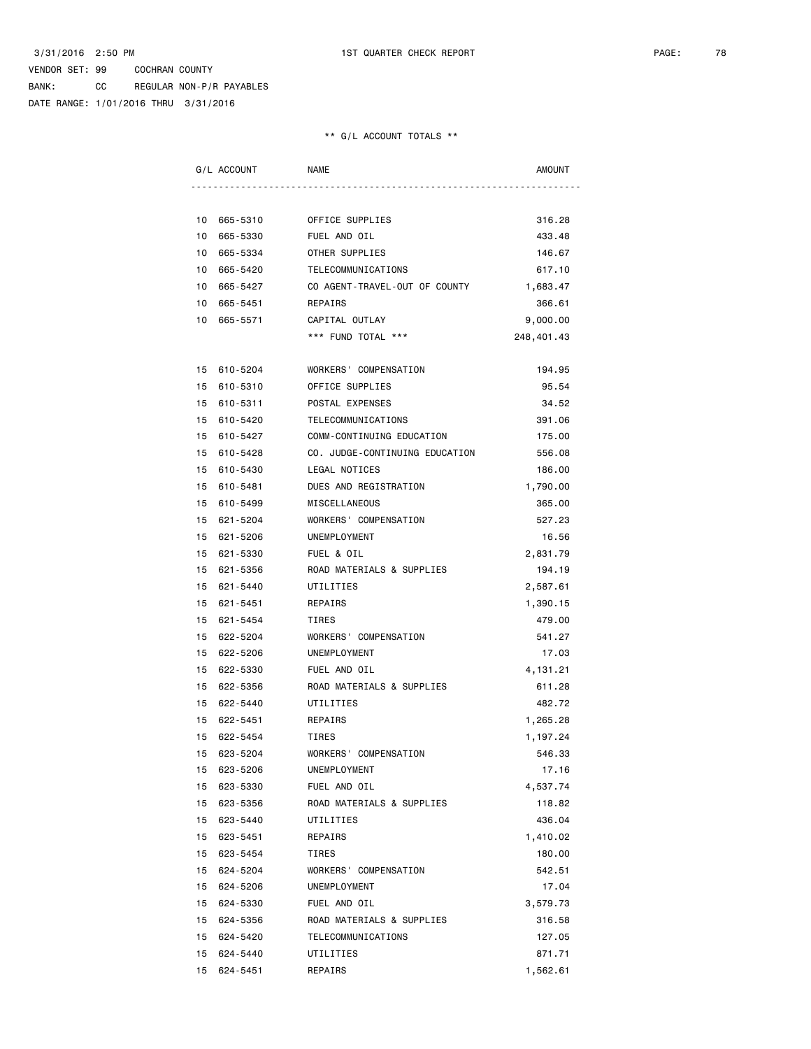VENDOR SET: 99 COCHRAN COUNTY
BANK: CC REGULAR NON-P/R PAYABLES
DATE RANGE: 1/01/2016 THRU 3/31/2016

** G/L ACCOUNT TOTALS **

| G/L ACCOUNT | NAME | AMOUNT |
|---|---|---|
| 10 665-5310 | OFFICE SUPPLIES | 316.28 |
| 10 665-5330 | FUEL AND OIL | 433.48 |
| 10 665-5334 | OTHER SUPPLIES | 146.67 |
| 10 665-5420 | TELECOMMUNICATIONS | 617.10 |
| 10 665-5427 | CO AGENT-TRAVEL-OUT OF COUNTY | 1,683.47 |
| 10 665-5451 | REPAIRS | 366.61 |
| 10 665-5571 | CAPITAL OUTLAY | 9,000.00 |
| | *** FUND TOTAL *** | 248,401.43 |
| 15 610-5204 | WORKERS' COMPENSATION | 194.95 |
| 15 610-5310 | OFFICE SUPPLIES | 95.54 |
| 15 610-5311 | POSTAL EXPENSES | 34.52 |
| 15 610-5420 | TELECOMMUNICATIONS | 391.06 |
| 15 610-5427 | COMM-CONTINUING EDUCATION | 175.00 |
| 15 610-5428 | CO. JUDGE-CONTINUING EDUCATION | 556.08 |
| 15 610-5430 | LEGAL NOTICES | 186.00 |
| 15 610-5481 | DUES AND REGISTRATION | 1,790.00 |
| 15 610-5499 | MISCELLANEOUS | 365.00 |
| 15 621-5204 | WORKERS' COMPENSATION | 527.23 |
| 15 621-5206 | UNEMPLOYMENT | 16.56 |
| 15 621-5330 | FUEL & OIL | 2,831.79 |
| 15 621-5356 | ROAD MATERIALS & SUPPLIES | 194.19 |
| 15 621-5440 | UTILITIES | 2,587.61 |
| 15 621-5451 | REPAIRS | 1,390.15 |
| 15 621-5454 | TIRES | 479.00 |
| 15 622-5204 | WORKERS' COMPENSATION | 541.27 |
| 15 622-5206 | UNEMPLOYMENT | 17.03 |
| 15 622-5330 | FUEL AND OIL | 4,131.21 |
| 15 622-5356 | ROAD MATERIALS & SUPPLIES | 611.28 |
| 15 622-5440 | UTILITIES | 482.72 |
| 15 622-5451 | REPAIRS | 1,265.28 |
| 15 622-5454 | TIRES | 1,197.24 |
| 15 623-5204 | WORKERS' COMPENSATION | 546.33 |
| 15 623-5206 | UNEMPLOYMENT | 17.16 |
| 15 623-5330 | FUEL AND OIL | 4,537.74 |
| 15 623-5356 | ROAD MATERIALS & SUPPLIES | 118.82 |
| 15 623-5440 | UTILITIES | 436.04 |
| 15 623-5451 | REPAIRS | 1,410.02 |
| 15 623-5454 | TIRES | 180.00 |
| 15 624-5204 | WORKERS' COMPENSATION | 542.51 |
| 15 624-5206 | UNEMPLOYMENT | 17.04 |
| 15 624-5330 | FUEL AND OIL | 3,579.73 |
| 15 624-5356 | ROAD MATERIALS & SUPPLIES | 316.58 |
| 15 624-5420 | TELECOMMUNICATIONS | 127.05 |
| 15 624-5440 | UTILITIES | 871.71 |
| 15 624-5451 | REPAIRS | 1,562.61 |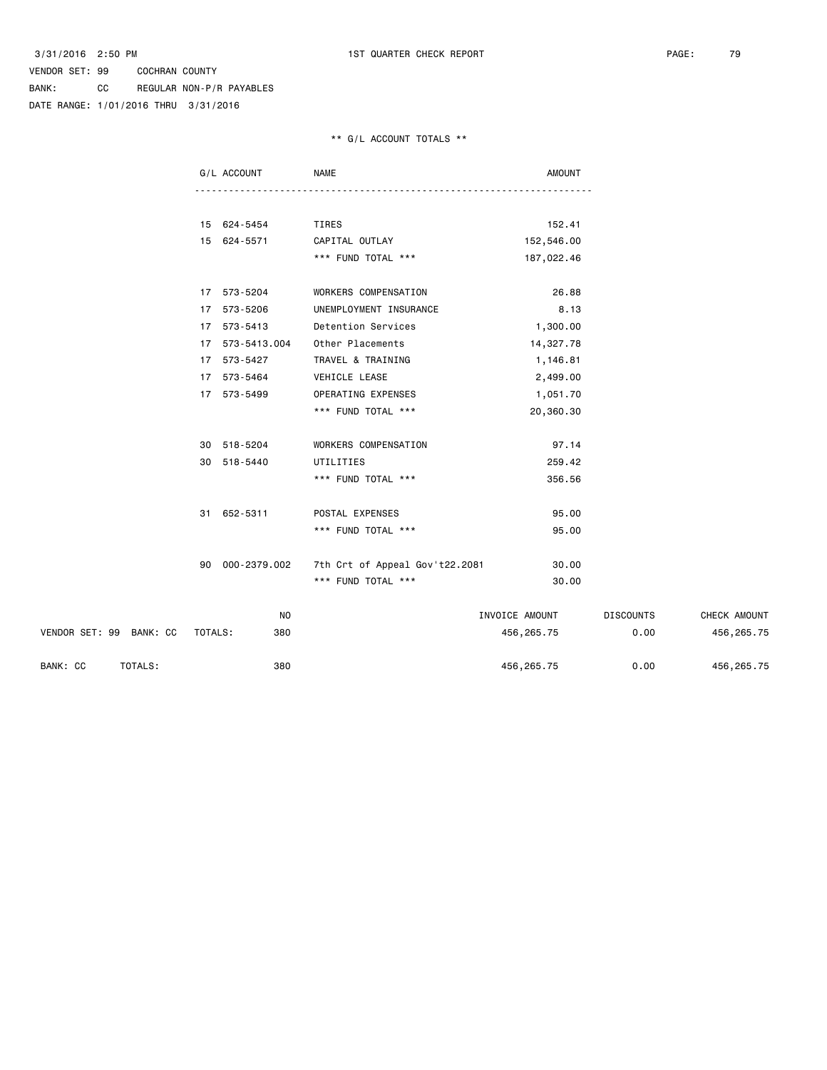3/31/2016 2:50 PM 1ST QUARTER CHECK REPORT

VENDOR SET: 99 COCHRAN COUNTY
BANK: CC REGULAR NON-P/R PAYABLES
DATE RANGE: 1/01/2016 THRU 3/31/2016

** G/L ACCOUNT TOTALS **

| G/L ACCOUNT | NAME | AMOUNT |
|---|---|---|
| 15 624-5454 | TIRES | 152.41 |
| 15 624-5571 | CAPITAL OUTLAY | 152,546.00 |
| | *** FUND TOTAL *** | 187,022.46 |
| 17 573-5204 | WORKERS COMPENSATION | 26.88 |
| 17 573-5206 | UNEMPLOYMENT INSURANCE | 8.13 |
| 17 573-5413 | Detention Services | 1,300.00 |
| 17 573-5413.004 | Other Placements | 14,327.78 |
| 17 573-5427 | TRAVEL & TRAINING | 1,146.81 |
| 17 573-5464 | VEHICLE LEASE | 2,499.00 |
| 17 573-5499 | OPERATING EXPENSES | 1,051.70 |
| | *** FUND TOTAL *** | 20,360.30 |
| 30 518-5204 | WORKERS COMPENSATION | 97.14 |
| 30 518-5440 | UTILITIES | 259.42 |
| | *** FUND TOTAL *** | 356.56 |
| 31 652-5311 | POSTAL EXPENSES | 95.00 |
| | *** FUND TOTAL *** | 95.00 |
| 90 000-2379.002 | 7th Crt of Appeal Gov't22.2081 | 30.00 |
| | *** FUND TOTAL *** | 30.00 |

| | NO | INVOICE AMOUNT | DISCOUNTS | CHECK AMOUNT |
|---|---|---|---|---|
| VENDOR SET: 99 BANK: CC TOTALS: | 380 | 456,265.75 | 0.00 | 456,265.75 |
| BANK: CC TOTALS: | 380 | 456,265.75 | 0.00 | 456,265.75 |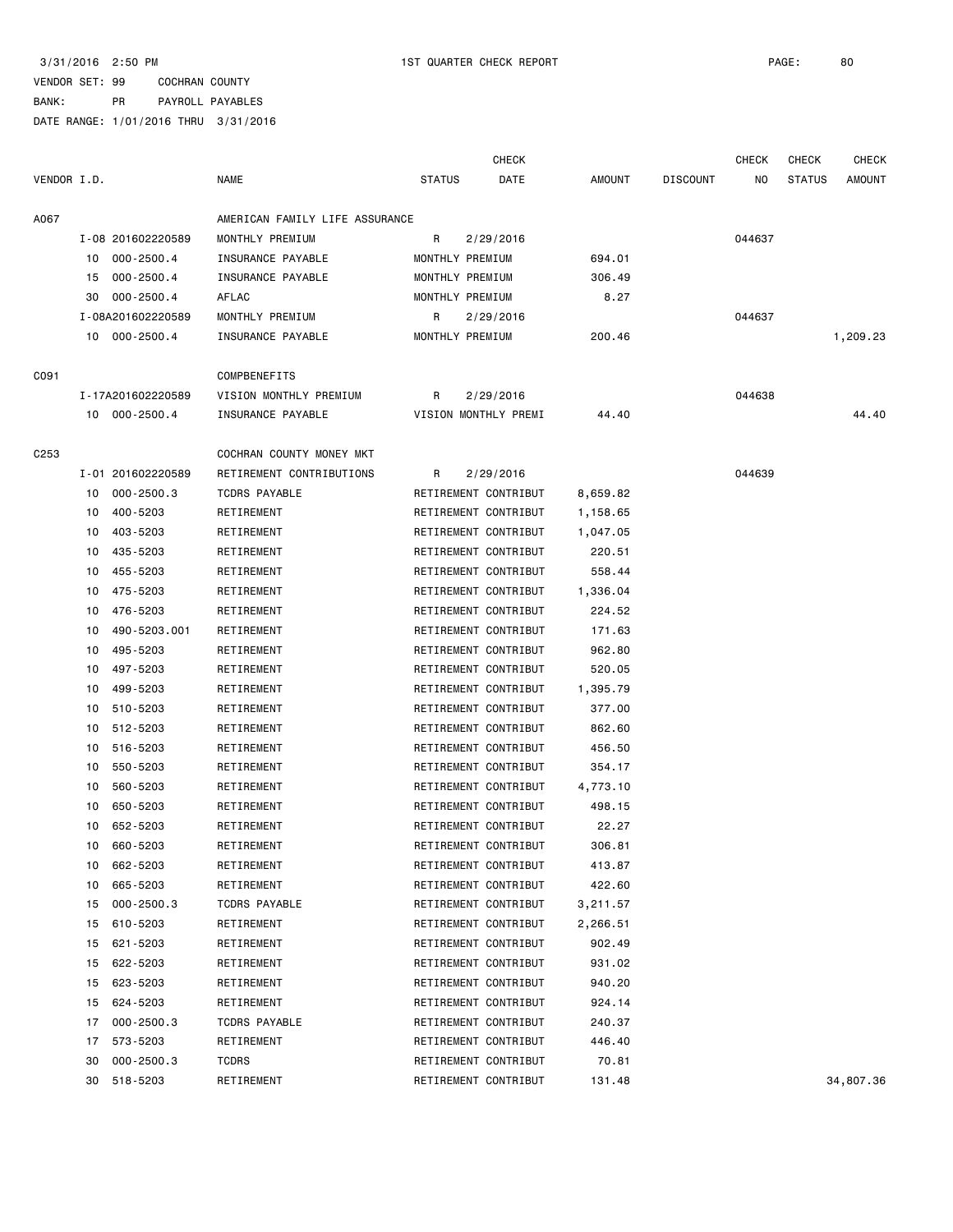3/31/2016 2:50 PM 1ST QUARTER CHECK REPORT

VENDOR SET: 99 COCHRAN COUNTY
BANK: PR PAYROLL PAYABLES
DATE RANGE: 1/01/2016 THRU 3/31/2016

| VENDOR I.D. | | NAME | STATUS | CHECK DATE | AMOUNT | DISCOUNT | CHECK NO | CHECK STATUS | CHECK AMOUNT |
|---|---|---|---|---|---|---|---|---|---|
| A067 | | AMERICAN FAMILY LIFE ASSURANCE | | | | | | | |
| | I-08 201602220589 | MONTHLY PREMIUM | R | 2/29/2016 | | | 044637 | | |
| | 10 000-2500.4 | INSURANCE PAYABLE | MONTHLY PREMIUM | | 694.01 | | | | |
| | 15 000-2500.4 | INSURANCE PAYABLE | MONTHLY PREMIUM | | 306.49 | | | | |
| | 30 000-2500.4 | AFLAC | MONTHLY PREMIUM | | 8.27 | | | | |
| | I-08A201602220589 | MONTHLY PREMIUM | R | 2/29/2016 | | | 044637 | | |
| | 10 000-2500.4 | INSURANCE PAYABLE | MONTHLY PREMIUM | | 200.46 | | | | 1,209.23 |
| C091 | | COMPBENEFITS | | | | | | | |
| | I-17A201602220589 | VISION MONTHLY PREMIUM | R | 2/29/2016 | | | 044638 | | |
| | 10 000-2500.4 | INSURANCE PAYABLE | VISION MONTHLY PREMI | | 44.40 | | | | 44.40 |
| C253 | | COCHRAN COUNTY MONEY MKT | | | | | | | |
| | I-01 201602220589 | RETIREMENT CONTRIBUTIONS | R | 2/29/2016 | | | 044639 | | |
| | 10 000-2500.3 | TCDRS PAYABLE | RETIREMENT CONTRIBUT | | 8,659.82 | | | | |
| | 10 400-5203 | RETIREMENT | RETIREMENT CONTRIBUT | | 1,158.65 | | | | |
| | 10 403-5203 | RETIREMENT | RETIREMENT CONTRIBUT | | 1,047.05 | | | | |
| | 10 435-5203 | RETIREMENT | RETIREMENT CONTRIBUT | | 220.51 | | | | |
| | 10 455-5203 | RETIREMENT | RETIREMENT CONTRIBUT | | 558.44 | | | | |
| | 10 475-5203 | RETIREMENT | RETIREMENT CONTRIBUT | | 1,336.04 | | | | |
| | 10 476-5203 | RETIREMENT | RETIREMENT CONTRIBUT | | 224.52 | | | | |
| | 10 490-5203.001 | RETIREMENT | RETIREMENT CONTRIBUT | | 171.63 | | | | |
| | 10 495-5203 | RETIREMENT | RETIREMENT CONTRIBUT | | 962.80 | | | | |
| | 10 497-5203 | RETIREMENT | RETIREMENT CONTRIBUT | | 520.05 | | | | |
| | 10 499-5203 | RETIREMENT | RETIREMENT CONTRIBUT | | 1,395.79 | | | | |
| | 10 510-5203 | RETIREMENT | RETIREMENT CONTRIBUT | | 377.00 | | | | |
| | 10 512-5203 | RETIREMENT | RETIREMENT CONTRIBUT | | 862.60 | | | | |
| | 10 516-5203 | RETIREMENT | RETIREMENT CONTRIBUT | | 456.50 | | | | |
| | 10 550-5203 | RETIREMENT | RETIREMENT CONTRIBUT | | 354.17 | | | | |
| | 10 560-5203 | RETIREMENT | RETIREMENT CONTRIBUT | | 4,773.10 | | | | |
| | 10 650-5203 | RETIREMENT | RETIREMENT CONTRIBUT | | 498.15 | | | | |
| | 10 652-5203 | RETIREMENT | RETIREMENT CONTRIBUT | | 22.27 | | | | |
| | 10 660-5203 | RETIREMENT | RETIREMENT CONTRIBUT | | 306.81 | | | | |
| | 10 662-5203 | RETIREMENT | RETIREMENT CONTRIBUT | | 413.87 | | | | |
| | 10 665-5203 | RETIREMENT | RETIREMENT CONTRIBUT | | 422.60 | | | | |
| | 15 000-2500.3 | TCDRS PAYABLE | RETIREMENT CONTRIBUT | | 3,211.57 | | | | |
| | 15 610-5203 | RETIREMENT | RETIREMENT CONTRIBUT | | 2,266.51 | | | | |
| | 15 621-5203 | RETIREMENT | RETIREMENT CONTRIBUT | | 902.49 | | | | |
| | 15 622-5203 | RETIREMENT | RETIREMENT CONTRIBUT | | 931.02 | | | | |
| | 15 623-5203 | RETIREMENT | RETIREMENT CONTRIBUT | | 940.20 | | | | |
| | 15 624-5203 | RETIREMENT | RETIREMENT CONTRIBUT | | 924.14 | | | | |
| | 17 000-2500.3 | TCDRS PAYABLE | RETIREMENT CONTRIBUT | | 240.37 | | | | |
| | 17 573-5203 | RETIREMENT | RETIREMENT CONTRIBUT | | 446.40 | | | | |
| | 30 000-2500.3 | TCDRS | RETIREMENT CONTRIBUT | | 70.81 | | | | |
| | 30 518-5203 | RETIREMENT | RETIREMENT CONTRIBUT | | 131.48 | | | | 34,807.36 |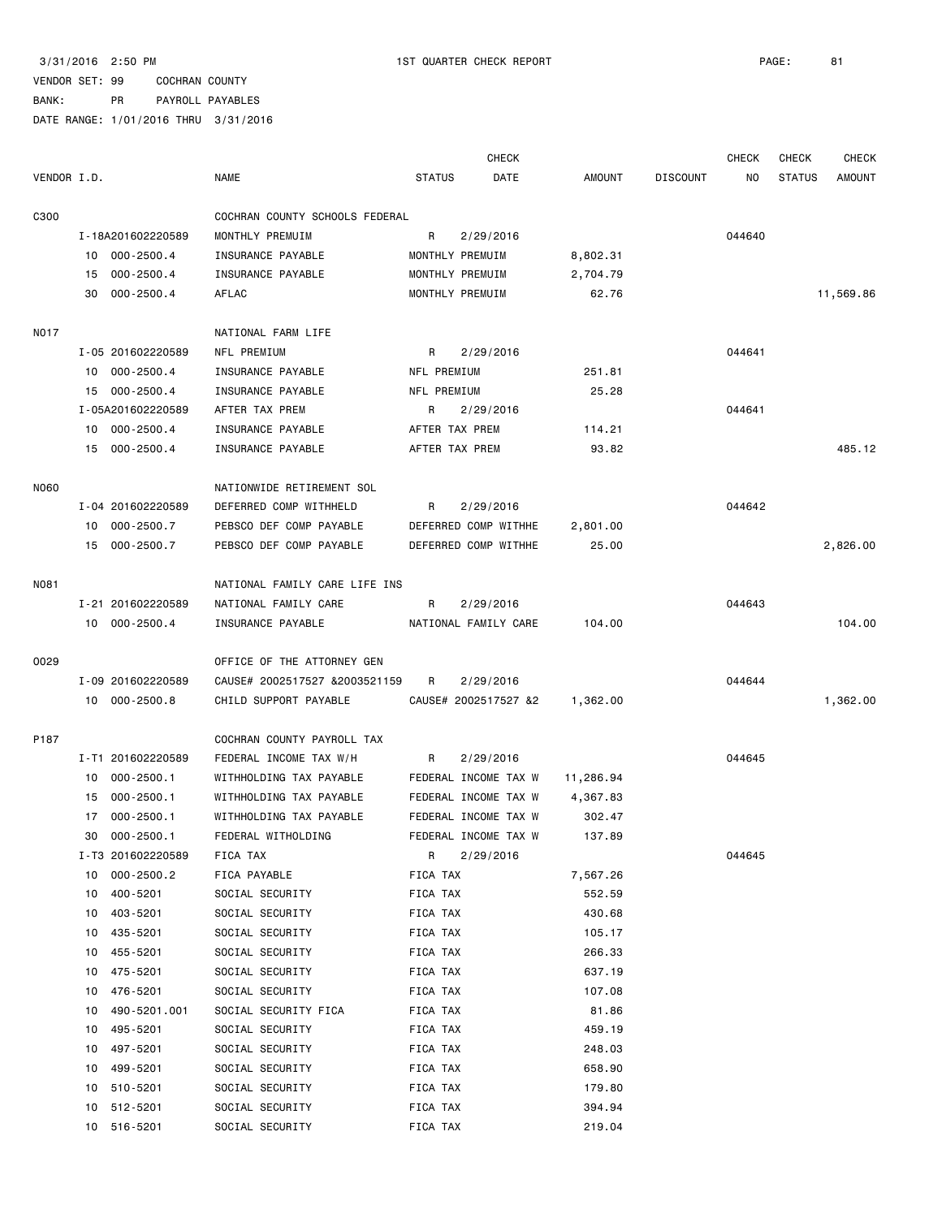3/31/2016 2:50 PM 1ST QUARTER CHECK REPORT

VENDOR SET: 99 COCHRAN COUNTY

BANK: PR PAYROLL PAYABLES

DATE RANGE: 1/01/2016 THRU 3/31/2016

| VENDOR I.D. | NAME | STATUS | CHECK DATE | AMOUNT | DISCOUNT | CHECK NO | CHECK STATUS | CHECK AMOUNT |
|---|---|---|---|---|---|---|---|---|
| C300 | COCHRAN COUNTY SCHOOLS FEDERAL | | | | | | | |
| I-18A201602220589 | MONTHLY PREMUIM | R | 2/29/2016 | | | 044640 | | |
| 10 000-2500.4 | INSURANCE PAYABLE | MONTHLY PREMUIM | | 8,802.31 | | | | |
| 15 000-2500.4 | INSURANCE PAYABLE | MONTHLY PREMUIM | | 2,704.79 | | | | |
| 30 000-2500.4 | AFLAC | MONTHLY PREMUIM | | 62.76 | | | | 11,569.86 |
| N017 | NATIONAL FARM LIFE | | | | | | | |
| I-05 201602220589 | NFL PREMIUM | R | 2/29/2016 | | | 044641 | | |
| 10 000-2500.4 | INSURANCE PAYABLE | NFL PREMIUM | | 251.81 | | | | |
| 15 000-2500.4 | INSURANCE PAYABLE | NFL PREMIUM | | 25.28 | | | | |
| I-05A201602220589 | AFTER TAX PREM | R | 2/29/2016 | | | 044641 | | |
| 10 000-2500.4 | INSURANCE PAYABLE | AFTER TAX PREM | | 114.21 | | | | |
| 15 000-2500.4 | INSURANCE PAYABLE | AFTER TAX PREM | | 93.82 | | | | 485.12 |
| N060 | NATIONWIDE RETIREMENT SOL | | | | | | | |
| I-04 201602220589 | DEFERRED COMP WITHHELD | R | 2/29/2016 | | | 044642 | | |
| 10 000-2500.7 | PEBSCO DEF COMP PAYABLE | DEFERRED COMP WITHHE | | 2,801.00 | | | | |
| 15 000-2500.7 | PEBSCO DEF COMP PAYABLE | DEFERRED COMP WITHHE | | 25.00 | | | | 2,826.00 |
| N081 | NATIONAL FAMILY CARE LIFE INS | | | | | | | |
| I-21 201602220589 | NATIONAL FAMILY CARE | R | 2/29/2016 | | | 044643 | | |
| 10 000-2500.4 | INSURANCE PAYABLE | NATIONAL FAMILY CARE | | 104.00 | | | | 104.00 |
| O029 | OFFICE OF THE ATTORNEY GEN | | | | | | | |
| I-09 201602220589 | CAUSE# 2002517527 &2003521159 | R | 2/29/2016 | | | 044644 | | |
| 10 000-2500.8 | CHILD SUPPORT PAYABLE | CAUSE# 2002517527 &2 | | 1,362.00 | | | | 1,362.00 |
| P187 | COCHRAN COUNTY PAYROLL TAX | | | | | | | |
| I-T1 201602220589 | FEDERAL INCOME TAX W/H | R | 2/29/2016 | | | 044645 | | |
| 10 000-2500.1 | WITHHOLDING TAX PAYABLE | FEDERAL INCOME TAX W | | 11,286.94 | | | | |
| 15 000-2500.1 | WITHHOLDING TAX PAYABLE | FEDERAL INCOME TAX W | | 4,367.83 | | | | |
| 17 000-2500.1 | WITHHOLDING TAX PAYABLE | FEDERAL INCOME TAX W | | 302.47 | | | | |
| 30 000-2500.1 | FEDERAL WITHOLDING | FEDERAL INCOME TAX W | | 137.89 | | | | |
| I-T3 201602220589 | FICA TAX | R | 2/29/2016 | | | 044645 | | |
| 10 000-2500.2 | FICA PAYABLE | FICA TAX | | 7,567.26 | | | | |
| 10 400-5201 | SOCIAL SECURITY | FICA TAX | | 552.59 | | | | |
| 10 403-5201 | SOCIAL SECURITY | FICA TAX | | 430.68 | | | | |
| 10 435-5201 | SOCIAL SECURITY | FICA TAX | | 105.17 | | | | |
| 10 455-5201 | SOCIAL SECURITY | FICA TAX | | 266.33 | | | | |
| 10 475-5201 | SOCIAL SECURITY | FICA TAX | | 637.19 | | | | |
| 10 476-5201 | SOCIAL SECURITY | FICA TAX | | 107.08 | | | | |
| 10 490-5201.001 | SOCIAL SECURITY FICA | FICA TAX | | 81.86 | | | | |
| 10 495-5201 | SOCIAL SECURITY | FICA TAX | | 459.19 | | | | |
| 10 497-5201 | SOCIAL SECURITY | FICA TAX | | 248.03 | | | | |
| 10 499-5201 | SOCIAL SECURITY | FICA TAX | | 658.90 | | | | |
| 10 510-5201 | SOCIAL SECURITY | FICA TAX | | 179.80 | | | | |
| 10 512-5201 | SOCIAL SECURITY | FICA TAX | | 394.94 | | | | |
| 10 516-5201 | SOCIAL SECURITY | FICA TAX | | 219.04 | | | | |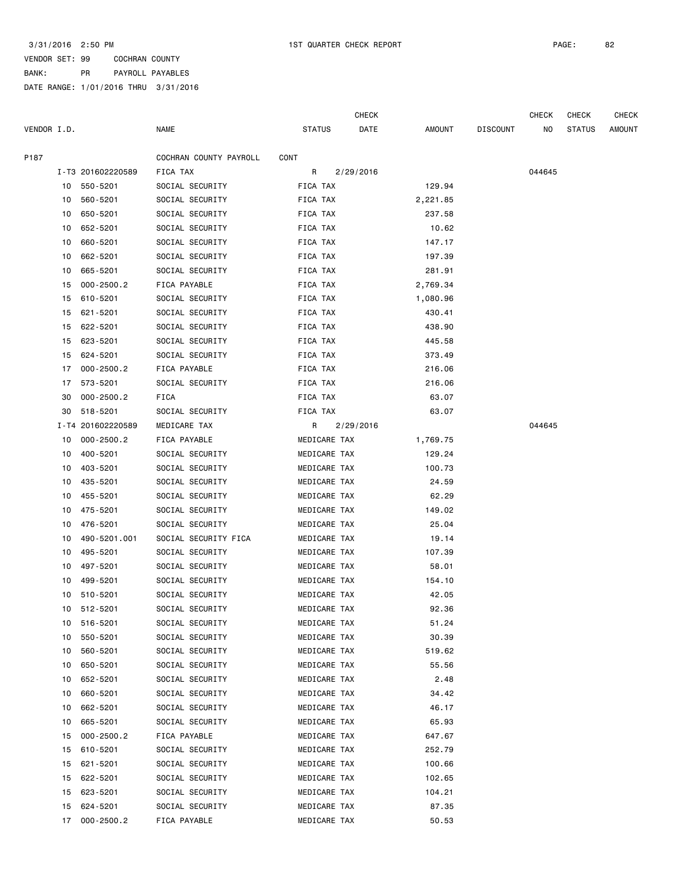3/31/2016 2:50 PM 1ST QUARTER CHECK REPORT

VENDOR SET: 99 COCHRAN COUNTY
BANK: PR PAYROLL PAYABLES
DATE RANGE: 1/01/2016 THRU 3/31/2016

| VENDOR I.D. | | NAME | STATUS | CHECK DATE | AMOUNT | DISCOUNT | CHECK NO | CHECK STATUS | CHECK AMOUNT |
|---|---|---|---|---|---|---|---|---|---|
| P187 | | COCHRAN COUNTY PAYROLL | CONT | | | | | | |
| | I-T3 201602220589 | FICA TAX | R | 2/29/2016 | | | 044645 | | |
| 10 | 550-5201 | SOCIAL SECURITY | FICA TAX | | 129.94 | | | | |
| 10 | 560-5201 | SOCIAL SECURITY | FICA TAX | | 2,221.85 | | | | |
| 10 | 650-5201 | SOCIAL SECURITY | FICA TAX | | 237.58 | | | | |
| 10 | 652-5201 | SOCIAL SECURITY | FICA TAX | | 10.62 | | | | |
| 10 | 660-5201 | SOCIAL SECURITY | FICA TAX | | 147.17 | | | | |
| 10 | 662-5201 | SOCIAL SECURITY | FICA TAX | | 197.39 | | | | |
| 10 | 665-5201 | SOCIAL SECURITY | FICA TAX | | 281.91 | | | | |
| 15 | 000-2500.2 | FICA PAYABLE | FICA TAX | | 2,769.34 | | | | |
| 15 | 610-5201 | SOCIAL SECURITY | FICA TAX | | 1,080.96 | | | | |
| 15 | 621-5201 | SOCIAL SECURITY | FICA TAX | | 430.41 | | | | |
| 15 | 622-5201 | SOCIAL SECURITY | FICA TAX | | 438.90 | | | | |
| 15 | 623-5201 | SOCIAL SECURITY | FICA TAX | | 445.58 | | | | |
| 15 | 624-5201 | SOCIAL SECURITY | FICA TAX | | 373.49 | | | | |
| 17 | 000-2500.2 | FICA PAYABLE | FICA TAX | | 216.06 | | | | |
| 17 | 573-5201 | SOCIAL SECURITY | FICA TAX | | 216.06 | | | | |
| 30 | 000-2500.2 | FICA | FICA TAX | | 63.07 | | | | |
| 30 | 518-5201 | SOCIAL SECURITY | FICA TAX | | 63.07 | | | | |
| | I-T4 201602220589 | MEDICARE TAX | R | 2/29/2016 | | | 044645 | | |
| 10 | 000-2500.2 | FICA PAYABLE | MEDICARE TAX | | 1,769.75 | | | | |
| 10 | 400-5201 | SOCIAL SECURITY | MEDICARE TAX | | 129.24 | | | | |
| 10 | 403-5201 | SOCIAL SECURITY | MEDICARE TAX | | 100.73 | | | | |
| 10 | 435-5201 | SOCIAL SECURITY | MEDICARE TAX | | 24.59 | | | | |
| 10 | 455-5201 | SOCIAL SECURITY | MEDICARE TAX | | 62.29 | | | | |
| 10 | 475-5201 | SOCIAL SECURITY | MEDICARE TAX | | 149.02 | | | | |
| 10 | 476-5201 | SOCIAL SECURITY | MEDICARE TAX | | 25.04 | | | | |
| 10 | 490-5201.001 | SOCIAL SECURITY FICA | MEDICARE TAX | | 19.14 | | | | |
| 10 | 495-5201 | SOCIAL SECURITY | MEDICARE TAX | | 107.39 | | | | |
| 10 | 497-5201 | SOCIAL SECURITY | MEDICARE TAX | | 58.01 | | | | |
| 10 | 499-5201 | SOCIAL SECURITY | MEDICARE TAX | | 154.10 | | | | |
| 10 | 510-5201 | SOCIAL SECURITY | MEDICARE TAX | | 42.05 | | | | |
| 10 | 512-5201 | SOCIAL SECURITY | MEDICARE TAX | | 92.36 | | | | |
| 10 | 516-5201 | SOCIAL SECURITY | MEDICARE TAX | | 51.24 | | | | |
| 10 | 550-5201 | SOCIAL SECURITY | MEDICARE TAX | | 30.39 | | | | |
| 10 | 560-5201 | SOCIAL SECURITY | MEDICARE TAX | | 519.62 | | | | |
| 10 | 650-5201 | SOCIAL SECURITY | MEDICARE TAX | | 55.56 | | | | |
| 10 | 652-5201 | SOCIAL SECURITY | MEDICARE TAX | | 2.48 | | | | |
| 10 | 660-5201 | SOCIAL SECURITY | MEDICARE TAX | | 34.42 | | | | |
| 10 | 662-5201 | SOCIAL SECURITY | MEDICARE TAX | | 46.17 | | | | |
| 10 | 665-5201 | SOCIAL SECURITY | MEDICARE TAX | | 65.93 | | | | |
| 15 | 000-2500.2 | FICA PAYABLE | MEDICARE TAX | | 647.67 | | | | |
| 15 | 610-5201 | SOCIAL SECURITY | MEDICARE TAX | | 252.79 | | | | |
| 15 | 621-5201 | SOCIAL SECURITY | MEDICARE TAX | | 100.66 | | | | |
| 15 | 622-5201 | SOCIAL SECURITY | MEDICARE TAX | | 102.65 | | | | |
| 15 | 623-5201 | SOCIAL SECURITY | MEDICARE TAX | | 104.21 | | | | |
| 15 | 624-5201 | SOCIAL SECURITY | MEDICARE TAX | | 87.35 | | | | |
| 17 | 000-2500.2 | FICA PAYABLE | MEDICARE TAX | | 50.53 | | | | |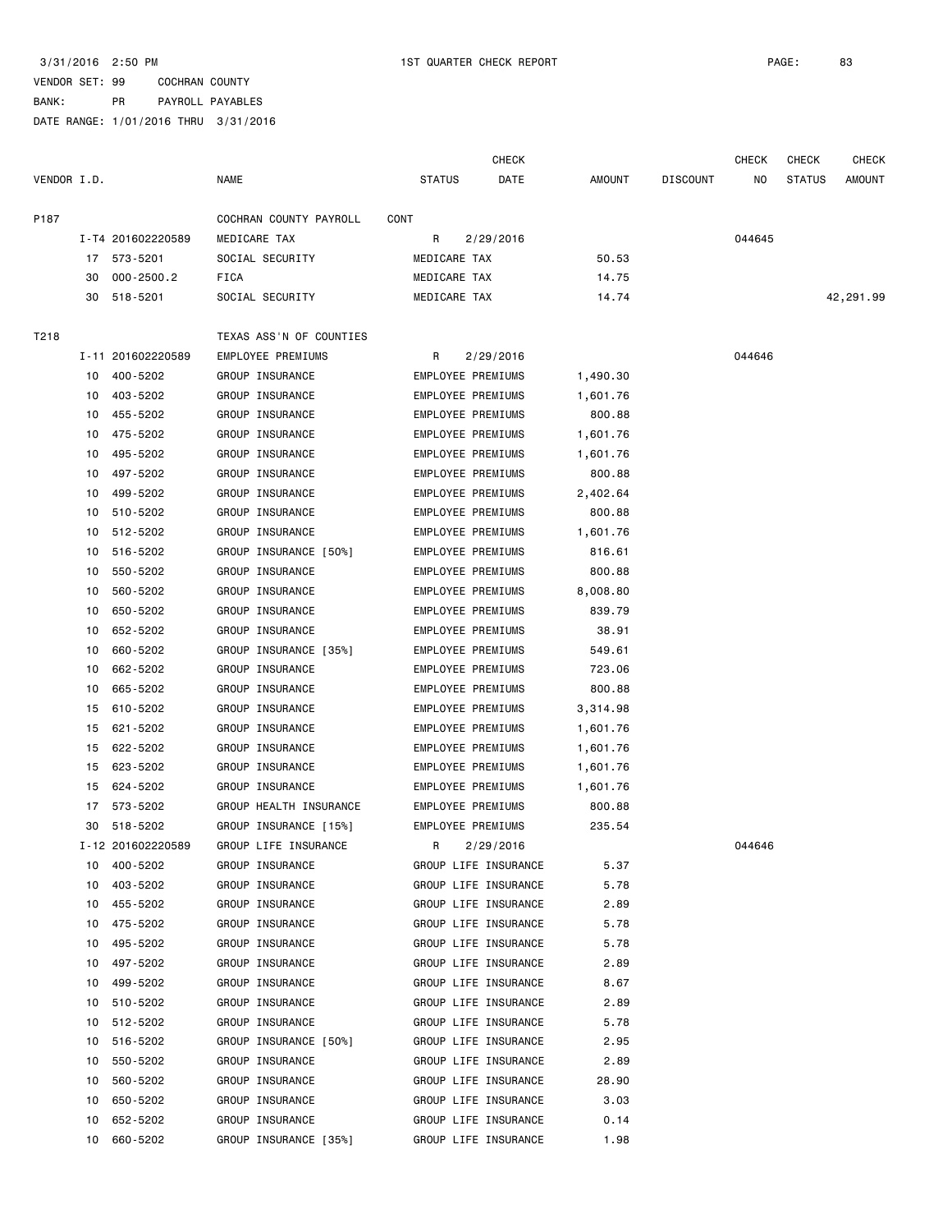3/31/2016 2:50 PM 1ST QUARTER CHECK REPORT PAGE: 83

VENDOR SET: 99 COCHRAN COUNTY
BANK: PR PAYROLL PAYABLES
DATE RANGE: 1/01/2016 THRU 3/31/2016

| VENDOR I.D. | | NAME | STATUS | CHECK DATE | AMOUNT | DISCOUNT | CHECK NO | CHECK STATUS | CHECK AMOUNT |
|---|---|---|---|---|---|---|---|---|---|
| P187 | | COCHRAN COUNTY PAYROLL | CONT | | | | | | |
| | I-T4 201602220589 | MEDICARE TAX | R | 2/29/2016 | | | 044645 | | |
| | 17 573-5201 | SOCIAL SECURITY | MEDICARE TAX | | 50.53 | | | | |
| | 30 000-2500.2 | FICA | MEDICARE TAX | | 14.75 | | | | |
| | 30 518-5201 | SOCIAL SECURITY | MEDICARE TAX | | 14.74 | | | | 42,291.99 |
| T218 | | TEXAS ASS'N OF COUNTIES | | | | | | | |
| | I-11 201602220589 | EMPLOYEE PREMIUMS | R | 2/29/2016 | | | 044646 | | |
| | 10 400-5202 | GROUP INSURANCE | EMPLOYEE PREMIUMS | | 1,490.30 | | | | |
| | 10 403-5202 | GROUP INSURANCE | EMPLOYEE PREMIUMS | | 1,601.76 | | | | |
| | 10 455-5202 | GROUP INSURANCE | EMPLOYEE PREMIUMS | | 800.88 | | | | |
| | 10 475-5202 | GROUP INSURANCE | EMPLOYEE PREMIUMS | | 1,601.76 | | | | |
| | 10 495-5202 | GROUP INSURANCE | EMPLOYEE PREMIUMS | | 1,601.76 | | | | |
| | 10 497-5202 | GROUP INSURANCE | EMPLOYEE PREMIUMS | | 800.88 | | | | |
| | 10 499-5202 | GROUP INSURANCE | EMPLOYEE PREMIUMS | | 2,402.64 | | | | |
| | 10 510-5202 | GROUP INSURANCE | EMPLOYEE PREMIUMS | | 800.88 | | | | |
| | 10 512-5202 | GROUP INSURANCE | EMPLOYEE PREMIUMS | | 1,601.76 | | | | |
| | 10 516-5202 | GROUP INSURANCE [50%] | EMPLOYEE PREMIUMS | | 816.61 | | | | |
| | 10 550-5202 | GROUP INSURANCE | EMPLOYEE PREMIUMS | | 800.88 | | | | |
| | 10 560-5202 | GROUP INSURANCE | EMPLOYEE PREMIUMS | | 8,008.80 | | | | |
| | 10 650-5202 | GROUP INSURANCE | EMPLOYEE PREMIUMS | | 839.79 | | | | |
| | 10 652-5202 | GROUP INSURANCE | EMPLOYEE PREMIUMS | | 38.91 | | | | |
| | 10 660-5202 | GROUP INSURANCE [35%] | EMPLOYEE PREMIUMS | | 549.61 | | | | |
| | 10 662-5202 | GROUP INSURANCE | EMPLOYEE PREMIUMS | | 723.06 | | | | |
| | 10 665-5202 | GROUP INSURANCE | EMPLOYEE PREMIUMS | | 800.88 | | | | |
| | 15 610-5202 | GROUP INSURANCE | EMPLOYEE PREMIUMS | | 3,314.98 | | | | |
| | 15 621-5202 | GROUP INSURANCE | EMPLOYEE PREMIUMS | | 1,601.76 | | | | |
| | 15 622-5202 | GROUP INSURANCE | EMPLOYEE PREMIUMS | | 1,601.76 | | | | |
| | 15 623-5202 | GROUP INSURANCE | EMPLOYEE PREMIUMS | | 1,601.76 | | | | |
| | 15 624-5202 | GROUP INSURANCE | EMPLOYEE PREMIUMS | | 1,601.76 | | | | |
| | 17 573-5202 | GROUP HEALTH INSURANCE | EMPLOYEE PREMIUMS | | 800.88 | | | | |
| | 30 518-5202 | GROUP INSURANCE [15%] | EMPLOYEE PREMIUMS | | 235.54 | | | | |
| | I-12 201602220589 | GROUP LIFE INSURANCE | R | 2/29/2016 | | | 044646 | | |
| | 10 400-5202 | GROUP INSURANCE | GROUP LIFE INSURANCE | | 5.37 | | | | |
| | 10 403-5202 | GROUP INSURANCE | GROUP LIFE INSURANCE | | 5.78 | | | | |
| | 10 455-5202 | GROUP INSURANCE | GROUP LIFE INSURANCE | | 2.89 | | | | |
| | 10 475-5202 | GROUP INSURANCE | GROUP LIFE INSURANCE | | 5.78 | | | | |
| | 10 495-5202 | GROUP INSURANCE | GROUP LIFE INSURANCE | | 5.78 | | | | |
| | 10 497-5202 | GROUP INSURANCE | GROUP LIFE INSURANCE | | 2.89 | | | | |
| | 10 499-5202 | GROUP INSURANCE | GROUP LIFE INSURANCE | | 8.67 | | | | |
| | 10 510-5202 | GROUP INSURANCE | GROUP LIFE INSURANCE | | 2.89 | | | | |
| | 10 512-5202 | GROUP INSURANCE | GROUP LIFE INSURANCE | | 5.78 | | | | |
| | 10 516-5202 | GROUP INSURANCE [50%] | GROUP LIFE INSURANCE | | 2.95 | | | | |
| | 10 550-5202 | GROUP INSURANCE | GROUP LIFE INSURANCE | | 2.89 | | | | |
| | 10 560-5202 | GROUP INSURANCE | GROUP LIFE INSURANCE | | 28.90 | | | | |
| | 10 650-5202 | GROUP INSURANCE | GROUP LIFE INSURANCE | | 3.03 | | | | |
| | 10 652-5202 | GROUP INSURANCE | GROUP LIFE INSURANCE | | 0.14 | | | | |
| | 10 660-5202 | GROUP INSURANCE [35%] | GROUP LIFE INSURANCE | | 1.98 | | | | |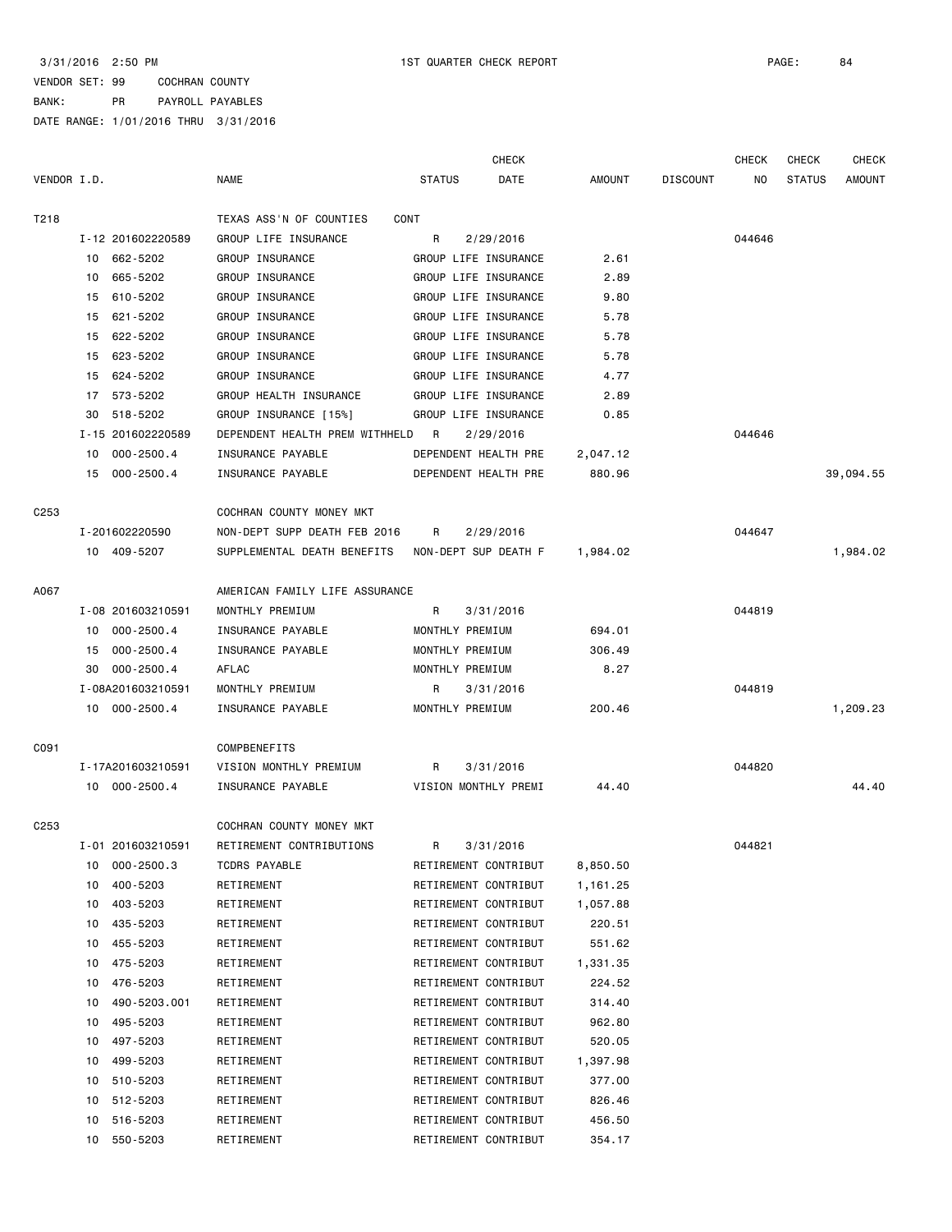3/31/2016 2:50 PM 1ST QUARTER CHECK REPORT

VENDOR SET: 99 COCHRAN COUNTY
BANK: PR PAYROLL PAYABLES
DATE RANGE: 1/01/2016 THRU 3/31/2016

| VENDOR I.D. | | NAME | STATUS | CHECK DATE | AMOUNT | DISCOUNT | CHECK NO | CHECK STATUS | CHECK AMOUNT |
|---|---|---|---|---|---|---|---|---|---|
| T218 | | TEXAS ASS'N OF COUNTIES CONT | | | | | | | |
| | I-12 201602220589 | GROUP LIFE INSURANCE | R | 2/29/2016 | | | 044646 | | |
| | 10 662-5202 | GROUP INSURANCE | GROUP LIFE INSURANCE | | 2.61 | | | | |
| | 10 665-5202 | GROUP INSURANCE | GROUP LIFE INSURANCE | | 2.89 | | | | |
| | 15 610-5202 | GROUP INSURANCE | GROUP LIFE INSURANCE | | 9.80 | | | | |
| | 15 621-5202 | GROUP INSURANCE | GROUP LIFE INSURANCE | | 5.78 | | | | |
| | 15 622-5202 | GROUP INSURANCE | GROUP LIFE INSURANCE | | 5.78 | | | | |
| | 15 623-5202 | GROUP INSURANCE | GROUP LIFE INSURANCE | | 5.78 | | | | |
| | 15 624-5202 | GROUP INSURANCE | GROUP LIFE INSURANCE | | 4.77 | | | | |
| | 17 573-5202 | GROUP HEALTH INSURANCE | GROUP LIFE INSURANCE | | 2.89 | | | | |
| | 30 518-5202 | GROUP INSURANCE [15%] | GROUP LIFE INSURANCE | | 0.85 | | | | |
| | I-15 201602220589 | DEPENDENT HEALTH PREM WITHHELD | R | 2/29/2016 | | | 044646 | | |
| | 10 000-2500.4 | INSURANCE PAYABLE | DEPENDENT HEALTH PRE | | 2,047.12 | | | | |
| | 15 000-2500.4 | INSURANCE PAYABLE | DEPENDENT HEALTH PRE | | 880.96 | | | | 39,094.55 |
| C253 | | COCHRAN COUNTY MONEY MKT | | | | | | | |
| | I-201602220590 | NON-DEPT SUPP DEATH FEB 2016 | R | 2/29/2016 | | | 044647 | | |
| | 10 409-5207 | SUPPLEMENTAL DEATH BENEFITS | NON-DEPT SUP DEATH F | | 1,984.02 | | | | 1,984.02 |
| A067 | | AMERICAN FAMILY LIFE ASSURANCE | | | | | | | |
| | I-08 201603210591 | MONTHLY PREMIUM | R | 3/31/2016 | | | 044819 | | |
| | 10 000-2500.4 | INSURANCE PAYABLE | MONTHLY PREMIUM | | 694.01 | | | | |
| | 15 000-2500.4 | INSURANCE PAYABLE | MONTHLY PREMIUM | | 306.49 | | | | |
| | 30 000-2500.4 | AFLAC | MONTHLY PREMIUM | | 8.27 | | | | |
| | I-08A201603210591 | MONTHLY PREMIUM | R | 3/31/2016 | | | 044819 | | |
| | 10 000-2500.4 | INSURANCE PAYABLE | MONTHLY PREMIUM | | 200.46 | | | | 1,209.23 |
| C091 | | COMPBENEFITS | | | | | | | |
| | I-17A201603210591 | VISION MONTHLY PREMIUM | R | 3/31/2016 | | | 044820 | | |
| | 10 000-2500.4 | INSURANCE PAYABLE | VISION MONTHLY PREMI | | 44.40 | | | | 44.40 |
| C253 | | COCHRAN COUNTY MONEY MKT | | | | | | | |
| | I-01 201603210591 | RETIREMENT CONTRIBUTIONS | R | 3/31/2016 | | | 044821 | | |
| | 10 000-2500.3 | TCDRS PAYABLE | RETIREMENT CONTRIBUT | | 8,850.50 | | | | |
| | 10 400-5203 | RETIREMENT | RETIREMENT CONTRIBUT | | 1,161.25 | | | | |
| | 10 403-5203 | RETIREMENT | RETIREMENT CONTRIBUT | | 1,057.88 | | | | |
| | 10 435-5203 | RETIREMENT | RETIREMENT CONTRIBUT | | 220.51 | | | | |
| | 10 455-5203 | RETIREMENT | RETIREMENT CONTRIBUT | | 551.62 | | | | |
| | 10 475-5203 | RETIREMENT | RETIREMENT CONTRIBUT | | 1,331.35 | | | | |
| | 10 476-5203 | RETIREMENT | RETIREMENT CONTRIBUT | | 224.52 | | | | |
| | 10 490-5203.001 | RETIREMENT | RETIREMENT CONTRIBUT | | 314.40 | | | | |
| | 10 495-5203 | RETIREMENT | RETIREMENT CONTRIBUT | | 962.80 | | | | |
| | 10 497-5203 | RETIREMENT | RETIREMENT CONTRIBUT | | 520.05 | | | | |
| | 10 499-5203 | RETIREMENT | RETIREMENT CONTRIBUT | | 1,397.98 | | | | |
| | 10 510-5203 | RETIREMENT | RETIREMENT CONTRIBUT | | 377.00 | | | | |
| | 10 512-5203 | RETIREMENT | RETIREMENT CONTRIBUT | | 826.46 | | | | |
| | 10 516-5203 | RETIREMENT | RETIREMENT CONTRIBUT | | 456.50 | | | | |
| | 10 550-5203 | RETIREMENT | RETIREMENT CONTRIBUT | | 354.17 | | | | |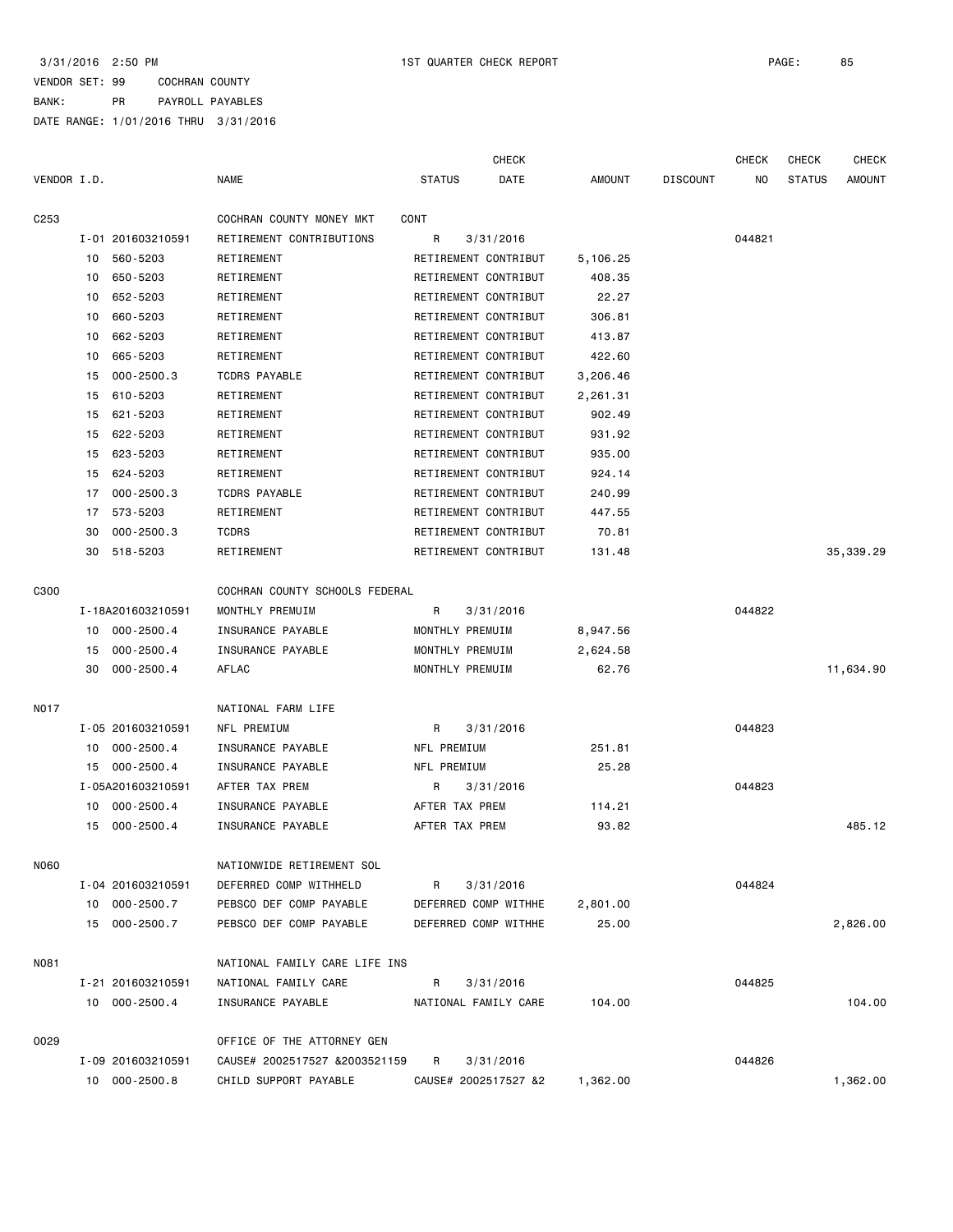3/31/2016 2:50 PM 1ST QUARTER CHECK REPORT

VENDOR SET: 99 COCHRAN COUNTY
BANK: PR PAYROLL PAYABLES
DATE RANGE: 1/01/2016 THRU 3/31/2016

| VENDOR I.D. | | NAME | STATUS | CHECK DATE | AMOUNT | DISCOUNT | CHECK NO | CHECK STATUS | CHECK AMOUNT |
|---|---|---|---|---|---|---|---|---|---|
| C253 | | COCHRAN COUNTY MONEY MKT | CONT | | | | | | |
| | I-01 201603210591 | RETIREMENT CONTRIBUTIONS | R | 3/31/2016 | | | 044821 | | |
| | 10 560-5203 | RETIREMENT | RETIREMENT CONTRIBUT | | 5,106.25 | | | | |
| | 10 650-5203 | RETIREMENT | RETIREMENT CONTRIBUT | | 408.35 | | | | |
| | 10 652-5203 | RETIREMENT | RETIREMENT CONTRIBUT | | 22.27 | | | | |
| | 10 660-5203 | RETIREMENT | RETIREMENT CONTRIBUT | | 306.81 | | | | |
| | 10 662-5203 | RETIREMENT | RETIREMENT CONTRIBUT | | 413.87 | | | | |
| | 10 665-5203 | RETIREMENT | RETIREMENT CONTRIBUT | | 422.60 | | | | |
| | 15 000-2500.3 | TCDRS PAYABLE | RETIREMENT CONTRIBUT | | 3,206.46 | | | | |
| | 15 610-5203 | RETIREMENT | RETIREMENT CONTRIBUT | | 2,261.31 | | | | |
| | 15 621-5203 | RETIREMENT | RETIREMENT CONTRIBUT | | 902.49 | | | | |
| | 15 622-5203 | RETIREMENT | RETIREMENT CONTRIBUT | | 931.92 | | | | |
| | 15 623-5203 | RETIREMENT | RETIREMENT CONTRIBUT | | 935.00 | | | | |
| | 15 624-5203 | RETIREMENT | RETIREMENT CONTRIBUT | | 924.14 | | | | |
| | 17 000-2500.3 | TCDRS PAYABLE | RETIREMENT CONTRIBUT | | 240.99 | | | | |
| | 17 573-5203 | RETIREMENT | RETIREMENT CONTRIBUT | | 447.55 | | | | |
| | 30 000-2500.3 | TCDRS | RETIREMENT CONTRIBUT | | 70.81 | | | | |
| | 30 518-5203 | RETIREMENT | RETIREMENT CONTRIBUT | | 131.48 | | | | 35,339.29 |
| C300 | | COCHRAN COUNTY SCHOOLS FEDERAL | | | | | | | |
| | I-18A201603210591 | MONTHLY PREMUIM | R | 3/31/2016 | | | 044822 | | |
| | 10 000-2500.4 | INSURANCE PAYABLE | MONTHLY PREMUIM | | 8,947.56 | | | | |
| | 15 000-2500.4 | INSURANCE PAYABLE | MONTHLY PREMUIM | | 2,624.58 | | | | |
| | 30 000-2500.4 | AFLAC | MONTHLY PREMUIM | | 62.76 | | | | 11,634.90 |
| N017 | | NATIONAL FARM LIFE | | | | | | | |
| | I-05 201603210591 | NFL PREMIUM | R | 3/31/2016 | | | 044823 | | |
| | 10 000-2500.4 | INSURANCE PAYABLE | NFL PREMIUM | | 251.81 | | | | |
| | 15 000-2500.4 | INSURANCE PAYABLE | NFL PREMIUM | | 25.28 | | | | |
| | I-05A201603210591 | AFTER TAX PREM | R | 3/31/2016 | | | 044823 | | |
| | 10 000-2500.4 | INSURANCE PAYABLE | AFTER TAX PREM | | 114.21 | | | | |
| | 15 000-2500.4 | INSURANCE PAYABLE | AFTER TAX PREM | | 93.82 | | | | 485.12 |
| N060 | | NATIONWIDE RETIREMENT SOL | | | | | | | |
| | I-04 201603210591 | DEFERRED COMP WITHHELD | R | 3/31/2016 | | | 044824 | | |
| | 10 000-2500.7 | PEBSCO DEF COMP PAYABLE | DEFERRED COMP WITHHE | | 2,801.00 | | | | |
| | 15 000-2500.7 | PEBSCO DEF COMP PAYABLE | DEFERRED COMP WITHHE | | 25.00 | | | | 2,826.00 |
| N081 | | NATIONAL FAMILY CARE LIFE INS | | | | | | | |
| | I-21 201603210591 | NATIONAL FAMILY CARE | R | 3/31/2016 | | | 044825 | | |
| | 10 000-2500.4 | INSURANCE PAYABLE | NATIONAL FAMILY CARE | | 104.00 | | | | 104.00 |
| O029 | | OFFICE OF THE ATTORNEY GEN | | | | | | | |
| | I-09 201603210591 | CAUSE# 2002517527 &2003521159 | R | 3/31/2016 | | | 044826 | | |
| | 10 000-2500.8 | CHILD SUPPORT PAYABLE | CAUSE# 2002517527 &2 | | 1,362.00 | | | | 1,362.00 |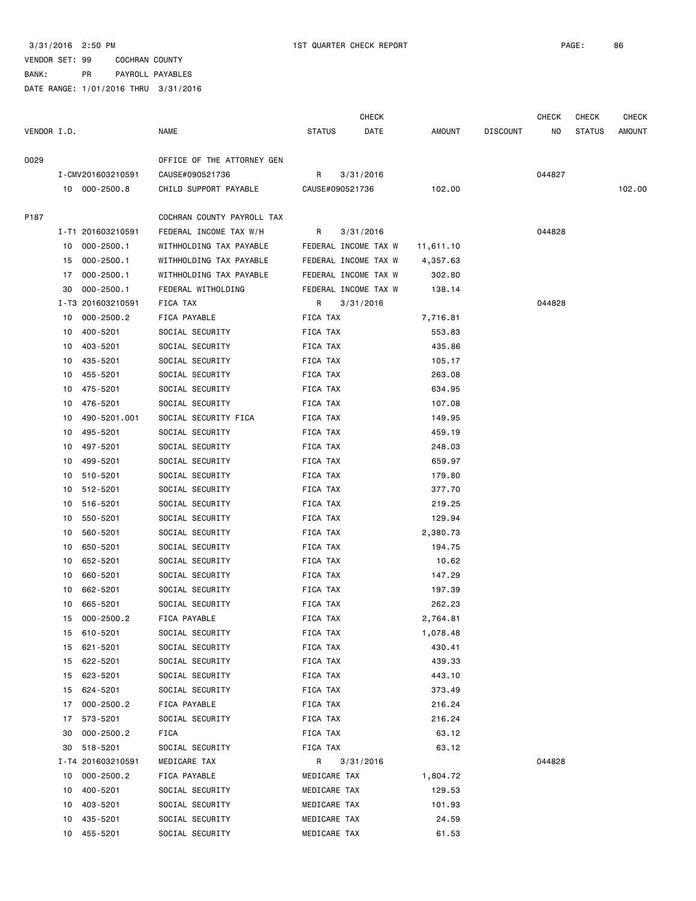3/31/2016 2:50 PM 1ST QUARTER CHECK REPORT PAGE: 86

VENDOR SET: 99 COCHRAN COUNTY

BANK: PR PAYROLL PAYABLES

DATE RANGE: 1/01/2016 THRU 3/31/2016

| VENDOR I.D. | | NAME | STATUS | CHECK DATE | AMOUNT | DISCOUNT | CHECK NO | CHECK STATUS | CHECK AMOUNT |
|---|---|---|---|---|---|---|---|---|---|
| 0029 | | OFFICE OF THE ATTORNEY GEN | | | | | | | |
| | I-CMV201603210591 | CAUSE#090521736 | R | 3/31/2016 | | | 044827 | | |
| | 10 000-2500.8 | CHILD SUPPORT PAYABLE | CAUSE#090521736 | | 102.00 | | | | 102.00 |
| P187 | | COCHRAN COUNTY PAYROLL TAX | | | | | | | |
| | I-T1 201603210591 | FEDERAL INCOME TAX W/H | R | 3/31/2016 | | | 044828 | | |
| | 10 000-2500.1 | WITHHOLDING TAX PAYABLE | FEDERAL INCOME TAX W | | 11,611.10 | | | | |
| | 15 000-2500.1 | WITHHOLDING TAX PAYABLE | FEDERAL INCOME TAX W | | 4,357.63 | | | | |
| | 17 000-2500.1 | WITHHOLDING TAX PAYABLE | FEDERAL INCOME TAX W | | 302.80 | | | | |
| | 30 000-2500.1 | FEDERAL WITHOLDING | FEDERAL INCOME TAX W | | 138.14 | | | | |
| | I-T3 201603210591 | FICA TAX | R | 3/31/2016 | | | 044828 | | |
| | 10 000-2500.2 | FICA PAYABLE | FICA TAX | | 7,716.81 | | | | |
| | 10 400-5201 | SOCIAL SECURITY | FICA TAX | | 553.83 | | | | |
| | 10 403-5201 | SOCIAL SECURITY | FICA TAX | | 435.86 | | | | |
| | 10 435-5201 | SOCIAL SECURITY | FICA TAX | | 105.17 | | | | |
| | 10 455-5201 | SOCIAL SECURITY | FICA TAX | | 263.08 | | | | |
| | 10 475-5201 | SOCIAL SECURITY | FICA TAX | | 634.95 | | | | |
| | 10 476-5201 | SOCIAL SECURITY | FICA TAX | | 107.08 | | | | |
| | 10 490-5201.001 | SOCIAL SECURITY FICA | FICA TAX | | 149.95 | | | | |
| | 10 495-5201 | SOCIAL SECURITY | FICA TAX | | 459.19 | | | | |
| | 10 497-5201 | SOCIAL SECURITY | FICA TAX | | 248.03 | | | | |
| | 10 499-5201 | SOCIAL SECURITY | FICA TAX | | 659.97 | | | | |
| | 10 510-5201 | SOCIAL SECURITY | FICA TAX | | 179.80 | | | | |
| | 10 512-5201 | SOCIAL SECURITY | FICA TAX | | 377.70 | | | | |
| | 10 516-5201 | SOCIAL SECURITY | FICA TAX | | 219.25 | | | | |
| | 10 550-5201 | SOCIAL SECURITY | FICA TAX | | 129.94 | | | | |
| | 10 560-5201 | SOCIAL SECURITY | FICA TAX | | 2,380.73 | | | | |
| | 10 650-5201 | SOCIAL SECURITY | FICA TAX | | 194.75 | | | | |
| | 10 652-5201 | SOCIAL SECURITY | FICA TAX | | 10.62 | | | | |
| | 10 660-5201 | SOCIAL SECURITY | FICA TAX | | 147.29 | | | | |
| | 10 662-5201 | SOCIAL SECURITY | FICA TAX | | 197.39 | | | | |
| | 10 665-5201 | SOCIAL SECURITY | FICA TAX | | 262.23 | | | | |
| | 15 000-2500.2 | FICA PAYABLE | FICA TAX | | 2,764.81 | | | | |
| | 15 610-5201 | SOCIAL SECURITY | FICA TAX | | 1,078.48 | | | | |
| | 15 621-5201 | SOCIAL SECURITY | FICA TAX | | 430.41 | | | | |
| | 15 622-5201 | SOCIAL SECURITY | FICA TAX | | 439.33 | | | | |
| | 15 623-5201 | SOCIAL SECURITY | FICA TAX | | 443.10 | | | | |
| | 15 624-5201 | SOCIAL SECURITY | FICA TAX | | 373.49 | | | | |
| | 17 000-2500.2 | FICA PAYABLE | FICA TAX | | 216.24 | | | | |
| | 17 573-5201 | SOCIAL SECURITY | FICA TAX | | 216.24 | | | | |
| | 30 000-2500.2 | FICA | FICA TAX | | 63.12 | | | | |
| | 30 518-5201 | SOCIAL SECURITY | FICA TAX | | 63.12 | | | | |
| | I-T4 201603210591 | MEDICARE TAX | R | 3/31/2016 | | | 044828 | | |
| | 10 000-2500.2 | FICA PAYABLE | MEDICARE TAX | | 1,804.72 | | | | |
| | 10 400-5201 | SOCIAL SECURITY | MEDICARE TAX | | 129.53 | | | | |
| | 10 403-5201 | SOCIAL SECURITY | MEDICARE TAX | | 101.93 | | | | |
| | 10 435-5201 | SOCIAL SECURITY | MEDICARE TAX | | 24.59 | | | | |
| | 10 455-5201 | SOCIAL SECURITY | MEDICARE TAX | | 61.53 | | | | |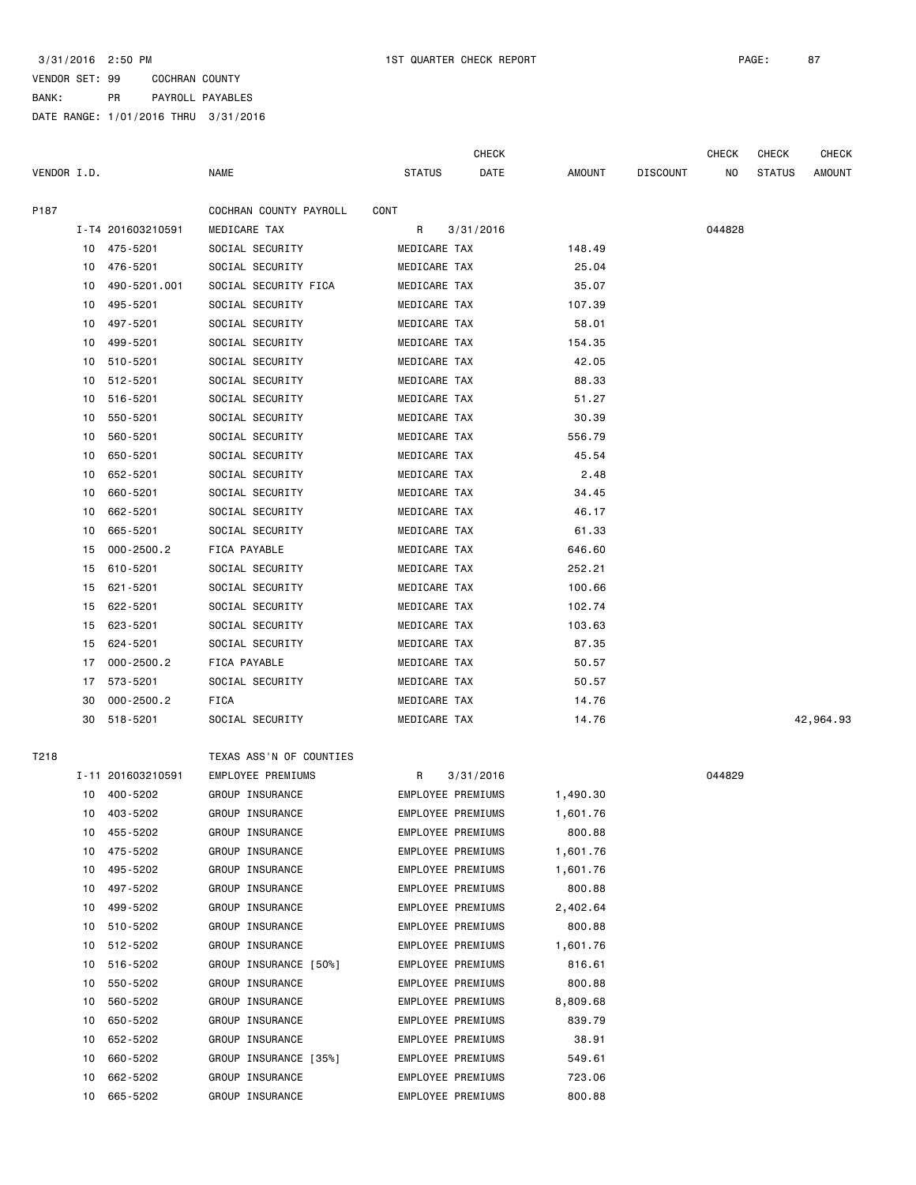3/31/2016 2:50 PM — 1ST QUARTER CHECK REPORT

VENDOR SET: 99 COCHRAN COUNTY
BANK: PR PAYROLL PAYABLES
DATE RANGE: 1/01/2016 THRU 3/31/2016

| VENDOR I.D. | | NAME | STATUS | CHECK DATE | AMOUNT | DISCOUNT | CHECK NO | CHECK STATUS | CHECK AMOUNT |
|---|---|---|---|---|---|---|---|---|---|
| P187 | | COCHRAN COUNTY PAYROLL | CONT | | | | | | |
| | I-T4 201603210591 | MEDICARE TAX | R | 3/31/2016 | | | 044828 | | |
| | 10 475-5201 | SOCIAL SECURITY | MEDICARE TAX | | 148.49 | | | | |
| | 10 476-5201 | SOCIAL SECURITY | MEDICARE TAX | | 25.04 | | | | |
| | 10 490-5201.001 | SOCIAL SECURITY FICA | MEDICARE TAX | | 35.07 | | | | |
| | 10 495-5201 | SOCIAL SECURITY | MEDICARE TAX | | 107.39 | | | | |
| | 10 497-5201 | SOCIAL SECURITY | MEDICARE TAX | | 58.01 | | | | |
| | 10 499-5201 | SOCIAL SECURITY | MEDICARE TAX | | 154.35 | | | | |
| | 10 510-5201 | SOCIAL SECURITY | MEDICARE TAX | | 42.05 | | | | |
| | 10 512-5201 | SOCIAL SECURITY | MEDICARE TAX | | 88.33 | | | | |
| | 10 516-5201 | SOCIAL SECURITY | MEDICARE TAX | | 51.27 | | | | |
| | 10 550-5201 | SOCIAL SECURITY | MEDICARE TAX | | 30.39 | | | | |
| | 10 560-5201 | SOCIAL SECURITY | MEDICARE TAX | | 556.79 | | | | |
| | 10 650-5201 | SOCIAL SECURITY | MEDICARE TAX | | 45.54 | | | | |
| | 10 652-5201 | SOCIAL SECURITY | MEDICARE TAX | | 2.48 | | | | |
| | 10 660-5201 | SOCIAL SECURITY | MEDICARE TAX | | 34.45 | | | | |
| | 10 662-5201 | SOCIAL SECURITY | MEDICARE TAX | | 46.17 | | | | |
| | 10 665-5201 | SOCIAL SECURITY | MEDICARE TAX | | 61.33 | | | | |
| | 15 000-2500.2 | FICA PAYABLE | MEDICARE TAX | | 646.60 | | | | |
| | 15 610-5201 | SOCIAL SECURITY | MEDICARE TAX | | 252.21 | | | | |
| | 15 621-5201 | SOCIAL SECURITY | MEDICARE TAX | | 100.66 | | | | |
| | 15 622-5201 | SOCIAL SECURITY | MEDICARE TAX | | 102.74 | | | | |
| | 15 623-5201 | SOCIAL SECURITY | MEDICARE TAX | | 103.63 | | | | |
| | 15 624-5201 | SOCIAL SECURITY | MEDICARE TAX | | 87.35 | | | | |
| | 17 000-2500.2 | FICA PAYABLE | MEDICARE TAX | | 50.57 | | | | |
| | 17 573-5201 | SOCIAL SECURITY | MEDICARE TAX | | 50.57 | | | | |
| | 30 000-2500.2 | FICA | MEDICARE TAX | | 14.76 | | | | |
| | 30 518-5201 | SOCIAL SECURITY | MEDICARE TAX | | 14.76 | | | | 42,964.93 |
| T218 | | TEXAS ASS'N OF COUNTIES | | | | | | | |
| | I-11 201603210591 | EMPLOYEE PREMIUMS | R | 3/31/2016 | | | 044829 | | |
| | 10 400-5202 | GROUP INSURANCE | EMPLOYEE PREMIUMS | | 1,490.30 | | | | |
| | 10 403-5202 | GROUP INSURANCE | EMPLOYEE PREMIUMS | | 1,601.76 | | | | |
| | 10 455-5202 | GROUP INSURANCE | EMPLOYEE PREMIUMS | | 800.88 | | | | |
| | 10 475-5202 | GROUP INSURANCE | EMPLOYEE PREMIUMS | | 1,601.76 | | | | |
| | 10 495-5202 | GROUP INSURANCE | EMPLOYEE PREMIUMS | | 1,601.76 | | | | |
| | 10 497-5202 | GROUP INSURANCE | EMPLOYEE PREMIUMS | | 800.88 | | | | |
| | 10 499-5202 | GROUP INSURANCE | EMPLOYEE PREMIUMS | | 2,402.64 | | | | |
| | 10 510-5202 | GROUP INSURANCE | EMPLOYEE PREMIUMS | | 800.88 | | | | |
| | 10 512-5202 | GROUP INSURANCE | EMPLOYEE PREMIUMS | | 1,601.76 | | | | |
| | 10 516-5202 | GROUP INSURANCE [50%] | EMPLOYEE PREMIUMS | | 816.61 | | | | |
| | 10 550-5202 | GROUP INSURANCE | EMPLOYEE PREMIUMS | | 800.88 | | | | |
| | 10 560-5202 | GROUP INSURANCE | EMPLOYEE PREMIUMS | | 8,809.68 | | | | |
| | 10 650-5202 | GROUP INSURANCE | EMPLOYEE PREMIUMS | | 839.79 | | | | |
| | 10 652-5202 | GROUP INSURANCE | EMPLOYEE PREMIUMS | | 38.91 | | | | |
| | 10 660-5202 | GROUP INSURANCE [35%] | EMPLOYEE PREMIUMS | | 549.61 | | | | |
| | 10 662-5202 | GROUP INSURANCE | EMPLOYEE PREMIUMS | | 723.06 | | | | |
| | 10 665-5202 | GROUP INSURANCE | EMPLOYEE PREMIUMS | | 800.88 | | | | |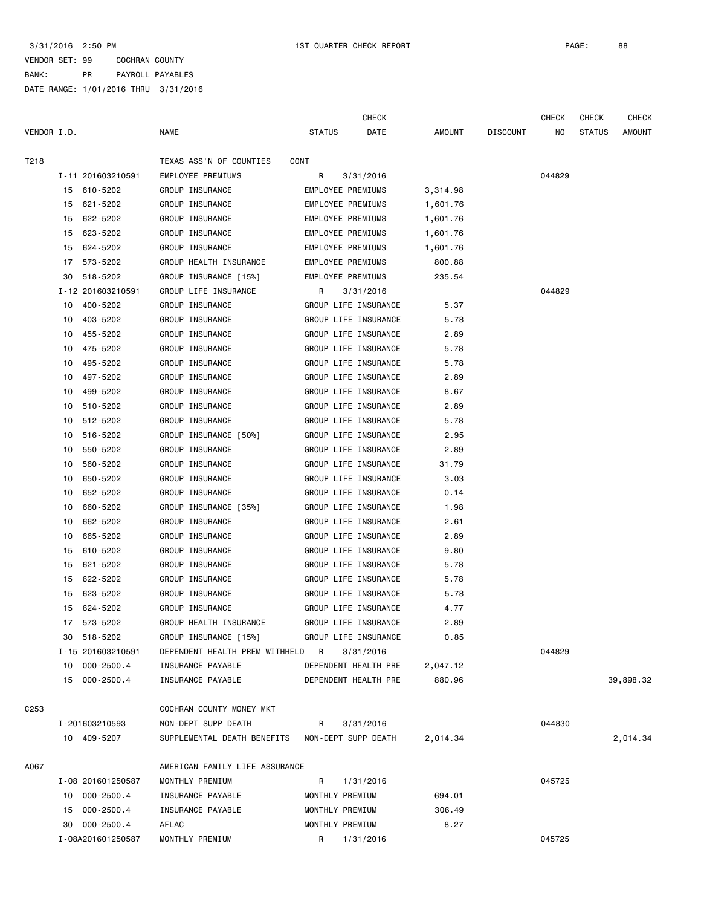3/31/2016 2:50 PM 1ST QUARTER CHECK REPORT PAGE: 88

VENDOR SET: 99 COCHRAN COUNTY

BANK: PR PAYROLL PAYABLES

DATE RANGE: 1/01/2016 THRU 3/31/2016

| VENDOR I.D. | NAME | STATUS | CHECK DATE | AMOUNT | DISCOUNT | CHECK NO | CHECK STATUS | CHECK AMOUNT |
|---|---|---|---|---|---|---|---|---|
| T218 | TEXAS ASS'N OF COUNTIES | CONT | | | | | | |
| I-11 201603210591 | EMPLOYEE PREMIUMS | R | 3/31/2016 | | | 044829 | | |
| 15 610-5202 | GROUP INSURANCE | EMPLOYEE PREMIUMS | | 3,314.98 | | | | |
| 15 621-5202 | GROUP INSURANCE | EMPLOYEE PREMIUMS | | 1,601.76 | | | | |
| 15 622-5202 | GROUP INSURANCE | EMPLOYEE PREMIUMS | | 1,601.76 | | | | |
| 15 623-5202 | GROUP INSURANCE | EMPLOYEE PREMIUMS | | 1,601.76 | | | | |
| 15 624-5202 | GROUP INSURANCE | EMPLOYEE PREMIUMS | | 1,601.76 | | | | |
| 17 573-5202 | GROUP HEALTH INSURANCE | EMPLOYEE PREMIUMS | | 800.88 | | | | |
| 30 518-5202 | GROUP INSURANCE [15%] | EMPLOYEE PREMIUMS | | 235.54 | | | | |
| I-12 201603210591 | GROUP LIFE INSURANCE | R | 3/31/2016 | | | 044829 | | |
| 10 400-5202 | GROUP INSURANCE | GROUP LIFE INSURANCE | | 5.37 | | | | |
| 10 403-5202 | GROUP INSURANCE | GROUP LIFE INSURANCE | | 5.78 | | | | |
| 10 455-5202 | GROUP INSURANCE | GROUP LIFE INSURANCE | | 2.89 | | | | |
| 10 475-5202 | GROUP INSURANCE | GROUP LIFE INSURANCE | | 5.78 | | | | |
| 10 495-5202 | GROUP INSURANCE | GROUP LIFE INSURANCE | | 5.78 | | | | |
| 10 497-5202 | GROUP INSURANCE | GROUP LIFE INSURANCE | | 2.89 | | | | |
| 10 499-5202 | GROUP INSURANCE | GROUP LIFE INSURANCE | | 8.67 | | | | |
| 10 510-5202 | GROUP INSURANCE | GROUP LIFE INSURANCE | | 2.89 | | | | |
| 10 512-5202 | GROUP INSURANCE | GROUP LIFE INSURANCE | | 5.78 | | | | |
| 10 516-5202 | GROUP INSURANCE [50%] | GROUP LIFE INSURANCE | | 2.95 | | | | |
| 10 550-5202 | GROUP INSURANCE | GROUP LIFE INSURANCE | | 2.89 | | | | |
| 10 560-5202 | GROUP INSURANCE | GROUP LIFE INSURANCE | | 31.79 | | | | |
| 10 650-5202 | GROUP INSURANCE | GROUP LIFE INSURANCE | | 3.03 | | | | |
| 10 652-5202 | GROUP INSURANCE | GROUP LIFE INSURANCE | | 0.14 | | | | |
| 10 660-5202 | GROUP INSURANCE [35%] | GROUP LIFE INSURANCE | | 1.98 | | | | |
| 10 662-5202 | GROUP INSURANCE | GROUP LIFE INSURANCE | | 2.61 | | | | |
| 10 665-5202 | GROUP INSURANCE | GROUP LIFE INSURANCE | | 2.89 | | | | |
| 15 610-5202 | GROUP INSURANCE | GROUP LIFE INSURANCE | | 9.80 | | | | |
| 15 621-5202 | GROUP INSURANCE | GROUP LIFE INSURANCE | | 5.78 | | | | |
| 15 622-5202 | GROUP INSURANCE | GROUP LIFE INSURANCE | | 5.78 | | | | |
| 15 623-5202 | GROUP INSURANCE | GROUP LIFE INSURANCE | | 5.78 | | | | |
| 15 624-5202 | GROUP INSURANCE | GROUP LIFE INSURANCE | | 4.77 | | | | |
| 17 573-5202 | GROUP HEALTH INSURANCE | GROUP LIFE INSURANCE | | 2.89 | | | | |
| 30 518-5202 | GROUP INSURANCE [15%] | GROUP LIFE INSURANCE | | 0.85 | | | | |
| I-15 201603210591 | DEPENDENT HEALTH PREM WITHHELD | R | 3/31/2016 | | | 044829 | | |
| 10 000-2500.4 | INSURANCE PAYABLE | DEPENDENT HEALTH PRE | | 2,047.12 | | | | |
| 15 000-2500.4 | INSURANCE PAYABLE | DEPENDENT HEALTH PRE | | 880.96 | | | | 39,898.32 |
| C253 | COCHRAN COUNTY MONEY MKT | | | | | | | |
| I-201603210593 | NON-DEPT SUPP DEATH | R | 3/31/2016 | | | 044830 | | |
| 10 409-5207 | SUPPLEMENTAL DEATH BENEFITS | NON-DEPT SUPP DEATH | | 2,014.34 | | | | 2,014.34 |
| A067 | AMERICAN FAMILY LIFE ASSURANCE | | | | | | | |
| I-08 201601250587 | MONTHLY PREMIUM | R | 1/31/2016 | | | 045725 | | |
| 10 000-2500.4 | INSURANCE PAYABLE | MONTHLY PREMIUM | | 694.01 | | | | |
| 15 000-2500.4 | INSURANCE PAYABLE | MONTHLY PREMIUM | | 306.49 | | | | |
| 30 000-2500.4 | AFLAC | MONTHLY PREMIUM | | 8.27 | | | | |
| I-08A201601250587 | MONTHLY PREMIUM | R | 1/31/2016 | | | 045725 | | |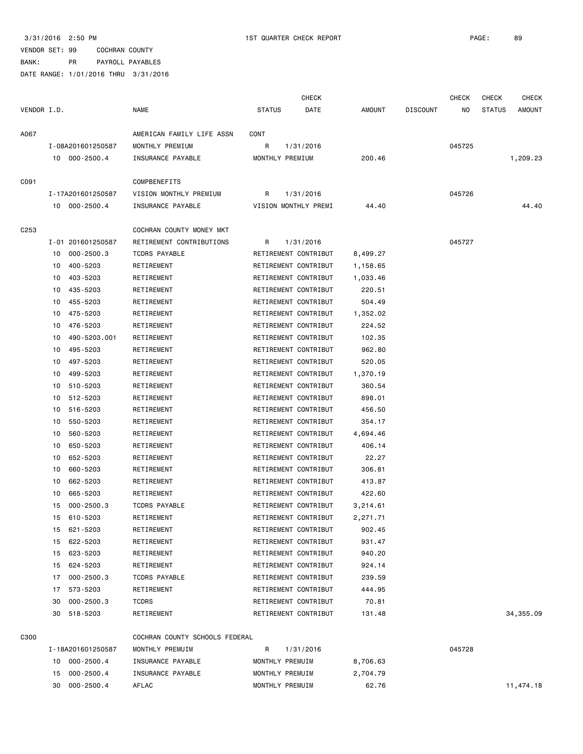3/31/2016 2:50 PM 1ST QUARTER CHECK REPORT

VENDOR SET: 99 COCHRAN COUNTY
BANK: PR PAYROLL PAYABLES
DATE RANGE: 1/01/2016 THRU 3/31/2016

| VENDOR I.D. | NAME | STATUS | CHECK DATE | AMOUNT | DISCOUNT | CHECK NO | CHECK STATUS | CHECK AMOUNT |
|---|---|---|---|---|---|---|---|---|
| A067 | AMERICAN FAMILY LIFE ASSN | CONT | | | | | | |
| I-08A201601250587 | MONTHLY PREMIUM | R | 1/31/2016 | | | 045725 | | |
| 10 000-2500.4 | INSURANCE PAYABLE | MONTHLY PREMIUM | | 200.46 | | | | 1,209.23 |
| C091 | COMPBENEFITS | | | | | | | |
| I-17A201601250587 | VISION MONTHLY PREMIUM | R | 1/31/2016 | | | 045726 | | |
| 10 000-2500.4 | INSURANCE PAYABLE | VISION MONTHLY PREMI | | 44.40 | | | | 44.40 |
| C253 | COCHRAN COUNTY MONEY MKT | | | | | | | |
| I-01 201601250587 | RETIREMENT CONTRIBUTIONS | R | 1/31/2016 | | | 045727 | | |
| 10 000-2500.3 | TCDRS PAYABLE | RETIREMENT CONTRIBUT | | 8,499.27 | | | | |
| 10 400-5203 | RETIREMENT | RETIREMENT CONTRIBUT | | 1,158.65 | | | | |
| 10 403-5203 | RETIREMENT | RETIREMENT CONTRIBUT | | 1,033.46 | | | | |
| 10 435-5203 | RETIREMENT | RETIREMENT CONTRIBUT | | 220.51 | | | | |
| 10 455-5203 | RETIREMENT | RETIREMENT CONTRIBUT | | 504.49 | | | | |
| 10 475-5203 | RETIREMENT | RETIREMENT CONTRIBUT | | 1,352.02 | | | | |
| 10 476-5203 | RETIREMENT | RETIREMENT CONTRIBUT | | 224.52 | | | | |
| 10 490-5203.001 | RETIREMENT | RETIREMENT CONTRIBUT | | 102.35 | | | | |
| 10 495-5203 | RETIREMENT | RETIREMENT CONTRIBUT | | 962.80 | | | | |
| 10 497-5203 | RETIREMENT | RETIREMENT CONTRIBUT | | 520.05 | | | | |
| 10 499-5203 | RETIREMENT | RETIREMENT CONTRIBUT | | 1,370.19 | | | | |
| 10 510-5203 | RETIREMENT | RETIREMENT CONTRIBUT | | 360.54 | | | | |
| 10 512-5203 | RETIREMENT | RETIREMENT CONTRIBUT | | 898.01 | | | | |
| 10 516-5203 | RETIREMENT | RETIREMENT CONTRIBUT | | 456.50 | | | | |
| 10 550-5203 | RETIREMENT | RETIREMENT CONTRIBUT | | 354.17 | | | | |
| 10 560-5203 | RETIREMENT | RETIREMENT CONTRIBUT | | 4,694.46 | | | | |
| 10 650-5203 | RETIREMENT | RETIREMENT CONTRIBUT | | 406.14 | | | | |
| 10 652-5203 | RETIREMENT | RETIREMENT CONTRIBUT | | 22.27 | | | | |
| 10 660-5203 | RETIREMENT | RETIREMENT CONTRIBUT | | 306.81 | | | | |
| 10 662-5203 | RETIREMENT | RETIREMENT CONTRIBUT | | 413.87 | | | | |
| 10 665-5203 | RETIREMENT | RETIREMENT CONTRIBUT | | 422.60 | | | | |
| 15 000-2500.3 | TCDRS PAYABLE | RETIREMENT CONTRIBUT | | 3,214.61 | | | | |
| 15 610-5203 | RETIREMENT | RETIREMENT CONTRIBUT | | 2,271.71 | | | | |
| 15 621-5203 | RETIREMENT | RETIREMENT CONTRIBUT | | 902.45 | | | | |
| 15 622-5203 | RETIREMENT | RETIREMENT CONTRIBUT | | 931.47 | | | | |
| 15 623-5203 | RETIREMENT | RETIREMENT CONTRIBUT | | 940.20 | | | | |
| 15 624-5203 | RETIREMENT | RETIREMENT CONTRIBUT | | 924.14 | | | | |
| 17 000-2500.3 | TCDRS PAYABLE | RETIREMENT CONTRIBUT | | 239.59 | | | | |
| 17 573-5203 | RETIREMENT | RETIREMENT CONTRIBUT | | 444.95 | | | | |
| 30 000-2500.3 | TCDRS | RETIREMENT CONTRIBUT | | 70.81 | | | | |
| 30 518-5203 | RETIREMENT | RETIREMENT CONTRIBUT | | 131.48 | | | | 34,355.09 |
| C300 | COCHRAN COUNTY SCHOOLS FEDERAL | | | | | | | |
| I-18A201601250587 | MONTHLY PREMUIM | R | 1/31/2016 | | | 045728 | | |
| 10 000-2500.4 | INSURANCE PAYABLE | MONTHLY PREMUIM | | 8,706.63 | | | | |
| 15 000-2500.4 | INSURANCE PAYABLE | MONTHLY PREMUIM | | 2,704.79 | | | | |
| 30 000-2500.4 | AFLAC | MONTHLY PREMUIM | | 62.76 | | | | 11,474.18 |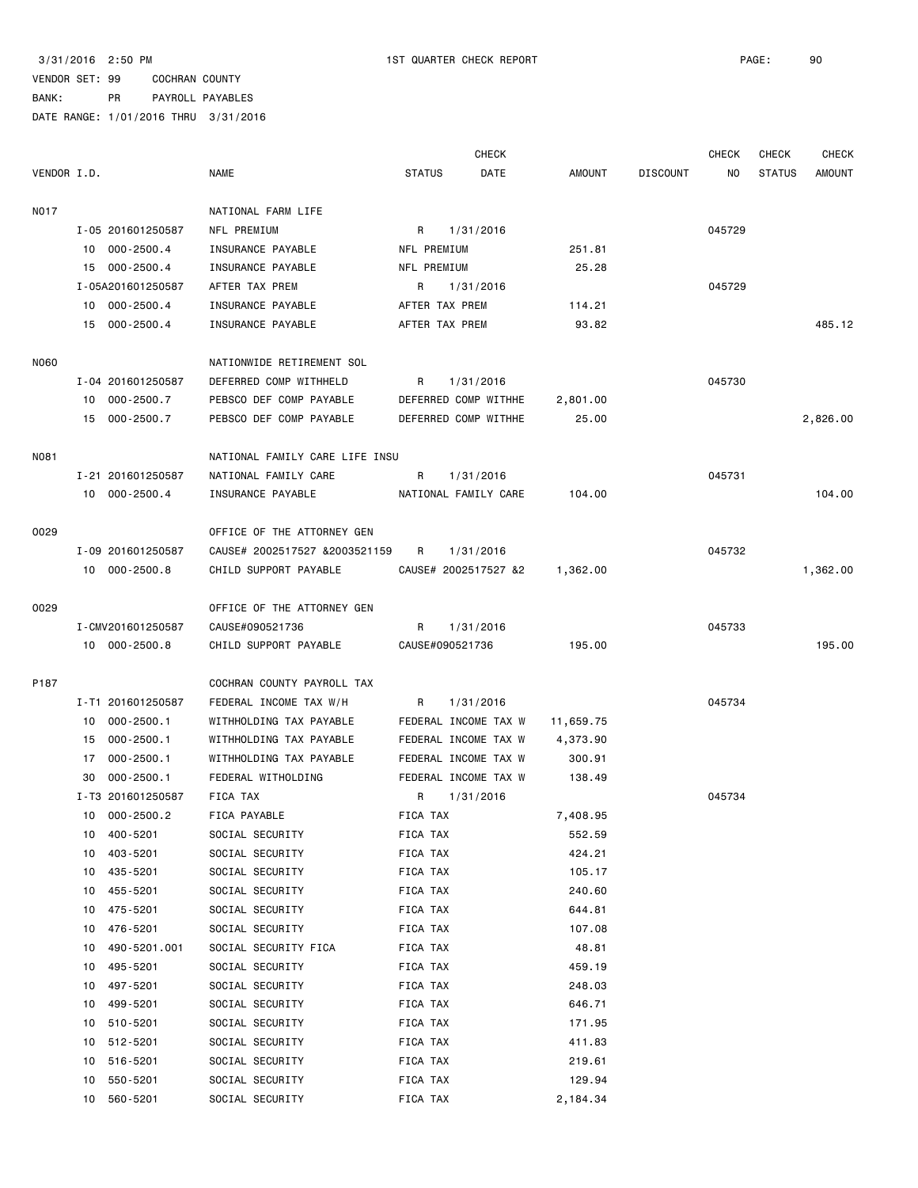3/31/2016 2:50 PM　　1ST QUARTER CHECK REPORT

VENDOR SET: 99　COCHRAN COUNTY
BANK: PR　PAYROLL PAYABLES
DATE RANGE: 1/01/2016 THRU 3/31/2016

| VENDOR I.D. | NAME | STATUS | CHECK DATE | AMOUNT | DISCOUNT | CHECK NO | CHECK STATUS | CHECK AMOUNT |
|---|---|---|---|---|---|---|---|---|
| N017 | NATIONAL FARM LIFE | | | | | | | |
| I-05 201601250587 | NFL PREMIUM | R | 1/31/2016 | | | 045729 | | |
| 10 000-2500.4 | INSURANCE PAYABLE | NFL PREMIUM | | 251.81 | | | | |
| 15 000-2500.4 | INSURANCE PAYABLE | NFL PREMIUM | | 25.28 | | | | |
| I-05A201601250587 | AFTER TAX PREM | R | 1/31/2016 | | | 045729 | | |
| 10 000-2500.4 | INSURANCE PAYABLE | AFTER TAX PREM | | 114.21 | | | | |
| 15 000-2500.4 | INSURANCE PAYABLE | AFTER TAX PREM | | 93.82 | | | | 485.12 |
| N060 | NATIONWIDE RETIREMENT SOL | | | | | | | |
| I-04 201601250587 | DEFERRED COMP WITHHELD | R | 1/31/2016 | | | 045730 | | |
| 10 000-2500.7 | PEBSCO DEF COMP PAYABLE | DEFERRED COMP WITHHE | | 2,801.00 | | | | |
| 15 000-2500.7 | PEBSCO DEF COMP PAYABLE | DEFERRED COMP WITHHE | | 25.00 | | | | 2,826.00 |
| N081 | NATIONAL FAMILY CARE LIFE INSU | | | | | | | |
| I-21 201601250587 | NATIONAL FAMILY CARE | R | 1/31/2016 | | | 045731 | | |
| 10 000-2500.4 | INSURANCE PAYABLE | NATIONAL FAMILY CARE | | 104.00 | | | | 104.00 |
| O029 | OFFICE OF THE ATTORNEY GEN | | | | | | | |
| I-09 201601250587 | CAUSE# 2002517527 &2003521159 | R | 1/31/2016 | | | 045732 | | |
| 10 000-2500.8 | CHILD SUPPORT PAYABLE | CAUSE# 2002517527 &2 | | 1,362.00 | | | | 1,362.00 |
| O029 | OFFICE OF THE ATTORNEY GEN | | | | | | | |
| I-CMV201601250587 | CAUSE#090521736 | R | 1/31/2016 | | | 045733 | | |
| 10 000-2500.8 | CHILD SUPPORT PAYABLE | CAUSE#090521736 | | 195.00 | | | | 195.00 |
| P187 | COCHRAN COUNTY PAYROLL TAX | | | | | | | |
| I-T1 201601250587 | FEDERAL INCOME TAX W/H | R | 1/31/2016 | | | 045734 | | |
| 10 000-2500.1 | WITHHOLDING TAX PAYABLE | FEDERAL INCOME TAX W | | 11,659.75 | | | | |
| 15 000-2500.1 | WITHHOLDING TAX PAYABLE | FEDERAL INCOME TAX W | | 4,373.90 | | | | |
| 17 000-2500.1 | WITHHOLDING TAX PAYABLE | FEDERAL INCOME TAX W | | 300.91 | | | | |
| 30 000-2500.1 | FEDERAL WITHOLDING | FEDERAL INCOME TAX W | | 138.49 | | | | |
| I-T3 201601250587 | FICA TAX | R | 1/31/2016 | | | 045734 | | |
| 10 000-2500.2 | FICA PAYABLE | FICA TAX | | 7,408.95 | | | | |
| 10 400-5201 | SOCIAL SECURITY | FICA TAX | | 552.59 | | | | |
| 10 403-5201 | SOCIAL SECURITY | FICA TAX | | 424.21 | | | | |
| 10 435-5201 | SOCIAL SECURITY | FICA TAX | | 105.17 | | | | |
| 10 455-5201 | SOCIAL SECURITY | FICA TAX | | 240.60 | | | | |
| 10 475-5201 | SOCIAL SECURITY | FICA TAX | | 644.81 | | | | |
| 10 476-5201 | SOCIAL SECURITY | FICA TAX | | 107.08 | | | | |
| 10 490-5201.001 | SOCIAL SECURITY FICA | FICA TAX | | 48.81 | | | | |
| 10 495-5201 | SOCIAL SECURITY | FICA TAX | | 459.19 | | | | |
| 10 497-5201 | SOCIAL SECURITY | FICA TAX | | 248.03 | | | | |
| 10 499-5201 | SOCIAL SECURITY | FICA TAX | | 646.71 | | | | |
| 10 510-5201 | SOCIAL SECURITY | FICA TAX | | 171.95 | | | | |
| 10 512-5201 | SOCIAL SECURITY | FICA TAX | | 411.83 | | | | |
| 10 516-5201 | SOCIAL SECURITY | FICA TAX | | 219.61 | | | | |
| 10 550-5201 | SOCIAL SECURITY | FICA TAX | | 129.94 | | | | |
| 10 560-5201 | SOCIAL SECURITY | FICA TAX | | 2,184.34 | | | | |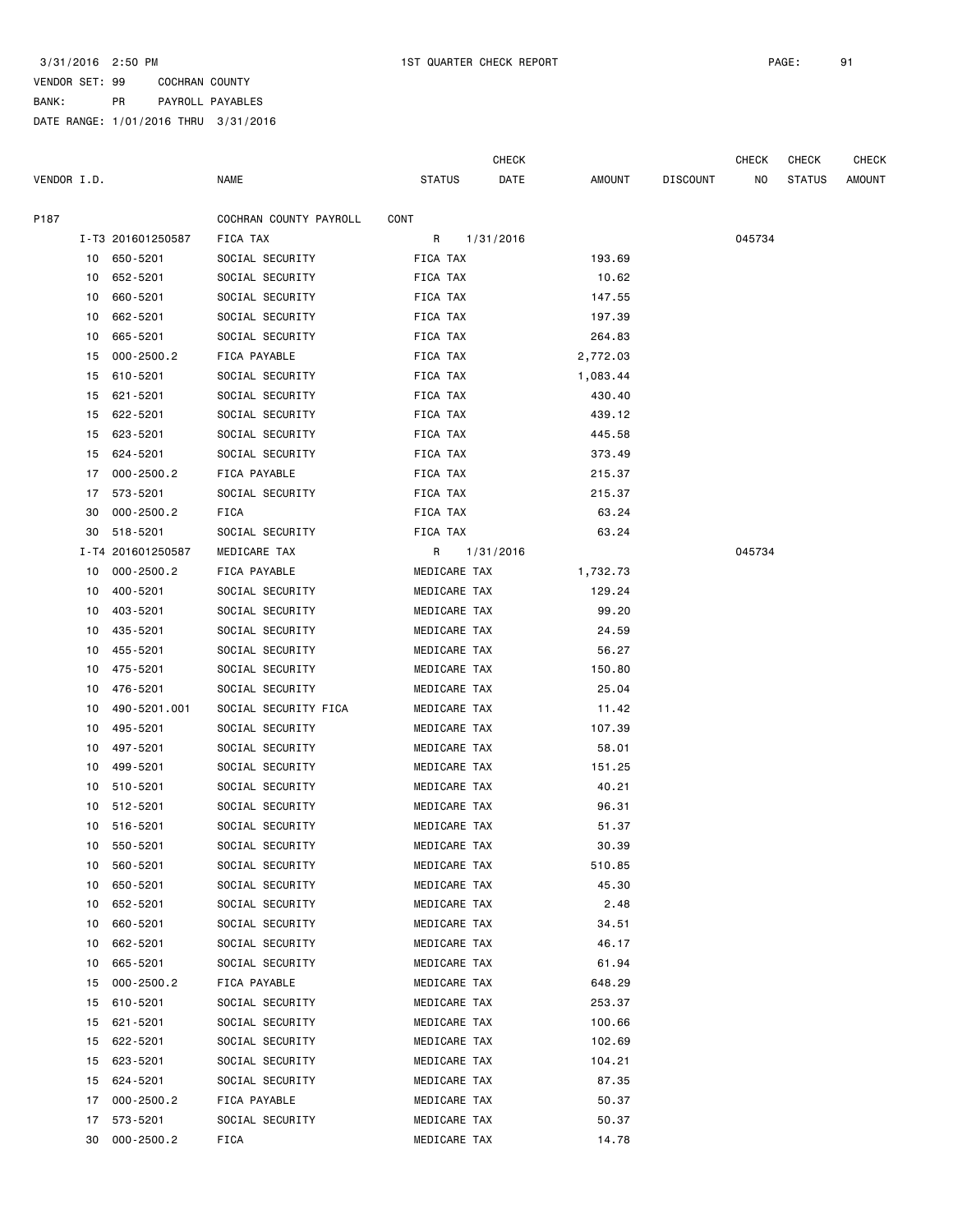3/31/2016 2:50 PM 1ST QUARTER CHECK REPORT

VENDOR SET: 99 COCHRAN COUNTY

BANK: PR PAYROLL PAYABLES

DATE RANGE: 1/01/2016 THRU 3/31/2016

| VENDOR I.D. | | NAME | STATUS | CHECK DATE | AMOUNT | DISCOUNT | CHECK NO | CHECK STATUS | CHECK AMOUNT |
|---|---|---|---|---|---|---|---|---|---|
| P187 | | COCHRAN COUNTY PAYROLL | CONT | | | | | | |
| | I-T3 201601250587 | FICA TAX | R | 1/31/2016 | | | 045734 | | |
| | 10 650-5201 | SOCIAL SECURITY | FICA TAX | | 193.69 | | | | |
| | 10 652-5201 | SOCIAL SECURITY | FICA TAX | | 10.62 | | | | |
| | 10 660-5201 | SOCIAL SECURITY | FICA TAX | | 147.55 | | | | |
| | 10 662-5201 | SOCIAL SECURITY | FICA TAX | | 197.39 | | | | |
| | 10 665-5201 | SOCIAL SECURITY | FICA TAX | | 264.83 | | | | |
| | 15 000-2500.2 | FICA PAYABLE | FICA TAX | | 2,772.03 | | | | |
| | 15 610-5201 | SOCIAL SECURITY | FICA TAX | | 1,083.44 | | | | |
| | 15 621-5201 | SOCIAL SECURITY | FICA TAX | | 430.40 | | | | |
| | 15 622-5201 | SOCIAL SECURITY | FICA TAX | | 439.12 | | | | |
| | 15 623-5201 | SOCIAL SECURITY | FICA TAX | | 445.58 | | | | |
| | 15 624-5201 | SOCIAL SECURITY | FICA TAX | | 373.49 | | | | |
| | 17 000-2500.2 | FICA PAYABLE | FICA TAX | | 215.37 | | | | |
| | 17 573-5201 | SOCIAL SECURITY | FICA TAX | | 215.37 | | | | |
| | 30 000-2500.2 | FICA | FICA TAX | | 63.24 | | | | |
| | 30 518-5201 | SOCIAL SECURITY | FICA TAX | | 63.24 | | | | |
| | I-T4 201601250587 | MEDICARE TAX | R | 1/31/2016 | | | 045734 | | |
| | 10 000-2500.2 | FICA PAYABLE | MEDICARE TAX | | 1,732.73 | | | | |
| | 10 400-5201 | SOCIAL SECURITY | MEDICARE TAX | | 129.24 | | | | |
| | 10 403-5201 | SOCIAL SECURITY | MEDICARE TAX | | 99.20 | | | | |
| | 10 435-5201 | SOCIAL SECURITY | MEDICARE TAX | | 24.59 | | | | |
| | 10 455-5201 | SOCIAL SECURITY | MEDICARE TAX | | 56.27 | | | | |
| | 10 475-5201 | SOCIAL SECURITY | MEDICARE TAX | | 150.80 | | | | |
| | 10 476-5201 | SOCIAL SECURITY | MEDICARE TAX | | 25.04 | | | | |
| | 10 490-5201.001 | SOCIAL SECURITY FICA | MEDICARE TAX | | 11.42 | | | | |
| | 10 495-5201 | SOCIAL SECURITY | MEDICARE TAX | | 107.39 | | | | |
| | 10 497-5201 | SOCIAL SECURITY | MEDICARE TAX | | 58.01 | | | | |
| | 10 499-5201 | SOCIAL SECURITY | MEDICARE TAX | | 151.25 | | | | |
| | 10 510-5201 | SOCIAL SECURITY | MEDICARE TAX | | 40.21 | | | | |
| | 10 512-5201 | SOCIAL SECURITY | MEDICARE TAX | | 96.31 | | | | |
| | 10 516-5201 | SOCIAL SECURITY | MEDICARE TAX | | 51.37 | | | | |
| | 10 550-5201 | SOCIAL SECURITY | MEDICARE TAX | | 30.39 | | | | |
| | 10 560-5201 | SOCIAL SECURITY | MEDICARE TAX | | 510.85 | | | | |
| | 10 650-5201 | SOCIAL SECURITY | MEDICARE TAX | | 45.30 | | | | |
| | 10 652-5201 | SOCIAL SECURITY | MEDICARE TAX | | 2.48 | | | | |
| | 10 660-5201 | SOCIAL SECURITY | MEDICARE TAX | | 34.51 | | | | |
| | 10 662-5201 | SOCIAL SECURITY | MEDICARE TAX | | 46.17 | | | | |
| | 10 665-5201 | SOCIAL SECURITY | MEDICARE TAX | | 61.94 | | | | |
| | 15 000-2500.2 | FICA PAYABLE | MEDICARE TAX | | 648.29 | | | | |
| | 15 610-5201 | SOCIAL SECURITY | MEDICARE TAX | | 253.37 | | | | |
| | 15 621-5201 | SOCIAL SECURITY | MEDICARE TAX | | 100.66 | | | | |
| | 15 622-5201 | SOCIAL SECURITY | MEDICARE TAX | | 102.69 | | | | |
| | 15 623-5201 | SOCIAL SECURITY | MEDICARE TAX | | 104.21 | | | | |
| | 15 624-5201 | SOCIAL SECURITY | MEDICARE TAX | | 87.35 | | | | |
| | 17 000-2500.2 | FICA PAYABLE | MEDICARE TAX | | 50.37 | | | | |
| | 17 573-5201 | SOCIAL SECURITY | MEDICARE TAX | | 50.37 | | | | |
| | 30 000-2500.2 | FICA | MEDICARE TAX | | 14.78 | | | | |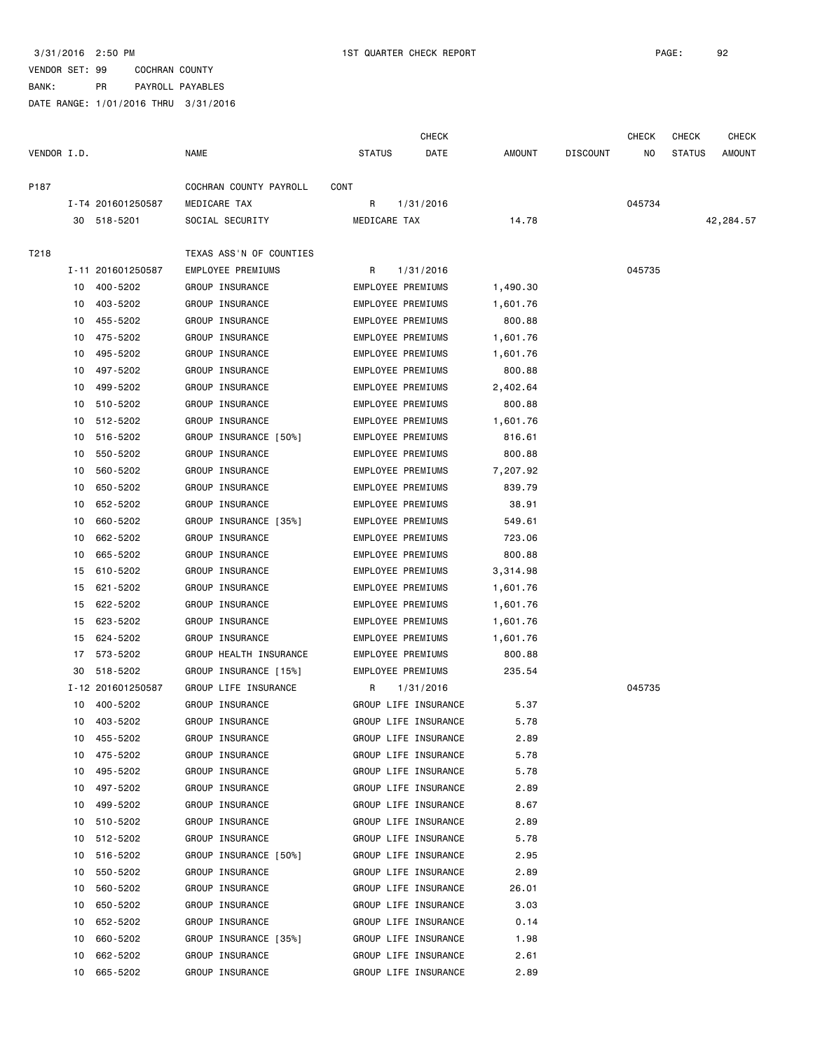3/31/2016 2:50 PM 1ST QUARTER CHECK REPORT

VENDOR SET: 99 COCHRAN COUNTY
BANK: PR PAYROLL PAYABLES
DATE RANGE: 1/01/2016 THRU 3/31/2016

| VENDOR I.D. | | NAME | STATUS | CHECK DATE | AMOUNT | DISCOUNT | CHECK NO | CHECK STATUS | CHECK AMOUNT |
|---|---|---|---|---|---|---|---|---|---|
| P187 | | COCHRAN COUNTY PAYROLL | CONT | | | | | | |
| | I-T4 201601250587 | MEDICARE TAX | R | 1/31/2016 | | | 045734 | | |
| | 30 518-5201 | SOCIAL SECURITY | MEDICARE TAX | | 14.78 | | | | 42,284.57 |
| T218 | | TEXAS ASS'N OF COUNTIES | | | | | | | |
| | I-11 201601250587 | EMPLOYEE PREMIUMS | R | 1/31/2016 | | | 045735 | | |
| | 10 400-5202 | GROUP INSURANCE | EMPLOYEE PREMIUMS | | 1,490.30 | | | | |
| | 10 403-5202 | GROUP INSURANCE | EMPLOYEE PREMIUMS | | 1,601.76 | | | | |
| | 10 455-5202 | GROUP INSURANCE | EMPLOYEE PREMIUMS | | 800.88 | | | | |
| | 10 475-5202 | GROUP INSURANCE | EMPLOYEE PREMIUMS | | 1,601.76 | | | | |
| | 10 495-5202 | GROUP INSURANCE | EMPLOYEE PREMIUMS | | 1,601.76 | | | | |
| | 10 497-5202 | GROUP INSURANCE | EMPLOYEE PREMIUMS | | 800.88 | | | | |
| | 10 499-5202 | GROUP INSURANCE | EMPLOYEE PREMIUMS | | 2,402.64 | | | | |
| | 10 510-5202 | GROUP INSURANCE | EMPLOYEE PREMIUMS | | 800.88 | | | | |
| | 10 512-5202 | GROUP INSURANCE | EMPLOYEE PREMIUMS | | 1,601.76 | | | | |
| | 10 516-5202 | GROUP INSURANCE [50%] | EMPLOYEE PREMIUMS | | 816.61 | | | | |
| | 10 550-5202 | GROUP INSURANCE | EMPLOYEE PREMIUMS | | 800.88 | | | | |
| | 10 560-5202 | GROUP INSURANCE | EMPLOYEE PREMIUMS | | 7,207.92 | | | | |
| | 10 650-5202 | GROUP INSURANCE | EMPLOYEE PREMIUMS | | 839.79 | | | | |
| | 10 652-5202 | GROUP INSURANCE | EMPLOYEE PREMIUMS | | 38.91 | | | | |
| | 10 660-5202 | GROUP INSURANCE [35%] | EMPLOYEE PREMIUMS | | 549.61 | | | | |
| | 10 662-5202 | GROUP INSURANCE | EMPLOYEE PREMIUMS | | 723.06 | | | | |
| | 10 665-5202 | GROUP INSURANCE | EMPLOYEE PREMIUMS | | 800.88 | | | | |
| | 15 610-5202 | GROUP INSURANCE | EMPLOYEE PREMIUMS | | 3,314.98 | | | | |
| | 15 621-5202 | GROUP INSURANCE | EMPLOYEE PREMIUMS | | 1,601.76 | | | | |
| | 15 622-5202 | GROUP INSURANCE | EMPLOYEE PREMIUMS | | 1,601.76 | | | | |
| | 15 623-5202 | GROUP INSURANCE | EMPLOYEE PREMIUMS | | 1,601.76 | | | | |
| | 15 624-5202 | GROUP INSURANCE | EMPLOYEE PREMIUMS | | 1,601.76 | | | | |
| | 17 573-5202 | GROUP HEALTH INSURANCE | EMPLOYEE PREMIUMS | | 800.88 | | | | |
| | 30 518-5202 | GROUP INSURANCE [15%] | EMPLOYEE PREMIUMS | | 235.54 | | | | |
| | I-12 201601250587 | GROUP LIFE INSURANCE | R | 1/31/2016 | | | 045735 | | |
| | 10 400-5202 | GROUP INSURANCE | GROUP LIFE INSURANCE | | 5.37 | | | | |
| | 10 403-5202 | GROUP INSURANCE | GROUP LIFE INSURANCE | | 5.78 | | | | |
| | 10 455-5202 | GROUP INSURANCE | GROUP LIFE INSURANCE | | 2.89 | | | | |
| | 10 475-5202 | GROUP INSURANCE | GROUP LIFE INSURANCE | | 5.78 | | | | |
| | 10 495-5202 | GROUP INSURANCE | GROUP LIFE INSURANCE | | 5.78 | | | | |
| | 10 497-5202 | GROUP INSURANCE | GROUP LIFE INSURANCE | | 2.89 | | | | |
| | 10 499-5202 | GROUP INSURANCE | GROUP LIFE INSURANCE | | 8.67 | | | | |
| | 10 510-5202 | GROUP INSURANCE | GROUP LIFE INSURANCE | | 2.89 | | | | |
| | 10 512-5202 | GROUP INSURANCE | GROUP LIFE INSURANCE | | 5.78 | | | | |
| | 10 516-5202 | GROUP INSURANCE [50%] | GROUP LIFE INSURANCE | | 2.95 | | | | |
| | 10 550-5202 | GROUP INSURANCE | GROUP LIFE INSURANCE | | 2.89 | | | | |
| | 10 560-5202 | GROUP INSURANCE | GROUP LIFE INSURANCE | | 26.01 | | | | |
| | 10 650-5202 | GROUP INSURANCE | GROUP LIFE INSURANCE | | 3.03 | | | | |
| | 10 652-5202 | GROUP INSURANCE | GROUP LIFE INSURANCE | | 0.14 | | | | |
| | 10 660-5202 | GROUP INSURANCE [35%] | GROUP LIFE INSURANCE | | 1.98 | | | | |
| | 10 662-5202 | GROUP INSURANCE | GROUP LIFE INSURANCE | | 2.61 | | | | |
| | 10 665-5202 | GROUP INSURANCE | GROUP LIFE INSURANCE | | 2.89 | | | | |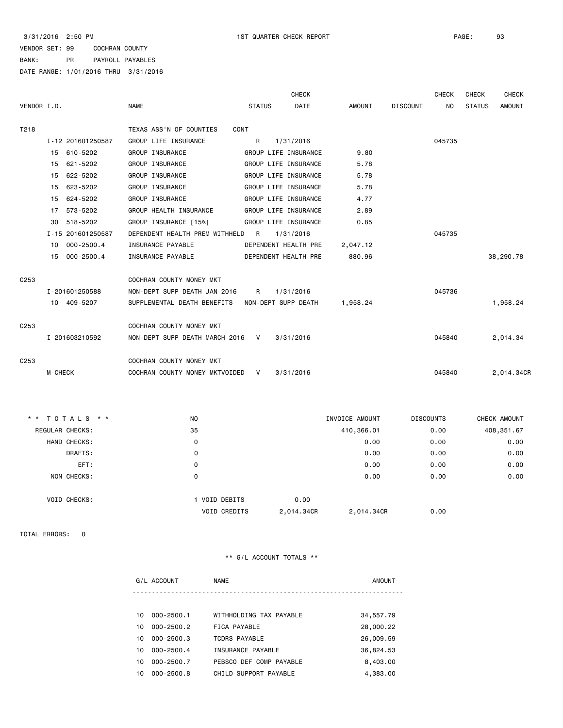3/31/2016 2:50 PM 1ST QUARTER CHECK REPORT

VENDOR SET: 99 COCHRAN COUNTY
BANK: PR PAYROLL PAYABLES
DATE RANGE: 1/01/2016 THRU 3/31/2016

| VENDOR I.D. | NAME | STATUS | CHECK DATE | AMOUNT | DISCOUNT | CHECK NO | CHECK STATUS | CHECK AMOUNT |
|---|---|---|---|---|---|---|---|---|
| T218 | TEXAS ASS'N OF COUNTIES | CONT | | | | | | |
| I-12 201601250587 | GROUP LIFE INSURANCE | R | 1/31/2016 | | | 045735 | | |
| 15 610-5202 | GROUP INSURANCE | GROUP LIFE INSURANCE | | 9.80 | | | | |
| 15 621-5202 | GROUP INSURANCE | GROUP LIFE INSURANCE | | 5.78 | | | | |
| 15 622-5202 | GROUP INSURANCE | GROUP LIFE INSURANCE | | 5.78 | | | | |
| 15 623-5202 | GROUP INSURANCE | GROUP LIFE INSURANCE | | 5.78 | | | | |
| 15 624-5202 | GROUP INSURANCE | GROUP LIFE INSURANCE | | 4.77 | | | | |
| 17 573-5202 | GROUP HEALTH INSURANCE | GROUP LIFE INSURANCE | | 2.89 | | | | |
| 30 518-5202 | GROUP INSURANCE [15%] | GROUP LIFE INSURANCE | | 0.85 | | | | |
| I-15 201601250587 | DEPENDENT HEALTH PREM WITHHELD | R | 1/31/2016 | | | 045735 | | |
| 10 000-2500.4 | INSURANCE PAYABLE | DEPENDENT HEALTH PRE | | 2,047.12 | | | | |
| 15 000-2500.4 | INSURANCE PAYABLE | DEPENDENT HEALTH PRE | | 880.96 | | | | 38,290.78 |
| C253 | COCHRAN COUNTY MONEY MKT | | | | | | | |
| I-201601250588 | NON-DEPT SUPP DEATH JAN 2016 | R | 1/31/2016 | | | 045736 | | |
| 10 409-5207 | SUPPLEMENTAL DEATH BENEFITS | NON-DEPT SUPP DEATH | | 1,958.24 | | | | 1,958.24 |
| C253 | COCHRAN COUNTY MONEY MKT | | | | | | | |
| I-201603210592 | NON-DEPT SUPP DEATH MARCH 2016 | V | 3/31/2016 | | | 045840 | | 2,014.34 |
| C253 | COCHRAN COUNTY MONEY MKT | | | | | | | |
| M-CHECK | COCHRAN COUNTY MONEY MKTVOIDED | V | 3/31/2016 | | | 045840 | | 2,014.34CR |

| * * T O T A L S * * | NO | | INVOICE AMOUNT | DISCOUNTS | CHECK AMOUNT |
|---|---|---|---|---|---|
| REGULAR CHECKS: | 35 | | 410,366.01 | 0.00 | 408,351.67 |
| HAND CHECKS: | 0 | | 0.00 | 0.00 | 0.00 |
| DRAFTS: | 0 | | 0.00 | 0.00 | 0.00 |
| EFT: | 0 | | 0.00 | 0.00 | 0.00 |
| NON CHECKS: | 0 | | 0.00 | 0.00 | 0.00 |
| VOID CHECKS: | 1 VOID DEBITS | 0.00 | | | |
| | VOID CREDITS | 2,014.34CR | 2,014.34CR | 0.00 | |

TOTAL ERRORS: 0

** G/L ACCOUNT TOTALS **

| G/L ACCOUNT | NAME | AMOUNT |
|---|---|---|
| 10 000-2500.1 | WITHHOLDING TAX PAYABLE | 34,557.79 |
| 10 000-2500.2 | FICA PAYABLE | 28,000.22 |
| 10 000-2500.3 | TCDRS PAYABLE | 26,009.59 |
| 10 000-2500.4 | INSURANCE PAYABLE | 36,824.53 |
| 10 000-2500.7 | PEBSCO DEF COMP PAYABLE | 8,403.00 |
| 10 000-2500.8 | CHILD SUPPORT PAYABLE | 4,383.00 |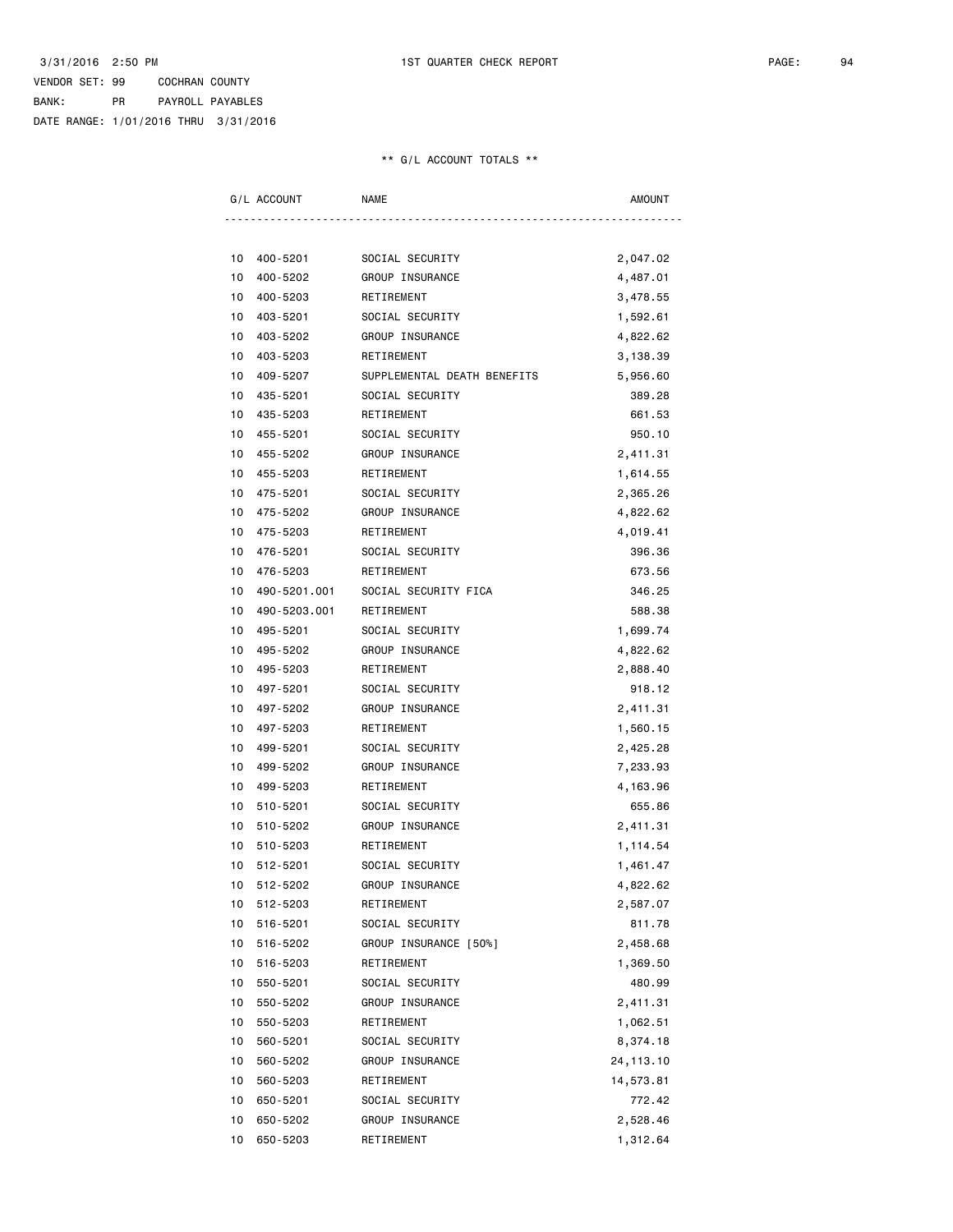3/31/2016 2:50 PM 1ST QUARTER CHECK REPORT

VENDOR SET: 99 COCHRAN COUNTY
BANK: PR PAYROLL PAYABLES
DATE RANGE: 1/01/2016 THRU 3/31/2016

** G/L ACCOUNT TOTALS **

| G/L ACCOUNT | NAME | AMOUNT |
|---|---|---|
| 10 400-5201 | SOCIAL SECURITY | 2,047.02 |
| 10 400-5202 | GROUP INSURANCE | 4,487.01 |
| 10 400-5203 | RETIREMENT | 3,478.55 |
| 10 403-5201 | SOCIAL SECURITY | 1,592.61 |
| 10 403-5202 | GROUP INSURANCE | 4,822.62 |
| 10 403-5203 | RETIREMENT | 3,138.39 |
| 10 409-5207 | SUPPLEMENTAL DEATH BENEFITS | 5,956.60 |
| 10 435-5201 | SOCIAL SECURITY | 389.28 |
| 10 435-5203 | RETIREMENT | 661.53 |
| 10 455-5201 | SOCIAL SECURITY | 950.10 |
| 10 455-5202 | GROUP INSURANCE | 2,411.31 |
| 10 455-5203 | RETIREMENT | 1,614.55 |
| 10 475-5201 | SOCIAL SECURITY | 2,365.26 |
| 10 475-5202 | GROUP INSURANCE | 4,822.62 |
| 10 475-5203 | RETIREMENT | 4,019.41 |
| 10 476-5201 | SOCIAL SECURITY | 396.36 |
| 10 476-5203 | RETIREMENT | 673.56 |
| 10 490-5201.001 | SOCIAL SECURITY FICA | 346.25 |
| 10 490-5203.001 | RETIREMENT | 588.38 |
| 10 495-5201 | SOCIAL SECURITY | 1,699.74 |
| 10 495-5202 | GROUP INSURANCE | 4,822.62 |
| 10 495-5203 | RETIREMENT | 2,888.40 |
| 10 497-5201 | SOCIAL SECURITY | 918.12 |
| 10 497-5202 | GROUP INSURANCE | 2,411.31 |
| 10 497-5203 | RETIREMENT | 1,560.15 |
| 10 499-5201 | SOCIAL SECURITY | 2,425.28 |
| 10 499-5202 | GROUP INSURANCE | 7,233.93 |
| 10 499-5203 | RETIREMENT | 4,163.96 |
| 10 510-5201 | SOCIAL SECURITY | 655.86 |
| 10 510-5202 | GROUP INSURANCE | 2,411.31 |
| 10 510-5203 | RETIREMENT | 1,114.54 |
| 10 512-5201 | SOCIAL SECURITY | 1,461.47 |
| 10 512-5202 | GROUP INSURANCE | 4,822.62 |
| 10 512-5203 | RETIREMENT | 2,587.07 |
| 10 516-5201 | SOCIAL SECURITY | 811.78 |
| 10 516-5202 | GROUP INSURANCE [50%] | 2,458.68 |
| 10 516-5203 | RETIREMENT | 1,369.50 |
| 10 550-5201 | SOCIAL SECURITY | 480.99 |
| 10 550-5202 | GROUP INSURANCE | 2,411.31 |
| 10 550-5203 | RETIREMENT | 1,062.51 |
| 10 560-5201 | SOCIAL SECURITY | 8,374.18 |
| 10 560-5202 | GROUP INSURANCE | 24,113.10 |
| 10 560-5203 | RETIREMENT | 14,573.81 |
| 10 650-5201 | SOCIAL SECURITY | 772.42 |
| 10 650-5202 | GROUP INSURANCE | 2,528.46 |
| 10 650-5203 | RETIREMENT | 1,312.64 |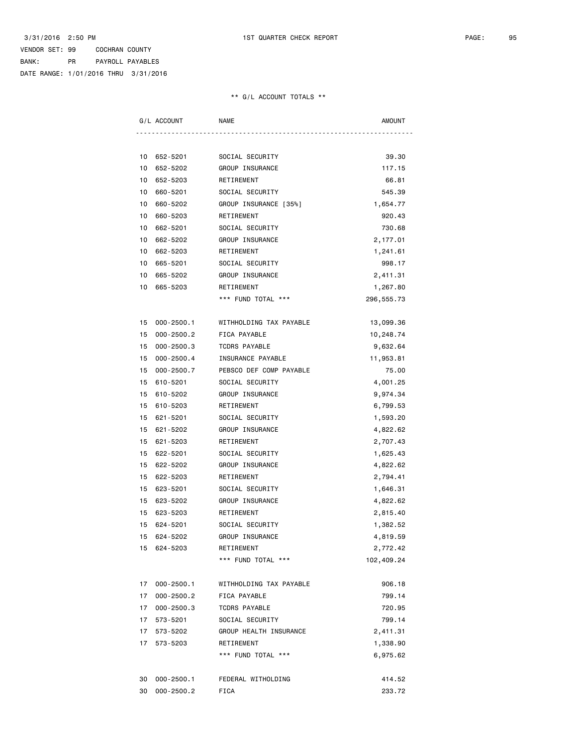3/31/2016 2:50 PM 1ST QUARTER CHECK REPORT

VENDOR SET: 99 COCHRAN COUNTY
BANK: PR PAYROLL PAYABLES
DATE RANGE: 1/01/2016 THRU 3/31/2016

** G/L ACCOUNT TOTALS **

| G/L ACCOUNT | NAME | AMOUNT |
|---|---|---|
| 10 652-5201 | SOCIAL SECURITY | 39.30 |
| 10 652-5202 | GROUP INSURANCE | 117.15 |
| 10 652-5203 | RETIREMENT | 66.81 |
| 10 660-5201 | SOCIAL SECURITY | 545.39 |
| 10 660-5202 | GROUP INSURANCE [35%] | 1,654.77 |
| 10 660-5203 | RETIREMENT | 920.43 |
| 10 662-5201 | SOCIAL SECURITY | 730.68 |
| 10 662-5202 | GROUP INSURANCE | 2,177.01 |
| 10 662-5203 | RETIREMENT | 1,241.61 |
| 10 665-5201 | SOCIAL SECURITY | 998.17 |
| 10 665-5202 | GROUP INSURANCE | 2,411.31 |
| 10 665-5203 | RETIREMENT | 1,267.80 |
| | *** FUND TOTAL *** | 296,555.73 |
| 15 000-2500.1 | WITHHOLDING TAX PAYABLE | 13,099.36 |
| 15 000-2500.2 | FICA PAYABLE | 10,248.74 |
| 15 000-2500.3 | TCDRS PAYABLE | 9,632.64 |
| 15 000-2500.4 | INSURANCE PAYABLE | 11,953.81 |
| 15 000-2500.7 | PEBSCO DEF COMP PAYABLE | 75.00 |
| 15 610-5201 | SOCIAL SECURITY | 4,001.25 |
| 15 610-5202 | GROUP INSURANCE | 9,974.34 |
| 15 610-5203 | RETIREMENT | 6,799.53 |
| 15 621-5201 | SOCIAL SECURITY | 1,593.20 |
| 15 621-5202 | GROUP INSURANCE | 4,822.62 |
| 15 621-5203 | RETIREMENT | 2,707.43 |
| 15 622-5201 | SOCIAL SECURITY | 1,625.43 |
| 15 622-5202 | GROUP INSURANCE | 4,822.62 |
| 15 622-5203 | RETIREMENT | 2,794.41 |
| 15 623-5201 | SOCIAL SECURITY | 1,646.31 |
| 15 623-5202 | GROUP INSURANCE | 4,822.62 |
| 15 623-5203 | RETIREMENT | 2,815.40 |
| 15 624-5201 | SOCIAL SECURITY | 1,382.52 |
| 15 624-5202 | GROUP INSURANCE | 4,819.59 |
| 15 624-5203 | RETIREMENT | 2,772.42 |
| | *** FUND TOTAL *** | 102,409.24 |
| 17 000-2500.1 | WITHHOLDING TAX PAYABLE | 906.18 |
| 17 000-2500.2 | FICA PAYABLE | 799.14 |
| 17 000-2500.3 | TCDRS PAYABLE | 720.95 |
| 17 573-5201 | SOCIAL SECURITY | 799.14 |
| 17 573-5202 | GROUP HEALTH INSURANCE | 2,411.31 |
| 17 573-5203 | RETIREMENT | 1,338.90 |
| | *** FUND TOTAL *** | 6,975.62 |
| 30 000-2500.1 | FEDERAL WITHOLDING | 414.52 |
| 30 000-2500.2 | FICA | 233.72 |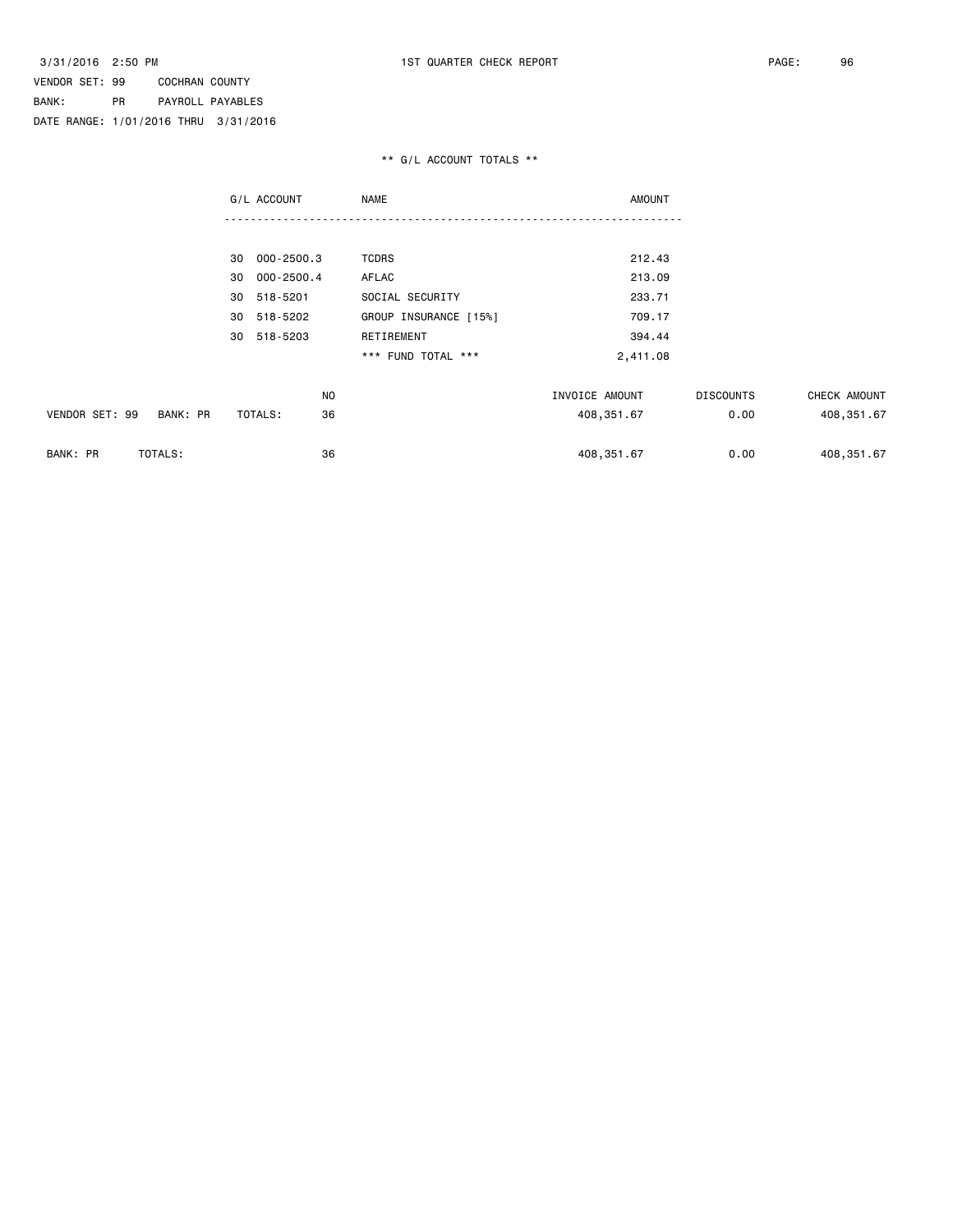3/31/2016 2:50 PM 1ST QUARTER CHECK REPORT

VENDOR SET: 99 COCHRAN COUNTY

BANK: PR PAYROLL PAYABLES

DATE RANGE: 1/01/2016 THRU 3/31/2016

** G/L ACCOUNT TOTALS **

| G/L ACCOUNT | NAME | AMOUNT |
|---|---|---|
| 30 000-2500.3 | TCDRS | 212.43 |
| 30 000-2500.4 | AFLAC | 213.09 |
| 30 518-5201 | SOCIAL SECURITY | 233.71 |
| 30 518-5202 | GROUP INSURANCE [15%] | 709.17 |
| 30 518-5203 | RETIREMENT | 394.44 |
| | *** FUND TOTAL *** | 2,411.08 |

| | NO | INVOICE AMOUNT | DISCOUNTS | CHECK AMOUNT |
|---|---|---|---|---|
| VENDOR SET: 99 BANK: PR TOTALS: | 36 | 408,351.67 | 0.00 | 408,351.67 |
| BANK: PR TOTALS: | 36 | 408,351.67 | 0.00 | 408,351.67 |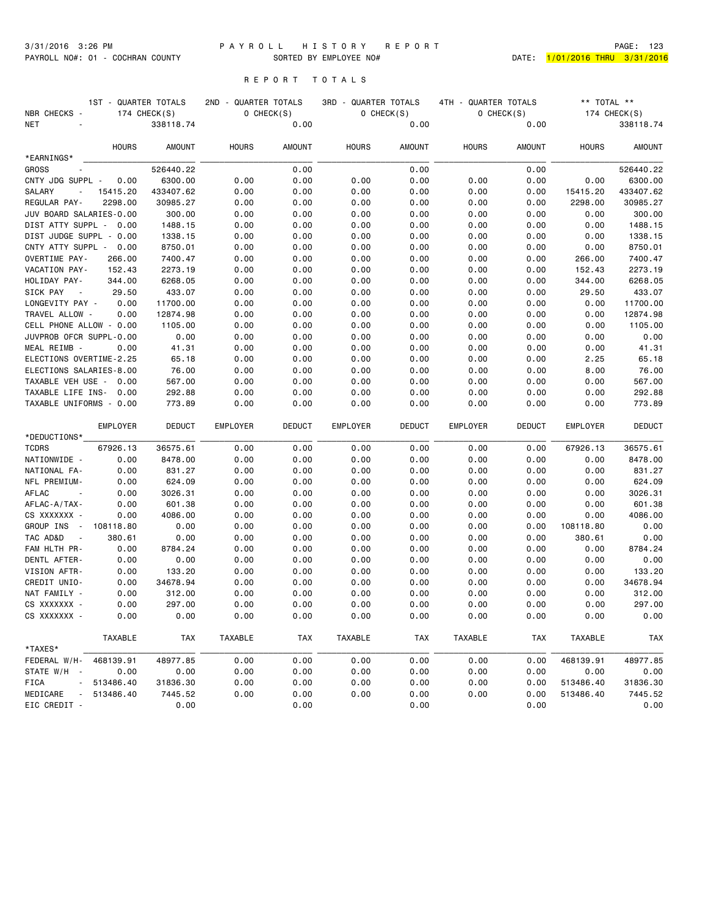3/31/2016 3:26 PM PAYROLL HISTORY REPORT

PAYROLL NO#: 01 - COCHRAN COUNTY SORTED BY EMPLOYEE NO# DATE: 1/01/2016 THRU 3/31/2016

# REPORT TOTALS

| | 1ST - QUARTER TOTALS | | 2ND - QUARTER TOTALS | | 3RD - QUARTER TOTALS | | 4TH - QUARTER TOTALS | | ** TOTAL ** | |
|---|---|---|---|---|---|---|---|---|---|---|
| NBR CHECKS - | 174 CHECK(S) | | 0 CHECK(S) | | 0 CHECK(S) | | 0 CHECK(S) | | 174 CHECK(S) | |
| NET - | | 338118.74 | | 0.00 | | 0.00 | | 0.00 | | 338118.74 |

| *EARNINGS* | HOURS | AMOUNT | HOURS | AMOUNT | HOURS | AMOUNT | HOURS | AMOUNT | HOURS | AMOUNT |
|---|---|---|---|---|---|---|---|---|---|---|
| GROSS - | | 526440.22 | | 0.00 | | 0.00 | | 0.00 | | 526440.22 |
| CNTY JDG SUPPL - | 0.00 | 6300.00 | 0.00 | 0.00 | 0.00 | 0.00 | 0.00 | 0.00 | 0.00 | 6300.00 |
| SALARY - | 15415.20 | 433407.62 | 0.00 | 0.00 | 0.00 | 0.00 | 0.00 | 0.00 | 15415.20 | 433407.62 |
| REGULAR PAY- | 2298.00 | 30985.27 | 0.00 | 0.00 | 0.00 | 0.00 | 0.00 | 0.00 | 2298.00 | 30985.27 |
| JUV BOARD SALARIES- | 0.00 | 300.00 | 0.00 | 0.00 | 0.00 | 0.00 | 0.00 | 0.00 | 0.00 | 300.00 |
| DIST ATTY SUPPL - | 0.00 | 1488.15 | 0.00 | 0.00 | 0.00 | 0.00 | 0.00 | 0.00 | 0.00 | 1488.15 |
| DIST JUDGE SUPPL - | 0.00 | 1338.15 | 0.00 | 0.00 | 0.00 | 0.00 | 0.00 | 0.00 | 0.00 | 1338.15 |
| CNTY ATTY SUPPL - | 0.00 | 8750.01 | 0.00 | 0.00 | 0.00 | 0.00 | 0.00 | 0.00 | 0.00 | 8750.01 |
| OVERTIME PAY- | 266.00 | 7400.47 | 0.00 | 0.00 | 0.00 | 0.00 | 0.00 | 0.00 | 266.00 | 7400.47 |
| VACATION PAY- | 152.43 | 2273.19 | 0.00 | 0.00 | 0.00 | 0.00 | 0.00 | 0.00 | 152.43 | 2273.19 |
| HOLIDAY PAY- | 344.00 | 6268.05 | 0.00 | 0.00 | 0.00 | 0.00 | 0.00 | 0.00 | 344.00 | 6268.05 |
| SICK PAY - | 29.50 | 433.07 | 0.00 | 0.00 | 0.00 | 0.00 | 0.00 | 0.00 | 29.50 | 433.07 |
| LONGEVITY PAY - | 0.00 | 11700.00 | 0.00 | 0.00 | 0.00 | 0.00 | 0.00 | 0.00 | 0.00 | 11700.00 |
| TRAVEL ALLOW - | 0.00 | 12874.98 | 0.00 | 0.00 | 0.00 | 0.00 | 0.00 | 0.00 | 0.00 | 12874.98 |
| CELL PHONE ALLOW - | 0.00 | 1105.00 | 0.00 | 0.00 | 0.00 | 0.00 | 0.00 | 0.00 | 0.00 | 1105.00 |
| JUVPROB OFCR SUPPL- | 0.00 | 0.00 | 0.00 | 0.00 | 0.00 | 0.00 | 0.00 | 0.00 | 0.00 | 0.00 |
| MEAL REIMB - | 0.00 | 41.31 | 0.00 | 0.00 | 0.00 | 0.00 | 0.00 | 0.00 | 0.00 | 41.31 |
| ELECTIONS OVERTIME- | 2.25 | 65.18 | 0.00 | 0.00 | 0.00 | 0.00 | 0.00 | 0.00 | 2.25 | 65.18 |
| ELECTIONS SALARIES- | 8.00 | 76.00 | 0.00 | 0.00 | 0.00 | 0.00 | 0.00 | 0.00 | 8.00 | 76.00 |
| TAXABLE VEH USE - | 0.00 | 567.00 | 0.00 | 0.00 | 0.00 | 0.00 | 0.00 | 0.00 | 0.00 | 567.00 |
| TAXABLE LIFE INS- | 0.00 | 292.88 | 0.00 | 0.00 | 0.00 | 0.00 | 0.00 | 0.00 | 0.00 | 292.88 |
| TAXABLE UNIFORMS - | 0.00 | 773.89 | 0.00 | 0.00 | 0.00 | 0.00 | 0.00 | 0.00 | 0.00 | 773.89 |

| *DEDUCTIONS* | EMPLOYER | DEDUCT | EMPLOYER | DEDUCT | EMPLOYER | DEDUCT | EMPLOYER | DEDUCT | EMPLOYER | DEDUCT |
|---|---|---|---|---|---|---|---|---|---|---|
| TCDRS | 67926.13 | 36575.61 | 0.00 | 0.00 | 0.00 | 0.00 | 0.00 | 0.00 | 67926.13 | 36575.61 |
| NATIONWIDE - | 0.00 | 8478.00 | 0.00 | 0.00 | 0.00 | 0.00 | 0.00 | 0.00 | 0.00 | 8478.00 |
| NATIONAL FA- | 0.00 | 831.27 | 0.00 | 0.00 | 0.00 | 0.00 | 0.00 | 0.00 | 0.00 | 831.27 |
| NFL PREMIUM- | 0.00 | 624.09 | 0.00 | 0.00 | 0.00 | 0.00 | 0.00 | 0.00 | 0.00 | 624.09 |
| AFLAC - | 0.00 | 3026.31 | 0.00 | 0.00 | 0.00 | 0.00 | 0.00 | 0.00 | 0.00 | 3026.31 |
| AFLAC-A/TAX- | 0.00 | 601.38 | 0.00 | 0.00 | 0.00 | 0.00 | 0.00 | 0.00 | 0.00 | 601.38 |
| CS XXXXXXX - | 0.00 | 4086.00 | 0.00 | 0.00 | 0.00 | 0.00 | 0.00 | 0.00 | 0.00 | 4086.00 |
| GROUP INS - | 108118.80 | 0.00 | 0.00 | 0.00 | 0.00 | 0.00 | 0.00 | 0.00 | 108118.80 | 0.00 |
| TAC AD&D - | 380.61 | 0.00 | 0.00 | 0.00 | 0.00 | 0.00 | 0.00 | 0.00 | 380.61 | 0.00 |
| FAM HLTH PR- | 0.00 | 8784.24 | 0.00 | 0.00 | 0.00 | 0.00 | 0.00 | 0.00 | 0.00 | 8784.24 |
| DENTL AFTER- | 0.00 | 0.00 | 0.00 | 0.00 | 0.00 | 0.00 | 0.00 | 0.00 | 0.00 | 0.00 |
| VISION AFTR- | 0.00 | 133.20 | 0.00 | 0.00 | 0.00 | 0.00 | 0.00 | 0.00 | 0.00 | 133.20 |
| CREDIT UNIO- | 0.00 | 34678.94 | 0.00 | 0.00 | 0.00 | 0.00 | 0.00 | 0.00 | 0.00 | 34678.94 |
| NAT FAMILY - | 0.00 | 312.00 | 0.00 | 0.00 | 0.00 | 0.00 | 0.00 | 0.00 | 0.00 | 312.00 |
| CS XXXXXXX - | 0.00 | 297.00 | 0.00 | 0.00 | 0.00 | 0.00 | 0.00 | 0.00 | 0.00 | 297.00 |
| CS XXXXXXX - | 0.00 | 0.00 | 0.00 | 0.00 | 0.00 | 0.00 | 0.00 | 0.00 | 0.00 | 0.00 |

| *TAXES* | TAXABLE | TAX | TAXABLE | TAX | TAXABLE | TAX | TAXABLE | TAX | TAXABLE | TAX |
|---|---|---|---|---|---|---|---|---|---|---|
| FEDERAL W/H- | 468139.91 | 48977.85 | 0.00 | 0.00 | 0.00 | 0.00 | 0.00 | 0.00 | 468139.91 | 48977.85 |
| STATE W/H - | 0.00 | 0.00 | 0.00 | 0.00 | 0.00 | 0.00 | 0.00 | 0.00 | 0.00 | 0.00 |
| FICA - | 513486.40 | 31836.30 | 0.00 | 0.00 | 0.00 | 0.00 | 0.00 | 0.00 | 513486.40 | 31836.30 |
| MEDICARE - | 513486.40 | 7445.52 | 0.00 | 0.00 | 0.00 | 0.00 | 0.00 | 0.00 | 513486.40 | 7445.52 |
| EIC CREDIT - | | 0.00 | | 0.00 | | 0.00 | | 0.00 | | 0.00 |